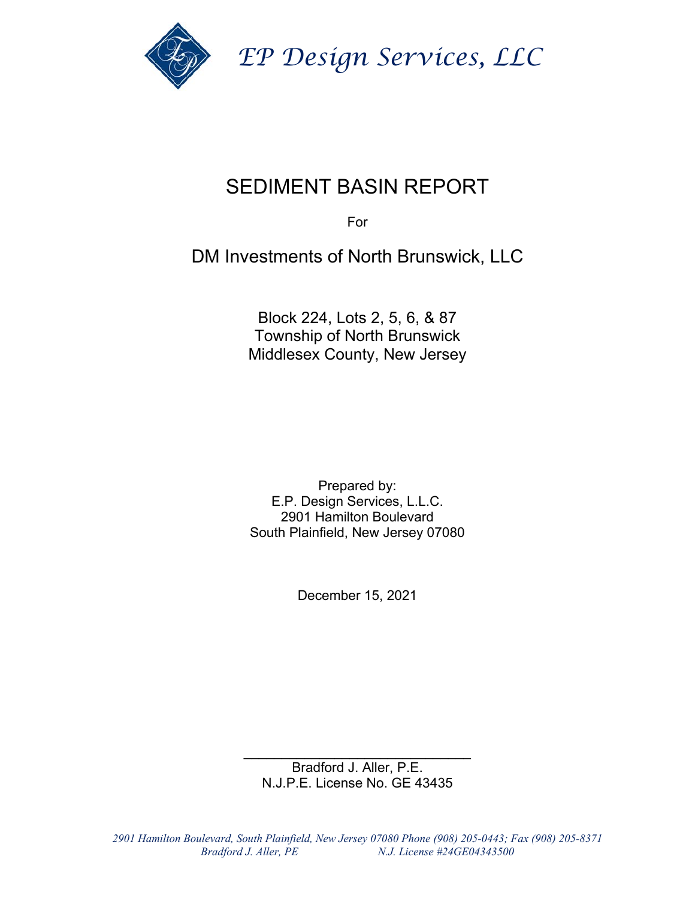*EP Design Services, LLC*

# SEDIMENT BASIN REPORT

For

## DM Investments of North Brunswick, LLC

Block 224, Lots 2, 5, 6, & 87
Township of North Brunswick
Middlesex County, New Jersey

Prepared by:
E.P. Design Services, L.L.C.
2901 Hamilton Boulevard
South Plainfield, New Jersey 07080

December 15, 2021

\_\_\_\_\_\_\_\_\_\_\_\_\_\_\_\_\_\_\_\_\_\_\_\_\_\_\_\_\_\_\_\_
Bradford J. Aller, P.E.
N.J.P.E. License No. GE 43435

*2901 Hamilton Boulevard, South Plainfield, New Jersey 07080 Phone (908) 205-0443; Fax (908) 205-8371*
*Bradford J. Aller, PE N.J. License #24GE04343500*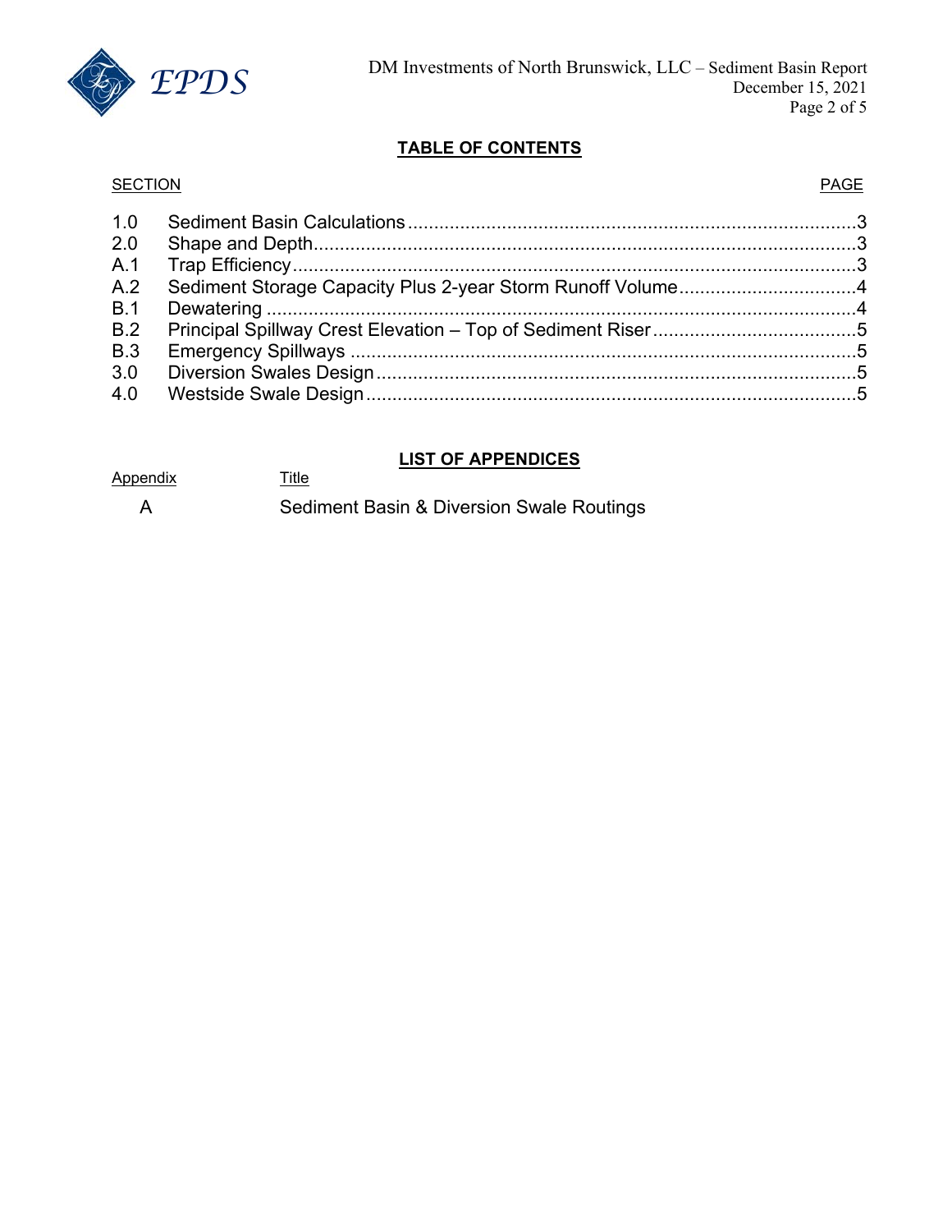## TABLE OF CONTENTS

| SECTION | | PAGE |
|---|---|---|
| 1.0 | Sediment Basin Calculations | 3 |
| 2.0 | Shape and Depth | 3 |
| A.1 | Trap Efficiency | 3 |
| A.2 | Sediment Storage Capacity Plus 2-year Storm Runoff Volume | 4 |
| B.1 | Dewatering | 4 |
| B.2 | Principal Spillway Crest Elevation – Top of Sediment Riser | 5 |
| B.3 | Emergency Spillways | 5 |
| 3.0 | Diversion Swales Design | 5 |
| 4.0 | Westside Swale Design | 5 |

## LIST OF APPENDICES

| Appendix | Title |
|---|---|
| A | Sediment Basin & Diversion Swale Routings |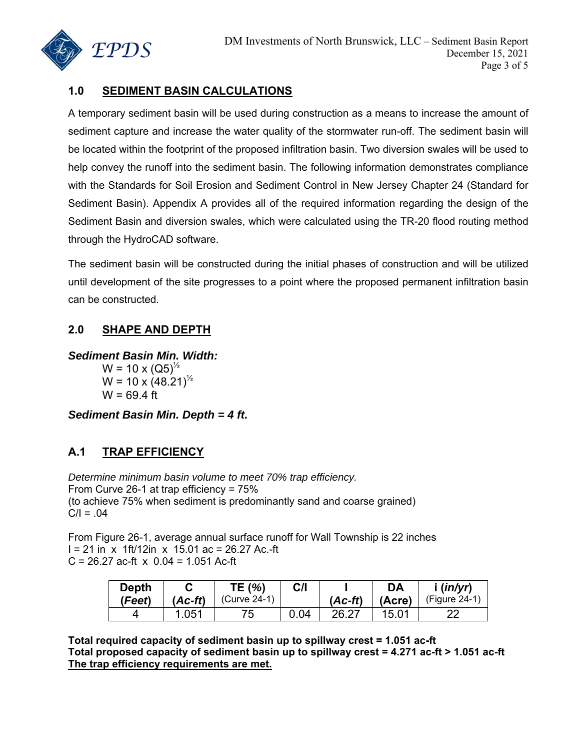## 1.0 SEDIMENT BASIN CALCULATIONS

A temporary sediment basin will be used during construction as a means to increase the amount of sediment capture and increase the water quality of the stormwater run-off. The sediment basin will be located within the footprint of the proposed infiltration basin. Two diversion swales will be used to help convey the runoff into the sediment basin. The following information demonstrates compliance with the Standards for Soil Erosion and Sediment Control in New Jersey Chapter 24 (Standard for Sediment Basin). Appendix A provides all of the required information regarding the design of the Sediment Basin and diversion swales, which were calculated using the TR-20 flood routing method through the HydroCAD software.

The sediment basin will be constructed during the initial phases of construction and will be utilized until development of the site progresses to a point where the proposed permanent infiltration basin can be constructed.

## 2.0 SHAPE AND DEPTH

***Sediment Basin Min. Width:***

$W = 10 \times (Q5)^{1/2}$

$W = 10 \times (48.21)^{1/2}$

$W = 69.4$ ft

***Sediment Basin Min. Depth = 4 ft.***

## A.1 TRAP EFFICIENCY

*Determine minimum basin volume to meet 70% trap efficiency.*
From Curve 26-1 at trap efficiency = 75%
(to achieve 75% when sediment is predominantly sand and coarse grained)
C/I = .04

From Figure 26-1, average annual surface runoff for Wall Township is 22 inches
I = 21 in x 1ft/12in x 15.01 ac = 26.27 Ac.-ft
C = 26.27 ac-ft x 0.04 = 1.051 Ac-ft

| Depth (*Feet*) | C (*Ac-ft*) | TE (*%*) (Curve 24-1) | C/I | I (*Ac-ft*) | DA (Acre) | i (*in/yr*) (Figure 24-1) |
|---|---|---|---|---|---|---|
| 4 | 1.051 | 75 | 0.04 | 26.27 | 15.01 | 22 |

**Total required capacity of sediment basin up to spillway crest = 1.051 ac-ft**
**Total proposed capacity of sediment basin up to spillway crest = 4.271 ac-ft > 1.051 ac-ft**
**The trap efficiency requirements are met.**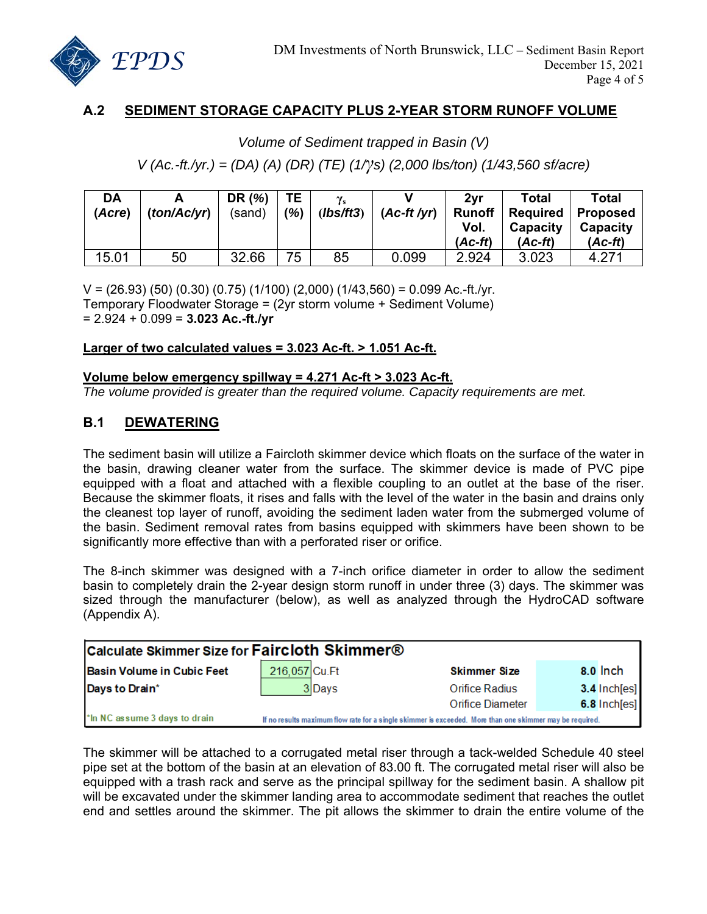## A.2 SEDIMENT STORAGE CAPACITY PLUS 2-YEAR STORM RUNOFF VOLUME

*Volume of Sediment trapped in Basin (V)*

*V (Ac.-ft./yr.) = (DA) (A) (DR) (TE) (1/γs) (2,000 lbs/ton) (1/43,560 sf/acre)*

| DA (Acre) | A (ton/Ac/yr) | DR (%) (sand) | TE (%) | $\gamma_s$ (lbs/ft3) | V (Ac-ft /yr) | 2yr Runoff Vol. (Ac-ft) | Total Required Capacity (Ac-ft) | Total Proposed Capacity (Ac-ft) |
|---|---|---|---|---|---|---|---|---|
| 15.01 | 50 | 32.66 | 75 | 85 | 0.099 | 2.924 | 3.023 | 4.271 |

V = (26.93) (50) (0.30) (0.75) (1/100) (2,000) (1/43,560) = 0.099 Ac.-ft./yr.
Temporary Floodwater Storage = (2yr storm volume + Sediment Volume)
= 2.924 + 0.099 = **3.023 Ac.-ft./yr**

**Larger of two calculated values = 3.023 Ac-ft. > 1.051 Ac-ft.**

**Volume below emergency spillway = 4.271 Ac-ft > 3.023 Ac-ft.**
*The volume provided is greater than the required volume. Capacity requirements are met.*

## B.1 DEWATERING

The sediment basin will utilize a Faircloth skimmer device which floats on the surface of the water in the basin, drawing cleaner water from the surface. The skimmer device is made of PVC pipe equipped with a float and attached with a flexible coupling to an outlet at the base of the riser. Because the skimmer floats, it rises and falls with the level of the water in the basin and drains only the cleanest top layer of runoff, avoiding the sediment laden water from the submerged volume of the basin. Sediment removal rates from basins equipped with skimmers have been shown to be significantly more effective than with a perforated riser or orifice.

The 8-inch skimmer was designed with a 7-inch orifice diameter in order to allow the sediment basin to completely drain the 2-year design storm runoff in under three (3) days. The skimmer was sized through the manufacturer (below), as well as analyzed through the HydroCAD software (Appendix A).

| Calculate Skimmer Size for Faircloth Skimmer® | | | |
|---|---|---|---|
| Basin Volume in Cubic Feet | 216,057 Cu.Ft | Skimmer Size | 8.0 Inch |
| Days to Drain* | 3 Days | Orifice Radius | 3.4 Inch[es] |
| | | Orifice Diameter | 6.8 Inch[es] |
| *In NC assume 3 days to drain | If no results maximum flow rate for a single skimmer is exceeded. More than one skimmer may be required. | | |

The skimmer will be attached to a corrugated metal riser through a tack-welded Schedule 40 steel pipe set at the bottom of the basin at an elevation of 83.00 ft. The corrugated metal riser will also be equipped with a trash rack and serve as the principal spillway for the sediment basin. A shallow pit will be excavated under the skimmer landing area to accommodate sediment that reaches the outlet end and settles around the skimmer. The pit allows the skimmer to drain the entire volume of the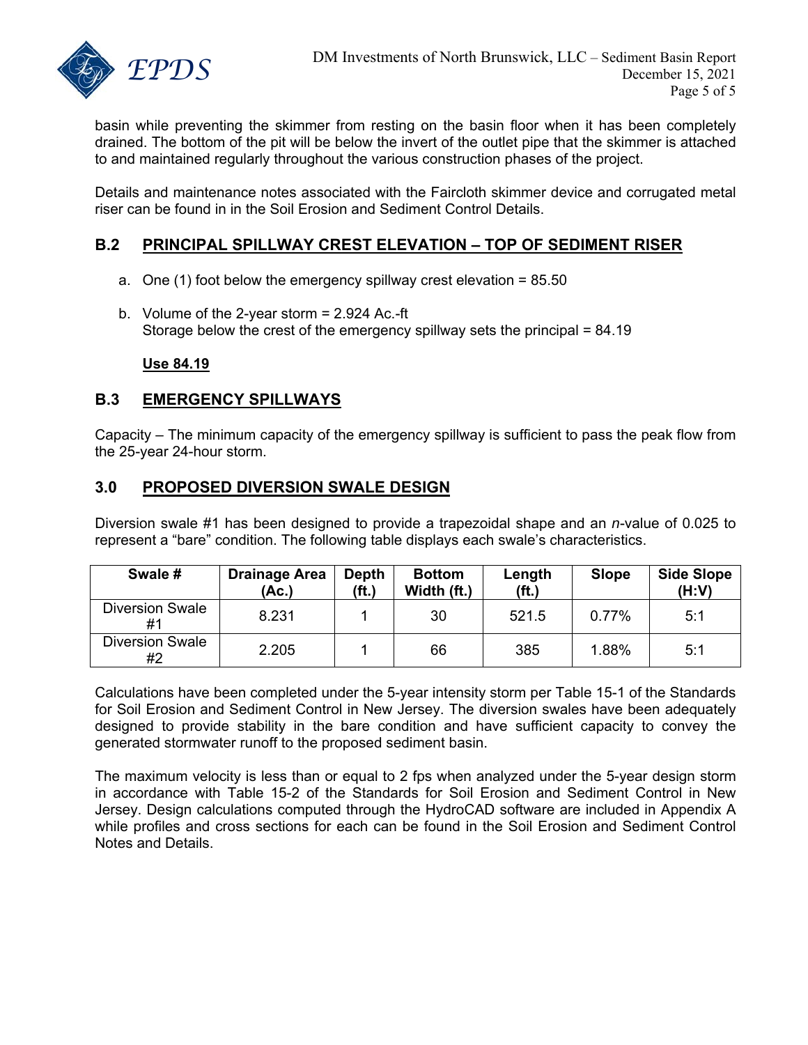basin while preventing the skimmer from resting on the basin floor when it has been completely drained. The bottom of the pit will be below the invert of the outlet pipe that the skimmer is attached to and maintained regularly throughout the various construction phases of the project.

Details and maintenance notes associated with the Faircloth skimmer device and corrugated metal riser can be found in in the Soil Erosion and Sediment Control Details.

## B.2 PRINCIPAL SPILLWAY CREST ELEVATION – TOP OF SEDIMENT RISER

a. One (1) foot below the emergency spillway crest elevation = 85.50

b. Volume of the 2-year storm = 2.924 Ac.-ft
   Storage below the crest of the emergency spillway sets the principal = 84.19

**Use 84.19**

## B.3 EMERGENCY SPILLWAYS

Capacity – The minimum capacity of the emergency spillway is sufficient to pass the peak flow from the 25-year 24-hour storm.

## 3.0 PROPOSED DIVERSION SWALE DESIGN

Diversion swale #1 has been designed to provide a trapezoidal shape and an *n*-value of 0.025 to represent a "bare" condition. The following table displays each swale's characteristics.

| Swale # | Drainage Area (Ac.) | Depth (ft.) | Bottom Width (ft.) | Length (ft.) | Slope | Side Slope (H:V) |
|---|---|---|---|---|---|---|
| Diversion Swale #1 | 8.231 | 1 | 30 | 521.5 | 0.77% | 5:1 |
| Diversion Swale #2 | 2.205 | 1 | 66 | 385 | 1.88% | 5:1 |

Calculations have been completed under the 5-year intensity storm per Table 15-1 of the Standards for Soil Erosion and Sediment Control in New Jersey. The diversion swales have been adequately designed to provide stability in the bare condition and have sufficient capacity to convey the generated stormwater runoff to the proposed sediment basin.

The maximum velocity is less than or equal to 2 fps when analyzed under the 5-year design storm in accordance with Table 15-2 of the Standards for Soil Erosion and Sediment Control in New Jersey. Design calculations computed through the HydroCAD software are included in Appendix A while profiles and cross sections for each can be found in the Soil Erosion and Sediment Control Notes and Details.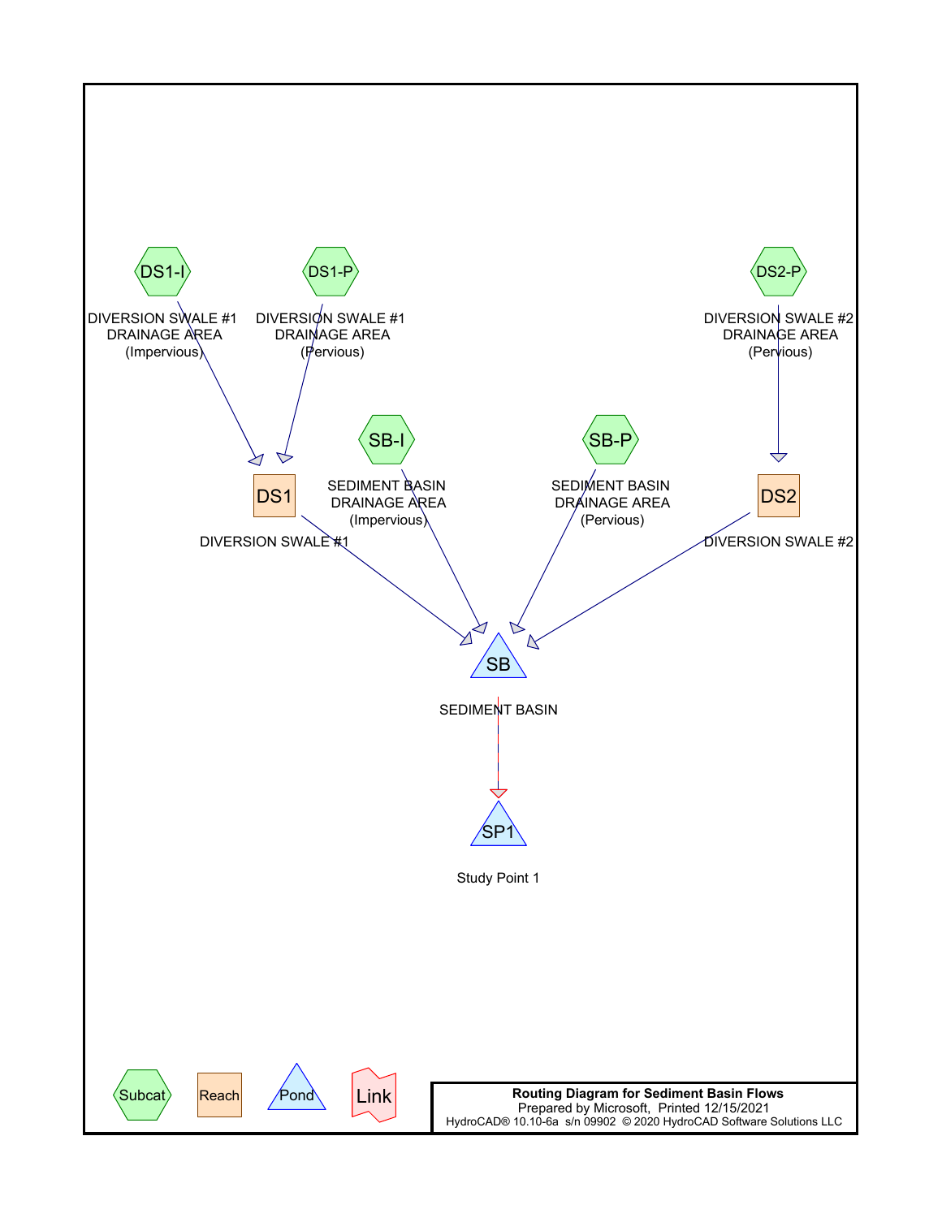DS1-I
DIVERSION SWALE #1
DRAINAGE AREA
(Impervious)

DS1-P
DIVERSION SWALE #1
DRAINAGE AREA
(Pervious)

DS2-P
DIVERSION SWALE #2
DRAINAGE AREA
(Pervious)

SB-I
SEDIMENT BASIN
DRAINAGE AREA
(Impervious)

SB-P
SEDIMENT BASIN
DRAINAGE AREA
(Pervious)

DS1
DIVERSION SWALE #1

DS2
DIVERSION SWALE #2

SB
SEDIMENT BASIN

SP1
Study Point 1

Subcat | Reach | Pond | Link

**Routing Diagram for Sediment Basin Flows**
Prepared by Microsoft, Printed 12/15/2021
HydroCAD® 10.10-6a s/n 09902 © 2020 HydroCAD Software Solutions LLC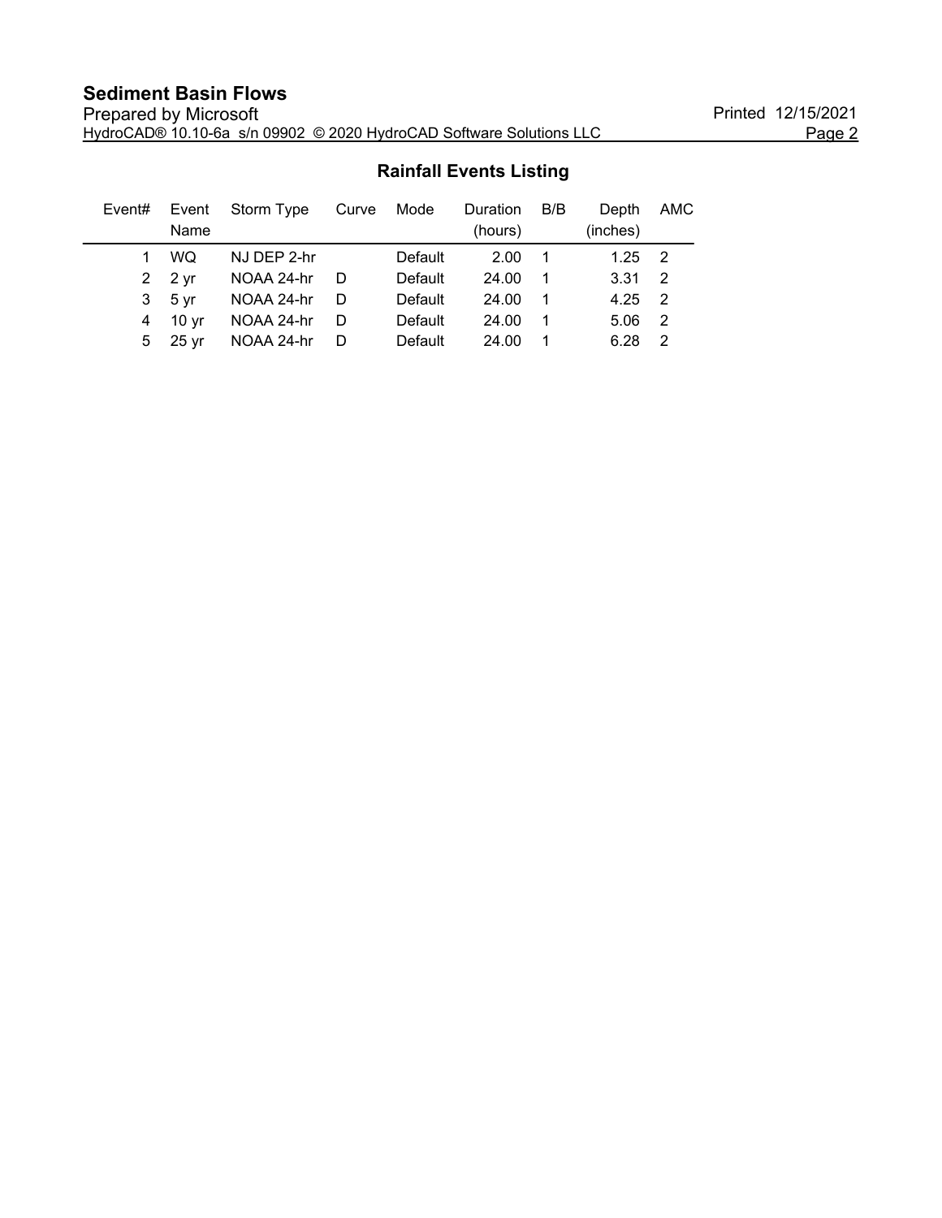## Rainfall Events Listing

| Event# | Event Name | Storm Type | Curve | Mode | Duration (hours) | B/B | Depth (inches) | AMC |
|---|---|---|---|---|---|---|---|---|
| 1 | WQ | NJ DEP 2-hr | | Default | 2.00 | 1 | 1.25 | 2 |
| 2 | 2 yr | NOAA 24-hr | D | Default | 24.00 | 1 | 3.31 | 2 |
| 3 | 5 yr | NOAA 24-hr | D | Default | 24.00 | 1 | 4.25 | 2 |
| 4 | 10 yr | NOAA 24-hr | D | Default | 24.00 | 1 | 5.06 | 2 |
| 5 | 25 yr | NOAA 24-hr | D | Default | 24.00 | 1 | 6.28 | 2 |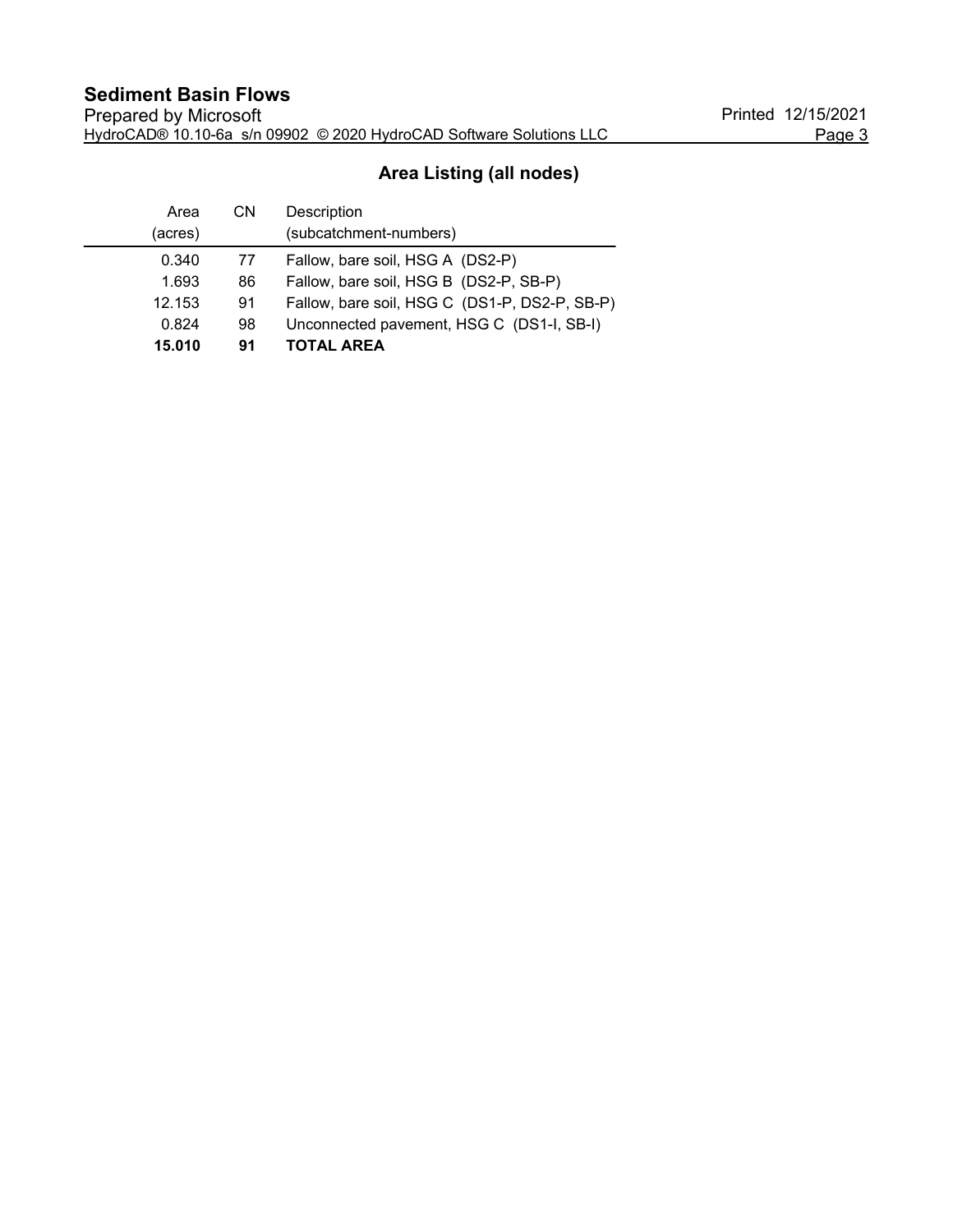## Area Listing (all nodes)

| Area (acres) | CN | Description (subcatchment-numbers) |
|---|---|---|
| 0.340 | 77 | Fallow, bare soil, HSG A (DS2-P) |
| 1.693 | 86 | Fallow, bare soil, HSG B (DS2-P, SB-P) |
| 12.153 | 91 | Fallow, bare soil, HSG C (DS1-P, DS2-P, SB-P) |
| 0.824 | 98 | Unconnected pavement, HSG C (DS1-I, SB-I) |
| **15.010** | **91** | **TOTAL AREA** |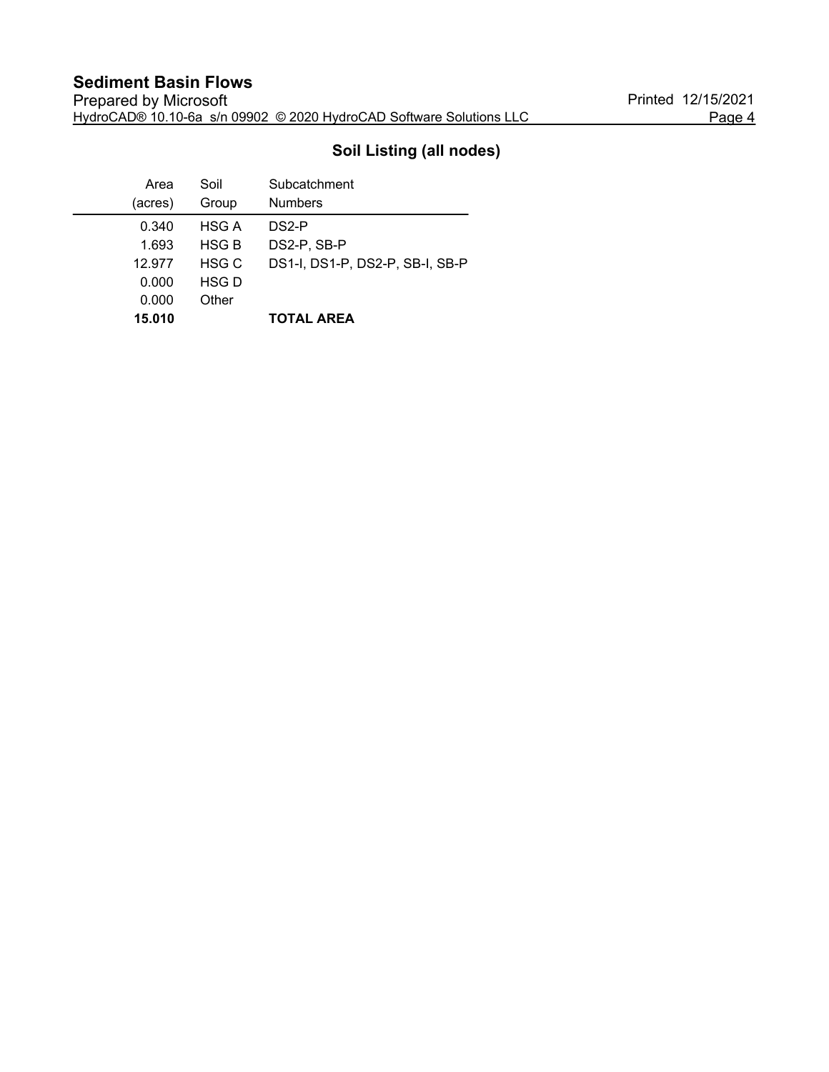## Soil Listing (all nodes)

| Area (acres) | Soil Group | Subcatchment Numbers |
|---|---|---|
| 0.340 | HSG A | DS2-P |
| 1.693 | HSG B | DS2-P, SB-P |
| 12.977 | HSG C | DS1-I, DS1-P, DS2-P, SB-I, SB-P |
| 0.000 | HSG D | |
| 0.000 | Other | |
| **15.010** | | **TOTAL AREA** |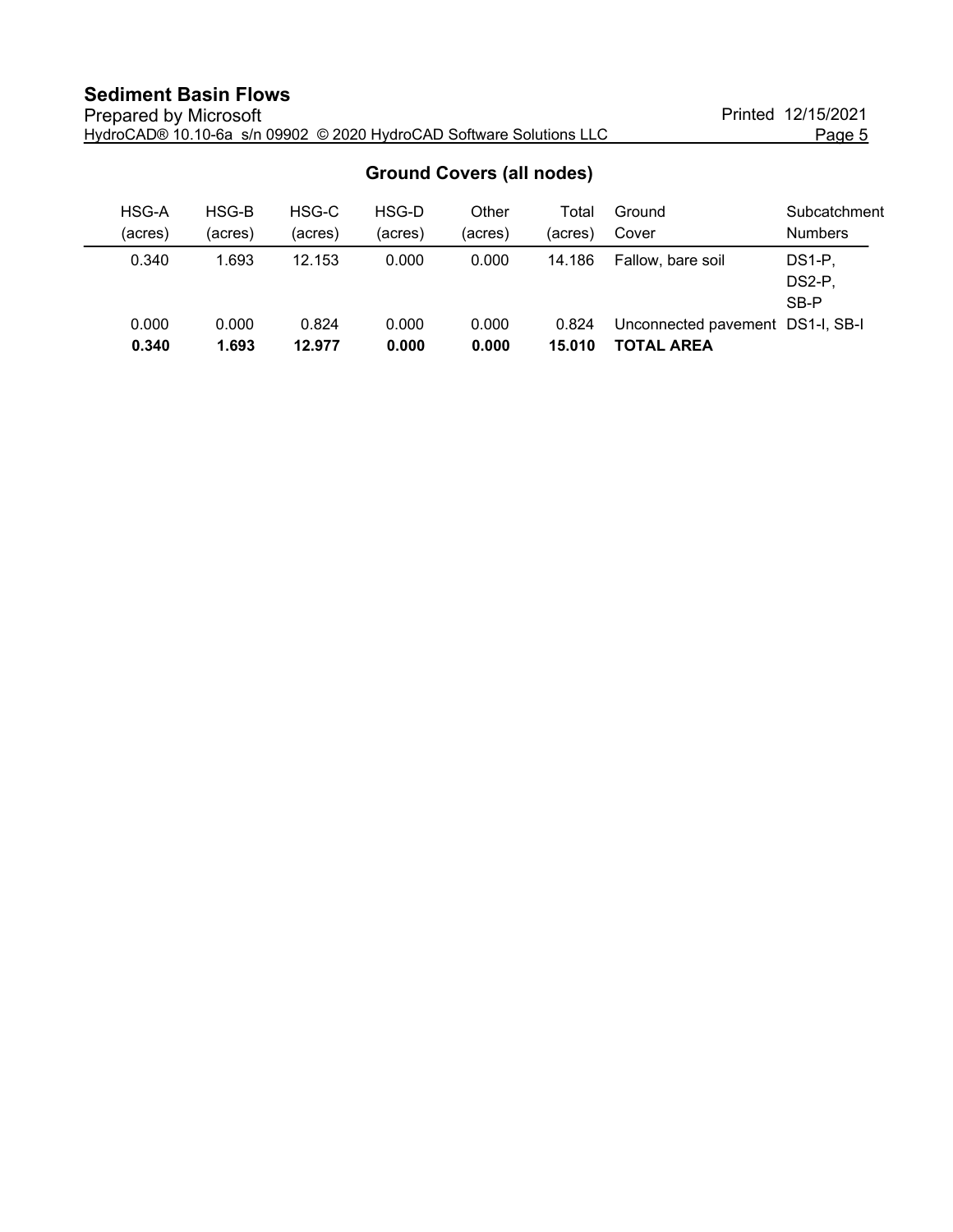## Ground Covers (all nodes)

| HSG-A (acres) | HSG-B (acres) | HSG-C (acres) | HSG-D (acres) | Other (acres) | Total (acres) | Ground Cover | Subcatchment Numbers |
|---|---|---|---|---|---|---|---|
| 0.340 | 1.693 | 12.153 | 0.000 | 0.000 | 14.186 | Fallow, bare soil | DS1-P, DS2-P, SB-P |
| 0.000 | 0.000 | 0.824 | 0.000 | 0.000 | 0.824 | Unconnected pavement | DS1-I, SB-I |
| **0.340** | **1.693** | **12.977** | **0.000** | **0.000** | **15.010** | **TOTAL AREA** | |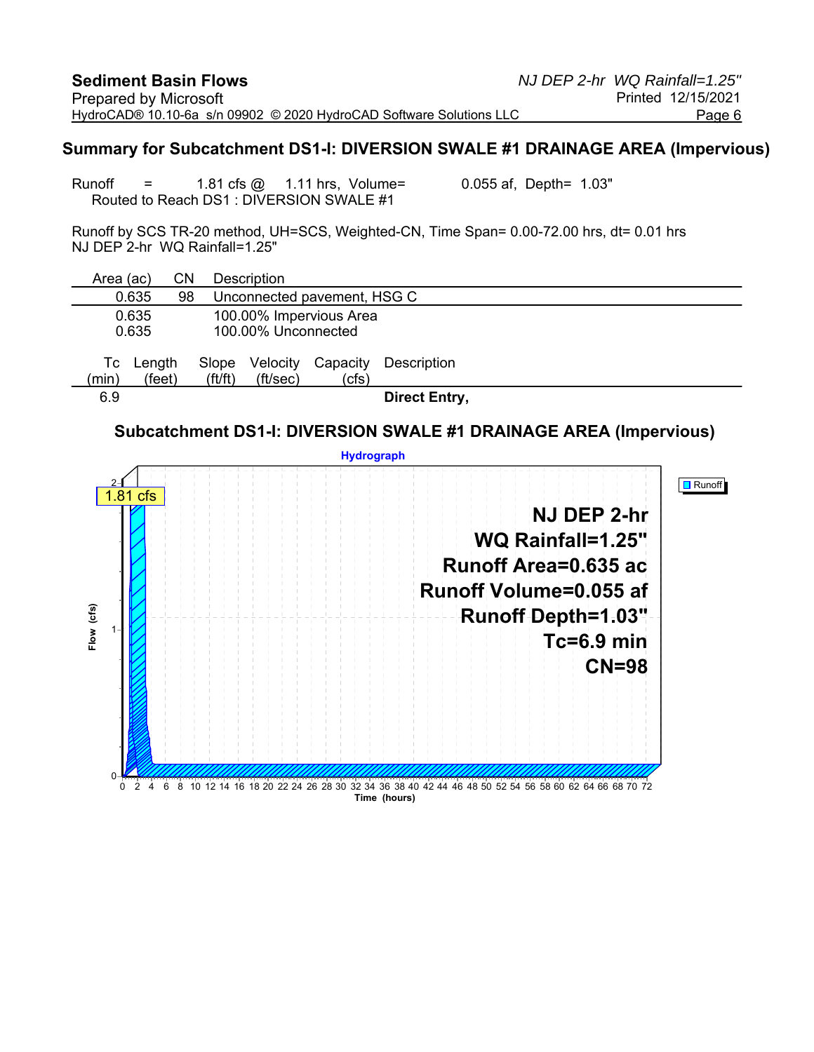## Summary for Subcatchment DS1-I: DIVERSION SWALE #1 DRAINAGE AREA (Impervious)

Runoff = 1.81 cfs @ 1.11 hrs, Volume= 0.055 af, Depth= 1.03"
Routed to Reach DS1 : DIVERSION SWALE #1

Runoff by SCS TR-20 method, UH=SCS, Weighted-CN, Time Span= 0.00-72.00 hrs, dt= 0.01 hrs
NJ DEP 2-hr WQ Rainfall=1.25"

| Area (ac) | CN | Description |
|---|---|---|
| 0.635 | 98 | Unconnected pavement, HSG C |
| 0.635 | | 100.00% Impervious Area |
| 0.635 | | 100.00% Unconnected |

| Tc (min) | Length (feet) | Slope (ft/ft) | Velocity (ft/sec) | Capacity (cfs) | Description |
|---|---|---|---|---|---|
| 6.9 | | | | | **Direct Entry,** |

### Subcatchment DS1-I: DIVERSION SWALE #1 DRAINAGE AREA (Impervious)

**Hydrograph**

1.81 cfs

**NJ DEP 2-hr**
**WQ Rainfall=1.25"**
**Runoff Area=0.635 ac**
**Runoff Volume=0.055 af**
**Runoff Depth=1.03"**
**Tc=6.9 min**
**CN=98**

Runoff

Flow (cfs)

Time (hours)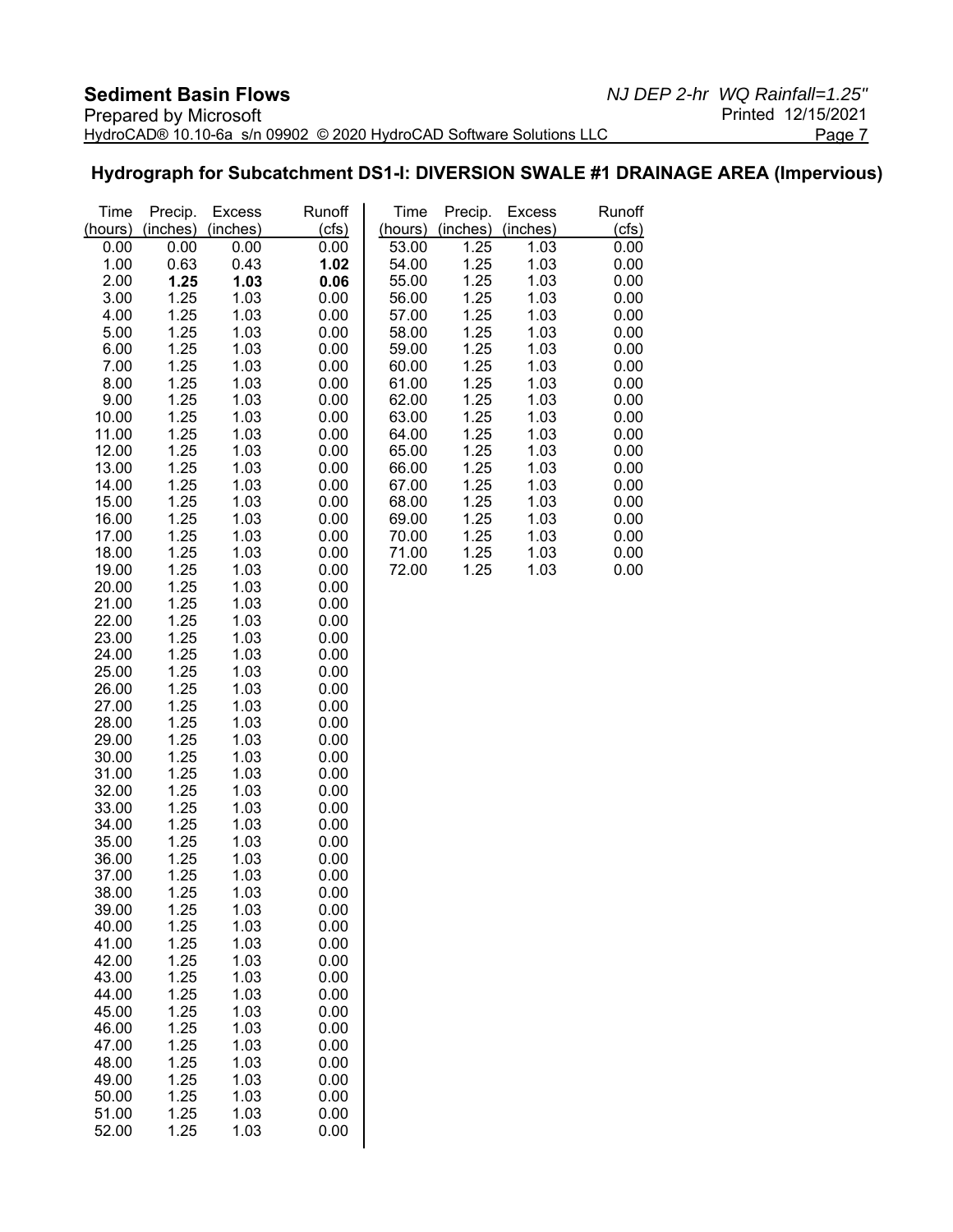## Hydrograph for Subcatchment DS1-I: DIVERSION SWALE #1 DRAINAGE AREA (Impervious)

| Time (hours) | Precip. (inches) | Excess (inches) | Runoff (cfs) | Time (hours) | Precip. (inches) | Excess (inches) | Runoff (cfs) |
|---|---|---|---|---|---|---|---|
| 0.00 | 0.00 | 0.00 | 0.00 | 53.00 | 1.25 | 1.03 | 0.00 |
| 1.00 | 0.63 | 0.43 | **1.02** | 54.00 | 1.25 | 1.03 | 0.00 |
| 2.00 | **1.25** | **1.03** | **0.06** | 55.00 | 1.25 | 1.03 | 0.00 |
| 3.00 | 1.25 | 1.03 | 0.00 | 56.00 | 1.25 | 1.03 | 0.00 |
| 4.00 | 1.25 | 1.03 | 0.00 | 57.00 | 1.25 | 1.03 | 0.00 |
| 5.00 | 1.25 | 1.03 | 0.00 | 58.00 | 1.25 | 1.03 | 0.00 |
| 6.00 | 1.25 | 1.03 | 0.00 | 59.00 | 1.25 | 1.03 | 0.00 |
| 7.00 | 1.25 | 1.03 | 0.00 | 60.00 | 1.25 | 1.03 | 0.00 |
| 8.00 | 1.25 | 1.03 | 0.00 | 61.00 | 1.25 | 1.03 | 0.00 |
| 9.00 | 1.25 | 1.03 | 0.00 | 62.00 | 1.25 | 1.03 | 0.00 |
| 10.00 | 1.25 | 1.03 | 0.00 | 63.00 | 1.25 | 1.03 | 0.00 |
| 11.00 | 1.25 | 1.03 | 0.00 | 64.00 | 1.25 | 1.03 | 0.00 |
| 12.00 | 1.25 | 1.03 | 0.00 | 65.00 | 1.25 | 1.03 | 0.00 |
| 13.00 | 1.25 | 1.03 | 0.00 | 66.00 | 1.25 | 1.03 | 0.00 |
| 14.00 | 1.25 | 1.03 | 0.00 | 67.00 | 1.25 | 1.03 | 0.00 |
| 15.00 | 1.25 | 1.03 | 0.00 | 68.00 | 1.25 | 1.03 | 0.00 |
| 16.00 | 1.25 | 1.03 | 0.00 | 69.00 | 1.25 | 1.03 | 0.00 |
| 17.00 | 1.25 | 1.03 | 0.00 | 70.00 | 1.25 | 1.03 | 0.00 |
| 18.00 | 1.25 | 1.03 | 0.00 | 71.00 | 1.25 | 1.03 | 0.00 |
| 19.00 | 1.25 | 1.03 | 0.00 | 72.00 | 1.25 | 1.03 | 0.00 |
| 20.00 | 1.25 | 1.03 | 0.00 | | | | |
| 21.00 | 1.25 | 1.03 | 0.00 | | | | |
| 22.00 | 1.25 | 1.03 | 0.00 | | | | |
| 23.00 | 1.25 | 1.03 | 0.00 | | | | |
| 24.00 | 1.25 | 1.03 | 0.00 | | | | |
| 25.00 | 1.25 | 1.03 | 0.00 | | | | |
| 26.00 | 1.25 | 1.03 | 0.00 | | | | |
| 27.00 | 1.25 | 1.03 | 0.00 | | | | |
| 28.00 | 1.25 | 1.03 | 0.00 | | | | |
| 29.00 | 1.25 | 1.03 | 0.00 | | | | |
| 30.00 | 1.25 | 1.03 | 0.00 | | | | |
| 31.00 | 1.25 | 1.03 | 0.00 | | | | |
| 32.00 | 1.25 | 1.03 | 0.00 | | | | |
| 33.00 | 1.25 | 1.03 | 0.00 | | | | |
| 34.00 | 1.25 | 1.03 | 0.00 | | | | |
| 35.00 | 1.25 | 1.03 | 0.00 | | | | |
| 36.00 | 1.25 | 1.03 | 0.00 | | | | |
| 37.00 | 1.25 | 1.03 | 0.00 | | | | |
| 38.00 | 1.25 | 1.03 | 0.00 | | | | |
| 39.00 | 1.25 | 1.03 | 0.00 | | | | |
| 40.00 | 1.25 | 1.03 | 0.00 | | | | |
| 41.00 | 1.25 | 1.03 | 0.00 | | | | |
| 42.00 | 1.25 | 1.03 | 0.00 | | | | |
| 43.00 | 1.25 | 1.03 | 0.00 | | | | |
| 44.00 | 1.25 | 1.03 | 0.00 | | | | |
| 45.00 | 1.25 | 1.03 | 0.00 | | | | |
| 46.00 | 1.25 | 1.03 | 0.00 | | | | |
| 47.00 | 1.25 | 1.03 | 0.00 | | | | |
| 48.00 | 1.25 | 1.03 | 0.00 | | | | |
| 49.00 | 1.25 | 1.03 | 0.00 | | | | |
| 50.00 | 1.25 | 1.03 | 0.00 | | | | |
| 51.00 | 1.25 | 1.03 | 0.00 | | | | |
| 52.00 | 1.25 | 1.03 | 0.00 | | | | |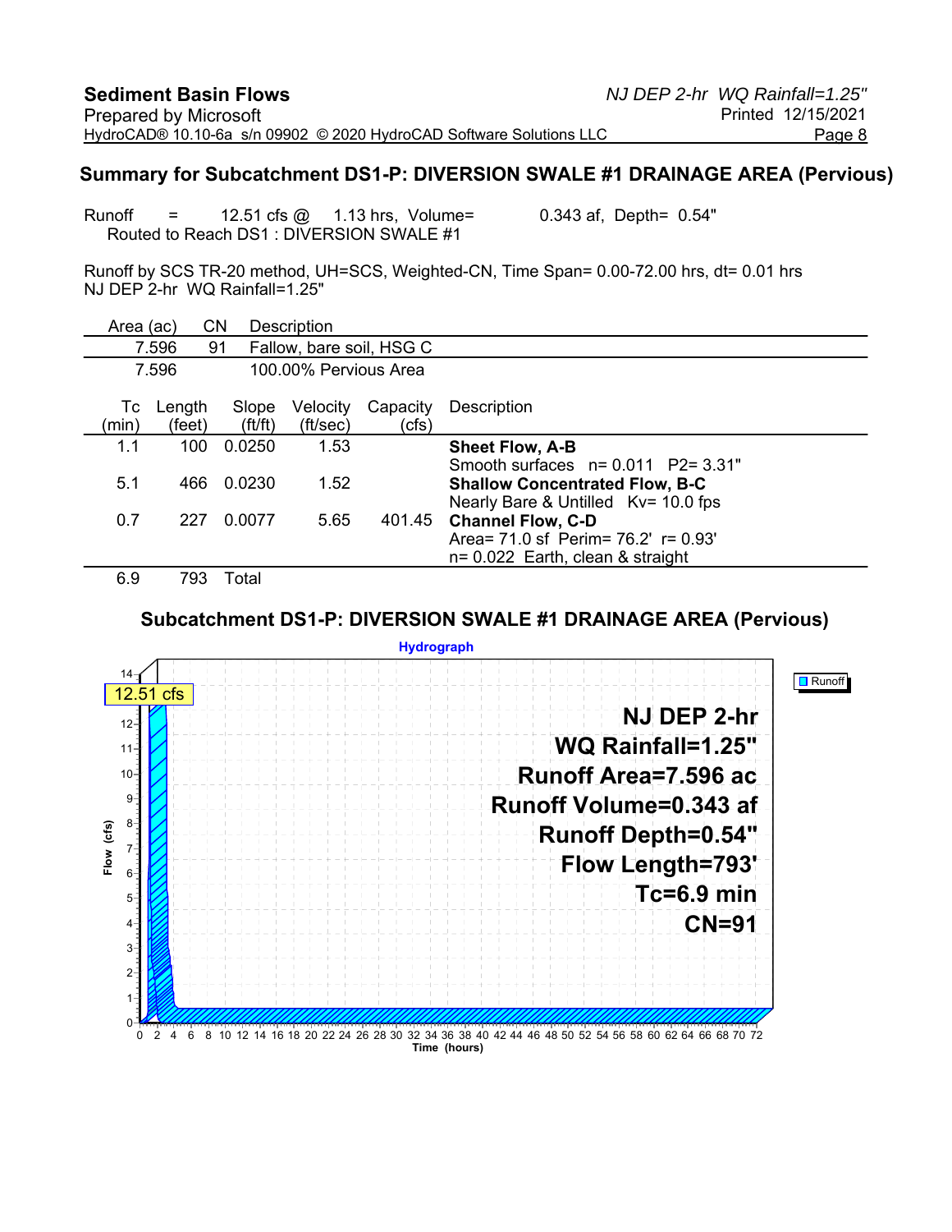## Summary for Subcatchment DS1-P: DIVERSION SWALE #1 DRAINAGE AREA (Pervious)

Runoff = 12.51 cfs @ 1.13 hrs, Volume= 0.343 af, Depth= 0.54"
Routed to Reach DS1 : DIVERSION SWALE #1

Runoff by SCS TR-20 method, UH=SCS, Weighted-CN, Time Span= 0.00-72.00 hrs, dt= 0.01 hrs
NJ DEP 2-hr WQ Rainfall=1.25"

| Area (ac) | CN | Description |
|---|---|---|
| 7.596 | 91 | Fallow, bare soil, HSG C |
| 7.596 | | 100.00% Pervious Area |

| Tc (min) | Length (feet) | Slope (ft/ft) | Velocity (ft/sec) | Capacity (cfs) | Description |
|---|---|---|---|---|---|
| 1.1 | 100 | 0.0250 | 1.53 | | **Sheet Flow, A-B** Smooth surfaces n= 0.011 P2= 3.31" |
| 5.1 | 466 | 0.0230 | 1.52 | | **Shallow Concentrated Flow, B-C** Nearly Bare & Untilled Kv= 10.0 fps |
| 0.7 | 227 | 0.0077 | 5.65 | 401.45 | **Channel Flow, C-D** Area= 71.0 sf Perim= 76.2' r= 0.93' n= 0.022 Earth, clean & straight |
| 6.9 | 793 | Total | | | |

### Subcatchment DS1-P: DIVERSION SWALE #1 DRAINAGE AREA (Pervious)

Hydrograph

Runoff

12.51 cfs

NJ DEP 2-hr
WQ Rainfall=1.25"
Runoff Area=7.596 ac
Runoff Volume=0.343 af
Runoff Depth=0.54"
Flow Length=793'
Tc=6.9 min
CN=91

Flow (cfs) vs. Time (hours)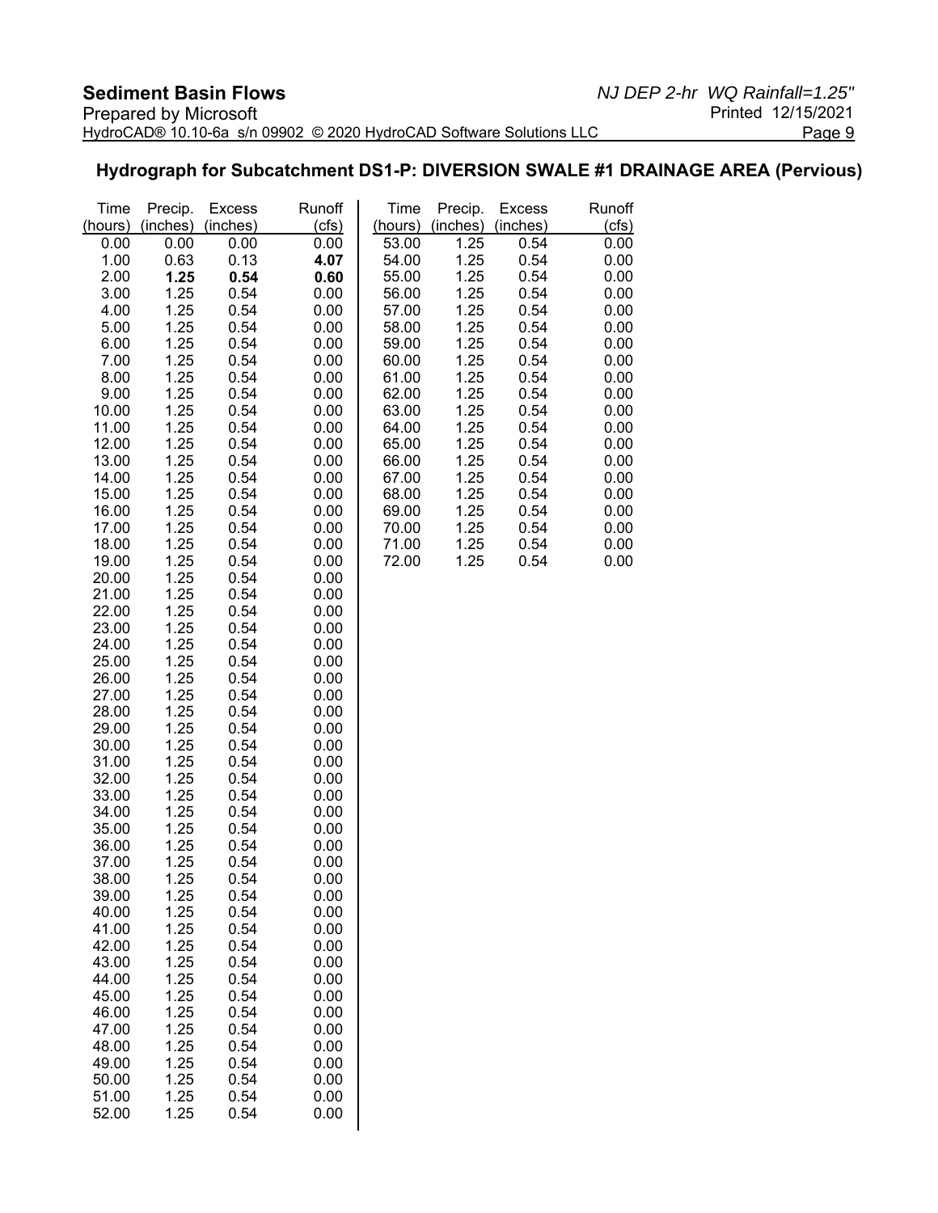## Hydrograph for Subcatchment DS1-P: DIVERSION SWALE #1 DRAINAGE AREA (Pervious)

| Time (hours) | Precip. (inches) | Excess (inches) | Runoff (cfs) | Time (hours) | Precip. (inches) | Excess (inches) | Runoff (cfs) |
|---|---|---|---|---|---|---|---|
| 0.00 | 0.00 | 0.00 | 0.00 | 53.00 | 1.25 | 0.54 | 0.00 |
| 1.00 | 0.63 | 0.13 | **4.07** | 54.00 | 1.25 | 0.54 | 0.00 |
| 2.00 | **1.25** | **0.54** | **0.60** | 55.00 | 1.25 | 0.54 | 0.00 |
| 3.00 | 1.25 | 0.54 | 0.00 | 56.00 | 1.25 | 0.54 | 0.00 |
| 4.00 | 1.25 | 0.54 | 0.00 | 57.00 | 1.25 | 0.54 | 0.00 |
| 5.00 | 1.25 | 0.54 | 0.00 | 58.00 | 1.25 | 0.54 | 0.00 |
| 6.00 | 1.25 | 0.54 | 0.00 | 59.00 | 1.25 | 0.54 | 0.00 |
| 7.00 | 1.25 | 0.54 | 0.00 | 60.00 | 1.25 | 0.54 | 0.00 |
| 8.00 | 1.25 | 0.54 | 0.00 | 61.00 | 1.25 | 0.54 | 0.00 |
| 9.00 | 1.25 | 0.54 | 0.00 | 62.00 | 1.25 | 0.54 | 0.00 |
| 10.00 | 1.25 | 0.54 | 0.00 | 63.00 | 1.25 | 0.54 | 0.00 |
| 11.00 | 1.25 | 0.54 | 0.00 | 64.00 | 1.25 | 0.54 | 0.00 |
| 12.00 | 1.25 | 0.54 | 0.00 | 65.00 | 1.25 | 0.54 | 0.00 |
| 13.00 | 1.25 | 0.54 | 0.00 | 66.00 | 1.25 | 0.54 | 0.00 |
| 14.00 | 1.25 | 0.54 | 0.00 | 67.00 | 1.25 | 0.54 | 0.00 |
| 15.00 | 1.25 | 0.54 | 0.00 | 68.00 | 1.25 | 0.54 | 0.00 |
| 16.00 | 1.25 | 0.54 | 0.00 | 69.00 | 1.25 | 0.54 | 0.00 |
| 17.00 | 1.25 | 0.54 | 0.00 | 70.00 | 1.25 | 0.54 | 0.00 |
| 18.00 | 1.25 | 0.54 | 0.00 | 71.00 | 1.25 | 0.54 | 0.00 |
| 19.00 | 1.25 | 0.54 | 0.00 | 72.00 | 1.25 | 0.54 | 0.00 |
| 20.00 | 1.25 | 0.54 | 0.00 | | | | |
| 21.00 | 1.25 | 0.54 | 0.00 | | | | |
| 22.00 | 1.25 | 0.54 | 0.00 | | | | |
| 23.00 | 1.25 | 0.54 | 0.00 | | | | |
| 24.00 | 1.25 | 0.54 | 0.00 | | | | |
| 25.00 | 1.25 | 0.54 | 0.00 | | | | |
| 26.00 | 1.25 | 0.54 | 0.00 | | | | |
| 27.00 | 1.25 | 0.54 | 0.00 | | | | |
| 28.00 | 1.25 | 0.54 | 0.00 | | | | |
| 29.00 | 1.25 | 0.54 | 0.00 | | | | |
| 30.00 | 1.25 | 0.54 | 0.00 | | | | |
| 31.00 | 1.25 | 0.54 | 0.00 | | | | |
| 32.00 | 1.25 | 0.54 | 0.00 | | | | |
| 33.00 | 1.25 | 0.54 | 0.00 | | | | |
| 34.00 | 1.25 | 0.54 | 0.00 | | | | |
| 35.00 | 1.25 | 0.54 | 0.00 | | | | |
| 36.00 | 1.25 | 0.54 | 0.00 | | | | |
| 37.00 | 1.25 | 0.54 | 0.00 | | | | |
| 38.00 | 1.25 | 0.54 | 0.00 | | | | |
| 39.00 | 1.25 | 0.54 | 0.00 | | | | |
| 40.00 | 1.25 | 0.54 | 0.00 | | | | |
| 41.00 | 1.25 | 0.54 | 0.00 | | | | |
| 42.00 | 1.25 | 0.54 | 0.00 | | | | |
| 43.00 | 1.25 | 0.54 | 0.00 | | | | |
| 44.00 | 1.25 | 0.54 | 0.00 | | | | |
| 45.00 | 1.25 | 0.54 | 0.00 | | | | |
| 46.00 | 1.25 | 0.54 | 0.00 | | | | |
| 47.00 | 1.25 | 0.54 | 0.00 | | | | |
| 48.00 | 1.25 | 0.54 | 0.00 | | | | |
| 49.00 | 1.25 | 0.54 | 0.00 | | | | |
| 50.00 | 1.25 | 0.54 | 0.00 | | | | |
| 51.00 | 1.25 | 0.54 | 0.00 | | | | |
| 52.00 | 1.25 | 0.54 | 0.00 | | | | |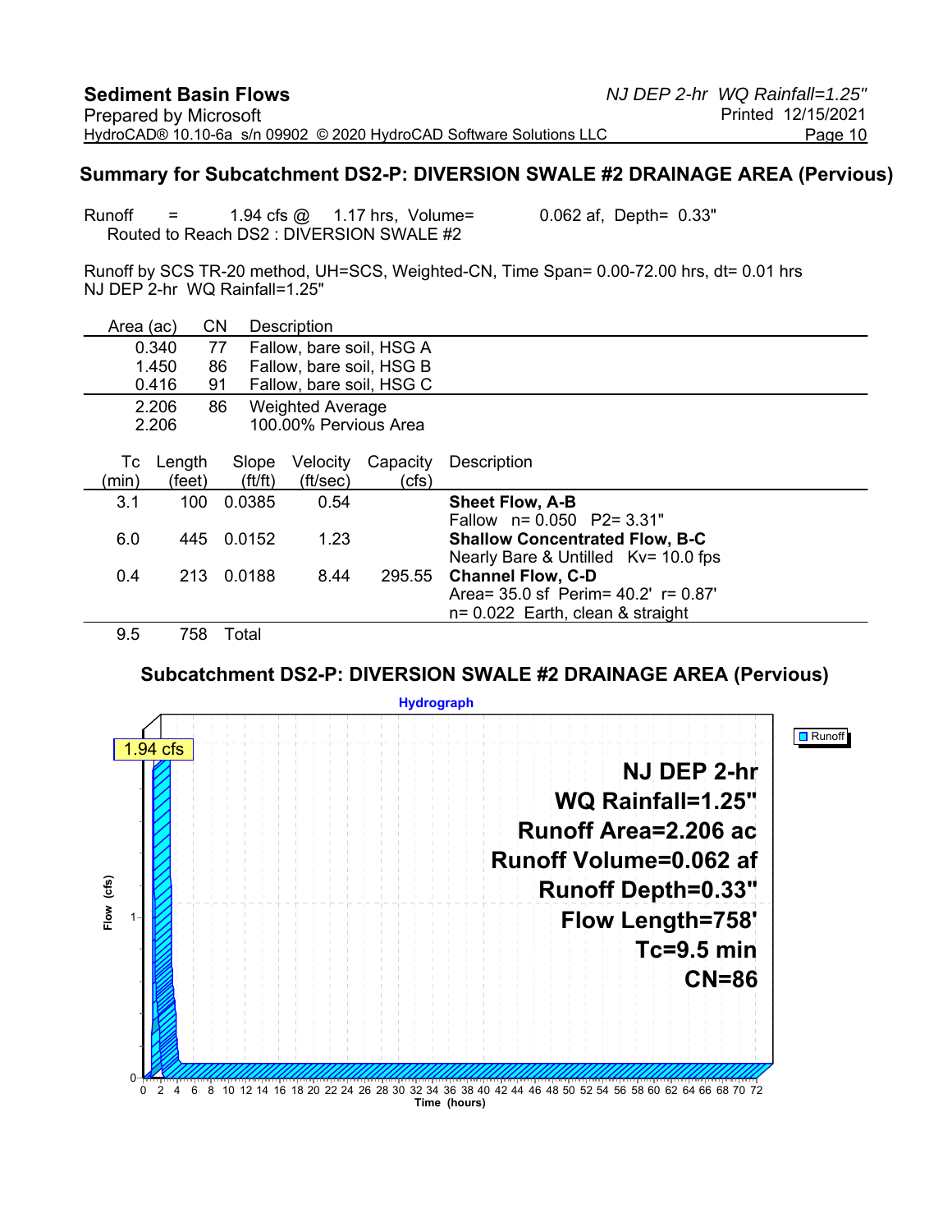## Summary for Subcatchment DS2-P: DIVERSION SWALE #2 DRAINAGE AREA (Pervious)

Runoff = 1.94 cfs @ 1.17 hrs, Volume= 0.062 af, Depth= 0.33"
Routed to Reach DS2 : DIVERSION SWALE #2

Runoff by SCS TR-20 method, UH=SCS, Weighted-CN, Time Span= 0.00-72.00 hrs, dt= 0.01 hrs
NJ DEP 2-hr WQ Rainfall=1.25"

| Area (ac) | CN | Description |
|---|---|---|
| 0.340 | 77 | Fallow, bare soil, HSG A |
| 1.450 | 86 | Fallow, bare soil, HSG B |
| 0.416 | 91 | Fallow, bare soil, HSG C |
| 2.206 | 86 | Weighted Average |
| 2.206 | | 100.00% Pervious Area |

| Tc (min) | Length (feet) | Slope (ft/ft) | Velocity (ft/sec) | Capacity (cfs) | Description |
|---|---|---|---|---|---|
| 3.1 | 100 | 0.0385 | 0.54 | | **Sheet Flow, A-B** Fallow n= 0.050 P2= 3.31" |
| 6.0 | 445 | 0.0152 | 1.23 | | **Shallow Concentrated Flow, B-C** Nearly Bare & Untilled Kv= 10.0 fps |
| 0.4 | 213 | 0.0188 | 8.44 | 295.55 | **Channel Flow, C-D** Area= 35.0 sf Perim= 40.2' r= 0.87' n= 0.022 Earth, clean & straight |
| 9.5 | 758 | Total | | | |

## Subcatchment DS2-P: DIVERSION SWALE #2 DRAINAGE AREA (Pervious)

Hydrograph

NJ DEP 2-hr
WQ Rainfall=1.25"
Runoff Area=2.206 ac
Runoff Volume=0.062 af
Runoff Depth=0.33"
Flow Length=758'
Tc=9.5 min
CN=86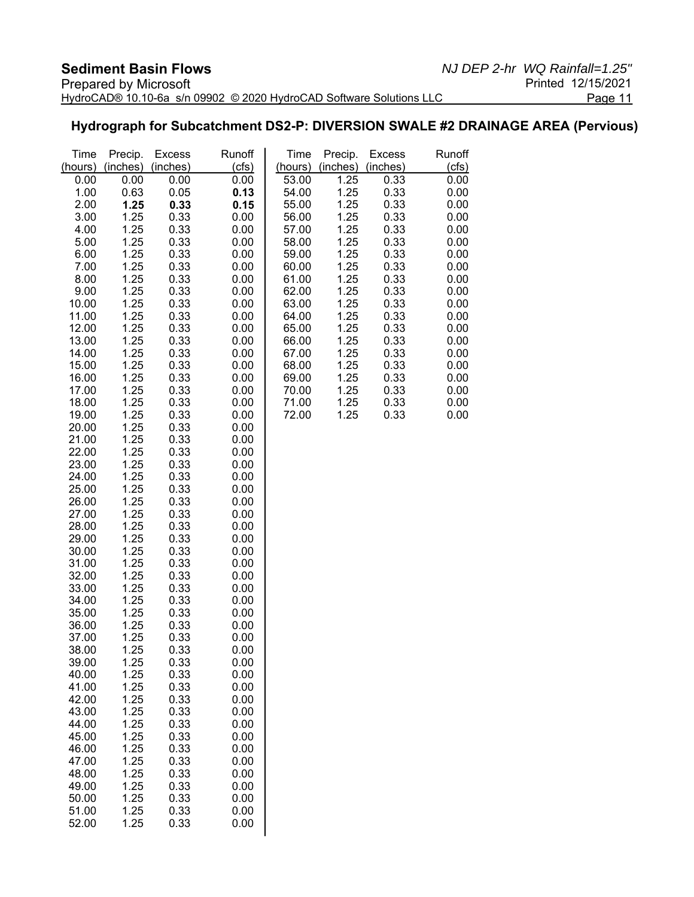## Hydrograph for Subcatchment DS2-P: DIVERSION SWALE #2 DRAINAGE AREA (Pervious)

| Time (hours) | Precip. (inches) | Excess (inches) | Runoff (cfs) |
|---|---|---|---|
| 0.00 | 0.00 | 0.00 | 0.00 |
| 1.00 | 0.63 | 0.05 | **0.13** |
| 2.00 | **1.25** | **0.33** | **0.15** |
| 3.00 | 1.25 | 0.33 | 0.00 |
| 4.00 | 1.25 | 0.33 | 0.00 |
| 5.00 | 1.25 | 0.33 | 0.00 |
| 6.00 | 1.25 | 0.33 | 0.00 |
| 7.00 | 1.25 | 0.33 | 0.00 |
| 8.00 | 1.25 | 0.33 | 0.00 |
| 9.00 | 1.25 | 0.33 | 0.00 |
| 10.00 | 1.25 | 0.33 | 0.00 |
| 11.00 | 1.25 | 0.33 | 0.00 |
| 12.00 | 1.25 | 0.33 | 0.00 |
| 13.00 | 1.25 | 0.33 | 0.00 |
| 14.00 | 1.25 | 0.33 | 0.00 |
| 15.00 | 1.25 | 0.33 | 0.00 |
| 16.00 | 1.25 | 0.33 | 0.00 |
| 17.00 | 1.25 | 0.33 | 0.00 |
| 18.00 | 1.25 | 0.33 | 0.00 |
| 19.00 | 1.25 | 0.33 | 0.00 |
| 20.00 | 1.25 | 0.33 | 0.00 |
| 21.00 | 1.25 | 0.33 | 0.00 |
| 22.00 | 1.25 | 0.33 | 0.00 |
| 23.00 | 1.25 | 0.33 | 0.00 |
| 24.00 | 1.25 | 0.33 | 0.00 |
| 25.00 | 1.25 | 0.33 | 0.00 |
| 26.00 | 1.25 | 0.33 | 0.00 |
| 27.00 | 1.25 | 0.33 | 0.00 |
| 28.00 | 1.25 | 0.33 | 0.00 |
| 29.00 | 1.25 | 0.33 | 0.00 |
| 30.00 | 1.25 | 0.33 | 0.00 |
| 31.00 | 1.25 | 0.33 | 0.00 |
| 32.00 | 1.25 | 0.33 | 0.00 |
| 33.00 | 1.25 | 0.33 | 0.00 |
| 34.00 | 1.25 | 0.33 | 0.00 |
| 35.00 | 1.25 | 0.33 | 0.00 |
| 36.00 | 1.25 | 0.33 | 0.00 |
| 37.00 | 1.25 | 0.33 | 0.00 |
| 38.00 | 1.25 | 0.33 | 0.00 |
| 39.00 | 1.25 | 0.33 | 0.00 |
| 40.00 | 1.25 | 0.33 | 0.00 |
| 41.00 | 1.25 | 0.33 | 0.00 |
| 42.00 | 1.25 | 0.33 | 0.00 |
| 43.00 | 1.25 | 0.33 | 0.00 |
| 44.00 | 1.25 | 0.33 | 0.00 |
| 45.00 | 1.25 | 0.33 | 0.00 |
| 46.00 | 1.25 | 0.33 | 0.00 |
| 47.00 | 1.25 | 0.33 | 0.00 |
| 48.00 | 1.25 | 0.33 | 0.00 |
| 49.00 | 1.25 | 0.33 | 0.00 |
| 50.00 | 1.25 | 0.33 | 0.00 |
| 51.00 | 1.25 | 0.33 | 0.00 |
| 52.00 | 1.25 | 0.33 | 0.00 |
| 53.00 | 1.25 | 0.33 | 0.00 |
| 54.00 | 1.25 | 0.33 | 0.00 |
| 55.00 | 1.25 | 0.33 | 0.00 |
| 56.00 | 1.25 | 0.33 | 0.00 |
| 57.00 | 1.25 | 0.33 | 0.00 |
| 58.00 | 1.25 | 0.33 | 0.00 |
| 59.00 | 1.25 | 0.33 | 0.00 |
| 60.00 | 1.25 | 0.33 | 0.00 |
| 61.00 | 1.25 | 0.33 | 0.00 |
| 62.00 | 1.25 | 0.33 | 0.00 |
| 63.00 | 1.25 | 0.33 | 0.00 |
| 64.00 | 1.25 | 0.33 | 0.00 |
| 65.00 | 1.25 | 0.33 | 0.00 |
| 66.00 | 1.25 | 0.33 | 0.00 |
| 67.00 | 1.25 | 0.33 | 0.00 |
| 68.00 | 1.25 | 0.33 | 0.00 |
| 69.00 | 1.25 | 0.33 | 0.00 |
| 70.00 | 1.25 | 0.33 | 0.00 |
| 71.00 | 1.25 | 0.33 | 0.00 |
| 72.00 | 1.25 | 0.33 | 0.00 |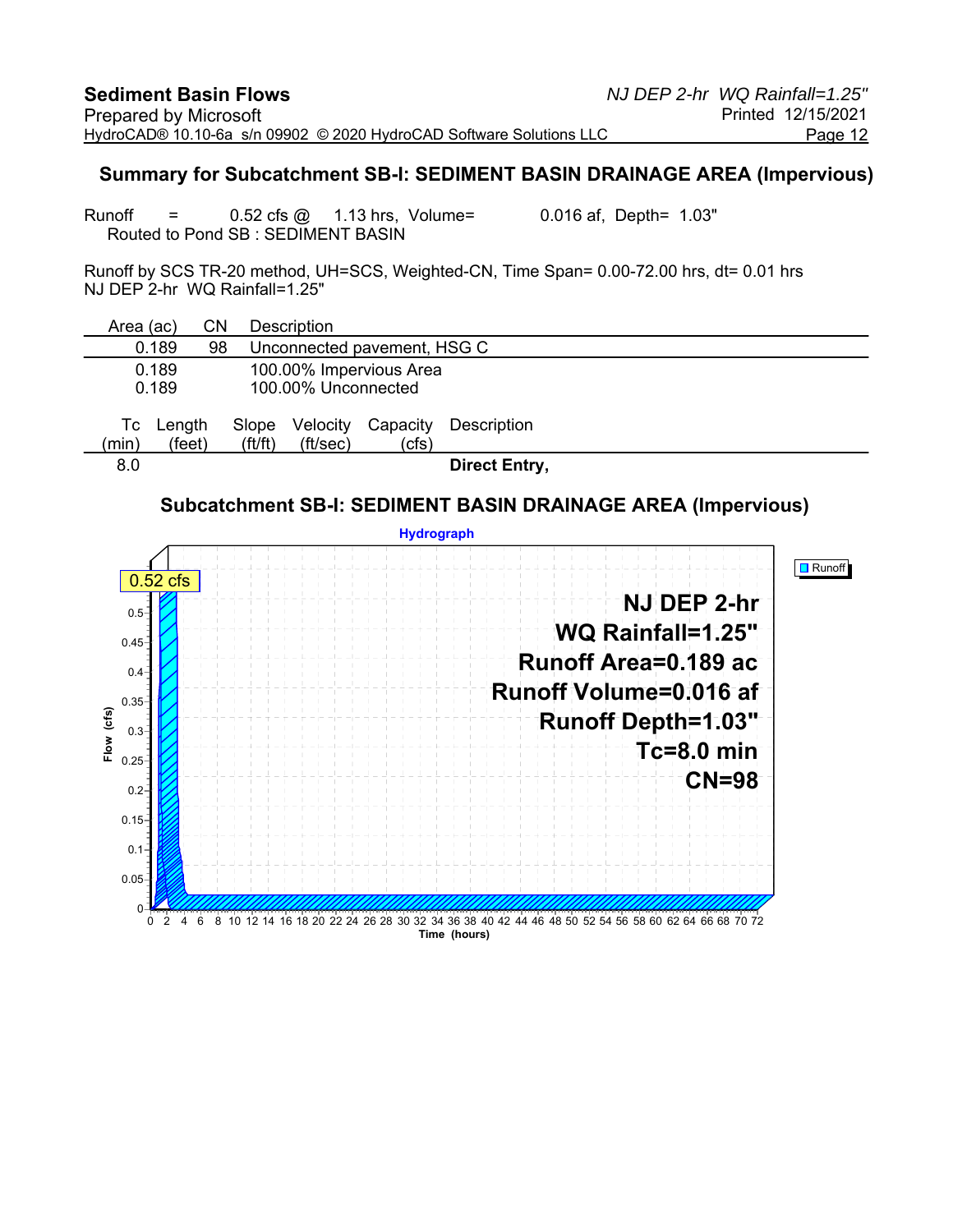## Summary for Subcatchment SB-I: SEDIMENT BASIN DRAINAGE AREA (Impervious)

Runoff = 0.52 cfs @ 1.13 hrs, Volume= 0.016 af, Depth= 1.03"
Routed to Pond SB : SEDIMENT BASIN

Runoff by SCS TR-20 method, UH=SCS, Weighted-CN, Time Span= 0.00-72.00 hrs, dt= 0.01 hrs
NJ DEP 2-hr WQ Rainfall=1.25"

| Area (ac) | CN | Description |
|---|---|---|
| 0.189 | 98 | Unconnected pavement, HSG C |
| 0.189 | | 100.00% Impervious Area |
| 0.189 | | 100.00% Unconnected |

| Tc (min) | Length (feet) | Slope (ft/ft) | Velocity (ft/sec) | Capacity (cfs) | Description |
|---|---|---|---|---|---|
| 8.0 | | | | | **Direct Entry,** |

## Subcatchment SB-I: SEDIMENT BASIN DRAINAGE AREA (Impervious)

Hydrograph

Runoff

0.52 cfs

NJ DEP 2-hr
WQ Rainfall=1.25"
Runoff Area=0.189 ac
Runoff Volume=0.016 af
Runoff Depth=1.03"
Tc=8.0 min
CN=98

Flow (cfs): 0, 0.05, 0.1, 0.15, 0.2, 0.25, 0.3, 0.35, 0.4, 0.45, 0.5

Time (hours): 0 2 4 6 8 10 12 14 16 18 20 22 24 26 28 30 32 34 36 38 40 42 44 46 48 50 52 54 56 58 60 62 64 66 68 70 72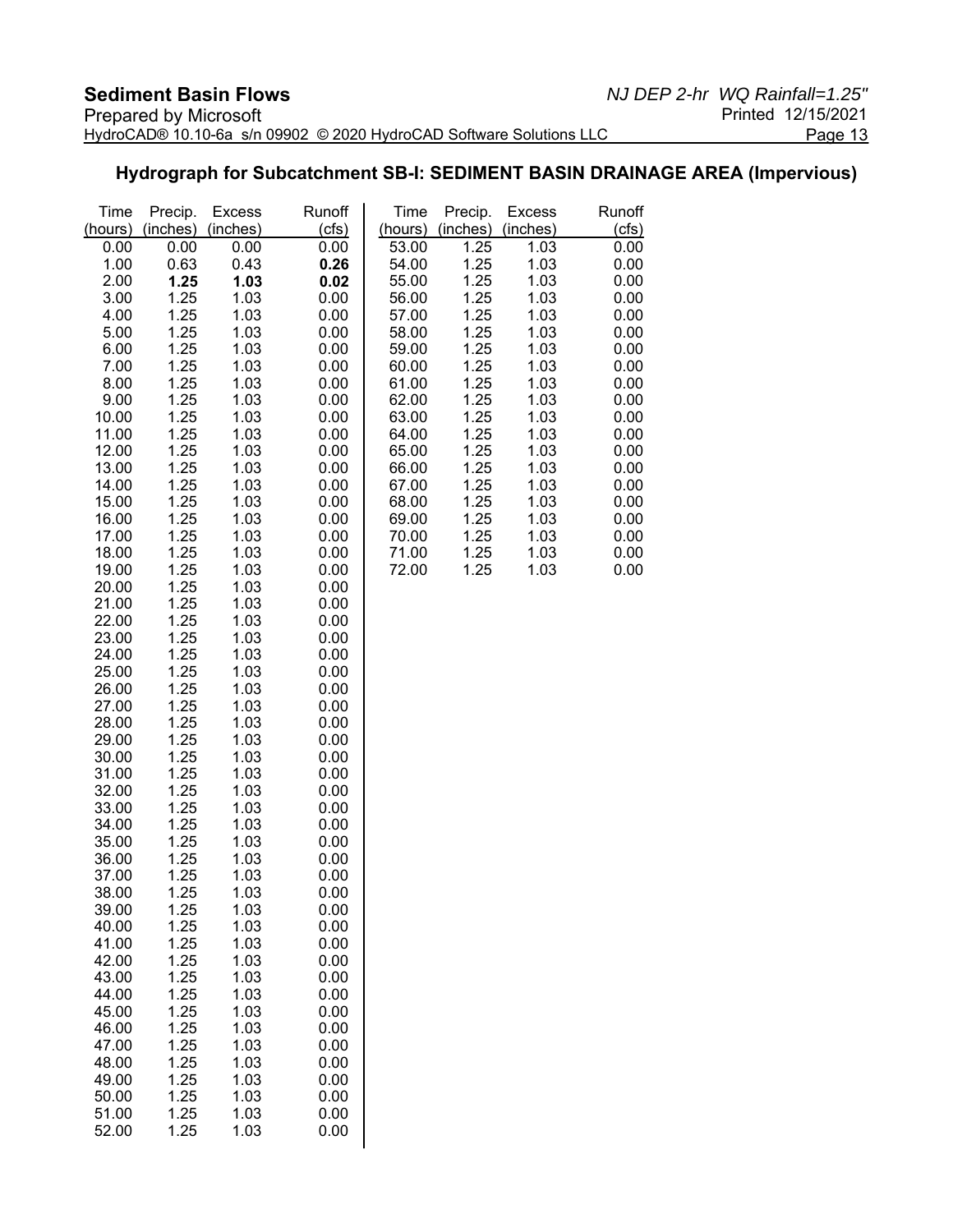## Hydrograph for Subcatchment SB-I: SEDIMENT BASIN DRAINAGE AREA (Impervious)

| Time (hours) | Precip. (inches) | Excess (inches) | Runoff (cfs) |
|---|---|---|---|
| 0.00 | 0.00 | 0.00 | 0.00 |
| 1.00 | 0.63 | 0.43 | **0.26** |
| 2.00 | **1.25** | **1.03** | **0.02** |
| 3.00 | 1.25 | 1.03 | 0.00 |
| 4.00 | 1.25 | 1.03 | 0.00 |
| 5.00 | 1.25 | 1.03 | 0.00 |
| 6.00 | 1.25 | 1.03 | 0.00 |
| 7.00 | 1.25 | 1.03 | 0.00 |
| 8.00 | 1.25 | 1.03 | 0.00 |
| 9.00 | 1.25 | 1.03 | 0.00 |
| 10.00 | 1.25 | 1.03 | 0.00 |
| 11.00 | 1.25 | 1.03 | 0.00 |
| 12.00 | 1.25 | 1.03 | 0.00 |
| 13.00 | 1.25 | 1.03 | 0.00 |
| 14.00 | 1.25 | 1.03 | 0.00 |
| 15.00 | 1.25 | 1.03 | 0.00 |
| 16.00 | 1.25 | 1.03 | 0.00 |
| 17.00 | 1.25 | 1.03 | 0.00 |
| 18.00 | 1.25 | 1.03 | 0.00 |
| 19.00 | 1.25 | 1.03 | 0.00 |
| 20.00 | 1.25 | 1.03 | 0.00 |
| 21.00 | 1.25 | 1.03 | 0.00 |
| 22.00 | 1.25 | 1.03 | 0.00 |
| 23.00 | 1.25 | 1.03 | 0.00 |
| 24.00 | 1.25 | 1.03 | 0.00 |
| 25.00 | 1.25 | 1.03 | 0.00 |
| 26.00 | 1.25 | 1.03 | 0.00 |
| 27.00 | 1.25 | 1.03 | 0.00 |
| 28.00 | 1.25 | 1.03 | 0.00 |
| 29.00 | 1.25 | 1.03 | 0.00 |
| 30.00 | 1.25 | 1.03 | 0.00 |
| 31.00 | 1.25 | 1.03 | 0.00 |
| 32.00 | 1.25 | 1.03 | 0.00 |
| 33.00 | 1.25 | 1.03 | 0.00 |
| 34.00 | 1.25 | 1.03 | 0.00 |
| 35.00 | 1.25 | 1.03 | 0.00 |
| 36.00 | 1.25 | 1.03 | 0.00 |
| 37.00 | 1.25 | 1.03 | 0.00 |
| 38.00 | 1.25 | 1.03 | 0.00 |
| 39.00 | 1.25 | 1.03 | 0.00 |
| 40.00 | 1.25 | 1.03 | 0.00 |
| 41.00 | 1.25 | 1.03 | 0.00 |
| 42.00 | 1.25 | 1.03 | 0.00 |
| 43.00 | 1.25 | 1.03 | 0.00 |
| 44.00 | 1.25 | 1.03 | 0.00 |
| 45.00 | 1.25 | 1.03 | 0.00 |
| 46.00 | 1.25 | 1.03 | 0.00 |
| 47.00 | 1.25 | 1.03 | 0.00 |
| 48.00 | 1.25 | 1.03 | 0.00 |
| 49.00 | 1.25 | 1.03 | 0.00 |
| 50.00 | 1.25 | 1.03 | 0.00 |
| 51.00 | 1.25 | 1.03 | 0.00 |
| 52.00 | 1.25 | 1.03 | 0.00 |
| 53.00 | 1.25 | 1.03 | 0.00 |
| 54.00 | 1.25 | 1.03 | 0.00 |
| 55.00 | 1.25 | 1.03 | 0.00 |
| 56.00 | 1.25 | 1.03 | 0.00 |
| 57.00 | 1.25 | 1.03 | 0.00 |
| 58.00 | 1.25 | 1.03 | 0.00 |
| 59.00 | 1.25 | 1.03 | 0.00 |
| 60.00 | 1.25 | 1.03 | 0.00 |
| 61.00 | 1.25 | 1.03 | 0.00 |
| 62.00 | 1.25 | 1.03 | 0.00 |
| 63.00 | 1.25 | 1.03 | 0.00 |
| 64.00 | 1.25 | 1.03 | 0.00 |
| 65.00 | 1.25 | 1.03 | 0.00 |
| 66.00 | 1.25 | 1.03 | 0.00 |
| 67.00 | 1.25 | 1.03 | 0.00 |
| 68.00 | 1.25 | 1.03 | 0.00 |
| 69.00 | 1.25 | 1.03 | 0.00 |
| 70.00 | 1.25 | 1.03 | 0.00 |
| 71.00 | 1.25 | 1.03 | 0.00 |
| 72.00 | 1.25 | 1.03 | 0.00 |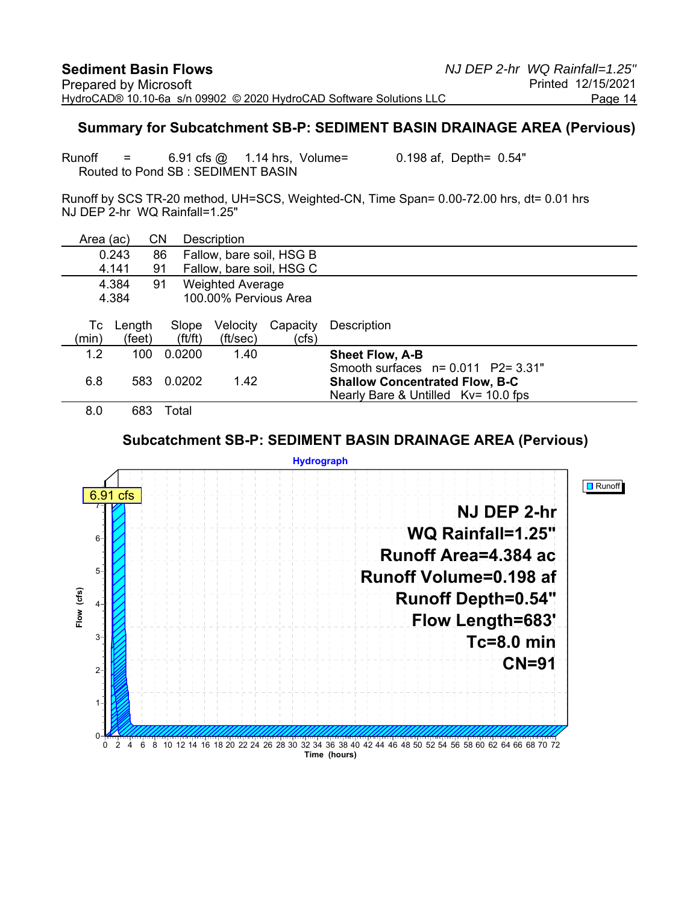## Summary for Subcatchment SB-P: SEDIMENT BASIN DRAINAGE AREA (Pervious)

Runoff = 6.91 cfs @ 1.14 hrs, Volume= 0.198 af, Depth= 0.54"
Routed to Pond SB : SEDIMENT BASIN

Runoff by SCS TR-20 method, UH=SCS, Weighted-CN, Time Span= 0.00-72.00 hrs, dt= 0.01 hrs
NJ DEP 2-hr WQ Rainfall=1.25"

| Area (ac) | CN | Description |
|---|---|---|
| 0.243 | 86 | Fallow, bare soil, HSG B |
| 4.141 | 91 | Fallow, bare soil, HSG C |
| 4.384 | 91 | Weighted Average |
| 4.384 | | 100.00% Pervious Area |

| Tc (min) | Length (feet) | Slope (ft/ft) | Velocity (ft/sec) | Capacity (cfs) | Description |
|---|---|---|---|---|---|
| 1.2 | 100 | 0.0200 | 1.40 | | **Sheet Flow, A-B** Smooth surfaces n= 0.011 P2= 3.31" |
| 6.8 | 583 | 0.0202 | 1.42 | | **Shallow Concentrated Flow, B-C** Nearly Bare & Untilled Kv= 10.0 fps |
| 8.0 | 683 | Total | | | |

### Subcatchment SB-P: SEDIMENT BASIN DRAINAGE AREA (Pervious)

Hydrograph

NJ DEP 2-hr
WQ Rainfall=1.25"
Runoff Area=4.384 ac
Runoff Volume=0.198 af
Runoff Depth=0.54"
Flow Length=683'
Tc=8.0 min
CN=91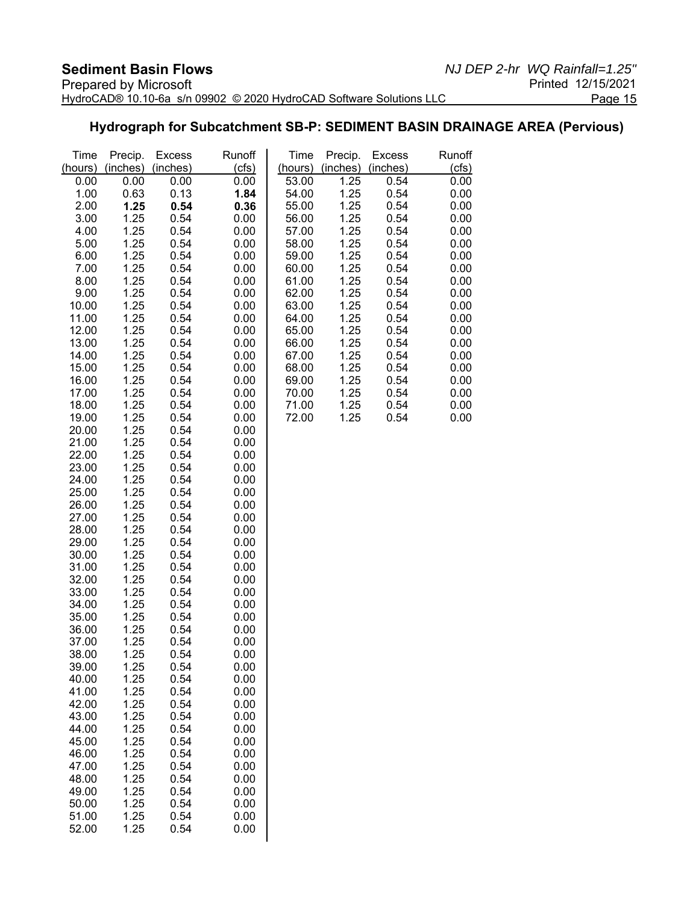## Hydrograph for Subcatchment SB-P: SEDIMENT BASIN DRAINAGE AREA (Pervious)

| Time (hours) | Precip. (inches) | Excess (inches) | Runoff (cfs) |
|---|---|---|---|
| 0.00 | 0.00 | 0.00 | 0.00 |
| 1.00 | 0.63 | 0.13 | **1.84** |
| 2.00 | **1.25** | **0.54** | **0.36** |
| 3.00 | 1.25 | 0.54 | 0.00 |
| 4.00 | 1.25 | 0.54 | 0.00 |
| 5.00 | 1.25 | 0.54 | 0.00 |
| 6.00 | 1.25 | 0.54 | 0.00 |
| 7.00 | 1.25 | 0.54 | 0.00 |
| 8.00 | 1.25 | 0.54 | 0.00 |
| 9.00 | 1.25 | 0.54 | 0.00 |
| 10.00 | 1.25 | 0.54 | 0.00 |
| 11.00 | 1.25 | 0.54 | 0.00 |
| 12.00 | 1.25 | 0.54 | 0.00 |
| 13.00 | 1.25 | 0.54 | 0.00 |
| 14.00 | 1.25 | 0.54 | 0.00 |
| 15.00 | 1.25 | 0.54 | 0.00 |
| 16.00 | 1.25 | 0.54 | 0.00 |
| 17.00 | 1.25 | 0.54 | 0.00 |
| 18.00 | 1.25 | 0.54 | 0.00 |
| 19.00 | 1.25 | 0.54 | 0.00 |
| 20.00 | 1.25 | 0.54 | 0.00 |
| 21.00 | 1.25 | 0.54 | 0.00 |
| 22.00 | 1.25 | 0.54 | 0.00 |
| 23.00 | 1.25 | 0.54 | 0.00 |
| 24.00 | 1.25 | 0.54 | 0.00 |
| 25.00 | 1.25 | 0.54 | 0.00 |
| 26.00 | 1.25 | 0.54 | 0.00 |
| 27.00 | 1.25 | 0.54 | 0.00 |
| 28.00 | 1.25 | 0.54 | 0.00 |
| 29.00 | 1.25 | 0.54 | 0.00 |
| 30.00 | 1.25 | 0.54 | 0.00 |
| 31.00 | 1.25 | 0.54 | 0.00 |
| 32.00 | 1.25 | 0.54 | 0.00 |
| 33.00 | 1.25 | 0.54 | 0.00 |
| 34.00 | 1.25 | 0.54 | 0.00 |
| 35.00 | 1.25 | 0.54 | 0.00 |
| 36.00 | 1.25 | 0.54 | 0.00 |
| 37.00 | 1.25 | 0.54 | 0.00 |
| 38.00 | 1.25 | 0.54 | 0.00 |
| 39.00 | 1.25 | 0.54 | 0.00 |
| 40.00 | 1.25 | 0.54 | 0.00 |
| 41.00 | 1.25 | 0.54 | 0.00 |
| 42.00 | 1.25 | 0.54 | 0.00 |
| 43.00 | 1.25 | 0.54 | 0.00 |
| 44.00 | 1.25 | 0.54 | 0.00 |
| 45.00 | 1.25 | 0.54 | 0.00 |
| 46.00 | 1.25 | 0.54 | 0.00 |
| 47.00 | 1.25 | 0.54 | 0.00 |
| 48.00 | 1.25 | 0.54 | 0.00 |
| 49.00 | 1.25 | 0.54 | 0.00 |
| 50.00 | 1.25 | 0.54 | 0.00 |
| 51.00 | 1.25 | 0.54 | 0.00 |
| 52.00 | 1.25 | 0.54 | 0.00 |
| 53.00 | 1.25 | 0.54 | 0.00 |
| 54.00 | 1.25 | 0.54 | 0.00 |
| 55.00 | 1.25 | 0.54 | 0.00 |
| 56.00 | 1.25 | 0.54 | 0.00 |
| 57.00 | 1.25 | 0.54 | 0.00 |
| 58.00 | 1.25 | 0.54 | 0.00 |
| 59.00 | 1.25 | 0.54 | 0.00 |
| 60.00 | 1.25 | 0.54 | 0.00 |
| 61.00 | 1.25 | 0.54 | 0.00 |
| 62.00 | 1.25 | 0.54 | 0.00 |
| 63.00 | 1.25 | 0.54 | 0.00 |
| 64.00 | 1.25 | 0.54 | 0.00 |
| 65.00 | 1.25 | 0.54 | 0.00 |
| 66.00 | 1.25 | 0.54 | 0.00 |
| 67.00 | 1.25 | 0.54 | 0.00 |
| 68.00 | 1.25 | 0.54 | 0.00 |
| 69.00 | 1.25 | 0.54 | 0.00 |
| 70.00 | 1.25 | 0.54 | 0.00 |
| 71.00 | 1.25 | 0.54 | 0.00 |
| 72.00 | 1.25 | 0.54 | 0.00 |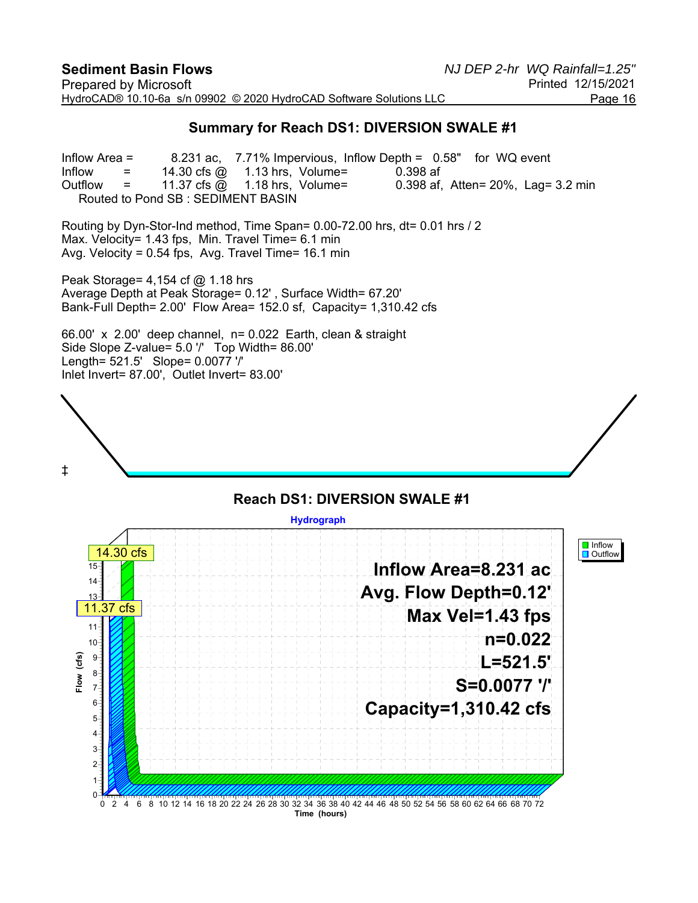**Sediment Basin Flows** *NJ DEP 2-hr WQ Rainfall=1.25"*
Prepared by Microsoft Printed 12/15/2021
HydroCAD® 10.10-6a s/n 09902 © 2020 HydroCAD Software Solutions LLC

## Summary for Reach DS1: DIVERSION SWALE #1

Inflow Area = 8.231 ac, 7.71% Impervious, Inflow Depth = 0.58" for WQ event
Inflow = 14.30 cfs @ 1.13 hrs, Volume= 0.398 af
Outflow = 11.37 cfs @ 1.18 hrs, Volume= 0.398 af, Atten= 20%, Lag= 3.2 min
Routed to Pond SB : SEDIMENT BASIN

Routing by Dyn-Stor-Ind method, Time Span= 0.00-72.00 hrs, dt= 0.01 hrs / 2
Max. Velocity= 1.43 fps, Min. Travel Time= 6.1 min
Avg. Velocity = 0.54 fps, Avg. Travel Time= 16.1 min

Peak Storage= 4,154 cf @ 1.18 hrs
Average Depth at Peak Storage= 0.12' , Surface Width= 67.20'
Bank-Full Depth= 2.00' Flow Area= 152.0 sf, Capacity= 1,310.42 cfs

66.00' x 2.00' deep channel, n= 0.022 Earth, clean & straight
Side Slope Z-value= 5.0 '/' Top Width= 86.00'
Length= 521.5' Slope= 0.0077 '/'
Inlet Invert= 87.00', Outlet Invert= 83.00'

‡

### Reach DS1: DIVERSION SWALE #1

Hydrograph

Inflow
Outflow

14.30 cfs
11.37 cfs

Inflow Area=8.231 ac
Avg. Flow Depth=0.12'
Max Vel=1.43 fps
n=0.022
L=521.5'
S=0.0077 '/'
Capacity=1,310.42 cfs

Flow (cfs)
Time (hours)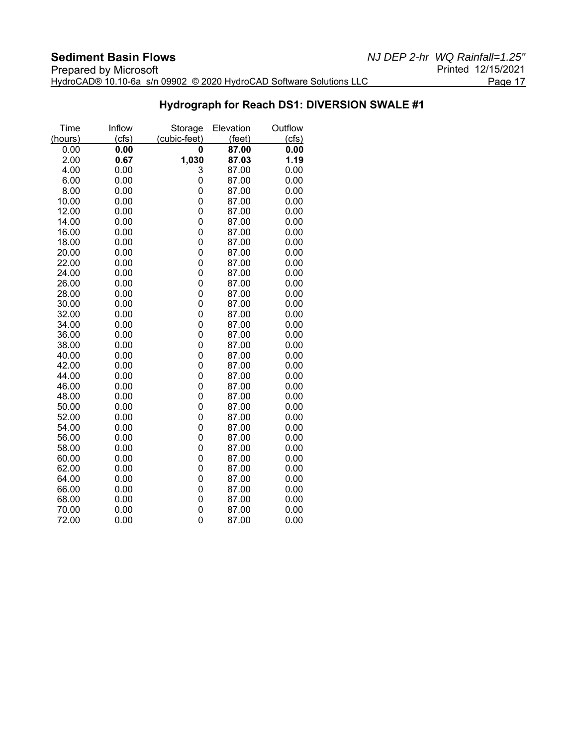## Hydrograph for Reach DS1: DIVERSION SWALE #1

| Time (hours) | Inflow (cfs) | Storage (cubic-feet) | Elevation (feet) | Outflow (cfs) |
|---|---|---|---|---|
| 0.00 | **0.00** | **0** | **87.00** | **0.00** |
| 2.00 | **0.67** | **1,030** | **87.03** | **1.19** |
| 4.00 | 0.00 | 3 | 87.00 | 0.00 |
| 6.00 | 0.00 | 0 | 87.00 | 0.00 |
| 8.00 | 0.00 | 0 | 87.00 | 0.00 |
| 10.00 | 0.00 | 0 | 87.00 | 0.00 |
| 12.00 | 0.00 | 0 | 87.00 | 0.00 |
| 14.00 | 0.00 | 0 | 87.00 | 0.00 |
| 16.00 | 0.00 | 0 | 87.00 | 0.00 |
| 18.00 | 0.00 | 0 | 87.00 | 0.00 |
| 20.00 | 0.00 | 0 | 87.00 | 0.00 |
| 22.00 | 0.00 | 0 | 87.00 | 0.00 |
| 24.00 | 0.00 | 0 | 87.00 | 0.00 |
| 26.00 | 0.00 | 0 | 87.00 | 0.00 |
| 28.00 | 0.00 | 0 | 87.00 | 0.00 |
| 30.00 | 0.00 | 0 | 87.00 | 0.00 |
| 32.00 | 0.00 | 0 | 87.00 | 0.00 |
| 34.00 | 0.00 | 0 | 87.00 | 0.00 |
| 36.00 | 0.00 | 0 | 87.00 | 0.00 |
| 38.00 | 0.00 | 0 | 87.00 | 0.00 |
| 40.00 | 0.00 | 0 | 87.00 | 0.00 |
| 42.00 | 0.00 | 0 | 87.00 | 0.00 |
| 44.00 | 0.00 | 0 | 87.00 | 0.00 |
| 46.00 | 0.00 | 0 | 87.00 | 0.00 |
| 48.00 | 0.00 | 0 | 87.00 | 0.00 |
| 50.00 | 0.00 | 0 | 87.00 | 0.00 |
| 52.00 | 0.00 | 0 | 87.00 | 0.00 |
| 54.00 | 0.00 | 0 | 87.00 | 0.00 |
| 56.00 | 0.00 | 0 | 87.00 | 0.00 |
| 58.00 | 0.00 | 0 | 87.00 | 0.00 |
| 60.00 | 0.00 | 0 | 87.00 | 0.00 |
| 62.00 | 0.00 | 0 | 87.00 | 0.00 |
| 64.00 | 0.00 | 0 | 87.00 | 0.00 |
| 66.00 | 0.00 | 0 | 87.00 | 0.00 |
| 68.00 | 0.00 | 0 | 87.00 | 0.00 |
| 70.00 | 0.00 | 0 | 87.00 | 0.00 |
| 72.00 | 0.00 | 0 | 87.00 | 0.00 |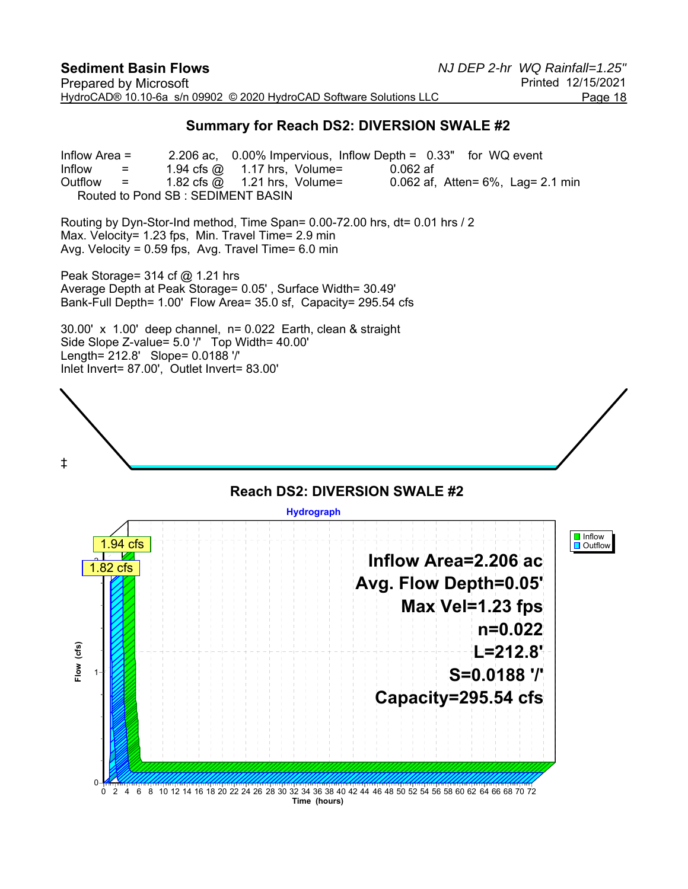## Summary for Reach DS2: DIVERSION SWALE #2

Inflow Area = 2.206 ac, 0.00% Impervious, Inflow Depth = 0.33" for WQ event
Inflow = 1.94 cfs @ 1.17 hrs, Volume= 0.062 af
Outflow = 1.82 cfs @ 1.21 hrs, Volume= 0.062 af, Atten= 6%, Lag= 2.1 min
Routed to Pond SB : SEDIMENT BASIN

Routing by Dyn-Stor-Ind method, Time Span= 0.00-72.00 hrs, dt= 0.01 hrs / 2
Max. Velocity= 1.23 fps, Min. Travel Time= 2.9 min
Avg. Velocity = 0.59 fps, Avg. Travel Time= 6.0 min

Peak Storage= 314 cf @ 1.21 hrs
Average Depth at Peak Storage= 0.05' , Surface Width= 30.49'
Bank-Full Depth= 1.00' Flow Area= 35.0 sf, Capacity= 295.54 cfs

30.00' x 1.00' deep channel, n= 0.022 Earth, clean & straight
Side Slope Z-value= 5.0 '/' Top Width= 40.00'
Length= 212.8' Slope= 0.0188 '/'
Inlet Invert= 87.00', Outlet Invert= 83.00'

‡

### Reach DS2: DIVERSION SWALE #2

Hydrograph

Inflow Area=2.206 ac
Avg. Flow Depth=0.05'
Max Vel=1.23 fps
n=0.022
L=212.8'
S=0.0188 '/'
Capacity=295.54 cfs

1.94 cfs
1.82 cfs

Legend: Inflow, Outflow

Flow (cfs): 0, 1, 2

Time (hours): 0 2 4 6 8 10 12 14 16 18 20 22 24 26 28 30 32 34 36 38 40 42 44 46 48 50 52 54 56 58 60 62 64 66 68 70 72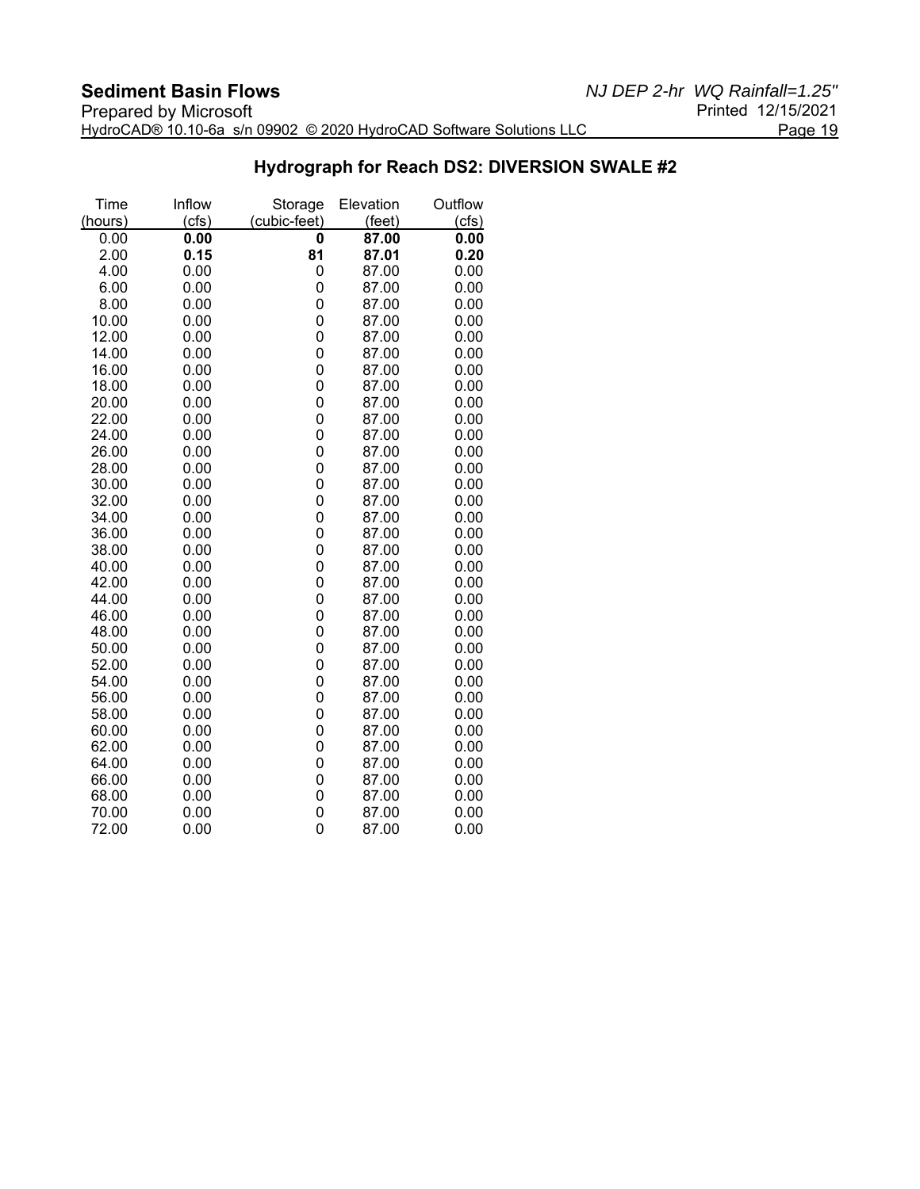## Hydrograph for Reach DS2: DIVERSION SWALE #2

| Time (hours) | Inflow (cfs) | Storage (cubic-feet) | Elevation (feet) | Outflow (cfs) |
|---|---|---|---|---|
| 0.00 | **0.00** | **0** | **87.00** | **0.00** |
| 2.00 | **0.15** | **81** | **87.01** | **0.20** |
| 4.00 | 0.00 | 0 | 87.00 | 0.00 |
| 6.00 | 0.00 | 0 | 87.00 | 0.00 |
| 8.00 | 0.00 | 0 | 87.00 | 0.00 |
| 10.00 | 0.00 | 0 | 87.00 | 0.00 |
| 12.00 | 0.00 | 0 | 87.00 | 0.00 |
| 14.00 | 0.00 | 0 | 87.00 | 0.00 |
| 16.00 | 0.00 | 0 | 87.00 | 0.00 |
| 18.00 | 0.00 | 0 | 87.00 | 0.00 |
| 20.00 | 0.00 | 0 | 87.00 | 0.00 |
| 22.00 | 0.00 | 0 | 87.00 | 0.00 |
| 24.00 | 0.00 | 0 | 87.00 | 0.00 |
| 26.00 | 0.00 | 0 | 87.00 | 0.00 |
| 28.00 | 0.00 | 0 | 87.00 | 0.00 |
| 30.00 | 0.00 | 0 | 87.00 | 0.00 |
| 32.00 | 0.00 | 0 | 87.00 | 0.00 |
| 34.00 | 0.00 | 0 | 87.00 | 0.00 |
| 36.00 | 0.00 | 0 | 87.00 | 0.00 |
| 38.00 | 0.00 | 0 | 87.00 | 0.00 |
| 40.00 | 0.00 | 0 | 87.00 | 0.00 |
| 42.00 | 0.00 | 0 | 87.00 | 0.00 |
| 44.00 | 0.00 | 0 | 87.00 | 0.00 |
| 46.00 | 0.00 | 0 | 87.00 | 0.00 |
| 48.00 | 0.00 | 0 | 87.00 | 0.00 |
| 50.00 | 0.00 | 0 | 87.00 | 0.00 |
| 52.00 | 0.00 | 0 | 87.00 | 0.00 |
| 54.00 | 0.00 | 0 | 87.00 | 0.00 |
| 56.00 | 0.00 | 0 | 87.00 | 0.00 |
| 58.00 | 0.00 | 0 | 87.00 | 0.00 |
| 60.00 | 0.00 | 0 | 87.00 | 0.00 |
| 62.00 | 0.00 | 0 | 87.00 | 0.00 |
| 64.00 | 0.00 | 0 | 87.00 | 0.00 |
| 66.00 | 0.00 | 0 | 87.00 | 0.00 |
| 68.00 | 0.00 | 0 | 87.00 | 0.00 |
| 70.00 | 0.00 | 0 | 87.00 | 0.00 |
| 72.00 | 0.00 | 0 | 87.00 | 0.00 |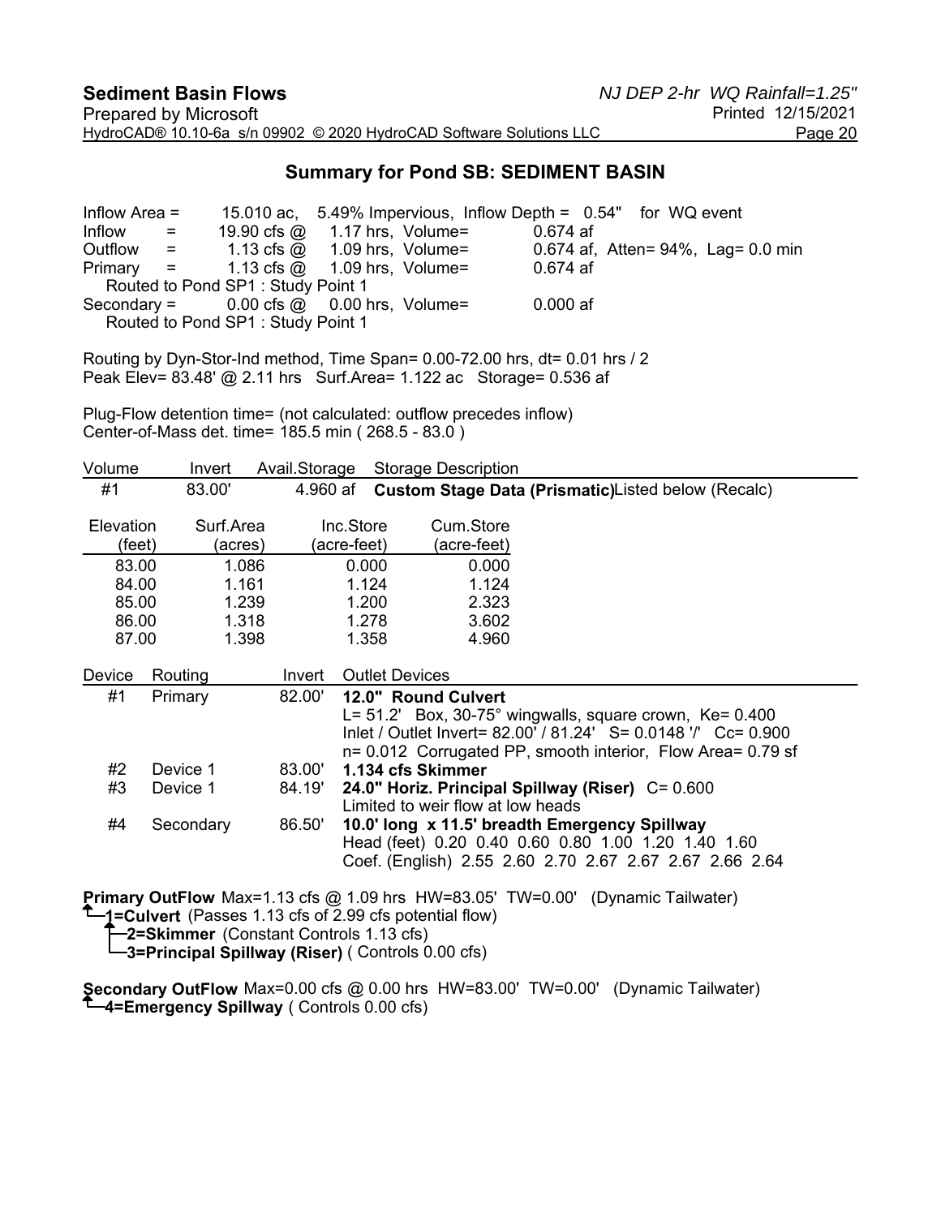## Summary for Pond SB: SEDIMENT BASIN

```
Inflow Area =      15.010 ac,  5.49% Impervious,  Inflow Depth =  0.54"   for  WQ event
Inflow     =       19.90 cfs @    1.17 hrs,  Volume=          0.674 af
Outflow    =        1.13 cfs @    1.09 hrs,  Volume=          0.674 af,  Atten= 94%,  Lag= 0.0 min
Primary    =        1.13 cfs @    1.09 hrs,  Volume=          0.674 af
   Routed to Pond SP1 : Study Point 1
Secondary =         0.00 cfs @    0.00 hrs,  Volume=          0.000 af
   Routed to Pond SP1 : Study Point 1
```

Routing by Dyn-Stor-Ind method, Time Span= 0.00-72.00 hrs, dt= 0.01 hrs / 2
Peak Elev= 83.48' @ 2.11 hrs   Surf.Area= 1.122 ac   Storage= 0.536 af

Plug-Flow detention time= (not calculated: outflow precedes inflow)
Center-of-Mass det. time= 185.5 min ( 268.5 - 83.0 )

| Volume | Invert | Avail.Storage | Storage Description |
|---|---|---|---|
| #1 | 83.00' | 4.960 af | **Custom Stage Data (Prismatic)** Listed below (Recalc) |

| Elevation (feet) | Surf.Area (acres) | Inc.Store (acre-feet) | Cum.Store (acre-feet) |
|---|---|---|---|
| 83.00 | 1.086 | 0.000 | 0.000 |
| 84.00 | 1.161 | 1.124 | 1.124 |
| 85.00 | 1.239 | 1.200 | 2.323 |
| 86.00 | 1.318 | 1.278 | 3.602 |
| 87.00 | 1.398 | 1.358 | 4.960 |

| Device | Routing | Invert | Outlet Devices |
|---|---|---|---|
| #1 | Primary | 82.00' | **12.0" Round Culvert** L= 51.2' Box, 30-75° wingwalls, square crown, Ke= 0.400 Inlet / Outlet Invert= 82.00' / 81.24' S= 0.0148 '/' Cc= 0.900 n= 0.012 Corrugated PP, smooth interior, Flow Area= 0.79 sf |
| #2 | Device 1 | 83.00' | **1.134 cfs Skimmer** |
| #3 | Device 1 | 84.19' | **24.0" Horiz. Principal Spillway (Riser)** C= 0.600 Limited to weir flow at low heads |
| #4 | Secondary | 86.50' | **10.0' long x 11.5' breadth Emergency Spillway** Head (feet) 0.20 0.40 0.60 0.80 1.00 1.20 1.40 1.60 Coef. (English) 2.55 2.60 2.70 2.67 2.67 2.67 2.66 2.64 |

**Primary OutFlow** Max=1.13 cfs @ 1.09 hrs HW=83.05' TW=0.00' (Dynamic Tailwater)
- **1=Culvert** (Passes 1.13 cfs of 2.99 cfs potential flow)
  - **2=Skimmer** (Constant Controls 1.13 cfs)
  - **3=Principal Spillway (Riser)** ( Controls 0.00 cfs)

**Secondary OutFlow** Max=0.00 cfs @ 0.00 hrs HW=83.00' TW=0.00' (Dynamic Tailwater)
- **4=Emergency Spillway** ( Controls 0.00 cfs)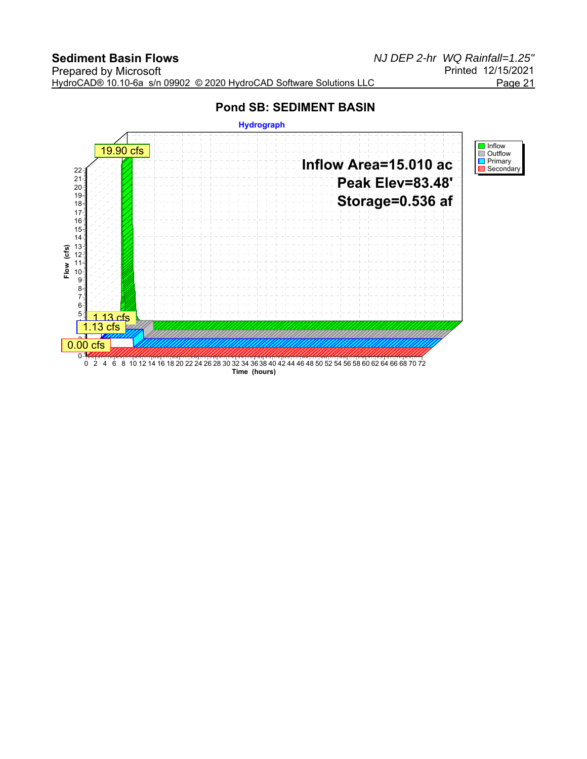## Pond SB: SEDIMENT BASIN

**Hydrograph**

19.90 cfs

Inflow Area=15.010 ac

Peak Elev=83.48'

Storage=0.536 af

1.13 cfs

1.13 cfs

0.00 cfs

Legend: Inflow, Outflow, Primary, Secondary

Flow (cfs): 0 1 2 3 4 5 6 7 8 9 10 11 12 13 14 15 16 17 18 19 20 21 22

Time (hours): 0 2 4 6 8 10 12 14 16 18 20 22 24 26 28 30 32 34 36 38 40 42 44 46 48 50 52 54 56 58 60 62 64 66 68 70 72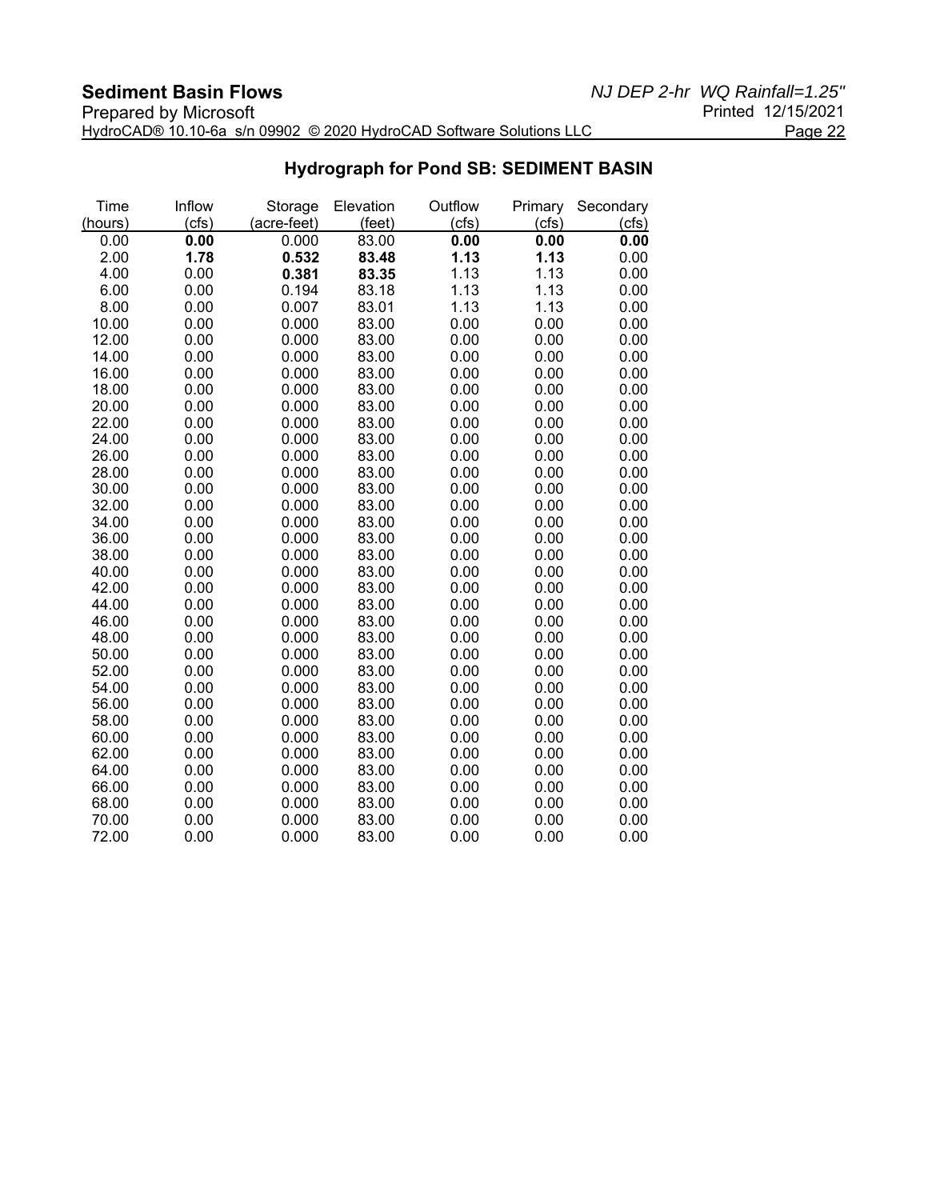## Hydrograph for Pond SB: SEDIMENT BASIN

| Time (hours) | Inflow (cfs) | Storage (acre-feet) | Elevation (feet) | Outflow (cfs) | Primary (cfs) | Secondary (cfs) |
|---|---|---|---|---|---|---|
| 0.00 | **0.00** | 0.000 | 83.00 | **0.00** | **0.00** | **0.00** |
| 2.00 | **1.78** | **0.532** | **83.48** | **1.13** | **1.13** | 0.00 |
| 4.00 | 0.00 | **0.381** | **83.35** | 1.13 | 1.13 | 0.00 |
| 6.00 | 0.00 | 0.194 | 83.18 | 1.13 | 1.13 | 0.00 |
| 8.00 | 0.00 | 0.007 | 83.01 | 1.13 | 1.13 | 0.00 |
| 10.00 | 0.00 | 0.000 | 83.00 | 0.00 | 0.00 | 0.00 |
| 12.00 | 0.00 | 0.000 | 83.00 | 0.00 | 0.00 | 0.00 |
| 14.00 | 0.00 | 0.000 | 83.00 | 0.00 | 0.00 | 0.00 |
| 16.00 | 0.00 | 0.000 | 83.00 | 0.00 | 0.00 | 0.00 |
| 18.00 | 0.00 | 0.000 | 83.00 | 0.00 | 0.00 | 0.00 |
| 20.00 | 0.00 | 0.000 | 83.00 | 0.00 | 0.00 | 0.00 |
| 22.00 | 0.00 | 0.000 | 83.00 | 0.00 | 0.00 | 0.00 |
| 24.00 | 0.00 | 0.000 | 83.00 | 0.00 | 0.00 | 0.00 |
| 26.00 | 0.00 | 0.000 | 83.00 | 0.00 | 0.00 | 0.00 |
| 28.00 | 0.00 | 0.000 | 83.00 | 0.00 | 0.00 | 0.00 |
| 30.00 | 0.00 | 0.000 | 83.00 | 0.00 | 0.00 | 0.00 |
| 32.00 | 0.00 | 0.000 | 83.00 | 0.00 | 0.00 | 0.00 |
| 34.00 | 0.00 | 0.000 | 83.00 | 0.00 | 0.00 | 0.00 |
| 36.00 | 0.00 | 0.000 | 83.00 | 0.00 | 0.00 | 0.00 |
| 38.00 | 0.00 | 0.000 | 83.00 | 0.00 | 0.00 | 0.00 |
| 40.00 | 0.00 | 0.000 | 83.00 | 0.00 | 0.00 | 0.00 |
| 42.00 | 0.00 | 0.000 | 83.00 | 0.00 | 0.00 | 0.00 |
| 44.00 | 0.00 | 0.000 | 83.00 | 0.00 | 0.00 | 0.00 |
| 46.00 | 0.00 | 0.000 | 83.00 | 0.00 | 0.00 | 0.00 |
| 48.00 | 0.00 | 0.000 | 83.00 | 0.00 | 0.00 | 0.00 |
| 50.00 | 0.00 | 0.000 | 83.00 | 0.00 | 0.00 | 0.00 |
| 52.00 | 0.00 | 0.000 | 83.00 | 0.00 | 0.00 | 0.00 |
| 54.00 | 0.00 | 0.000 | 83.00 | 0.00 | 0.00 | 0.00 |
| 56.00 | 0.00 | 0.000 | 83.00 | 0.00 | 0.00 | 0.00 |
| 58.00 | 0.00 | 0.000 | 83.00 | 0.00 | 0.00 | 0.00 |
| 60.00 | 0.00 | 0.000 | 83.00 | 0.00 | 0.00 | 0.00 |
| 62.00 | 0.00 | 0.000 | 83.00 | 0.00 | 0.00 | 0.00 |
| 64.00 | 0.00 | 0.000 | 83.00 | 0.00 | 0.00 | 0.00 |
| 66.00 | 0.00 | 0.000 | 83.00 | 0.00 | 0.00 | 0.00 |
| 68.00 | 0.00 | 0.000 | 83.00 | 0.00 | 0.00 | 0.00 |
| 70.00 | 0.00 | 0.000 | 83.00 | 0.00 | 0.00 | 0.00 |
| 72.00 | 0.00 | 0.000 | 83.00 | 0.00 | 0.00 | 0.00 |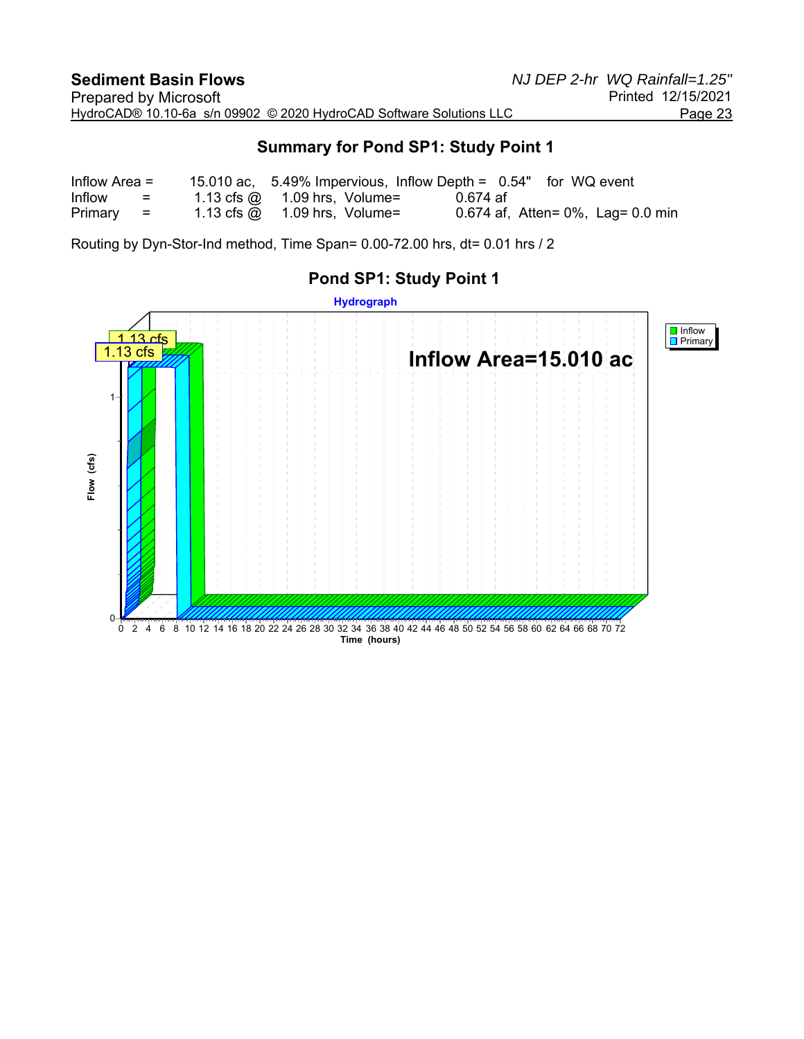## Summary for Pond SP1: Study Point 1

| | | | | |
|---|---|---|---|---|
| Inflow Area = | 15.010 ac, | 5.49% Impervious, | Inflow Depth = 0.54" | for WQ event |
| Inflow = | 1.13 cfs @ | 1.09 hrs, Volume= | 0.674 af | |
| Primary = | 1.13 cfs @ | 1.09 hrs, Volume= | 0.674 af, Atten= 0%, Lag= 0.0 min | |

Routing by Dyn-Stor-Ind method, Time Span= 0.00-72.00 hrs, dt= 0.01 hrs / 2

### Pond SP1: Study Point 1

Hydrograph

Inflow Area=15.010 ac

Legend: Inflow, Primary

Peak labels: 1.13 cfs (Inflow), 1.13 cfs (Primary)

Flow (cfs): 0, 1

Time (hours): 0 2 4 6 8 10 12 14 16 18 20 22 24 26 28 30 32 34 36 38 40 42 44 46 48 50 52 54 56 58 60 62 64 66 68 70 72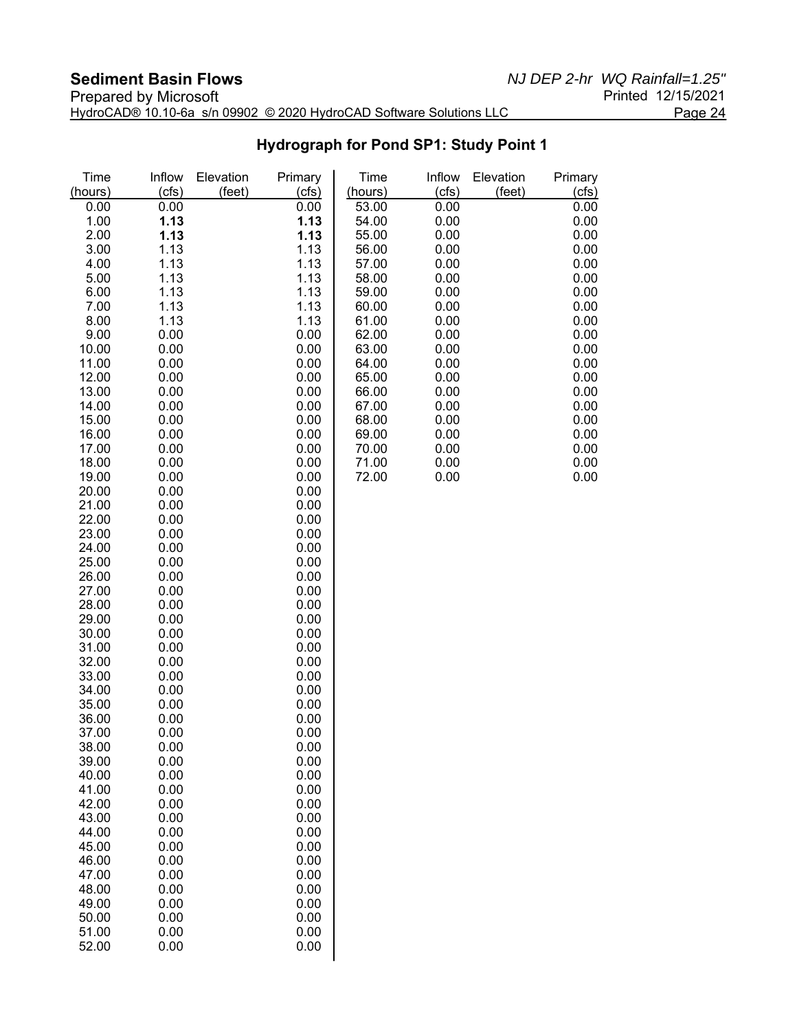## Hydrograph for Pond SP1: Study Point 1

| Time (hours) | Inflow (cfs) | Elevation (feet) | Primary (cfs) |
|---|---|---|---|
| 0.00 | 0.00 | | 0.00 |
| 1.00 | **1.13** | | **1.13** |
| 2.00 | **1.13** | | **1.13** |
| 3.00 | 1.13 | | 1.13 |
| 4.00 | 1.13 | | 1.13 |
| 5.00 | 1.13 | | 1.13 |
| 6.00 | 1.13 | | 1.13 |
| 7.00 | 1.13 | | 1.13 |
| 8.00 | 1.13 | | 1.13 |
| 9.00 | 0.00 | | 0.00 |
| 10.00 | 0.00 | | 0.00 |
| 11.00 | 0.00 | | 0.00 |
| 12.00 | 0.00 | | 0.00 |
| 13.00 | 0.00 | | 0.00 |
| 14.00 | 0.00 | | 0.00 |
| 15.00 | 0.00 | | 0.00 |
| 16.00 | 0.00 | | 0.00 |
| 17.00 | 0.00 | | 0.00 |
| 18.00 | 0.00 | | 0.00 |
| 19.00 | 0.00 | | 0.00 |
| 20.00 | 0.00 | | 0.00 |
| 21.00 | 0.00 | | 0.00 |
| 22.00 | 0.00 | | 0.00 |
| 23.00 | 0.00 | | 0.00 |
| 24.00 | 0.00 | | 0.00 |
| 25.00 | 0.00 | | 0.00 |
| 26.00 | 0.00 | | 0.00 |
| 27.00 | 0.00 | | 0.00 |
| 28.00 | 0.00 | | 0.00 |
| 29.00 | 0.00 | | 0.00 |
| 30.00 | 0.00 | | 0.00 |
| 31.00 | 0.00 | | 0.00 |
| 32.00 | 0.00 | | 0.00 |
| 33.00 | 0.00 | | 0.00 |
| 34.00 | 0.00 | | 0.00 |
| 35.00 | 0.00 | | 0.00 |
| 36.00 | 0.00 | | 0.00 |
| 37.00 | 0.00 | | 0.00 |
| 38.00 | 0.00 | | 0.00 |
| 39.00 | 0.00 | | 0.00 |
| 40.00 | 0.00 | | 0.00 |
| 41.00 | 0.00 | | 0.00 |
| 42.00 | 0.00 | | 0.00 |
| 43.00 | 0.00 | | 0.00 |
| 44.00 | 0.00 | | 0.00 |
| 45.00 | 0.00 | | 0.00 |
| 46.00 | 0.00 | | 0.00 |
| 47.00 | 0.00 | | 0.00 |
| 48.00 | 0.00 | | 0.00 |
| 49.00 | 0.00 | | 0.00 |
| 50.00 | 0.00 | | 0.00 |
| 51.00 | 0.00 | | 0.00 |
| 52.00 | 0.00 | | 0.00 |
| 53.00 | 0.00 | | 0.00 |
| 54.00 | 0.00 | | 0.00 |
| 55.00 | 0.00 | | 0.00 |
| 56.00 | 0.00 | | 0.00 |
| 57.00 | 0.00 | | 0.00 |
| 58.00 | 0.00 | | 0.00 |
| 59.00 | 0.00 | | 0.00 |
| 60.00 | 0.00 | | 0.00 |
| 61.00 | 0.00 | | 0.00 |
| 62.00 | 0.00 | | 0.00 |
| 63.00 | 0.00 | | 0.00 |
| 64.00 | 0.00 | | 0.00 |
| 65.00 | 0.00 | | 0.00 |
| 66.00 | 0.00 | | 0.00 |
| 67.00 | 0.00 | | 0.00 |
| 68.00 | 0.00 | | 0.00 |
| 69.00 | 0.00 | | 0.00 |
| 70.00 | 0.00 | | 0.00 |
| 71.00 | 0.00 | | 0.00 |
| 72.00 | 0.00 | | 0.00 |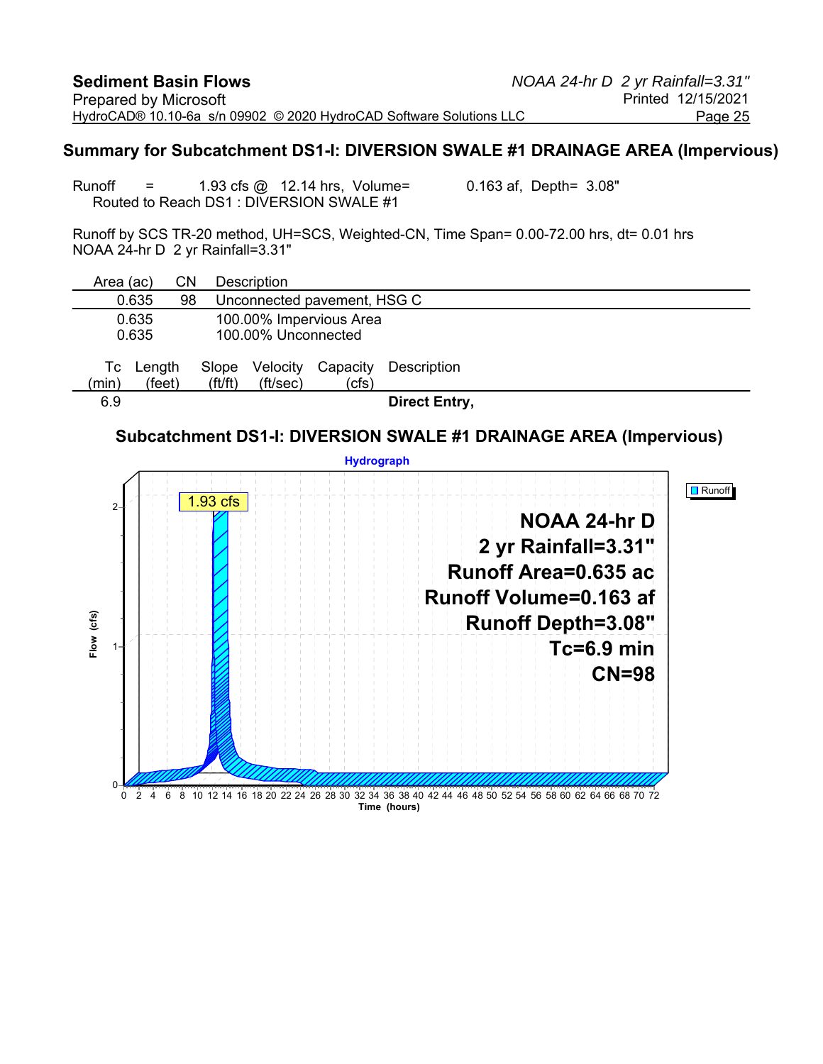## Summary for Subcatchment DS1-I: DIVERSION SWALE #1 DRAINAGE AREA (Impervious)

Runoff = 1.93 cfs @ 12.14 hrs, Volume= 0.163 af, Depth= 3.08"
Routed to Reach DS1 : DIVERSION SWALE #1

Runoff by SCS TR-20 method, UH=SCS, Weighted-CN, Time Span= 0.00-72.00 hrs, dt= 0.01 hrs
NOAA 24-hr D 2 yr Rainfall=3.31"

| Area (ac) | CN | Description |
|---|---|---|
| 0.635 | 98 | Unconnected pavement, HSG C |
| 0.635 | | 100.00% Impervious Area |
| 0.635 | | 100.00% Unconnected |

| Tc (min) | Length (feet) | Slope (ft/ft) | Velocity (ft/sec) | Capacity (cfs) | Description |
|---|---|---|---|---|---|
| 6.9 | | | | | **Direct Entry,** |

### Subcatchment DS1-I: DIVERSION SWALE #1 DRAINAGE AREA (Impervious)

**Hydrograph**

Runoff

1.93 cfs

**NOAA 24-hr D**
**2 yr Rainfall=3.31"**
**Runoff Area=0.635 ac**
**Runoff Volume=0.163 af**
**Runoff Depth=3.08"**
**Tc=6.9 min**
**CN=98**

Flow (cfs) vs. Time (hours)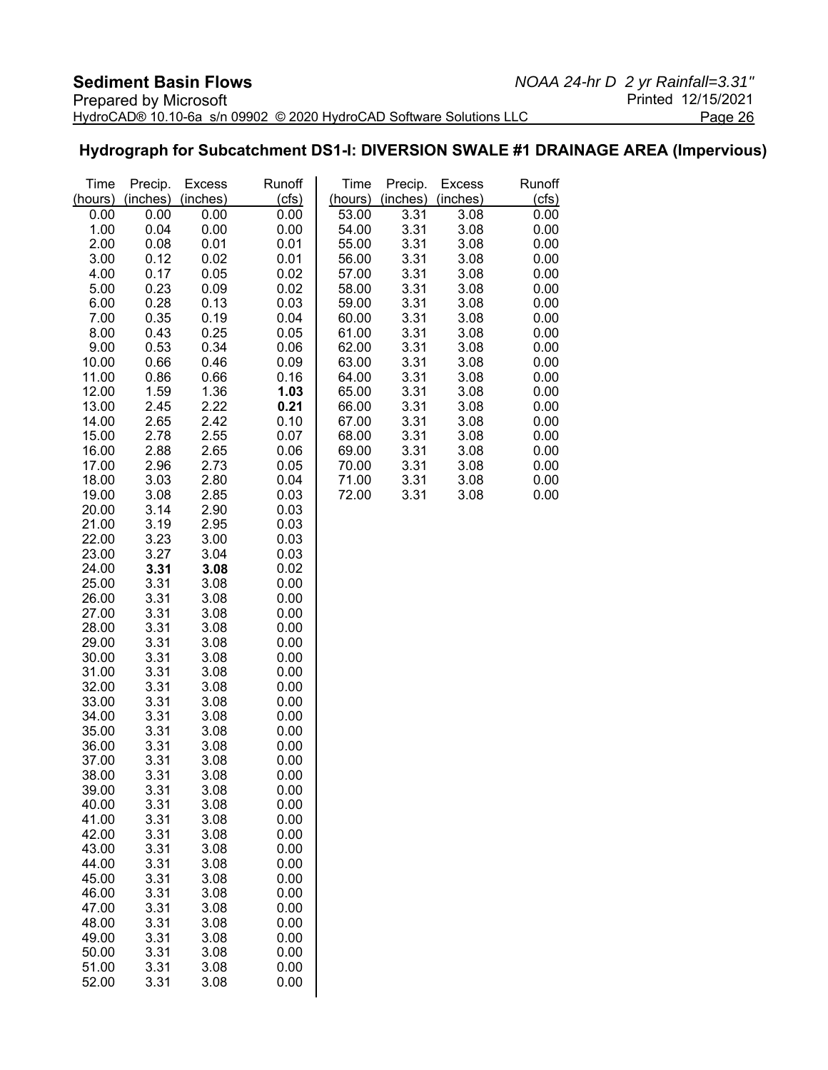## Hydrograph for Subcatchment DS1-I: DIVERSION SWALE #1 DRAINAGE AREA (Impervious)

| Time (hours) | Precip. (inches) | Excess (inches) | Runoff (cfs) | Time (hours) | Precip. (inches) | Excess (inches) | Runoff (cfs) |
|---|---|---|---|---|---|---|---|
| 0.00 | 0.00 | 0.00 | 0.00 | 53.00 | 3.31 | 3.08 | 0.00 |
| 1.00 | 0.04 | 0.00 | 0.00 | 54.00 | 3.31 | 3.08 | 0.00 |
| 2.00 | 0.08 | 0.01 | 0.01 | 55.00 | 3.31 | 3.08 | 0.00 |
| 3.00 | 0.12 | 0.02 | 0.01 | 56.00 | 3.31 | 3.08 | 0.00 |
| 4.00 | 0.17 | 0.05 | 0.02 | 57.00 | 3.31 | 3.08 | 0.00 |
| 5.00 | 0.23 | 0.09 | 0.02 | 58.00 | 3.31 | 3.08 | 0.00 |
| 6.00 | 0.28 | 0.13 | 0.03 | 59.00 | 3.31 | 3.08 | 0.00 |
| 7.00 | 0.35 | 0.19 | 0.04 | 60.00 | 3.31 | 3.08 | 0.00 |
| 8.00 | 0.43 | 0.25 | 0.05 | 61.00 | 3.31 | 3.08 | 0.00 |
| 9.00 | 0.53 | 0.34 | 0.06 | 62.00 | 3.31 | 3.08 | 0.00 |
| 10.00 | 0.66 | 0.46 | 0.09 | 63.00 | 3.31 | 3.08 | 0.00 |
| 11.00 | 0.86 | 0.66 | 0.16 | 64.00 | 3.31 | 3.08 | 0.00 |
| 12.00 | 1.59 | 1.36 | **1.03** | 65.00 | 3.31 | 3.08 | 0.00 |
| 13.00 | 2.45 | 2.22 | **0.21** | 66.00 | 3.31 | 3.08 | 0.00 |
| 14.00 | 2.65 | 2.42 | 0.10 | 67.00 | 3.31 | 3.08 | 0.00 |
| 15.00 | 2.78 | 2.55 | 0.07 | 68.00 | 3.31 | 3.08 | 0.00 |
| 16.00 | 2.88 | 2.65 | 0.06 | 69.00 | 3.31 | 3.08 | 0.00 |
| 17.00 | 2.96 | 2.73 | 0.05 | 70.00 | 3.31 | 3.08 | 0.00 |
| 18.00 | 3.03 | 2.80 | 0.04 | 71.00 | 3.31 | 3.08 | 0.00 |
| 19.00 | 3.08 | 2.85 | 0.03 | 72.00 | 3.31 | 3.08 | 0.00 |
| 20.00 | 3.14 | 2.90 | 0.03 | | | | |
| 21.00 | 3.19 | 2.95 | 0.03 | | | | |
| 22.00 | 3.23 | 3.00 | 0.03 | | | | |
| 23.00 | 3.27 | 3.04 | 0.03 | | | | |
| 24.00 | **3.31** | **3.08** | 0.02 | | | | |
| 25.00 | 3.31 | 3.08 | 0.00 | | | | |
| 26.00 | 3.31 | 3.08 | 0.00 | | | | |
| 27.00 | 3.31 | 3.08 | 0.00 | | | | |
| 28.00 | 3.31 | 3.08 | 0.00 | | | | |
| 29.00 | 3.31 | 3.08 | 0.00 | | | | |
| 30.00 | 3.31 | 3.08 | 0.00 | | | | |
| 31.00 | 3.31 | 3.08 | 0.00 | | | | |
| 32.00 | 3.31 | 3.08 | 0.00 | | | | |
| 33.00 | 3.31 | 3.08 | 0.00 | | | | |
| 34.00 | 3.31 | 3.08 | 0.00 | | | | |
| 35.00 | 3.31 | 3.08 | 0.00 | | | | |
| 36.00 | 3.31 | 3.08 | 0.00 | | | | |
| 37.00 | 3.31 | 3.08 | 0.00 | | | | |
| 38.00 | 3.31 | 3.08 | 0.00 | | | | |
| 39.00 | 3.31 | 3.08 | 0.00 | | | | |
| 40.00 | 3.31 | 3.08 | 0.00 | | | | |
| 41.00 | 3.31 | 3.08 | 0.00 | | | | |
| 42.00 | 3.31 | 3.08 | 0.00 | | | | |
| 43.00 | 3.31 | 3.08 | 0.00 | | | | |
| 44.00 | 3.31 | 3.08 | 0.00 | | | | |
| 45.00 | 3.31 | 3.08 | 0.00 | | | | |
| 46.00 | 3.31 | 3.08 | 0.00 | | | | |
| 47.00 | 3.31 | 3.08 | 0.00 | | | | |
| 48.00 | 3.31 | 3.08 | 0.00 | | | | |
| 49.00 | 3.31 | 3.08 | 0.00 | | | | |
| 50.00 | 3.31 | 3.08 | 0.00 | | | | |
| 51.00 | 3.31 | 3.08 | 0.00 | | | | |
| 52.00 | 3.31 | 3.08 | 0.00 | | | | |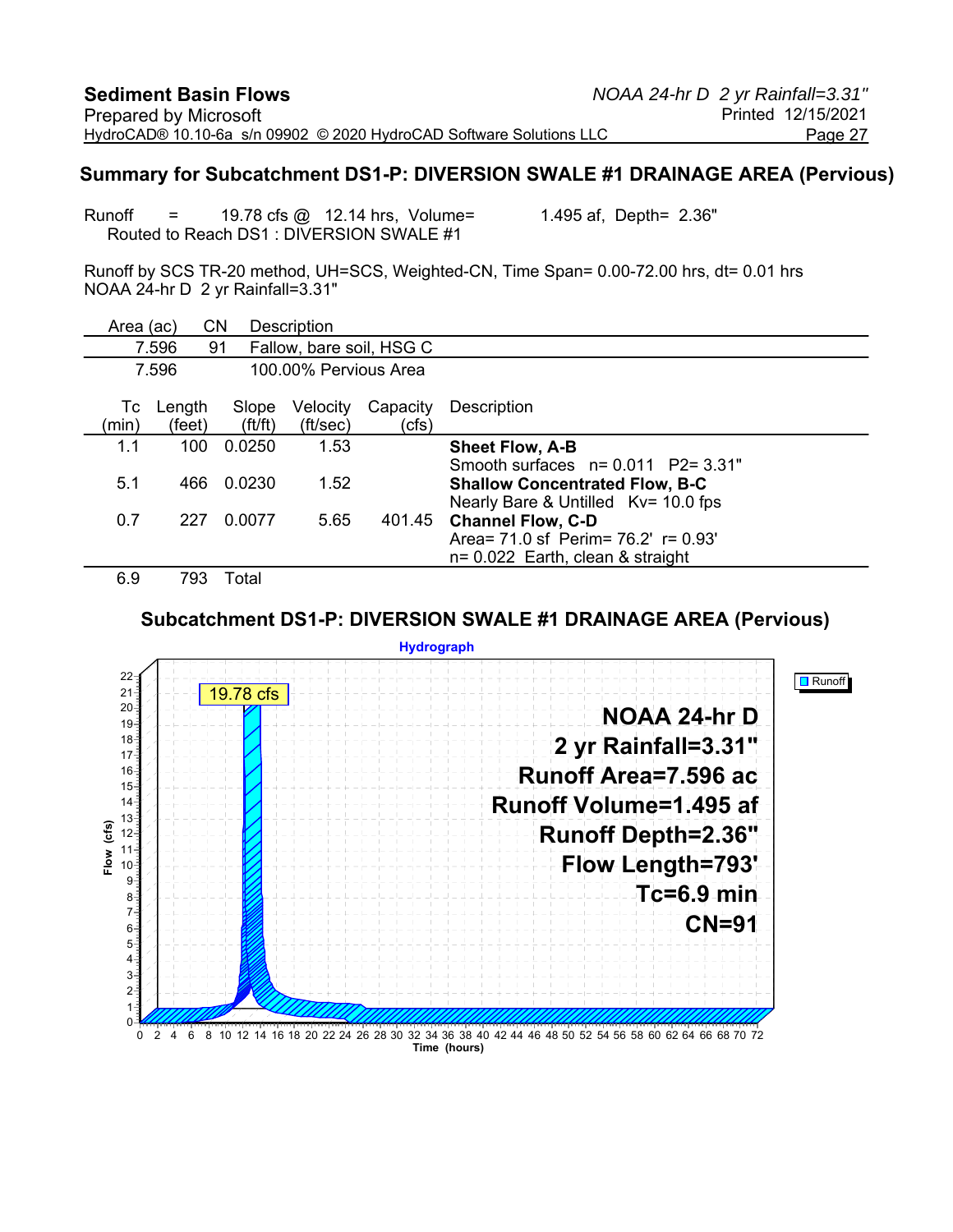## Summary for Subcatchment DS1-P: DIVERSION SWALE #1 DRAINAGE AREA (Pervious)

Runoff = 19.78 cfs @ 12.14 hrs, Volume= 1.495 af, Depth= 2.36"
Routed to Reach DS1 : DIVERSION SWALE #1

Runoff by SCS TR-20 method, UH=SCS, Weighted-CN, Time Span= 0.00-72.00 hrs, dt= 0.01 hrs
NOAA 24-hr D 2 yr Rainfall=3.31"

| Area (ac) | CN | Description |
|---|---|---|
| 7.596 | 91 | Fallow, bare soil, HSG C |
| 7.596 | | 100.00% Pervious Area |

| Tc (min) | Length (feet) | Slope (ft/ft) | Velocity (ft/sec) | Capacity (cfs) | Description |
|---|---|---|---|---|---|
| 1.1 | 100 | 0.0250 | 1.53 | | **Sheet Flow, A-B** Smooth surfaces n= 0.011 P2= 3.31" |
| 5.1 | 466 | 0.0230 | 1.52 | | **Shallow Concentrated Flow, B-C** Nearly Bare & Untilled Kv= 10.0 fps |
| 0.7 | 227 | 0.0077 | 5.65 | 401.45 | **Channel Flow, C-D** Area= 71.0 sf Perim= 76.2' r= 0.93' n= 0.022 Earth, clean & straight |
| 6.9 | 793 | Total | | | |

### Subcatchment DS1-P: DIVERSION SWALE #1 DRAINAGE AREA (Pervious)

**Hydrograph**

- Peak: 19.78 cfs
- NOAA 24-hr D
- 2 yr Rainfall=3.31"
- Runoff Area=7.596 ac
- Runoff Volume=1.495 af
- Runoff Depth=2.36"
- Flow Length=793'
- Tc=6.9 min
- CN=91

Legend: Runoff. Axes: Flow (cfs) vs. Time (hours), 0–72 hrs.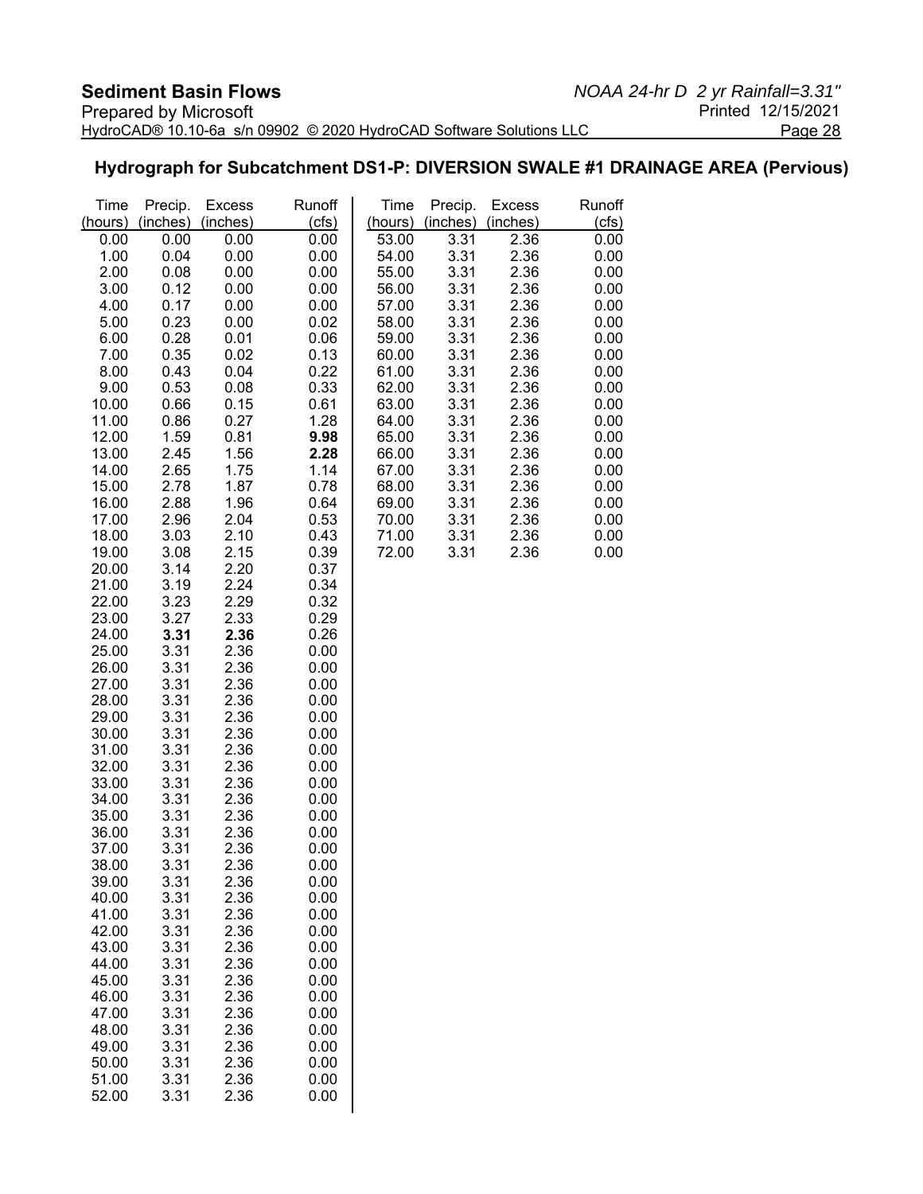## Hydrograph for Subcatchment DS1-P: DIVERSION SWALE #1 DRAINAGE AREA (Pervious)

| Time (hours) | Precip. (inches) | Excess (inches) | Runoff (cfs) | Time (hours) | Precip. (inches) | Excess (inches) | Runoff (cfs) |
|---|---|---|---|---|---|---|---|
| 0.00 | 0.00 | 0.00 | 0.00 | 53.00 | 3.31 | 2.36 | 0.00 |
| 1.00 | 0.04 | 0.00 | 0.00 | 54.00 | 3.31 | 2.36 | 0.00 |
| 2.00 | 0.08 | 0.00 | 0.00 | 55.00 | 3.31 | 2.36 | 0.00 |
| 3.00 | 0.12 | 0.00 | 0.00 | 56.00 | 3.31 | 2.36 | 0.00 |
| 4.00 | 0.17 | 0.00 | 0.00 | 57.00 | 3.31 | 2.36 | 0.00 |
| 5.00 | 0.23 | 0.00 | 0.02 | 58.00 | 3.31 | 2.36 | 0.00 |
| 6.00 | 0.28 | 0.01 | 0.06 | 59.00 | 3.31 | 2.36 | 0.00 |
| 7.00 | 0.35 | 0.02 | 0.13 | 60.00 | 3.31 | 2.36 | 0.00 |
| 8.00 | 0.43 | 0.04 | 0.22 | 61.00 | 3.31 | 2.36 | 0.00 |
| 9.00 | 0.53 | 0.08 | 0.33 | 62.00 | 3.31 | 2.36 | 0.00 |
| 10.00 | 0.66 | 0.15 | 0.61 | 63.00 | 3.31 | 2.36 | 0.00 |
| 11.00 | 0.86 | 0.27 | 1.28 | 64.00 | 3.31 | 2.36 | 0.00 |
| 12.00 | 1.59 | 0.81 | **9.98** | 65.00 | 3.31 | 2.36 | 0.00 |
| 13.00 | 2.45 | 1.56 | **2.28** | 66.00 | 3.31 | 2.36 | 0.00 |
| 14.00 | 2.65 | 1.75 | 1.14 | 67.00 | 3.31 | 2.36 | 0.00 |
| 15.00 | 2.78 | 1.87 | 0.78 | 68.00 | 3.31 | 2.36 | 0.00 |
| 16.00 | 2.88 | 1.96 | 0.64 | 69.00 | 3.31 | 2.36 | 0.00 |
| 17.00 | 2.96 | 2.04 | 0.53 | 70.00 | 3.31 | 2.36 | 0.00 |
| 18.00 | 3.03 | 2.10 | 0.43 | 71.00 | 3.31 | 2.36 | 0.00 |
| 19.00 | 3.08 | 2.15 | 0.39 | 72.00 | 3.31 | 2.36 | 0.00 |
| 20.00 | 3.14 | 2.20 | 0.37 | | | | |
| 21.00 | 3.19 | 2.24 | 0.34 | | | | |
| 22.00 | 3.23 | 2.29 | 0.32 | | | | |
| 23.00 | 3.27 | 2.33 | 0.29 | | | | |
| 24.00 | **3.31** | **2.36** | 0.26 | | | | |
| 25.00 | 3.31 | 2.36 | 0.00 | | | | |
| 26.00 | 3.31 | 2.36 | 0.00 | | | | |
| 27.00 | 3.31 | 2.36 | 0.00 | | | | |
| 28.00 | 3.31 | 2.36 | 0.00 | | | | |
| 29.00 | 3.31 | 2.36 | 0.00 | | | | |
| 30.00 | 3.31 | 2.36 | 0.00 | | | | |
| 31.00 | 3.31 | 2.36 | 0.00 | | | | |
| 32.00 | 3.31 | 2.36 | 0.00 | | | | |
| 33.00 | 3.31 | 2.36 | 0.00 | | | | |
| 34.00 | 3.31 | 2.36 | 0.00 | | | | |
| 35.00 | 3.31 | 2.36 | 0.00 | | | | |
| 36.00 | 3.31 | 2.36 | 0.00 | | | | |
| 37.00 | 3.31 | 2.36 | 0.00 | | | | |
| 38.00 | 3.31 | 2.36 | 0.00 | | | | |
| 39.00 | 3.31 | 2.36 | 0.00 | | | | |
| 40.00 | 3.31 | 2.36 | 0.00 | | | | |
| 41.00 | 3.31 | 2.36 | 0.00 | | | | |
| 42.00 | 3.31 | 2.36 | 0.00 | | | | |
| 43.00 | 3.31 | 2.36 | 0.00 | | | | |
| 44.00 | 3.31 | 2.36 | 0.00 | | | | |
| 45.00 | 3.31 | 2.36 | 0.00 | | | | |
| 46.00 | 3.31 | 2.36 | 0.00 | | | | |
| 47.00 | 3.31 | 2.36 | 0.00 | | | | |
| 48.00 | 3.31 | 2.36 | 0.00 | | | | |
| 49.00 | 3.31 | 2.36 | 0.00 | | | | |
| 50.00 | 3.31 | 2.36 | 0.00 | | | | |
| 51.00 | 3.31 | 2.36 | 0.00 | | | | |
| 52.00 | 3.31 | 2.36 | 0.00 | | | | |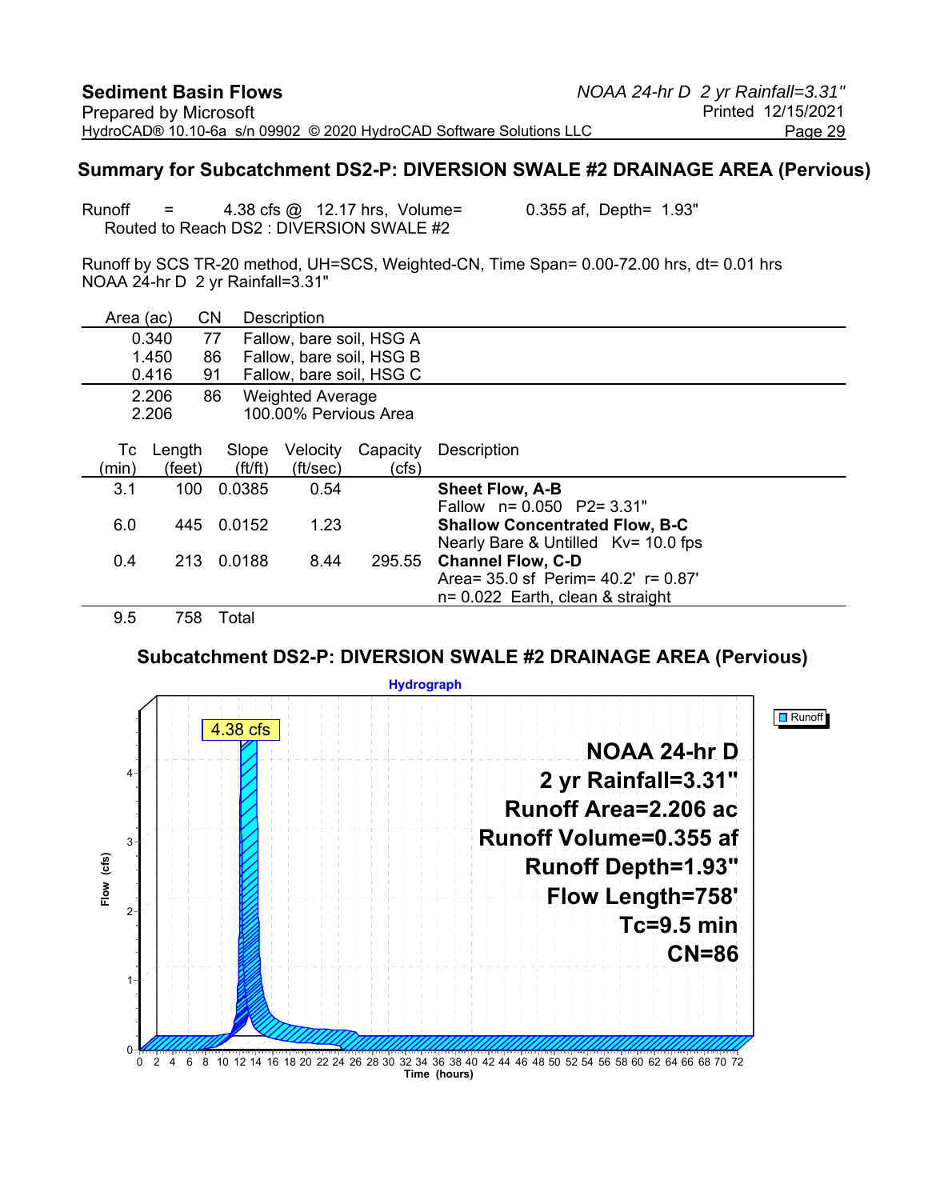## Summary for Subcatchment DS2-P: DIVERSION SWALE #2 DRAINAGE AREA (Pervious)

Runoff = 4.38 cfs @ 12.17 hrs, Volume= 0.355 af, Depth= 1.93"
Routed to Reach DS2 : DIVERSION SWALE #2

Runoff by SCS TR-20 method, UH=SCS, Weighted-CN, Time Span= 0.00-72.00 hrs, dt= 0.01 hrs
NOAA 24-hr D 2 yr Rainfall=3.31"

| Area (ac) | CN | Description |
|---|---|---|
| 0.340 | 77 | Fallow, bare soil, HSG A |
| 1.450 | 86 | Fallow, bare soil, HSG B |
| 0.416 | 91 | Fallow, bare soil, HSG C |
| 2.206 | 86 | Weighted Average |
| 2.206 | | 100.00% Pervious Area |

| Tc (min) | Length (feet) | Slope (ft/ft) | Velocity (ft/sec) | Capacity (cfs) | Description |
|---|---|---|---|---|---|
| 3.1 | 100 | 0.0385 | 0.54 | | **Sheet Flow, A-B** Fallow n= 0.050 P2= 3.31" |
| 6.0 | 445 | 0.0152 | 1.23 | | **Shallow Concentrated Flow, B-C** Nearly Bare & Untilled Kv= 10.0 fps |
| 0.4 | 213 | 0.0188 | 8.44 | 295.55 | **Channel Flow, C-D** Area= 35.0 sf Perim= 40.2' r= 0.87' n= 0.022 Earth, clean & straight |
| 9.5 | 758 | Total | | | |

### Subcatchment DS2-P: DIVERSION SWALE #2 DRAINAGE AREA (Pervious)

Hydrograph

NOAA 24-hr D
2 yr Rainfall=3.31"
Runoff Area=2.206 ac
Runoff Volume=0.355 af
Runoff Depth=1.93"
Flow Length=758'
Tc=9.5 min
CN=86

Peak: 4.38 cfs

Flow (cfs) vs. Time (hours), 0–72 hrs; Legend: Runoff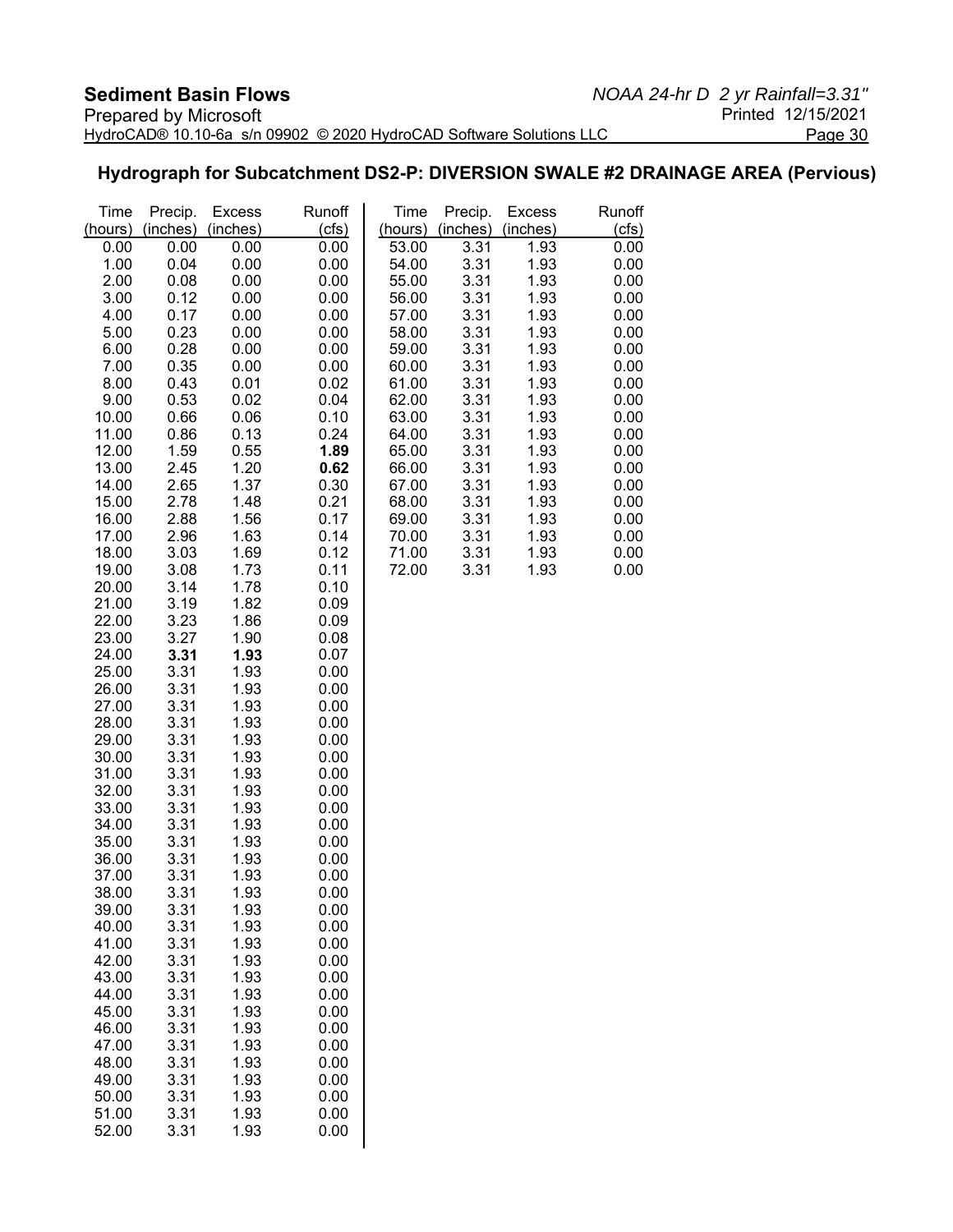## Hydrograph for Subcatchment DS2-P: DIVERSION SWALE #2 DRAINAGE AREA (Pervious)

| Time (hours) | Precip. (inches) | Excess (inches) | Runoff (cfs) | Time (hours) | Precip. (inches) | Excess (inches) | Runoff (cfs) |
|---|---|---|---|---|---|---|---|
| 0.00 | 0.00 | 0.00 | 0.00 | 53.00 | 3.31 | 1.93 | 0.00 |
| 1.00 | 0.04 | 0.00 | 0.00 | 54.00 | 3.31 | 1.93 | 0.00 |
| 2.00 | 0.08 | 0.00 | 0.00 | 55.00 | 3.31 | 1.93 | 0.00 |
| 3.00 | 0.12 | 0.00 | 0.00 | 56.00 | 3.31 | 1.93 | 0.00 |
| 4.00 | 0.17 | 0.00 | 0.00 | 57.00 | 3.31 | 1.93 | 0.00 |
| 5.00 | 0.23 | 0.00 | 0.00 | 58.00 | 3.31 | 1.93 | 0.00 |
| 6.00 | 0.28 | 0.00 | 0.00 | 59.00 | 3.31 | 1.93 | 0.00 |
| 7.00 | 0.35 | 0.00 | 0.00 | 60.00 | 3.31 | 1.93 | 0.00 |
| 8.00 | 0.43 | 0.01 | 0.02 | 61.00 | 3.31 | 1.93 | 0.00 |
| 9.00 | 0.53 | 0.02 | 0.04 | 62.00 | 3.31 | 1.93 | 0.00 |
| 10.00 | 0.66 | 0.06 | 0.10 | 63.00 | 3.31 | 1.93 | 0.00 |
| 11.00 | 0.86 | 0.13 | 0.24 | 64.00 | 3.31 | 1.93 | 0.00 |
| 12.00 | 1.59 | 0.55 | **1.89** | 65.00 | 3.31 | 1.93 | 0.00 |
| 13.00 | 2.45 | 1.20 | **0.62** | 66.00 | 3.31 | 1.93 | 0.00 |
| 14.00 | 2.65 | 1.37 | 0.30 | 67.00 | 3.31 | 1.93 | 0.00 |
| 15.00 | 2.78 | 1.48 | 0.21 | 68.00 | 3.31 | 1.93 | 0.00 |
| 16.00 | 2.88 | 1.56 | 0.17 | 69.00 | 3.31 | 1.93 | 0.00 |
| 17.00 | 2.96 | 1.63 | 0.14 | 70.00 | 3.31 | 1.93 | 0.00 |
| 18.00 | 3.03 | 1.69 | 0.12 | 71.00 | 3.31 | 1.93 | 0.00 |
| 19.00 | 3.08 | 1.73 | 0.11 | 72.00 | 3.31 | 1.93 | 0.00 |
| 20.00 | 3.14 | 1.78 | 0.10 | | | | |
| 21.00 | 3.19 | 1.82 | 0.09 | | | | |
| 22.00 | 3.23 | 1.86 | 0.09 | | | | |
| 23.00 | 3.27 | 1.90 | 0.08 | | | | |
| 24.00 | **3.31** | **1.93** | 0.07 | | | | |
| 25.00 | 3.31 | 1.93 | 0.00 | | | | |
| 26.00 | 3.31 | 1.93 | 0.00 | | | | |
| 27.00 | 3.31 | 1.93 | 0.00 | | | | |
| 28.00 | 3.31 | 1.93 | 0.00 | | | | |
| 29.00 | 3.31 | 1.93 | 0.00 | | | | |
| 30.00 | 3.31 | 1.93 | 0.00 | | | | |
| 31.00 | 3.31 | 1.93 | 0.00 | | | | |
| 32.00 | 3.31 | 1.93 | 0.00 | | | | |
| 33.00 | 3.31 | 1.93 | 0.00 | | | | |
| 34.00 | 3.31 | 1.93 | 0.00 | | | | |
| 35.00 | 3.31 | 1.93 | 0.00 | | | | |
| 36.00 | 3.31 | 1.93 | 0.00 | | | | |
| 37.00 | 3.31 | 1.93 | 0.00 | | | | |
| 38.00 | 3.31 | 1.93 | 0.00 | | | | |
| 39.00 | 3.31 | 1.93 | 0.00 | | | | |
| 40.00 | 3.31 | 1.93 | 0.00 | | | | |
| 41.00 | 3.31 | 1.93 | 0.00 | | | | |
| 42.00 | 3.31 | 1.93 | 0.00 | | | | |
| 43.00 | 3.31 | 1.93 | 0.00 | | | | |
| 44.00 | 3.31 | 1.93 | 0.00 | | | | |
| 45.00 | 3.31 | 1.93 | 0.00 | | | | |
| 46.00 | 3.31 | 1.93 | 0.00 | | | | |
| 47.00 | 3.31 | 1.93 | 0.00 | | | | |
| 48.00 | 3.31 | 1.93 | 0.00 | | | | |
| 49.00 | 3.31 | 1.93 | 0.00 | | | | |
| 50.00 | 3.31 | 1.93 | 0.00 | | | | |
| 51.00 | 3.31 | 1.93 | 0.00 | | | | |
| 52.00 | 3.31 | 1.93 | 0.00 | | | | |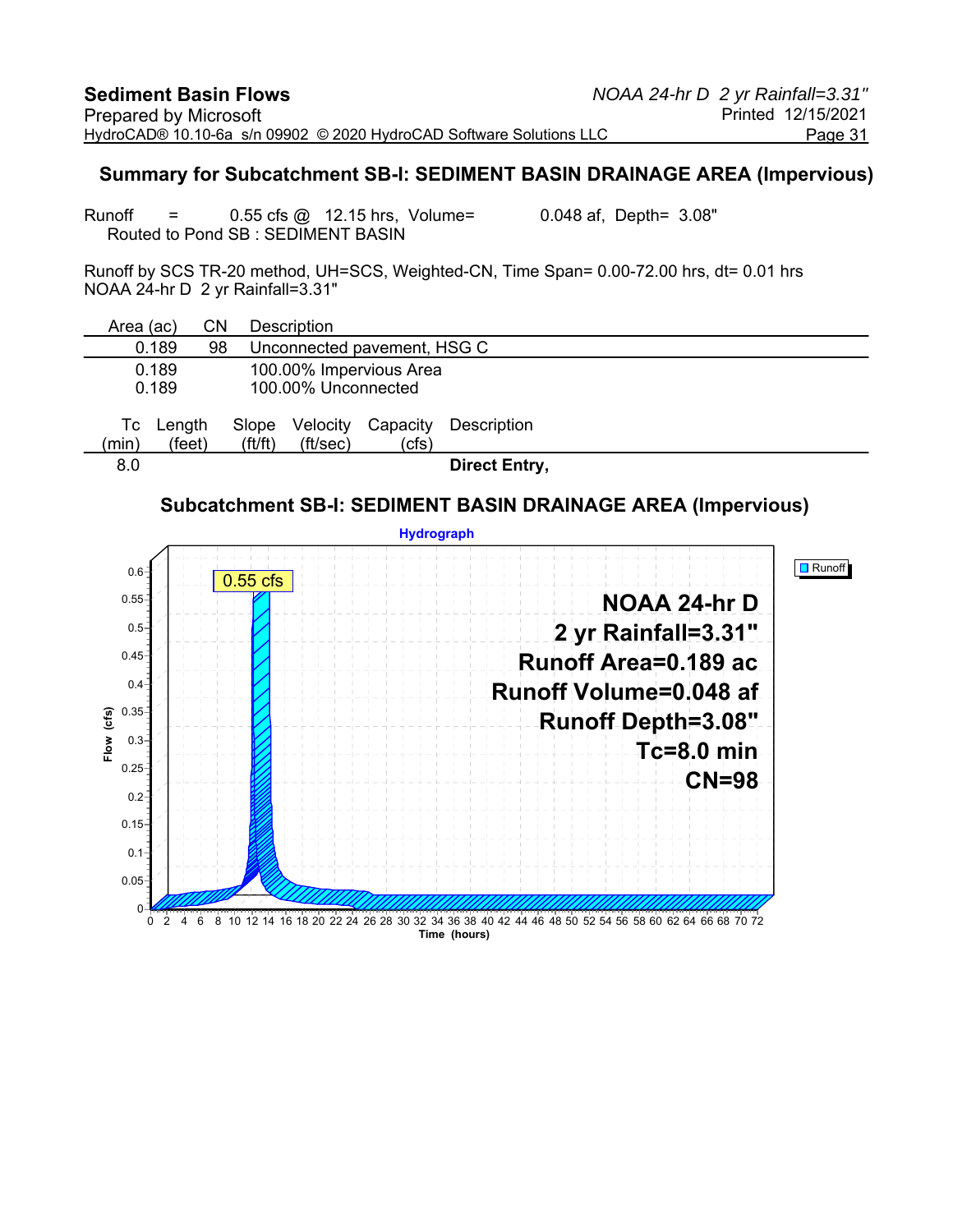## Summary for Subcatchment SB-I: SEDIMENT BASIN DRAINAGE AREA (Impervious)

Runoff = 0.55 cfs @ 12.15 hrs, Volume= 0.048 af, Depth= 3.08"
Routed to Pond SB : SEDIMENT BASIN

Runoff by SCS TR-20 method, UH=SCS, Weighted-CN, Time Span= 0.00-72.00 hrs, dt= 0.01 hrs
NOAA 24-hr D 2 yr Rainfall=3.31"

| Area (ac) | CN | Description |
|---|---|---|
| 0.189 | 98 | Unconnected pavement, HSG C |
| 0.189 | | 100.00% Impervious Area |
| 0.189 | | 100.00% Unconnected |

| Tc (min) | Length (feet) | Slope (ft/ft) | Velocity (ft/sec) | Capacity (cfs) | Description |
|---|---|---|---|---|---|
| 8.0 | | | | | **Direct Entry,** |

### Subcatchment SB-I: SEDIMENT BASIN DRAINAGE AREA (Impervious)

Hydrograph

Runoff: 0.55 cfs peak

NOAA 24-hr D
2 yr Rainfall=3.31"
Runoff Area=0.189 ac
Runoff Volume=0.048 af
Runoff Depth=3.08"
Tc=8.0 min
CN=98

Flow (cfs) vs. Time (hours), 0–72 hrs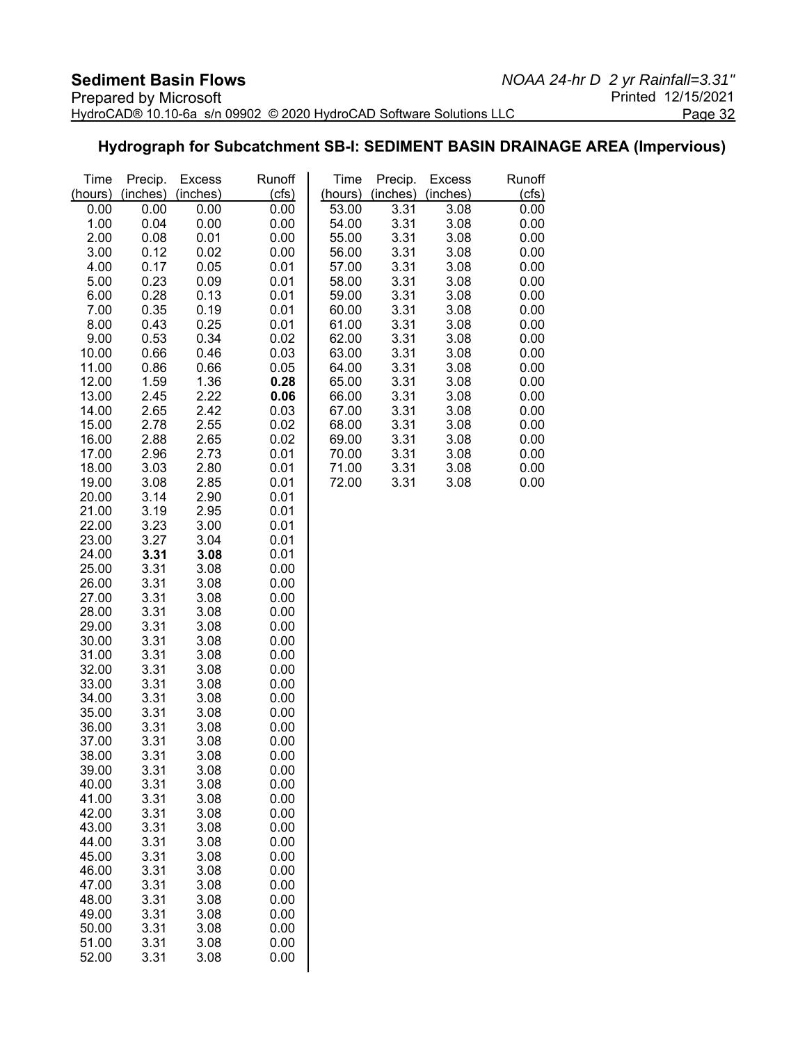## Hydrograph for Subcatchment SB-I: SEDIMENT BASIN DRAINAGE AREA (Impervious)

| Time (hours) | Precip. (inches) | Excess (inches) | Runoff (cfs) | Time (hours) | Precip. (inches) | Excess (inches) | Runoff (cfs) |
|---|---|---|---|---|---|---|---|
| 0.00 | 0.00 | 0.00 | 0.00 | 53.00 | 3.31 | 3.08 | 0.00 |
| 1.00 | 0.04 | 0.00 | 0.00 | 54.00 | 3.31 | 3.08 | 0.00 |
| 2.00 | 0.08 | 0.01 | 0.00 | 55.00 | 3.31 | 3.08 | 0.00 |
| 3.00 | 0.12 | 0.02 | 0.00 | 56.00 | 3.31 | 3.08 | 0.00 |
| 4.00 | 0.17 | 0.05 | 0.01 | 57.00 | 3.31 | 3.08 | 0.00 |
| 5.00 | 0.23 | 0.09 | 0.01 | 58.00 | 3.31 | 3.08 | 0.00 |
| 6.00 | 0.28 | 0.13 | 0.01 | 59.00 | 3.31 | 3.08 | 0.00 |
| 7.00 | 0.35 | 0.19 | 0.01 | 60.00 | 3.31 | 3.08 | 0.00 |
| 8.00 | 0.43 | 0.25 | 0.01 | 61.00 | 3.31 | 3.08 | 0.00 |
| 9.00 | 0.53 | 0.34 | 0.02 | 62.00 | 3.31 | 3.08 | 0.00 |
| 10.00 | 0.66 | 0.46 | 0.03 | 63.00 | 3.31 | 3.08 | 0.00 |
| 11.00 | 0.86 | 0.66 | 0.05 | 64.00 | 3.31 | 3.08 | 0.00 |
| 12.00 | 1.59 | 1.36 | **0.28** | 65.00 | 3.31 | 3.08 | 0.00 |
| 13.00 | 2.45 | 2.22 | **0.06** | 66.00 | 3.31 | 3.08 | 0.00 |
| 14.00 | 2.65 | 2.42 | 0.03 | 67.00 | 3.31 | 3.08 | 0.00 |
| 15.00 | 2.78 | 2.55 | 0.02 | 68.00 | 3.31 | 3.08 | 0.00 |
| 16.00 | 2.88 | 2.65 | 0.02 | 69.00 | 3.31 | 3.08 | 0.00 |
| 17.00 | 2.96 | 2.73 | 0.01 | 70.00 | 3.31 | 3.08 | 0.00 |
| 18.00 | 3.03 | 2.80 | 0.01 | 71.00 | 3.31 | 3.08 | 0.00 |
| 19.00 | 3.08 | 2.85 | 0.01 | 72.00 | 3.31 | 3.08 | 0.00 |
| 20.00 | 3.14 | 2.90 | 0.01 | | | | |
| 21.00 | 3.19 | 2.95 | 0.01 | | | | |
| 22.00 | 3.23 | 3.00 | 0.01 | | | | |
| 23.00 | 3.27 | 3.04 | 0.01 | | | | |
| 24.00 | **3.31** | **3.08** | 0.01 | | | | |
| 25.00 | 3.31 | 3.08 | 0.00 | | | | |
| 26.00 | 3.31 | 3.08 | 0.00 | | | | |
| 27.00 | 3.31 | 3.08 | 0.00 | | | | |
| 28.00 | 3.31 | 3.08 | 0.00 | | | | |
| 29.00 | 3.31 | 3.08 | 0.00 | | | | |
| 30.00 | 3.31 | 3.08 | 0.00 | | | | |
| 31.00 | 3.31 | 3.08 | 0.00 | | | | |
| 32.00 | 3.31 | 3.08 | 0.00 | | | | |
| 33.00 | 3.31 | 3.08 | 0.00 | | | | |
| 34.00 | 3.31 | 3.08 | 0.00 | | | | |
| 35.00 | 3.31 | 3.08 | 0.00 | | | | |
| 36.00 | 3.31 | 3.08 | 0.00 | | | | |
| 37.00 | 3.31 | 3.08 | 0.00 | | | | |
| 38.00 | 3.31 | 3.08 | 0.00 | | | | |
| 39.00 | 3.31 | 3.08 | 0.00 | | | | |
| 40.00 | 3.31 | 3.08 | 0.00 | | | | |
| 41.00 | 3.31 | 3.08 | 0.00 | | | | |
| 42.00 | 3.31 | 3.08 | 0.00 | | | | |
| 43.00 | 3.31 | 3.08 | 0.00 | | | | |
| 44.00 | 3.31 | 3.08 | 0.00 | | | | |
| 45.00 | 3.31 | 3.08 | 0.00 | | | | |
| 46.00 | 3.31 | 3.08 | 0.00 | | | | |
| 47.00 | 3.31 | 3.08 | 0.00 | | | | |
| 48.00 | 3.31 | 3.08 | 0.00 | | | | |
| 49.00 | 3.31 | 3.08 | 0.00 | | | | |
| 50.00 | 3.31 | 3.08 | 0.00 | | | | |
| 51.00 | 3.31 | 3.08 | 0.00 | | | | |
| 52.00 | 3.31 | 3.08 | 0.00 | | | | |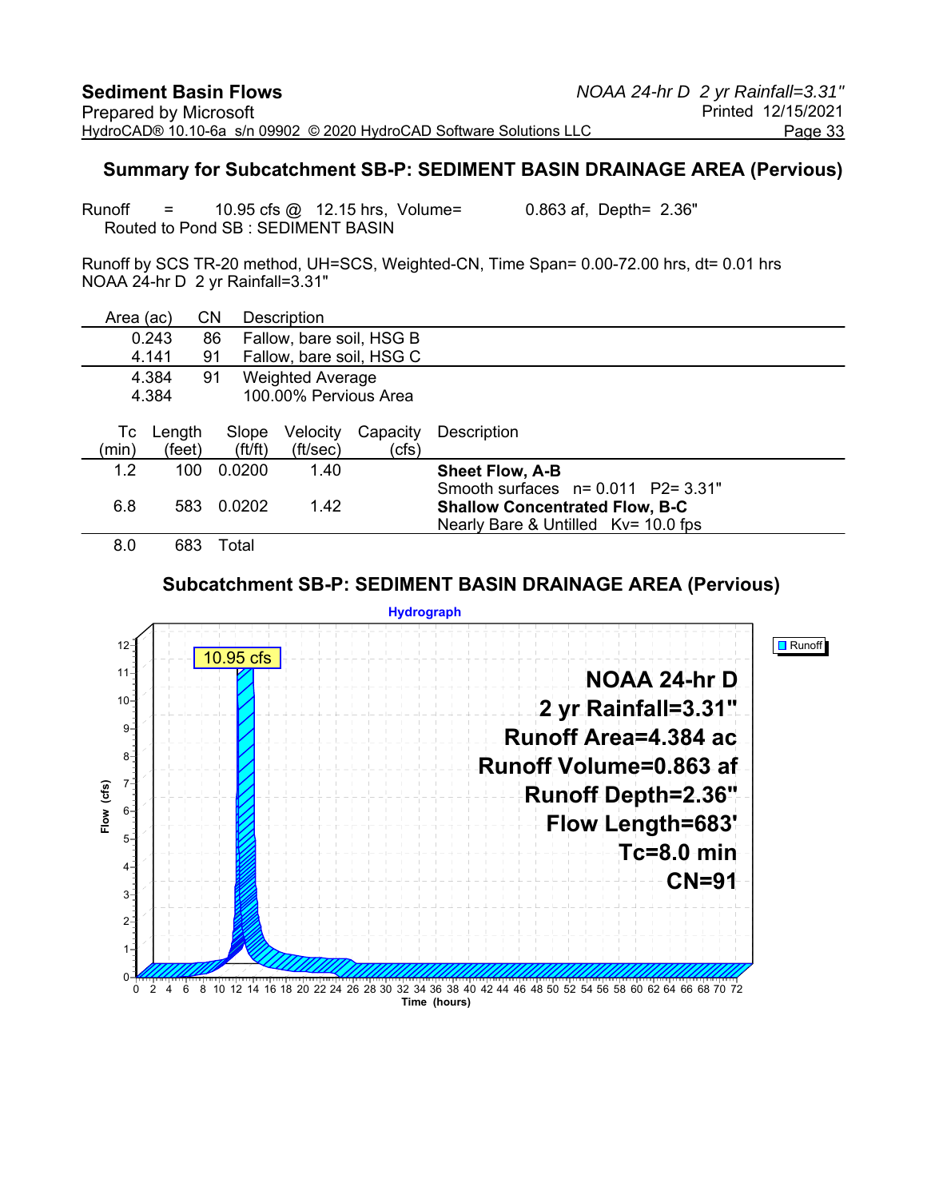## Summary for Subcatchment SB-P: SEDIMENT BASIN DRAINAGE AREA (Pervious)

Runoff = 10.95 cfs @ 12.15 hrs, Volume= 0.863 af, Depth= 2.36"
Routed to Pond SB : SEDIMENT BASIN

Runoff by SCS TR-20 method, UH=SCS, Weighted-CN, Time Span= 0.00-72.00 hrs, dt= 0.01 hrs
NOAA 24-hr D 2 yr Rainfall=3.31"

| Area (ac) | CN | Description |
|---|---|---|
| 0.243 | 86 | Fallow, bare soil, HSG B |
| 4.141 | 91 | Fallow, bare soil, HSG C |
| 4.384 | 91 | Weighted Average |
| 4.384 | | 100.00% Pervious Area |

| Tc (min) | Length (feet) | Slope (ft/ft) | Velocity (ft/sec) | Capacity (cfs) | Description |
|---|---|---|---|---|---|
| 1.2 | 100 | 0.0200 | 1.40 | | **Sheet Flow, A-B** Smooth surfaces n= 0.011 P2= 3.31" |
| 6.8 | 583 | 0.0202 | 1.42 | | **Shallow Concentrated Flow, B-C** Nearly Bare & Untilled Kv= 10.0 fps |
| 8.0 | 683 | Total | | | |

### Subcatchment SB-P: SEDIMENT BASIN DRAINAGE AREA (Pervious)

Hydrograph

Runoff

10.95 cfs

NOAA 24-hr D
2 yr Rainfall=3.31"
Runoff Area=4.384 ac
Runoff Volume=0.863 af
Runoff Depth=2.36"
Flow Length=683'
Tc=8.0 min
CN=91

Flow (cfs) vs. Time (hours)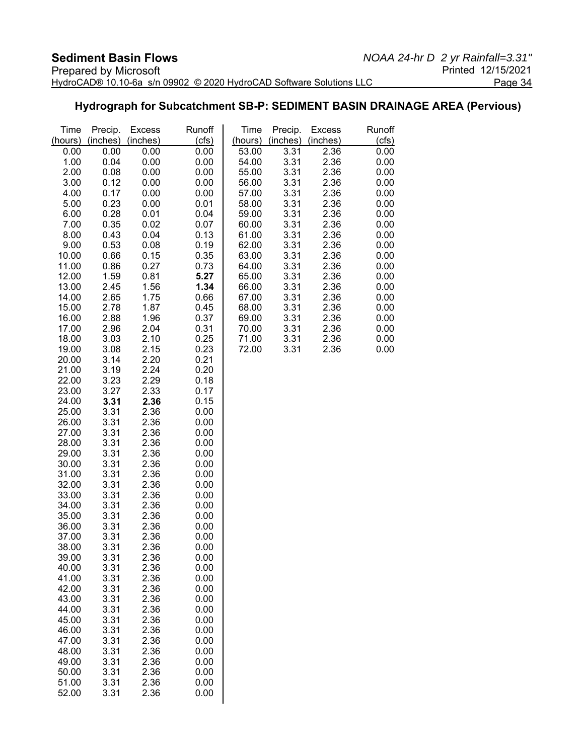## Hydrograph for Subcatchment SB-P: SEDIMENT BASIN DRAINAGE AREA (Pervious)

| Time (hours) | Precip. (inches) | Excess (inches) | Runoff (cfs) |
|---|---|---|---|
| 0.00 | 0.00 | 0.00 | 0.00 |
| 1.00 | 0.04 | 0.00 | 0.00 |
| 2.00 | 0.08 | 0.00 | 0.00 |
| 3.00 | 0.12 | 0.00 | 0.00 |
| 4.00 | 0.17 | 0.00 | 0.00 |
| 5.00 | 0.23 | 0.00 | 0.01 |
| 6.00 | 0.28 | 0.01 | 0.04 |
| 7.00 | 0.35 | 0.02 | 0.07 |
| 8.00 | 0.43 | 0.04 | 0.13 |
| 9.00 | 0.53 | 0.08 | 0.19 |
| 10.00 | 0.66 | 0.15 | 0.35 |
| 11.00 | 0.86 | 0.27 | 0.73 |
| 12.00 | 1.59 | 0.81 | **5.27** |
| 13.00 | 2.45 | 1.56 | **1.34** |
| 14.00 | 2.65 | 1.75 | 0.66 |
| 15.00 | 2.78 | 1.87 | 0.45 |
| 16.00 | 2.88 | 1.96 | 0.37 |
| 17.00 | 2.96 | 2.04 | 0.31 |
| 18.00 | 3.03 | 2.10 | 0.25 |
| 19.00 | 3.08 | 2.15 | 0.23 |
| 20.00 | 3.14 | 2.20 | 0.21 |
| 21.00 | 3.19 | 2.24 | 0.20 |
| 22.00 | 3.23 | 2.29 | 0.18 |
| 23.00 | 3.27 | 2.33 | 0.17 |
| 24.00 | **3.31** | **2.36** | 0.15 |
| 25.00 | 3.31 | 2.36 | 0.00 |
| 26.00 | 3.31 | 2.36 | 0.00 |
| 27.00 | 3.31 | 2.36 | 0.00 |
| 28.00 | 3.31 | 2.36 | 0.00 |
| 29.00 | 3.31 | 2.36 | 0.00 |
| 30.00 | 3.31 | 2.36 | 0.00 |
| 31.00 | 3.31 | 2.36 | 0.00 |
| 32.00 | 3.31 | 2.36 | 0.00 |
| 33.00 | 3.31 | 2.36 | 0.00 |
| 34.00 | 3.31 | 2.36 | 0.00 |
| 35.00 | 3.31 | 2.36 | 0.00 |
| 36.00 | 3.31 | 2.36 | 0.00 |
| 37.00 | 3.31 | 2.36 | 0.00 |
| 38.00 | 3.31 | 2.36 | 0.00 |
| 39.00 | 3.31 | 2.36 | 0.00 |
| 40.00 | 3.31 | 2.36 | 0.00 |
| 41.00 | 3.31 | 2.36 | 0.00 |
| 42.00 | 3.31 | 2.36 | 0.00 |
| 43.00 | 3.31 | 2.36 | 0.00 |
| 44.00 | 3.31 | 2.36 | 0.00 |
| 45.00 | 3.31 | 2.36 | 0.00 |
| 46.00 | 3.31 | 2.36 | 0.00 |
| 47.00 | 3.31 | 2.36 | 0.00 |
| 48.00 | 3.31 | 2.36 | 0.00 |
| 49.00 | 3.31 | 2.36 | 0.00 |
| 50.00 | 3.31 | 2.36 | 0.00 |
| 51.00 | 3.31 | 2.36 | 0.00 |
| 52.00 | 3.31 | 2.36 | 0.00 |
| 53.00 | 3.31 | 2.36 | 0.00 |
| 54.00 | 3.31 | 2.36 | 0.00 |
| 55.00 | 3.31 | 2.36 | 0.00 |
| 56.00 | 3.31 | 2.36 | 0.00 |
| 57.00 | 3.31 | 2.36 | 0.00 |
| 58.00 | 3.31 | 2.36 | 0.00 |
| 59.00 | 3.31 | 2.36 | 0.00 |
| 60.00 | 3.31 | 2.36 | 0.00 |
| 61.00 | 3.31 | 2.36 | 0.00 |
| 62.00 | 3.31 | 2.36 | 0.00 |
| 63.00 | 3.31 | 2.36 | 0.00 |
| 64.00 | 3.31 | 2.36 | 0.00 |
| 65.00 | 3.31 | 2.36 | 0.00 |
| 66.00 | 3.31 | 2.36 | 0.00 |
| 67.00 | 3.31 | 2.36 | 0.00 |
| 68.00 | 3.31 | 2.36 | 0.00 |
| 69.00 | 3.31 | 2.36 | 0.00 |
| 70.00 | 3.31 | 2.36 | 0.00 |
| 71.00 | 3.31 | 2.36 | 0.00 |
| 72.00 | 3.31 | 2.36 | 0.00 |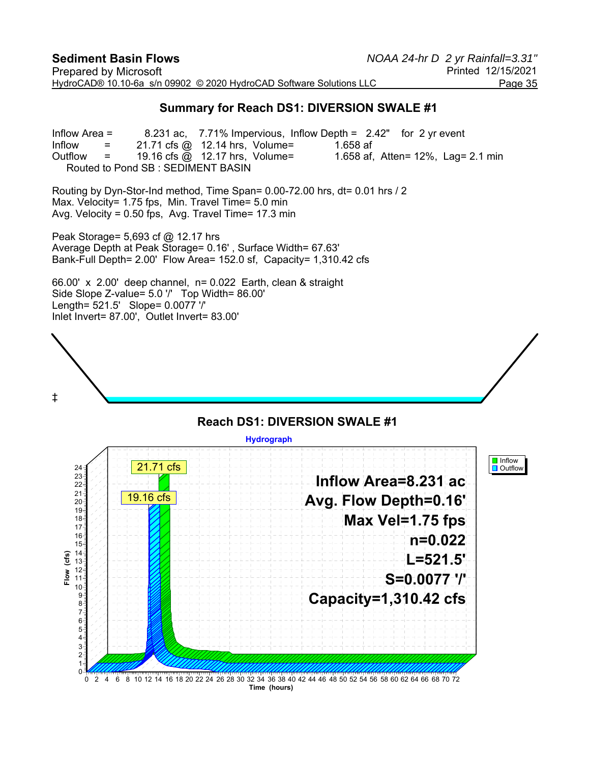## Summary for Reach DS1: DIVERSION SWALE #1

Inflow Area = 8.231 ac, 7.71% Impervious, Inflow Depth = 2.42" for 2 yr event
Inflow = 21.71 cfs @ 12.14 hrs, Volume= 1.658 af
Outflow = 19.16 cfs @ 12.17 hrs, Volume= 1.658 af, Atten= 12%, Lag= 2.1 min
Routed to Pond SB : SEDIMENT BASIN

Routing by Dyn-Stor-Ind method, Time Span= 0.00-72.00 hrs, dt= 0.01 hrs / 2
Max. Velocity= 1.75 fps, Min. Travel Time= 5.0 min
Avg. Velocity = 0.50 fps, Avg. Travel Time= 17.3 min

Peak Storage= 5,693 cf @ 12.17 hrs
Average Depth at Peak Storage= 0.16' , Surface Width= 67.63'
Bank-Full Depth= 2.00' Flow Area= 152.0 sf, Capacity= 1,310.42 cfs

66.00' x 2.00' deep channel, n= 0.022 Earth, clean & straight
Side Slope Z-value= 5.0 '/' Top Width= 86.00'
Length= 521.5' Slope= 0.0077 '/'
Inlet Invert= 87.00', Outlet Invert= 83.00'

‡

### Reach DS1: DIVERSION SWALE #1

Hydrograph

Inflow Area=8.231 ac
Avg. Flow Depth=0.16'
Max Vel=1.75 fps
n=0.022
L=521.5'
S=0.0077 '/'
Capacity=1,310.42 cfs

21.71 cfs
19.16 cfs

Legend: Inflow, Outflow

Flow (cfs) vs. Time (hours)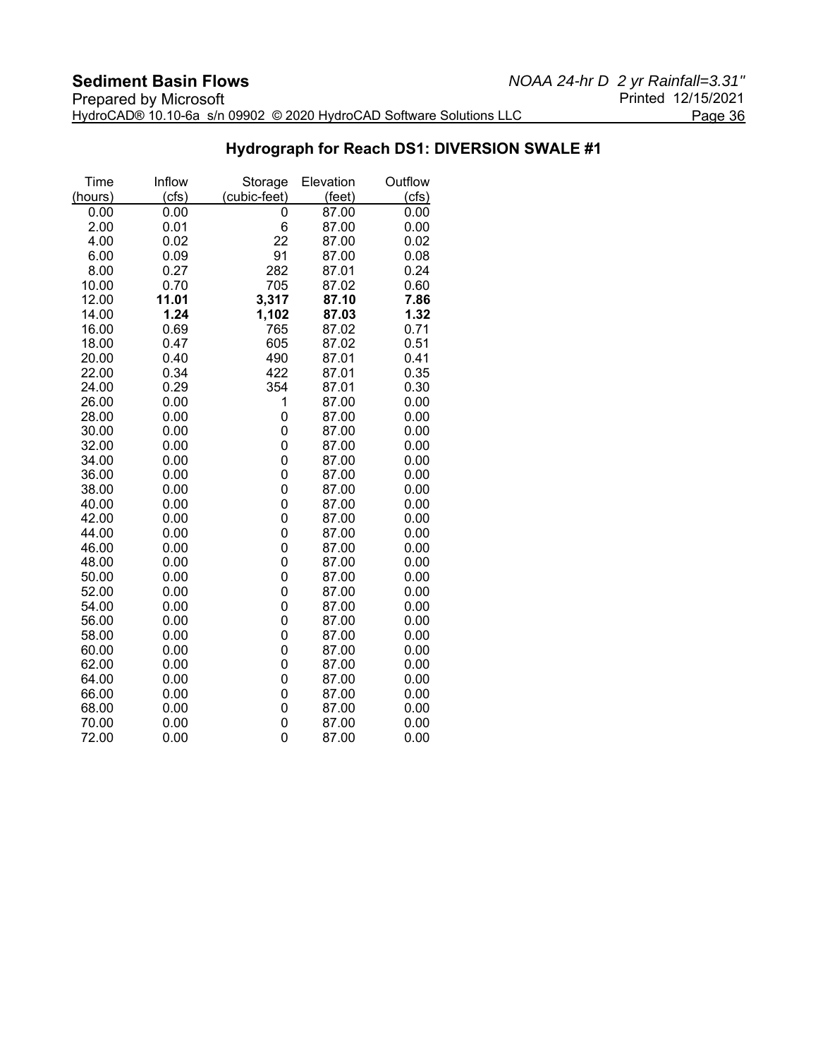## Hydrograph for Reach DS1: DIVERSION SWALE #1

| Time (hours) | Inflow (cfs) | Storage (cubic-feet) | Elevation (feet) | Outflow (cfs) |
|---|---|---|---|---|
| 0.00 | 0.00 | 0 | 87.00 | 0.00 |
| 2.00 | 0.01 | 6 | 87.00 | 0.00 |
| 4.00 | 0.02 | 22 | 87.00 | 0.02 |
| 6.00 | 0.09 | 91 | 87.00 | 0.08 |
| 8.00 | 0.27 | 282 | 87.01 | 0.24 |
| 10.00 | 0.70 | 705 | 87.02 | 0.60 |
| 12.00 | **11.01** | **3,317** | **87.10** | **7.86** |
| 14.00 | **1.24** | **1,102** | **87.03** | **1.32** |
| 16.00 | 0.69 | 765 | 87.02 | 0.71 |
| 18.00 | 0.47 | 605 | 87.02 | 0.51 |
| 20.00 | 0.40 | 490 | 87.01 | 0.41 |
| 22.00 | 0.34 | 422 | 87.01 | 0.35 |
| 24.00 | 0.29 | 354 | 87.01 | 0.30 |
| 26.00 | 0.00 | 1 | 87.00 | 0.00 |
| 28.00 | 0.00 | 0 | 87.00 | 0.00 |
| 30.00 | 0.00 | 0 | 87.00 | 0.00 |
| 32.00 | 0.00 | 0 | 87.00 | 0.00 |
| 34.00 | 0.00 | 0 | 87.00 | 0.00 |
| 36.00 | 0.00 | 0 | 87.00 | 0.00 |
| 38.00 | 0.00 | 0 | 87.00 | 0.00 |
| 40.00 | 0.00 | 0 | 87.00 | 0.00 |
| 42.00 | 0.00 | 0 | 87.00 | 0.00 |
| 44.00 | 0.00 | 0 | 87.00 | 0.00 |
| 46.00 | 0.00 | 0 | 87.00 | 0.00 |
| 48.00 | 0.00 | 0 | 87.00 | 0.00 |
| 50.00 | 0.00 | 0 | 87.00 | 0.00 |
| 52.00 | 0.00 | 0 | 87.00 | 0.00 |
| 54.00 | 0.00 | 0 | 87.00 | 0.00 |
| 56.00 | 0.00 | 0 | 87.00 | 0.00 |
| 58.00 | 0.00 | 0 | 87.00 | 0.00 |
| 60.00 | 0.00 | 0 | 87.00 | 0.00 |
| 62.00 | 0.00 | 0 | 87.00 | 0.00 |
| 64.00 | 0.00 | 0 | 87.00 | 0.00 |
| 66.00 | 0.00 | 0 | 87.00 | 0.00 |
| 68.00 | 0.00 | 0 | 87.00 | 0.00 |
| 70.00 | 0.00 | 0 | 87.00 | 0.00 |
| 72.00 | 0.00 | 0 | 87.00 | 0.00 |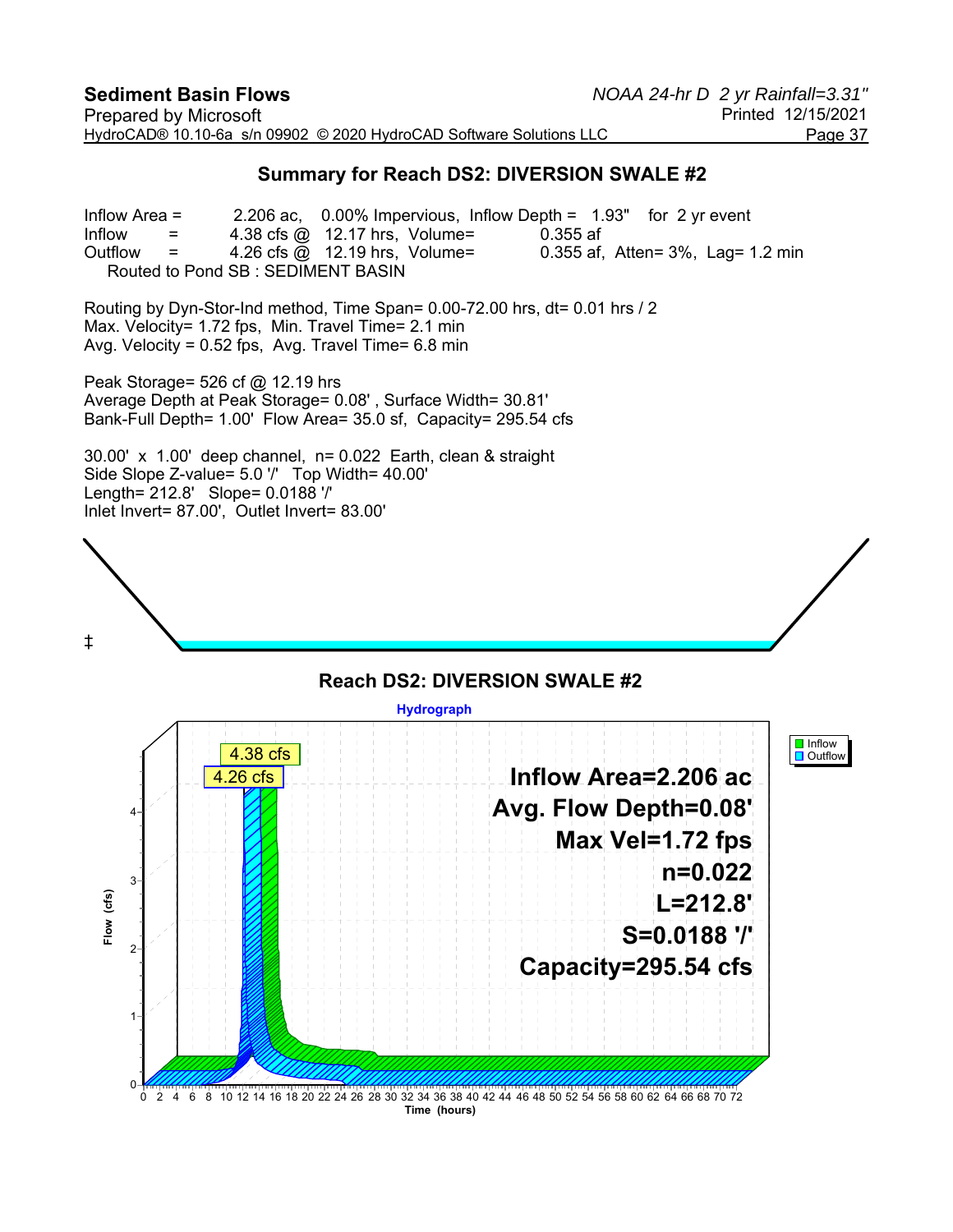## Summary for Reach DS2: DIVERSION SWALE #2

Inflow Area = 2.206 ac, 0.00% Impervious, Inflow Depth = 1.93" for 2 yr event
Inflow = 4.38 cfs @ 12.17 hrs, Volume= 0.355 af
Outflow = 4.26 cfs @ 12.19 hrs, Volume= 0.355 af, Atten= 3%, Lag= 1.2 min
Routed to Pond SB : SEDIMENT BASIN

Routing by Dyn-Stor-Ind method, Time Span= 0.00-72.00 hrs, dt= 0.01 hrs / 2
Max. Velocity= 1.72 fps, Min. Travel Time= 2.1 min
Avg. Velocity = 0.52 fps, Avg. Travel Time= 6.8 min

Peak Storage= 526 cf @ 12.19 hrs
Average Depth at Peak Storage= 0.08' , Surface Width= 30.81'
Bank-Full Depth= 1.00' Flow Area= 35.0 sf, Capacity= 295.54 cfs

30.00' x 1.00' deep channel, n= 0.022 Earth, clean & straight
Side Slope Z-value= 5.0 '/' Top Width= 40.00'
Length= 212.8' Slope= 0.0188 '/'
Inlet Invert= 87.00', Outlet Invert= 83.00'

‡

### Reach DS2: DIVERSION SWALE #2

Hydrograph

Inflow Area=2.206 ac
Avg. Flow Depth=0.08'
Max Vel=1.72 fps
n=0.022
L=212.8'
S=0.0188 '/'
Capacity=295.54 cfs

Peak Inflow: 4.38 cfs; Peak Outflow: 4.26 cfs

Flow (cfs) vs. Time (hours), 0–72 hrs. Legend: Inflow, Outflow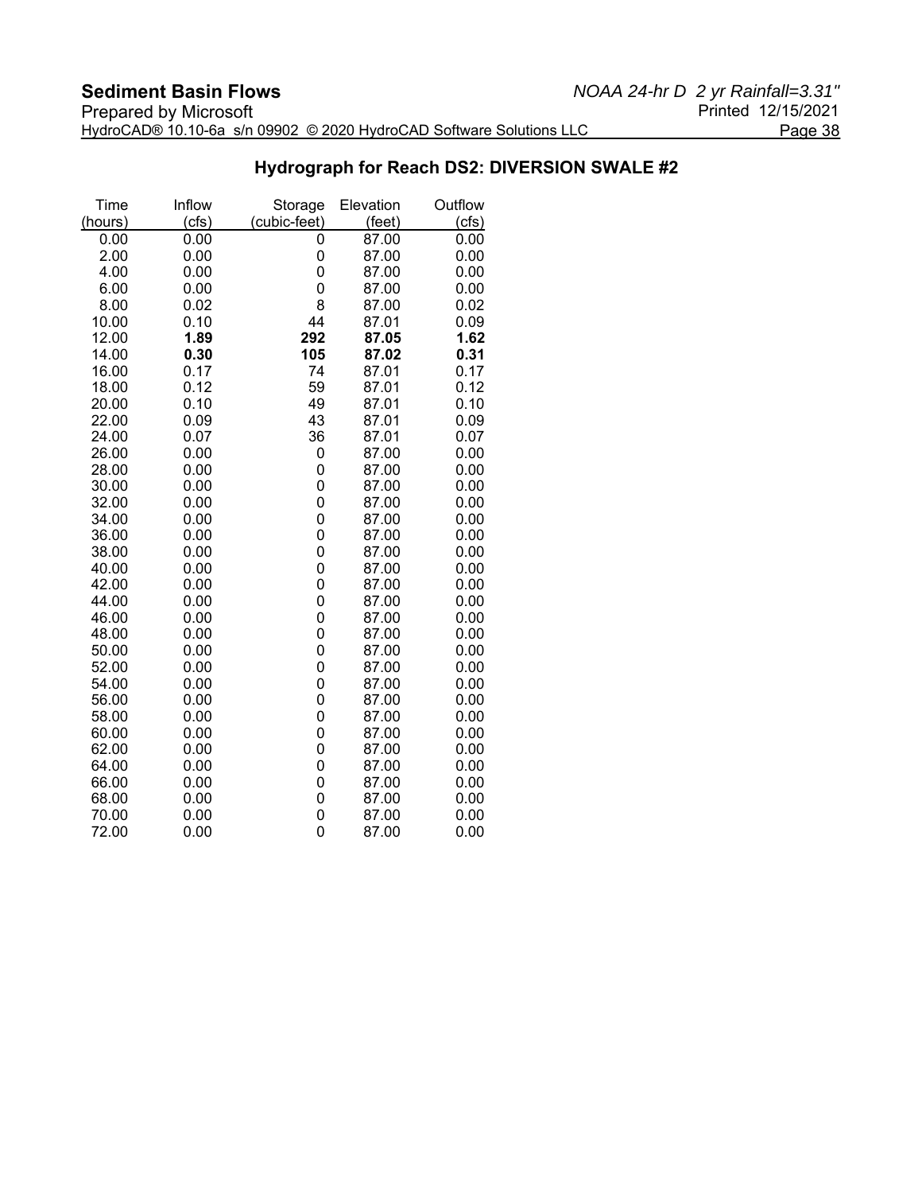## Hydrograph for Reach DS2: DIVERSION SWALE #2

| Time (hours) | Inflow (cfs) | Storage (cubic-feet) | Elevation (feet) | Outflow (cfs) |
|---|---|---|---|---|
| 0.00 | 0.00 | 0 | 87.00 | 0.00 |
| 2.00 | 0.00 | 0 | 87.00 | 0.00 |
| 4.00 | 0.00 | 0 | 87.00 | 0.00 |
| 6.00 | 0.00 | 0 | 87.00 | 0.00 |
| 8.00 | 0.02 | 8 | 87.00 | 0.02 |
| 10.00 | 0.10 | 44 | 87.01 | 0.09 |
| 12.00 | **1.89** | **292** | **87.05** | **1.62** |
| 14.00 | **0.30** | **105** | **87.02** | **0.31** |
| 16.00 | 0.17 | 74 | 87.01 | 0.17 |
| 18.00 | 0.12 | 59 | 87.01 | 0.12 |
| 20.00 | 0.10 | 49 | 87.01 | 0.10 |
| 22.00 | 0.09 | 43 | 87.01 | 0.09 |
| 24.00 | 0.07 | 36 | 87.01 | 0.07 |
| 26.00 | 0.00 | 0 | 87.00 | 0.00 |
| 28.00 | 0.00 | 0 | 87.00 | 0.00 |
| 30.00 | 0.00 | 0 | 87.00 | 0.00 |
| 32.00 | 0.00 | 0 | 87.00 | 0.00 |
| 34.00 | 0.00 | 0 | 87.00 | 0.00 |
| 36.00 | 0.00 | 0 | 87.00 | 0.00 |
| 38.00 | 0.00 | 0 | 87.00 | 0.00 |
| 40.00 | 0.00 | 0 | 87.00 | 0.00 |
| 42.00 | 0.00 | 0 | 87.00 | 0.00 |
| 44.00 | 0.00 | 0 | 87.00 | 0.00 |
| 46.00 | 0.00 | 0 | 87.00 | 0.00 |
| 48.00 | 0.00 | 0 | 87.00 | 0.00 |
| 50.00 | 0.00 | 0 | 87.00 | 0.00 |
| 52.00 | 0.00 | 0 | 87.00 | 0.00 |
| 54.00 | 0.00 | 0 | 87.00 | 0.00 |
| 56.00 | 0.00 | 0 | 87.00 | 0.00 |
| 58.00 | 0.00 | 0 | 87.00 | 0.00 |
| 60.00 | 0.00 | 0 | 87.00 | 0.00 |
| 62.00 | 0.00 | 0 | 87.00 | 0.00 |
| 64.00 | 0.00 | 0 | 87.00 | 0.00 |
| 66.00 | 0.00 | 0 | 87.00 | 0.00 |
| 68.00 | 0.00 | 0 | 87.00 | 0.00 |
| 70.00 | 0.00 | 0 | 87.00 | 0.00 |
| 72.00 | 0.00 | 0 | 87.00 | 0.00 |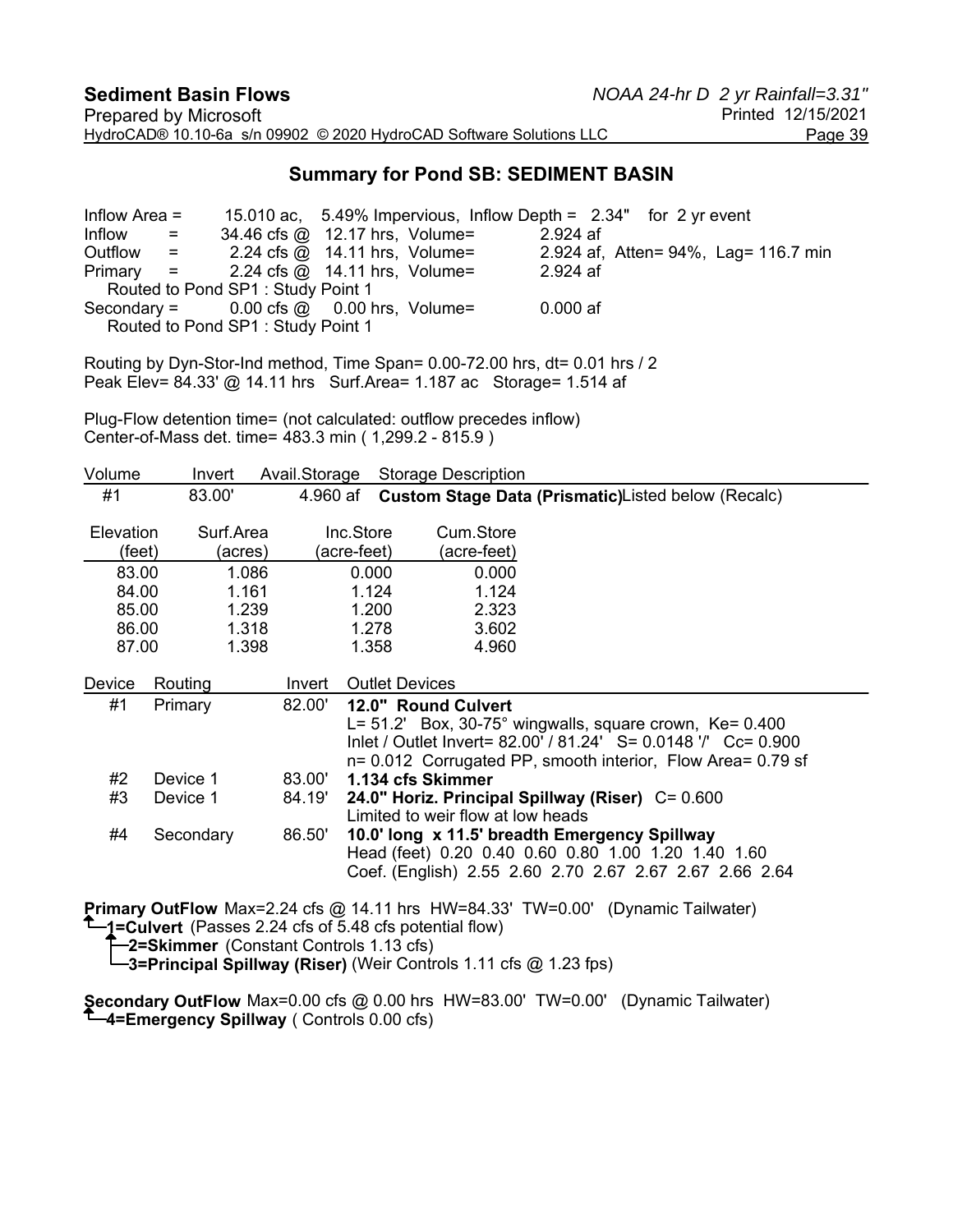## Summary for Pond SB: SEDIMENT BASIN

```
Inflow Area =       15.010 ac,  5.49% Impervious,  Inflow Depth =  2.34"   for  2 yr event
Inflow    =       34.46 cfs @  12.17 hrs,  Volume=          2.924 af
Outflow   =        2.24 cfs @  14.11 hrs,  Volume=          2.924 af,  Atten= 94%,  Lag= 116.7 min
Primary   =        2.24 cfs @  14.11 hrs,  Volume=          2.924 af
   Routed to Pond SP1 : Study Point 1
Secondary =        0.00 cfs @   0.00 hrs,  Volume=          0.000 af
   Routed to Pond SP1 : Study Point 1
```

Routing by Dyn-Stor-Ind method, Time Span= 0.00-72.00 hrs, dt= 0.01 hrs / 2
Peak Elev= 84.33' @ 14.11 hrs   Surf.Area= 1.187 ac   Storage= 1.514 af

Plug-Flow detention time= (not calculated: outflow precedes inflow)
Center-of-Mass det. time= 483.3 min ( 1,299.2 - 815.9 )

| Volume | Invert | Avail.Storage | Storage Description |
|---|---|---|---|
| #1 | 83.00' | 4.960 af | **Custom Stage Data (Prismatic)** Listed below (Recalc) |

| Elevation (feet) | Surf.Area (acres) | Inc.Store (acre-feet) | Cum.Store (acre-feet) |
|---|---|---|---|
| 83.00 | 1.086 | 0.000 | 0.000 |
| 84.00 | 1.161 | 1.124 | 1.124 |
| 85.00 | 1.239 | 1.200 | 2.323 |
| 86.00 | 1.318 | 1.278 | 3.602 |
| 87.00 | 1.398 | 1.358 | 4.960 |

| Device | Routing | Invert | Outlet Devices |
|---|---|---|---|
| #1 | Primary | 82.00' | **12.0" Round Culvert**<br>L= 51.2'  Box, 30-75° wingwalls, square crown,  Ke= 0.400<br>Inlet / Outlet Invert= 82.00' / 81.24'  S= 0.0148 '/'  Cc= 0.900<br>n= 0.012  Corrugated PP, smooth interior,  Flow Area= 0.79 sf |
| #2 | Device 1 | 83.00' | **1.134 cfs Skimmer** |
| #3 | Device 1 | 84.19' | **24.0" Horiz. Principal Spillway (Riser)**  C= 0.600<br>Limited to weir flow at low heads |
| #4 | Secondary | 86.50' | **10.0' long  x 11.5' breadth Emergency Spillway**<br>Head (feet)  0.20  0.40  0.60  0.80  1.00  1.20  1.40  1.60<br>Coef. (English)  2.55  2.60  2.70  2.67  2.67  2.67  2.66  2.64 |

**Primary OutFlow** Max=2.24 cfs @ 14.11 hrs  HW=84.33'  TW=0.00'   (Dynamic Tailwater)
- **1=Culvert** (Passes 2.24 cfs of 5.48 cfs potential flow)
  - **2=Skimmer** (Constant Controls 1.13 cfs)
  - **3=Principal Spillway (Riser)** (Weir Controls 1.11 cfs @ 1.23 fps)

**Secondary OutFlow** Max=0.00 cfs @ 0.00 hrs  HW=83.00'  TW=0.00'   (Dynamic Tailwater)
- **4=Emergency Spillway** ( Controls 0.00 cfs)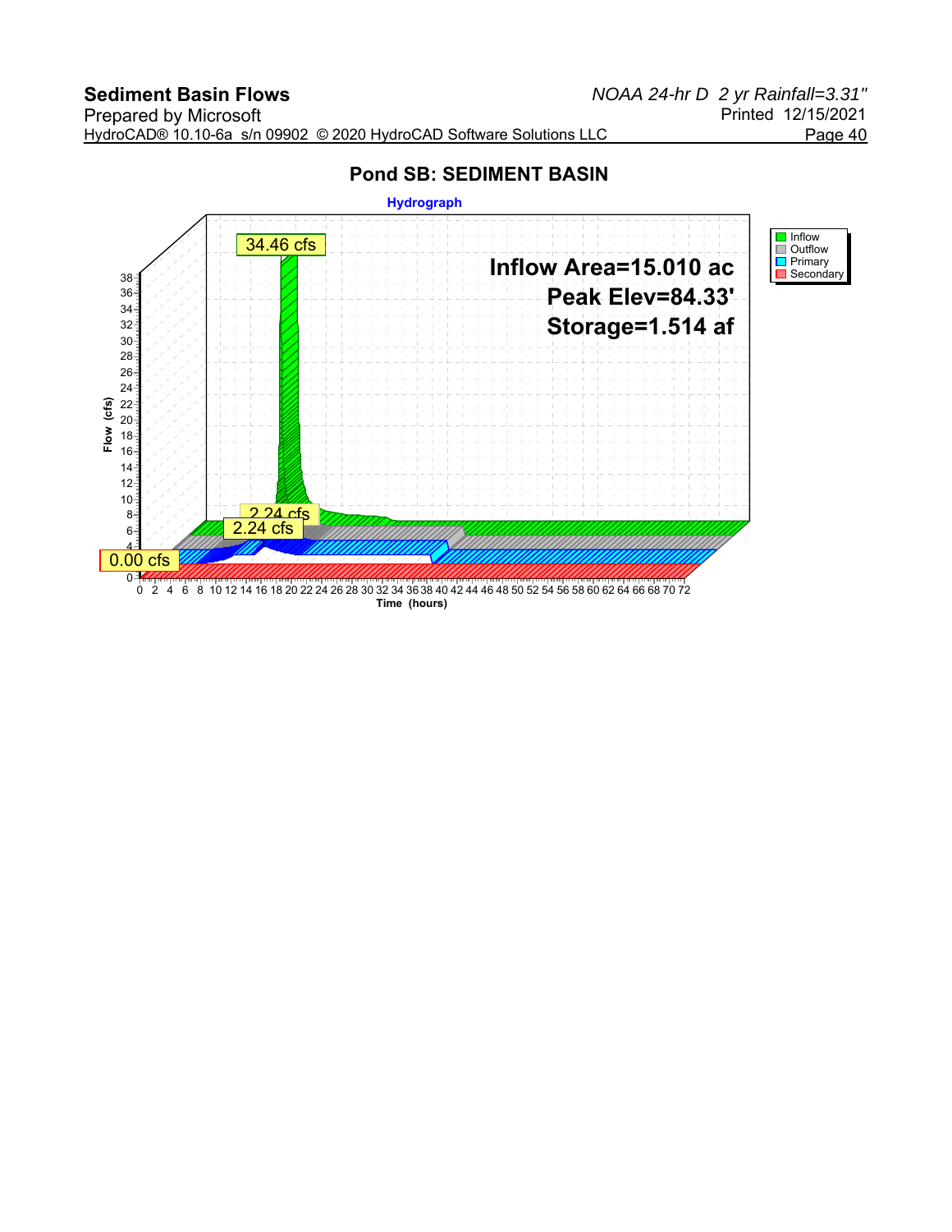## Pond SB: SEDIMENT BASIN

**Hydrograph**

Inflow Area=15.010 ac

Peak Elev=84.33'

Storage=1.514 af

34.46 cfs

2.24 cfs

2.24 cfs

0.00 cfs

Legend: Inflow, Outflow, Primary, Secondary

Flow (cfs): 0, 4, 6, 8, 10, 12, 14, 16, 18, 20, 22, 24, 26, 28, 30, 32, 34, 36, 38

Time (hours): 0, 2, 4, 6, 8, 10, 12, 14, 16, 18, 20, 22, 24, 26, 28, 30, 32, 34, 36, 38, 40, 42, 44, 46, 48, 50, 52, 54, 56, 58, 60, 62, 64, 66, 68, 70, 72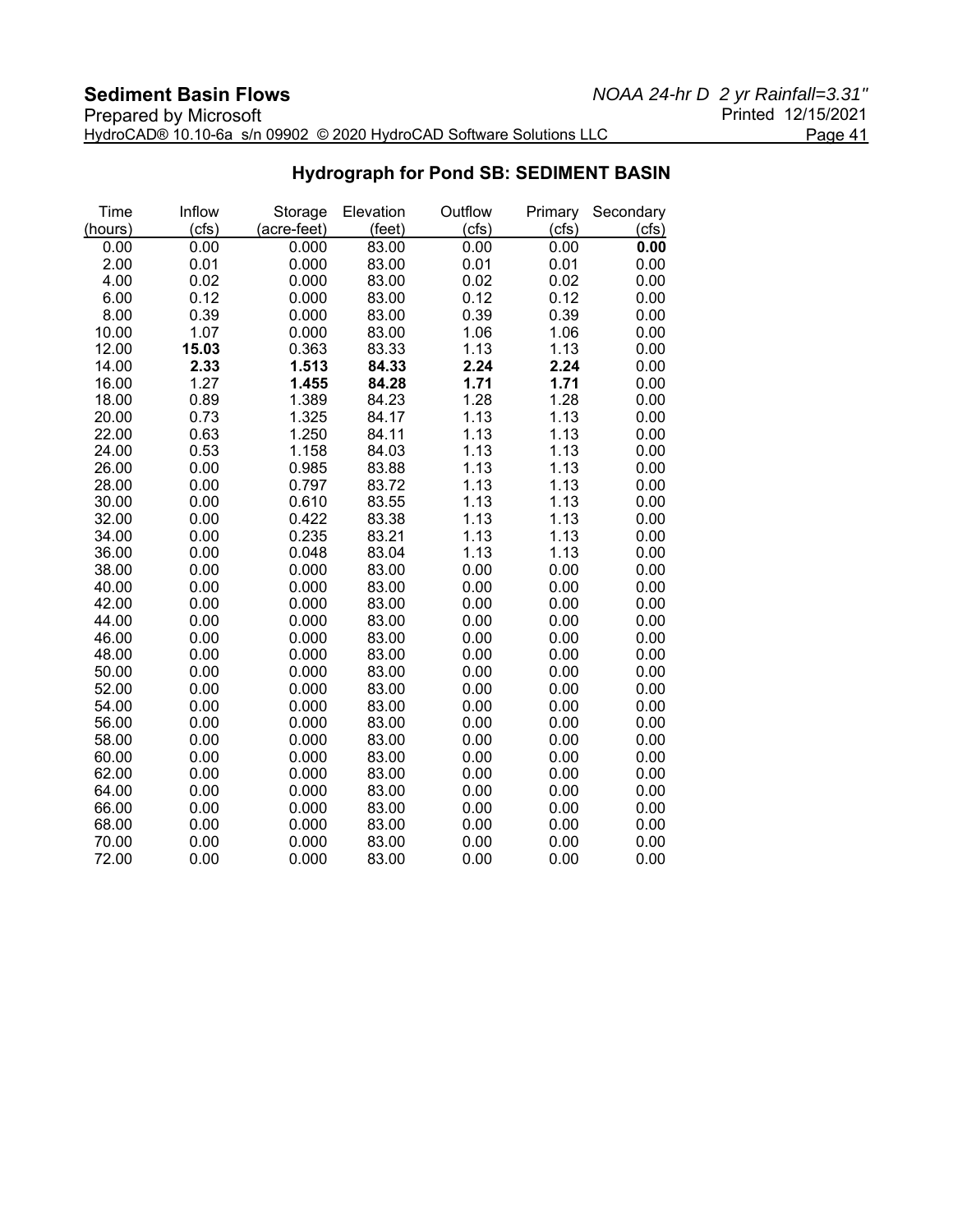## Hydrograph for Pond SB: SEDIMENT BASIN

| Time (hours) | Inflow (cfs) | Storage (acre-feet) | Elevation (feet) | Outflow (cfs) | Primary (cfs) | Secondary (cfs) |
|---|---|---|---|---|---|---|
| 0.00 | 0.00 | 0.000 | 83.00 | 0.00 | 0.00 | **0.00** |
| 2.00 | 0.01 | 0.000 | 83.00 | 0.01 | 0.01 | 0.00 |
| 4.00 | 0.02 | 0.000 | 83.00 | 0.02 | 0.02 | 0.00 |
| 6.00 | 0.12 | 0.000 | 83.00 | 0.12 | 0.12 | 0.00 |
| 8.00 | 0.39 | 0.000 | 83.00 | 0.39 | 0.39 | 0.00 |
| 10.00 | 1.07 | 0.000 | 83.00 | 1.06 | 1.06 | 0.00 |
| 12.00 | **15.03** | 0.363 | 83.33 | 1.13 | 1.13 | 0.00 |
| 14.00 | **2.33** | **1.513** | **84.33** | **2.24** | **2.24** | 0.00 |
| 16.00 | 1.27 | **1.455** | **84.28** | **1.71** | **1.71** | 0.00 |
| 18.00 | 0.89 | 1.389 | 84.23 | 1.28 | 1.28 | 0.00 |
| 20.00 | 0.73 | 1.325 | 84.17 | 1.13 | 1.13 | 0.00 |
| 22.00 | 0.63 | 1.250 | 84.11 | 1.13 | 1.13 | 0.00 |
| 24.00 | 0.53 | 1.158 | 84.03 | 1.13 | 1.13 | 0.00 |
| 26.00 | 0.00 | 0.985 | 83.88 | 1.13 | 1.13 | 0.00 |
| 28.00 | 0.00 | 0.797 | 83.72 | 1.13 | 1.13 | 0.00 |
| 30.00 | 0.00 | 0.610 | 83.55 | 1.13 | 1.13 | 0.00 |
| 32.00 | 0.00 | 0.422 | 83.38 | 1.13 | 1.13 | 0.00 |
| 34.00 | 0.00 | 0.235 | 83.21 | 1.13 | 1.13 | 0.00 |
| 36.00 | 0.00 | 0.048 | 83.04 | 1.13 | 1.13 | 0.00 |
| 38.00 | 0.00 | 0.000 | 83.00 | 0.00 | 0.00 | 0.00 |
| 40.00 | 0.00 | 0.000 | 83.00 | 0.00 | 0.00 | 0.00 |
| 42.00 | 0.00 | 0.000 | 83.00 | 0.00 | 0.00 | 0.00 |
| 44.00 | 0.00 | 0.000 | 83.00 | 0.00 | 0.00 | 0.00 |
| 46.00 | 0.00 | 0.000 | 83.00 | 0.00 | 0.00 | 0.00 |
| 48.00 | 0.00 | 0.000 | 83.00 | 0.00 | 0.00 | 0.00 |
| 50.00 | 0.00 | 0.000 | 83.00 | 0.00 | 0.00 | 0.00 |
| 52.00 | 0.00 | 0.000 | 83.00 | 0.00 | 0.00 | 0.00 |
| 54.00 | 0.00 | 0.000 | 83.00 | 0.00 | 0.00 | 0.00 |
| 56.00 | 0.00 | 0.000 | 83.00 | 0.00 | 0.00 | 0.00 |
| 58.00 | 0.00 | 0.000 | 83.00 | 0.00 | 0.00 | 0.00 |
| 60.00 | 0.00 | 0.000 | 83.00 | 0.00 | 0.00 | 0.00 |
| 62.00 | 0.00 | 0.000 | 83.00 | 0.00 | 0.00 | 0.00 |
| 64.00 | 0.00 | 0.000 | 83.00 | 0.00 | 0.00 | 0.00 |
| 66.00 | 0.00 | 0.000 | 83.00 | 0.00 | 0.00 | 0.00 |
| 68.00 | 0.00 | 0.000 | 83.00 | 0.00 | 0.00 | 0.00 |
| 70.00 | 0.00 | 0.000 | 83.00 | 0.00 | 0.00 | 0.00 |
| 72.00 | 0.00 | 0.000 | 83.00 | 0.00 | 0.00 | 0.00 |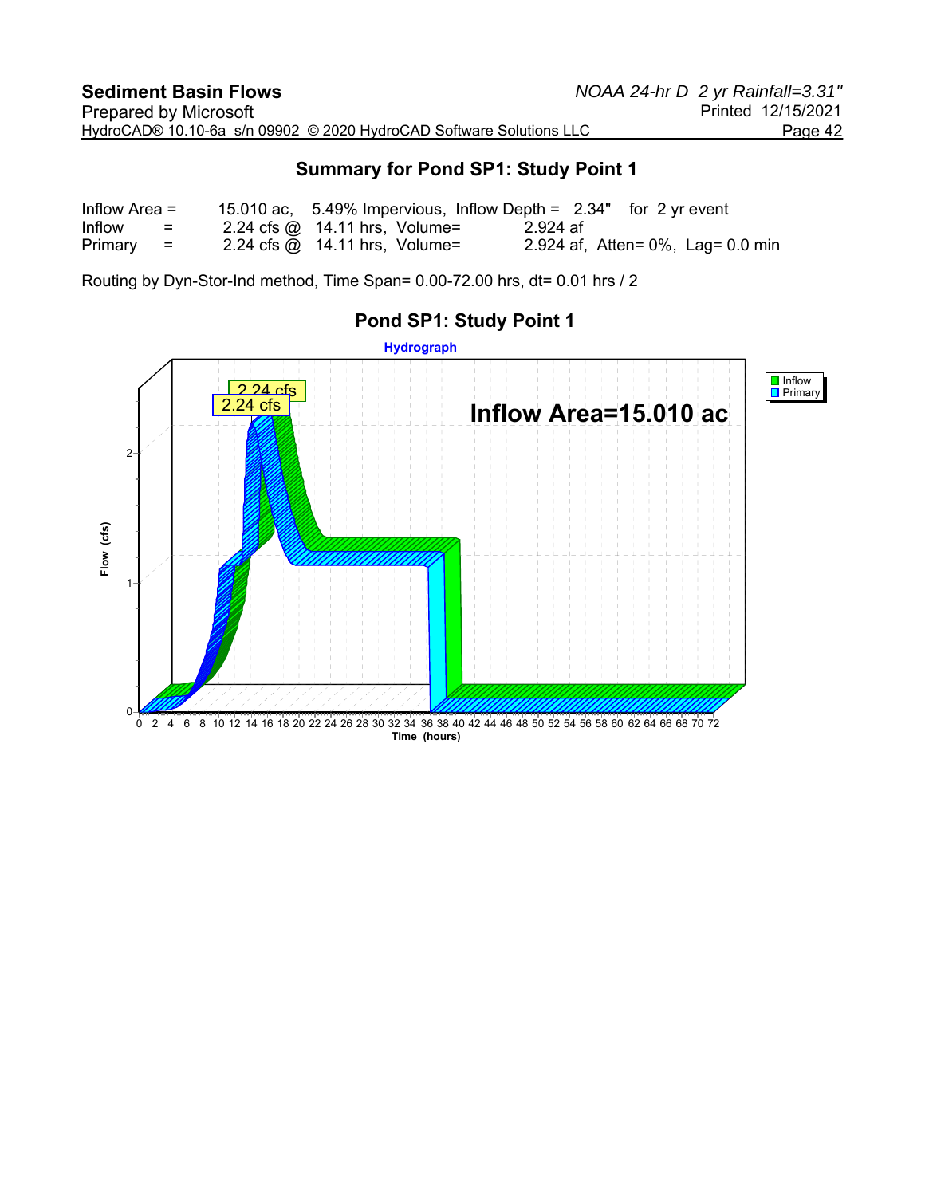## Summary for Pond SP1: Study Point 1

| | | |
|---|---|---|
| Inflow Area = | 15.010 ac, 5.49% Impervious, Inflow Depth = 2.34" | for 2 yr event |
| Inflow = | 2.24 cfs @ 14.11 hrs, Volume= | 2.924 af |
| Primary = | 2.24 cfs @ 14.11 hrs, Volume= | 2.924 af, Atten= 0%, Lag= 0.0 min |

Routing by Dyn-Stor-Ind method, Time Span= 0.00-72.00 hrs, dt= 0.01 hrs / 2

### Pond SP1: Study Point 1

Hydrograph

Inflow Area=15.010 ac

Legend: Inflow, Primary

Peak labels: 2.24 cfs (Inflow), 2.24 cfs (Primary)

Flow (cfs)

Time (hours)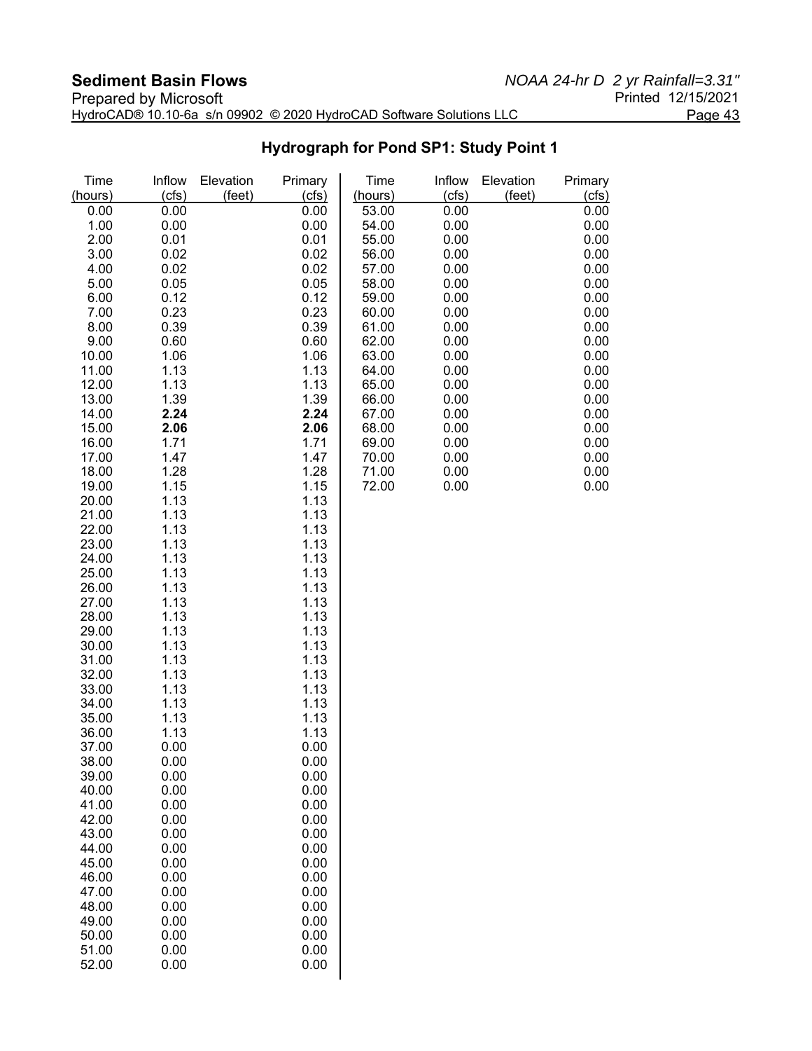## Hydrograph for Pond SP1: Study Point 1

| Time (hours) | Inflow (cfs) | Elevation (feet) | Primary (cfs) |
|---|---|---|---|
| 0.00 | 0.00 | | 0.00 |
| 1.00 | 0.00 | | 0.00 |
| 2.00 | 0.01 | | 0.01 |
| 3.00 | 0.02 | | 0.02 |
| 4.00 | 0.02 | | 0.02 |
| 5.00 | 0.05 | | 0.05 |
| 6.00 | 0.12 | | 0.12 |
| 7.00 | 0.23 | | 0.23 |
| 8.00 | 0.39 | | 0.39 |
| 9.00 | 0.60 | | 0.60 |
| 10.00 | 1.06 | | 1.06 |
| 11.00 | 1.13 | | 1.13 |
| 12.00 | 1.13 | | 1.13 |
| 13.00 | 1.39 | | 1.39 |
| 14.00 | **2.24** | | **2.24** |
| 15.00 | **2.06** | | **2.06** |
| 16.00 | 1.71 | | 1.71 |
| 17.00 | 1.47 | | 1.47 |
| 18.00 | 1.28 | | 1.28 |
| 19.00 | 1.15 | | 1.15 |
| 20.00 | 1.13 | | 1.13 |
| 21.00 | 1.13 | | 1.13 |
| 22.00 | 1.13 | | 1.13 |
| 23.00 | 1.13 | | 1.13 |
| 24.00 | 1.13 | | 1.13 |
| 25.00 | 1.13 | | 1.13 |
| 26.00 | 1.13 | | 1.13 |
| 27.00 | 1.13 | | 1.13 |
| 28.00 | 1.13 | | 1.13 |
| 29.00 | 1.13 | | 1.13 |
| 30.00 | 1.13 | | 1.13 |
| 31.00 | 1.13 | | 1.13 |
| 32.00 | 1.13 | | 1.13 |
| 33.00 | 1.13 | | 1.13 |
| 34.00 | 1.13 | | 1.13 |
| 35.00 | 1.13 | | 1.13 |
| 36.00 | 1.13 | | 1.13 |
| 37.00 | 0.00 | | 0.00 |
| 38.00 | 0.00 | | 0.00 |
| 39.00 | 0.00 | | 0.00 |
| 40.00 | 0.00 | | 0.00 |
| 41.00 | 0.00 | | 0.00 |
| 42.00 | 0.00 | | 0.00 |
| 43.00 | 0.00 | | 0.00 |
| 44.00 | 0.00 | | 0.00 |
| 45.00 | 0.00 | | 0.00 |
| 46.00 | 0.00 | | 0.00 |
| 47.00 | 0.00 | | 0.00 |
| 48.00 | 0.00 | | 0.00 |
| 49.00 | 0.00 | | 0.00 |
| 50.00 | 0.00 | | 0.00 |
| 51.00 | 0.00 | | 0.00 |
| 52.00 | 0.00 | | 0.00 |
| 53.00 | 0.00 | | 0.00 |
| 54.00 | 0.00 | | 0.00 |
| 55.00 | 0.00 | | 0.00 |
| 56.00 | 0.00 | | 0.00 |
| 57.00 | 0.00 | | 0.00 |
| 58.00 | 0.00 | | 0.00 |
| 59.00 | 0.00 | | 0.00 |
| 60.00 | 0.00 | | 0.00 |
| 61.00 | 0.00 | | 0.00 |
| 62.00 | 0.00 | | 0.00 |
| 63.00 | 0.00 | | 0.00 |
| 64.00 | 0.00 | | 0.00 |
| 65.00 | 0.00 | | 0.00 |
| 66.00 | 0.00 | | 0.00 |
| 67.00 | 0.00 | | 0.00 |
| 68.00 | 0.00 | | 0.00 |
| 69.00 | 0.00 | | 0.00 |
| 70.00 | 0.00 | | 0.00 |
| 71.00 | 0.00 | | 0.00 |
| 72.00 | 0.00 | | 0.00 |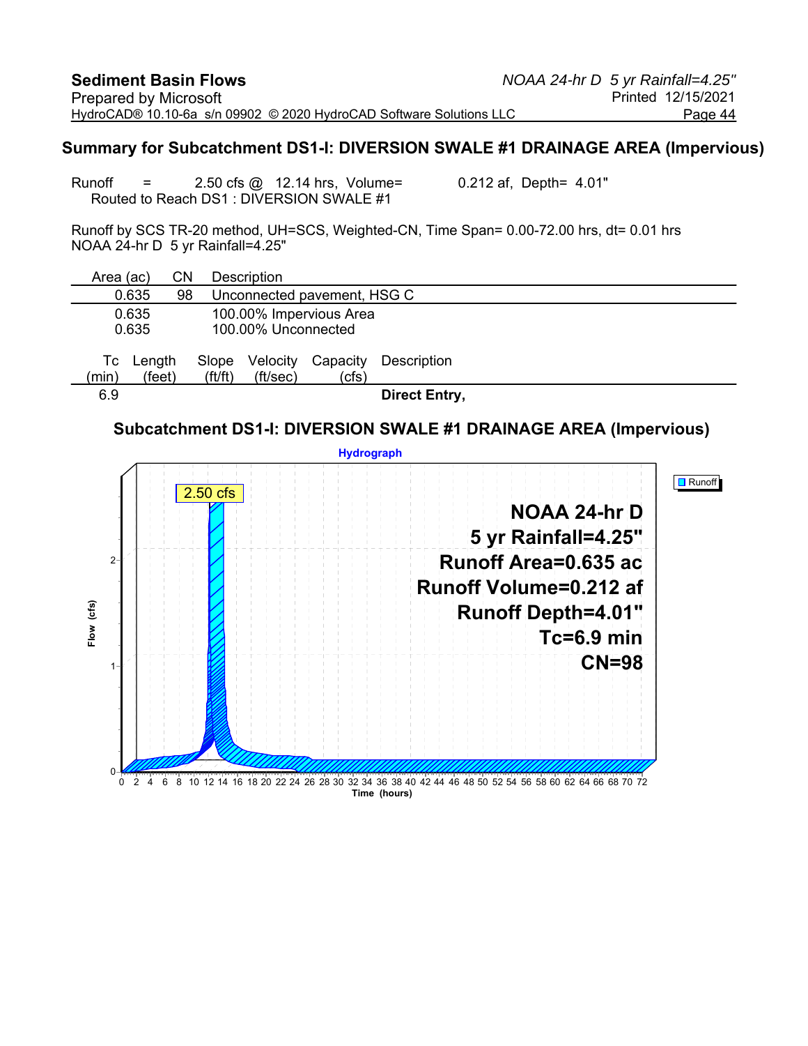## Summary for Subcatchment DS1-I: DIVERSION SWALE #1 DRAINAGE AREA (Impervious)

Runoff = 2.50 cfs @ 12.14 hrs, Volume= 0.212 af, Depth= 4.01"
Routed to Reach DS1 : DIVERSION SWALE #1

Runoff by SCS TR-20 method, UH=SCS, Weighted-CN, Time Span= 0.00-72.00 hrs, dt= 0.01 hrs
NOAA 24-hr D 5 yr Rainfall=4.25"

| Area (ac) | CN | Description |
|---|---|---|
| 0.635 | 98 | Unconnected pavement, HSG C |
| 0.635 | | 100.00% Impervious Area |
| 0.635 | | 100.00% Unconnected |

| Tc (min) | Length (feet) | Slope (ft/ft) | Velocity (ft/sec) | Capacity (cfs) | Description |
|---|---|---|---|---|---|
| 6.9 | | | | | **Direct Entry,** |

### Subcatchment DS1-I: DIVERSION SWALE #1 DRAINAGE AREA (Impervious)

Hydrograph

Runoff

2.50 cfs

NOAA 24-hr D
5 yr Rainfall=4.25"
Runoff Area=0.635 ac
Runoff Volume=0.212 af
Runoff Depth=4.01"
Tc=6.9 min
CN=98

Flow (cfs)

Time (hours)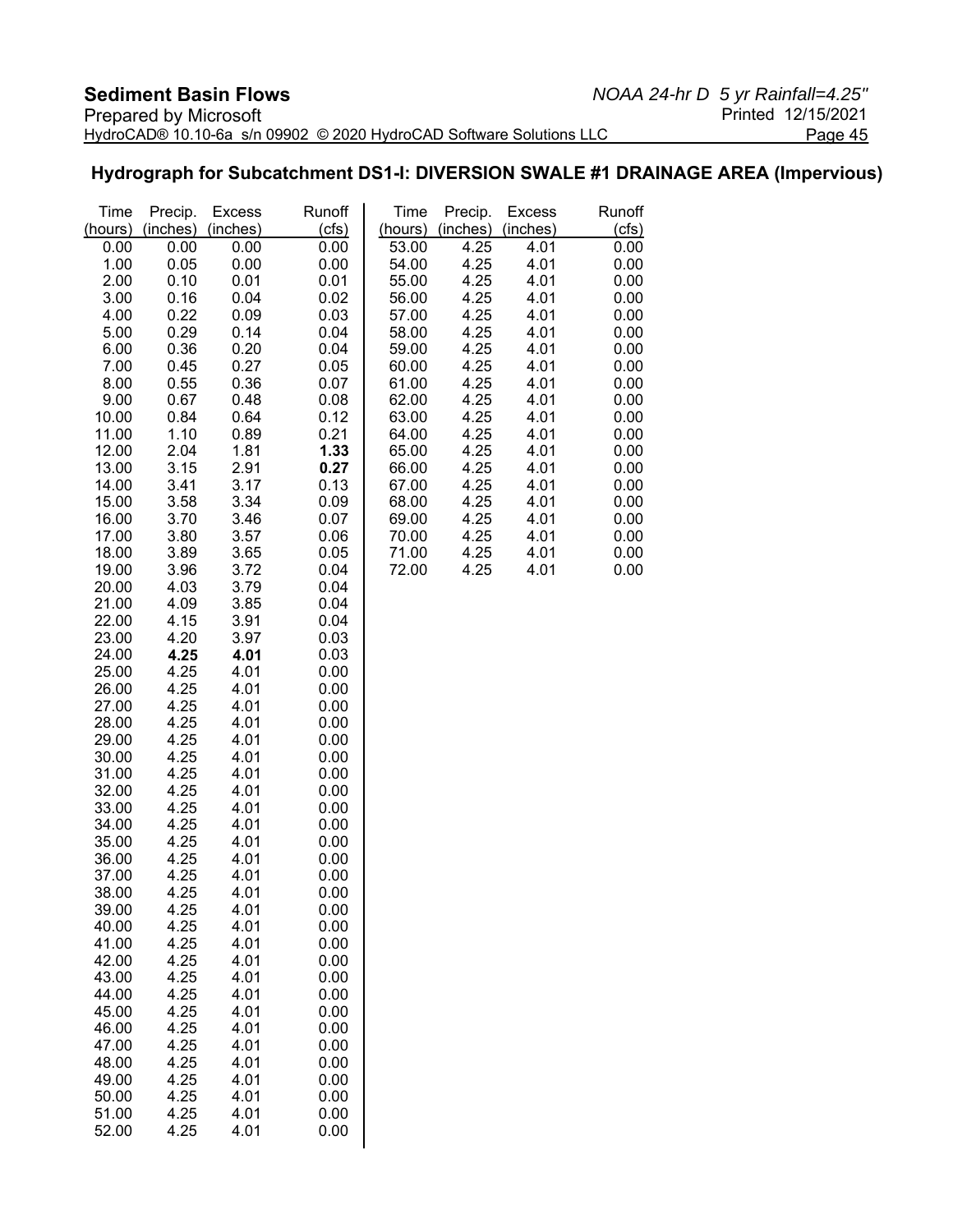## Hydrograph for Subcatchment DS1-I: DIVERSION SWALE #1 DRAINAGE AREA (Impervious)

| Time (hours) | Precip. (inches) | Excess (inches) | Runoff (cfs) | Time (hours) | Precip. (inches) | Excess (inches) | Runoff (cfs) |
|---|---|---|---|---|---|---|---|
| 0.00 | 0.00 | 0.00 | 0.00 | 53.00 | 4.25 | 4.01 | 0.00 |
| 1.00 | 0.05 | 0.00 | 0.00 | 54.00 | 4.25 | 4.01 | 0.00 |
| 2.00 | 0.10 | 0.01 | 0.01 | 55.00 | 4.25 | 4.01 | 0.00 |
| 3.00 | 0.16 | 0.04 | 0.02 | 56.00 | 4.25 | 4.01 | 0.00 |
| 4.00 | 0.22 | 0.09 | 0.03 | 57.00 | 4.25 | 4.01 | 0.00 |
| 5.00 | 0.29 | 0.14 | 0.04 | 58.00 | 4.25 | 4.01 | 0.00 |
| 6.00 | 0.36 | 0.20 | 0.04 | 59.00 | 4.25 | 4.01 | 0.00 |
| 7.00 | 0.45 | 0.27 | 0.05 | 60.00 | 4.25 | 4.01 | 0.00 |
| 8.00 | 0.55 | 0.36 | 0.07 | 61.00 | 4.25 | 4.01 | 0.00 |
| 9.00 | 0.67 | 0.48 | 0.08 | 62.00 | 4.25 | 4.01 | 0.00 |
| 10.00 | 0.84 | 0.64 | 0.12 | 63.00 | 4.25 | 4.01 | 0.00 |
| 11.00 | 1.10 | 0.89 | 0.21 | 64.00 | 4.25 | 4.01 | 0.00 |
| 12.00 | 2.04 | 1.81 | **1.33** | 65.00 | 4.25 | 4.01 | 0.00 |
| 13.00 | 3.15 | 2.91 | **0.27** | 66.00 | 4.25 | 4.01 | 0.00 |
| 14.00 | 3.41 | 3.17 | 0.13 | 67.00 | 4.25 | 4.01 | 0.00 |
| 15.00 | 3.58 | 3.34 | 0.09 | 68.00 | 4.25 | 4.01 | 0.00 |
| 16.00 | 3.70 | 3.46 | 0.07 | 69.00 | 4.25 | 4.01 | 0.00 |
| 17.00 | 3.80 | 3.57 | 0.06 | 70.00 | 4.25 | 4.01 | 0.00 |
| 18.00 | 3.89 | 3.65 | 0.05 | 71.00 | 4.25 | 4.01 | 0.00 |
| 19.00 | 3.96 | 3.72 | 0.04 | 72.00 | 4.25 | 4.01 | 0.00 |
| 20.00 | 4.03 | 3.79 | 0.04 | | | | |
| 21.00 | 4.09 | 3.85 | 0.04 | | | | |
| 22.00 | 4.15 | 3.91 | 0.04 | | | | |
| 23.00 | 4.20 | 3.97 | 0.03 | | | | |
| 24.00 | **4.25** | **4.01** | 0.03 | | | | |
| 25.00 | 4.25 | 4.01 | 0.00 | | | | |
| 26.00 | 4.25 | 4.01 | 0.00 | | | | |
| 27.00 | 4.25 | 4.01 | 0.00 | | | | |
| 28.00 | 4.25 | 4.01 | 0.00 | | | | |
| 29.00 | 4.25 | 4.01 | 0.00 | | | | |
| 30.00 | 4.25 | 4.01 | 0.00 | | | | |
| 31.00 | 4.25 | 4.01 | 0.00 | | | | |
| 32.00 | 4.25 | 4.01 | 0.00 | | | | |
| 33.00 | 4.25 | 4.01 | 0.00 | | | | |
| 34.00 | 4.25 | 4.01 | 0.00 | | | | |
| 35.00 | 4.25 | 4.01 | 0.00 | | | | |
| 36.00 | 4.25 | 4.01 | 0.00 | | | | |
| 37.00 | 4.25 | 4.01 | 0.00 | | | | |
| 38.00 | 4.25 | 4.01 | 0.00 | | | | |
| 39.00 | 4.25 | 4.01 | 0.00 | | | | |
| 40.00 | 4.25 | 4.01 | 0.00 | | | | |
| 41.00 | 4.25 | 4.01 | 0.00 | | | | |
| 42.00 | 4.25 | 4.01 | 0.00 | | | | |
| 43.00 | 4.25 | 4.01 | 0.00 | | | | |
| 44.00 | 4.25 | 4.01 | 0.00 | | | | |
| 45.00 | 4.25 | 4.01 | 0.00 | | | | |
| 46.00 | 4.25 | 4.01 | 0.00 | | | | |
| 47.00 | 4.25 | 4.01 | 0.00 | | | | |
| 48.00 | 4.25 | 4.01 | 0.00 | | | | |
| 49.00 | 4.25 | 4.01 | 0.00 | | | | |
| 50.00 | 4.25 | 4.01 | 0.00 | | | | |
| 51.00 | 4.25 | 4.01 | 0.00 | | | | |
| 52.00 | 4.25 | 4.01 | 0.00 | | | | |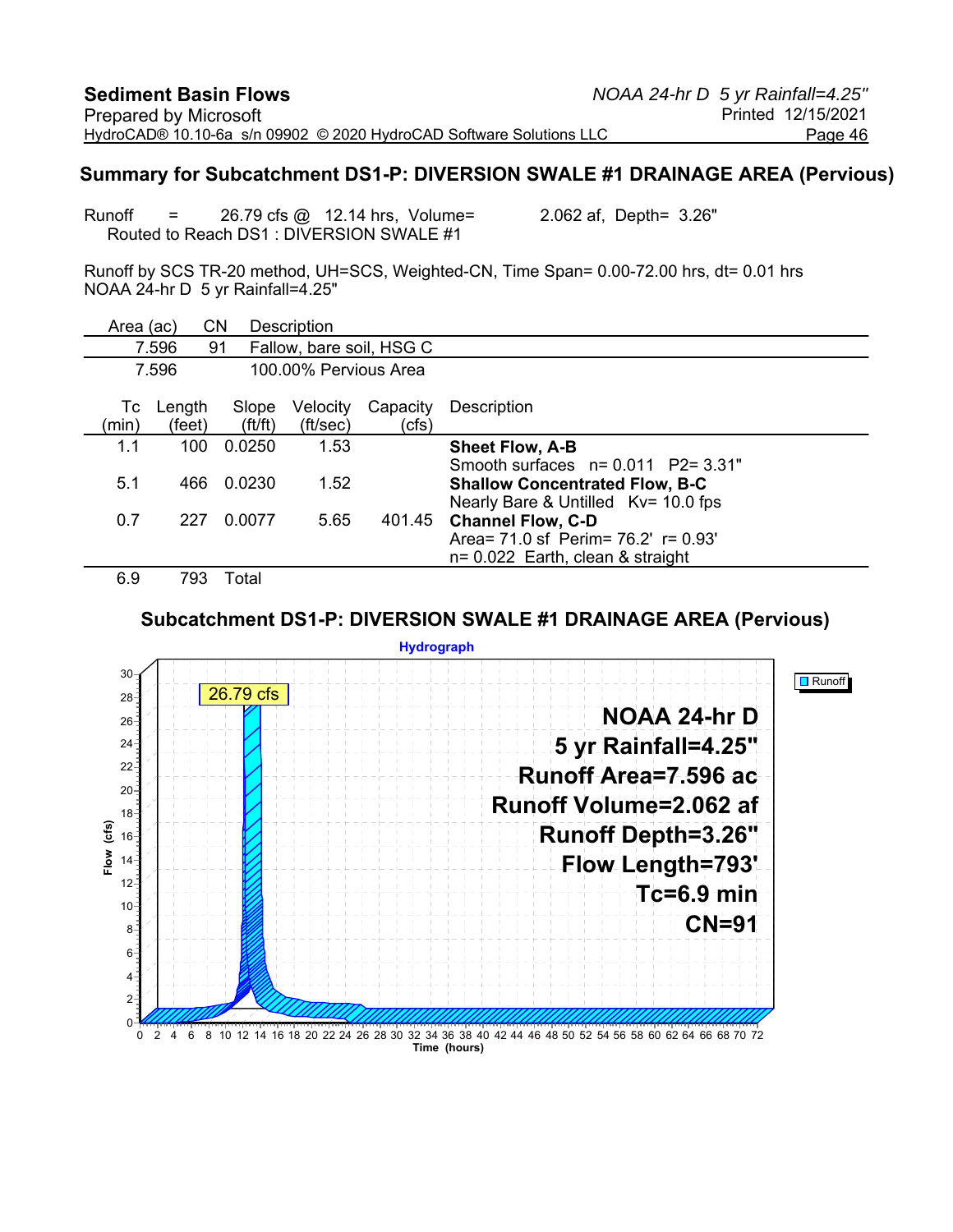## Summary for Subcatchment DS1-P: DIVERSION SWALE #1 DRAINAGE AREA (Pervious)

Runoff = 26.79 cfs @ 12.14 hrs, Volume= 2.062 af, Depth= 3.26"
Routed to Reach DS1 : DIVERSION SWALE #1

Runoff by SCS TR-20 method, UH=SCS, Weighted-CN, Time Span= 0.00-72.00 hrs, dt= 0.01 hrs
NOAA 24-hr D 5 yr Rainfall=4.25"

| Area (ac) | CN | Description |
|---|---|---|
| 7.596 | 91 | Fallow, bare soil, HSG C |
| 7.596 | | 100.00% Pervious Area |

| Tc (min) | Length (feet) | Slope (ft/ft) | Velocity (ft/sec) | Capacity (cfs) | Description |
|---|---|---|---|---|---|
| 1.1 | 100 | 0.0250 | 1.53 | | **Sheet Flow, A-B** Smooth surfaces n= 0.011 P2= 3.31" |
| 5.1 | 466 | 0.0230 | 1.52 | | **Shallow Concentrated Flow, B-C** Nearly Bare & Untilled Kv= 10.0 fps |
| 0.7 | 227 | 0.0077 | 5.65 | 401.45 | **Channel Flow, C-D** Area= 71.0 sf Perim= 76.2' r= 0.93' n= 0.022 Earth, clean & straight |
| 6.9 | 793 | Total | | | |

### Subcatchment DS1-P: DIVERSION SWALE #1 DRAINAGE AREA (Pervious)

Hydrograph

26.79 cfs

NOAA 24-hr D
5 yr Rainfall=4.25"
Runoff Area=7.596 ac
Runoff Volume=2.062 af
Runoff Depth=3.26"
Flow Length=793'
Tc=6.9 min
CN=91

Runoff

Flow (cfs) vs. Time (hours)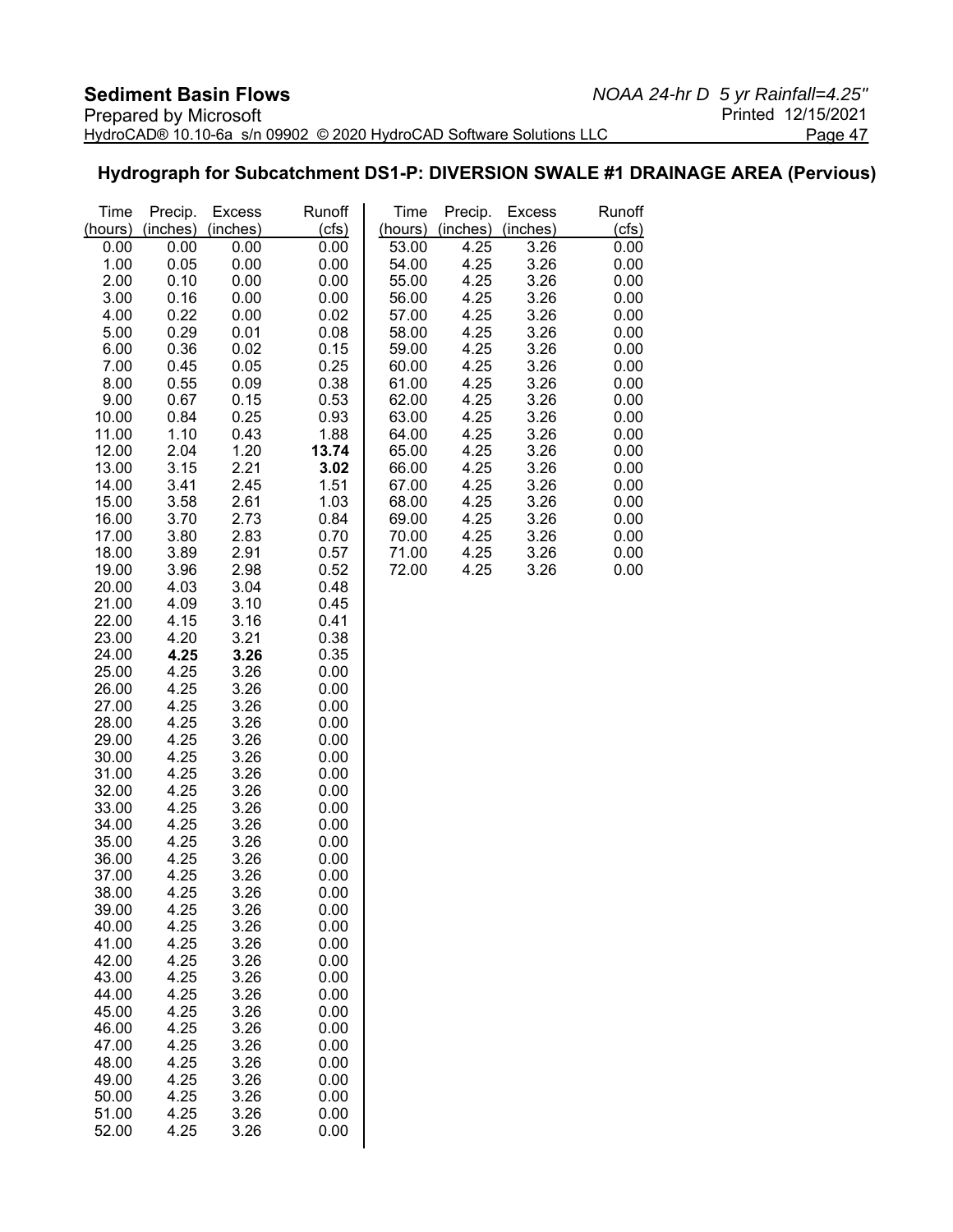## Hydrograph for Subcatchment DS1-P: DIVERSION SWALE #1 DRAINAGE AREA (Pervious)

| Time (hours) | Precip. (inches) | Excess (inches) | Runoff (cfs) |
|---|---|---|---|
| 0.00 | 0.00 | 0.00 | 0.00 |
| 1.00 | 0.05 | 0.00 | 0.00 |
| 2.00 | 0.10 | 0.00 | 0.00 |
| 3.00 | 0.16 | 0.00 | 0.00 |
| 4.00 | 0.22 | 0.00 | 0.02 |
| 5.00 | 0.29 | 0.01 | 0.08 |
| 6.00 | 0.36 | 0.02 | 0.15 |
| 7.00 | 0.45 | 0.05 | 0.25 |
| 8.00 | 0.55 | 0.09 | 0.38 |
| 9.00 | 0.67 | 0.15 | 0.53 |
| 10.00 | 0.84 | 0.25 | 0.93 |
| 11.00 | 1.10 | 0.43 | 1.88 |
| 12.00 | 2.04 | 1.20 | **13.74** |
| 13.00 | 3.15 | 2.21 | **3.02** |
| 14.00 | 3.41 | 2.45 | 1.51 |
| 15.00 | 3.58 | 2.61 | 1.03 |
| 16.00 | 3.70 | 2.73 | 0.84 |
| 17.00 | 3.80 | 2.83 | 0.70 |
| 18.00 | 3.89 | 2.91 | 0.57 |
| 19.00 | 3.96 | 2.98 | 0.52 |
| 20.00 | 4.03 | 3.04 | 0.48 |
| 21.00 | 4.09 | 3.10 | 0.45 |
| 22.00 | 4.15 | 3.16 | 0.41 |
| 23.00 | 4.20 | 3.21 | 0.38 |
| 24.00 | **4.25** | **3.26** | 0.35 |
| 25.00 | 4.25 | 3.26 | 0.00 |
| 26.00 | 4.25 | 3.26 | 0.00 |
| 27.00 | 4.25 | 3.26 | 0.00 |
| 28.00 | 4.25 | 3.26 | 0.00 |
| 29.00 | 4.25 | 3.26 | 0.00 |
| 30.00 | 4.25 | 3.26 | 0.00 |
| 31.00 | 4.25 | 3.26 | 0.00 |
| 32.00 | 4.25 | 3.26 | 0.00 |
| 33.00 | 4.25 | 3.26 | 0.00 |
| 34.00 | 4.25 | 3.26 | 0.00 |
| 35.00 | 4.25 | 3.26 | 0.00 |
| 36.00 | 4.25 | 3.26 | 0.00 |
| 37.00 | 4.25 | 3.26 | 0.00 |
| 38.00 | 4.25 | 3.26 | 0.00 |
| 39.00 | 4.25 | 3.26 | 0.00 |
| 40.00 | 4.25 | 3.26 | 0.00 |
| 41.00 | 4.25 | 3.26 | 0.00 |
| 42.00 | 4.25 | 3.26 | 0.00 |
| 43.00 | 4.25 | 3.26 | 0.00 |
| 44.00 | 4.25 | 3.26 | 0.00 |
| 45.00 | 4.25 | 3.26 | 0.00 |
| 46.00 | 4.25 | 3.26 | 0.00 |
| 47.00 | 4.25 | 3.26 | 0.00 |
| 48.00 | 4.25 | 3.26 | 0.00 |
| 49.00 | 4.25 | 3.26 | 0.00 |
| 50.00 | 4.25 | 3.26 | 0.00 |
| 51.00 | 4.25 | 3.26 | 0.00 |
| 52.00 | 4.25 | 3.26 | 0.00 |
| 53.00 | 4.25 | 3.26 | 0.00 |
| 54.00 | 4.25 | 3.26 | 0.00 |
| 55.00 | 4.25 | 3.26 | 0.00 |
| 56.00 | 4.25 | 3.26 | 0.00 |
| 57.00 | 4.25 | 3.26 | 0.00 |
| 58.00 | 4.25 | 3.26 | 0.00 |
| 59.00 | 4.25 | 3.26 | 0.00 |
| 60.00 | 4.25 | 3.26 | 0.00 |
| 61.00 | 4.25 | 3.26 | 0.00 |
| 62.00 | 4.25 | 3.26 | 0.00 |
| 63.00 | 4.25 | 3.26 | 0.00 |
| 64.00 | 4.25 | 3.26 | 0.00 |
| 65.00 | 4.25 | 3.26 | 0.00 |
| 66.00 | 4.25 | 3.26 | 0.00 |
| 67.00 | 4.25 | 3.26 | 0.00 |
| 68.00 | 4.25 | 3.26 | 0.00 |
| 69.00 | 4.25 | 3.26 | 0.00 |
| 70.00 | 4.25 | 3.26 | 0.00 |
| 71.00 | 4.25 | 3.26 | 0.00 |
| 72.00 | 4.25 | 3.26 | 0.00 |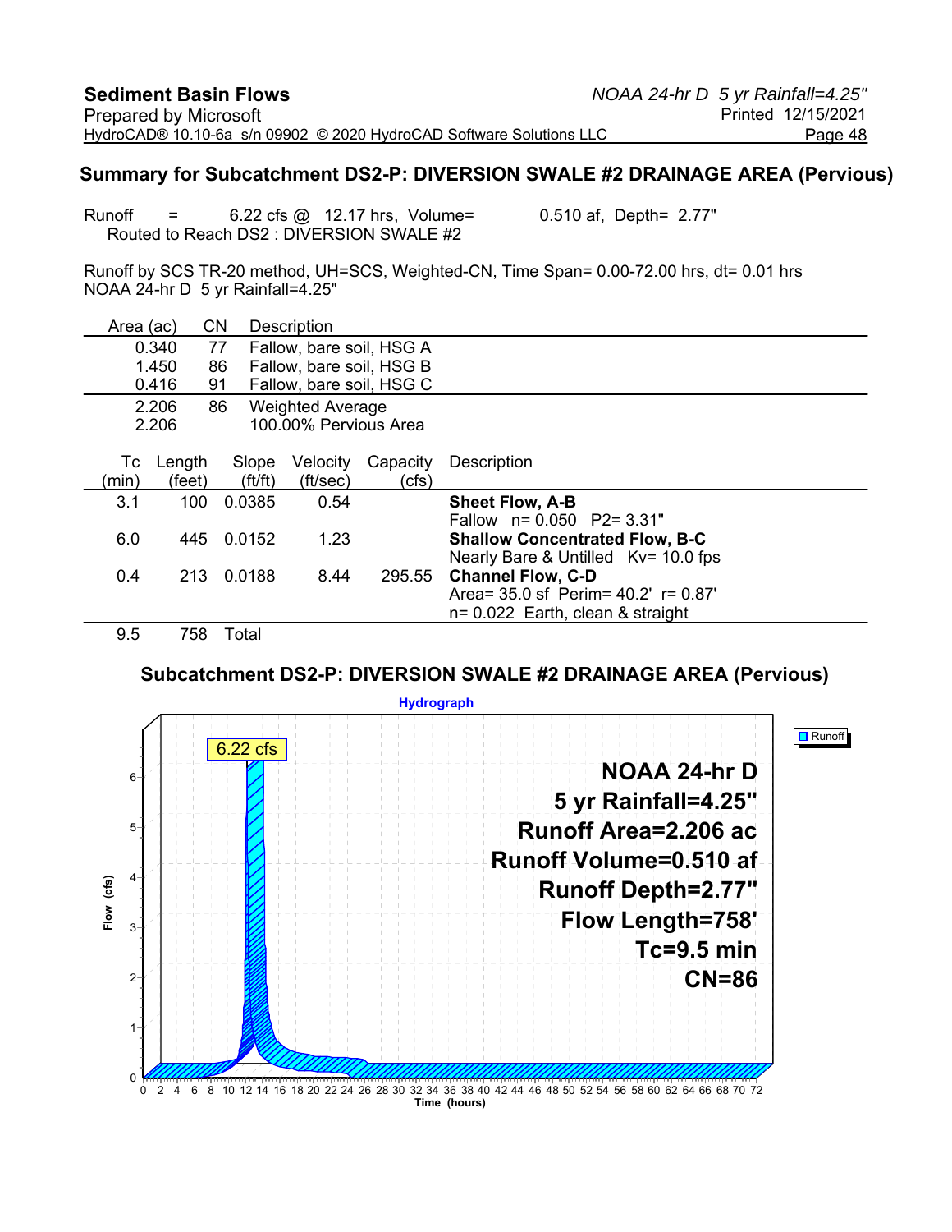## Summary for Subcatchment DS2-P: DIVERSION SWALE #2 DRAINAGE AREA (Pervious)

Runoff = 6.22 cfs @ 12.17 hrs, Volume= 0.510 af, Depth= 2.77"
Routed to Reach DS2 : DIVERSION SWALE #2

Runoff by SCS TR-20 method, UH=SCS, Weighted-CN, Time Span= 0.00-72.00 hrs, dt= 0.01 hrs
NOAA 24-hr D 5 yr Rainfall=4.25"

| Area (ac) | CN | Description |
|---|---|---|
| 0.340 | 77 | Fallow, bare soil, HSG A |
| 1.450 | 86 | Fallow, bare soil, HSG B |
| 0.416 | 91 | Fallow, bare soil, HSG C |
| 2.206 | 86 | Weighted Average |
| 2.206 | | 100.00% Pervious Area |

| Tc (min) | Length (feet) | Slope (ft/ft) | Velocity (ft/sec) | Capacity (cfs) | Description |
|---|---|---|---|---|---|
| 3.1 | 100 | 0.0385 | 0.54 | | **Sheet Flow, A-B** Fallow n= 0.050 P2= 3.31" |
| 6.0 | 445 | 0.0152 | 1.23 | | **Shallow Concentrated Flow, B-C** Nearly Bare & Untilled Kv= 10.0 fps |
| 0.4 | 213 | 0.0188 | 8.44 | 295.55 | **Channel Flow, C-D** Area= 35.0 sf Perim= 40.2' r= 0.87' n= 0.022 Earth, clean & straight |
| 9.5 | 758 | Total | | | |

### Subcatchment DS2-P: DIVERSION SWALE #2 DRAINAGE AREA (Pervious)

Hydrograph

Runoff

6.22 cfs

NOAA 24-hr D
5 yr Rainfall=4.25"
Runoff Area=2.206 ac
Runoff Volume=0.510 af
Runoff Depth=2.77"
Flow Length=758'
Tc=9.5 min
CN=86

Flow (cfs)

Time (hours)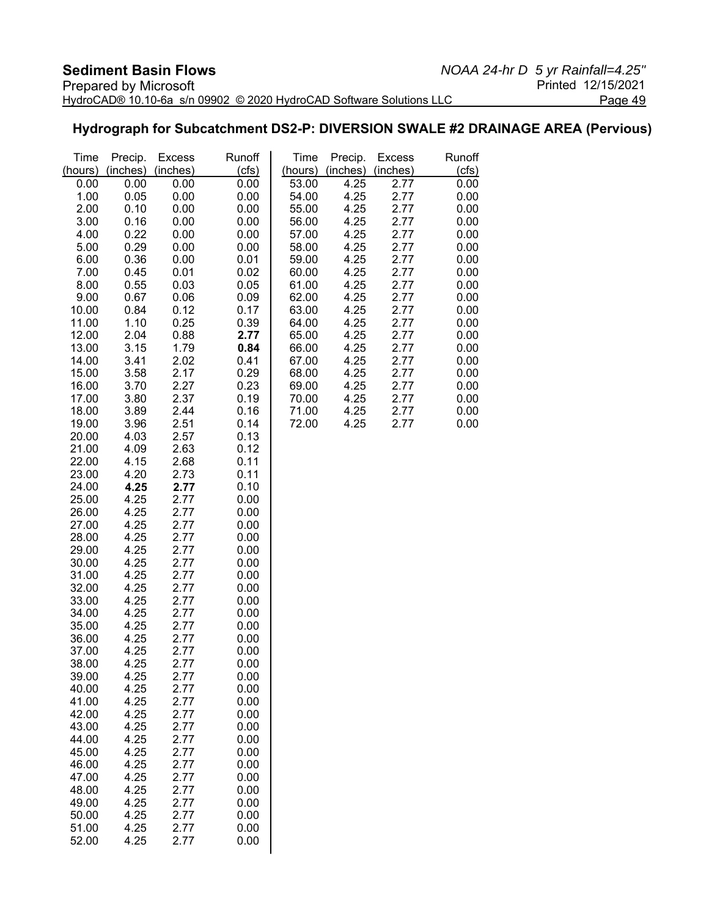## Hydrograph for Subcatchment DS2-P: DIVERSION SWALE #2 DRAINAGE AREA (Pervious)

| Time (hours) | Precip. (inches) | Excess (inches) | Runoff (cfs) | Time (hours) | Precip. (inches) | Excess (inches) | Runoff (cfs) |
|---|---|---|---|---|---|---|---|
| 0.00 | 0.00 | 0.00 | 0.00 | 53.00 | 4.25 | 2.77 | 0.00 |
| 1.00 | 0.05 | 0.00 | 0.00 | 54.00 | 4.25 | 2.77 | 0.00 |
| 2.00 | 0.10 | 0.00 | 0.00 | 55.00 | 4.25 | 2.77 | 0.00 |
| 3.00 | 0.16 | 0.00 | 0.00 | 56.00 | 4.25 | 2.77 | 0.00 |
| 4.00 | 0.22 | 0.00 | 0.00 | 57.00 | 4.25 | 2.77 | 0.00 |
| 5.00 | 0.29 | 0.00 | 0.00 | 58.00 | 4.25 | 2.77 | 0.00 |
| 6.00 | 0.36 | 0.00 | 0.01 | 59.00 | 4.25 | 2.77 | 0.00 |
| 7.00 | 0.45 | 0.01 | 0.02 | 60.00 | 4.25 | 2.77 | 0.00 |
| 8.00 | 0.55 | 0.03 | 0.05 | 61.00 | 4.25 | 2.77 | 0.00 |
| 9.00 | 0.67 | 0.06 | 0.09 | 62.00 | 4.25 | 2.77 | 0.00 |
| 10.00 | 0.84 | 0.12 | 0.17 | 63.00 | 4.25 | 2.77 | 0.00 |
| 11.00 | 1.10 | 0.25 | 0.39 | 64.00 | 4.25 | 2.77 | 0.00 |
| 12.00 | 2.04 | 0.88 | **2.77** | 65.00 | 4.25 | 2.77 | 0.00 |
| 13.00 | 3.15 | 1.79 | **0.84** | 66.00 | 4.25 | 2.77 | 0.00 |
| 14.00 | 3.41 | 2.02 | 0.41 | 67.00 | 4.25 | 2.77 | 0.00 |
| 15.00 | 3.58 | 2.17 | 0.29 | 68.00 | 4.25 | 2.77 | 0.00 |
| 16.00 | 3.70 | 2.27 | 0.23 | 69.00 | 4.25 | 2.77 | 0.00 |
| 17.00 | 3.80 | 2.37 | 0.19 | 70.00 | 4.25 | 2.77 | 0.00 |
| 18.00 | 3.89 | 2.44 | 0.16 | 71.00 | 4.25 | 2.77 | 0.00 |
| 19.00 | 3.96 | 2.51 | 0.14 | 72.00 | 4.25 | 2.77 | 0.00 |
| 20.00 | 4.03 | 2.57 | 0.13 | | | | |
| 21.00 | 4.09 | 2.63 | 0.12 | | | | |
| 22.00 | 4.15 | 2.68 | 0.11 | | | | |
| 23.00 | 4.20 | 2.73 | 0.11 | | | | |
| 24.00 | **4.25** | **2.77** | 0.10 | | | | |
| 25.00 | 4.25 | 2.77 | 0.00 | | | | |
| 26.00 | 4.25 | 2.77 | 0.00 | | | | |
| 27.00 | 4.25 | 2.77 | 0.00 | | | | |
| 28.00 | 4.25 | 2.77 | 0.00 | | | | |
| 29.00 | 4.25 | 2.77 | 0.00 | | | | |
| 30.00 | 4.25 | 2.77 | 0.00 | | | | |
| 31.00 | 4.25 | 2.77 | 0.00 | | | | |
| 32.00 | 4.25 | 2.77 | 0.00 | | | | |
| 33.00 | 4.25 | 2.77 | 0.00 | | | | |
| 34.00 | 4.25 | 2.77 | 0.00 | | | | |
| 35.00 | 4.25 | 2.77 | 0.00 | | | | |
| 36.00 | 4.25 | 2.77 | 0.00 | | | | |
| 37.00 | 4.25 | 2.77 | 0.00 | | | | |
| 38.00 | 4.25 | 2.77 | 0.00 | | | | |
| 39.00 | 4.25 | 2.77 | 0.00 | | | | |
| 40.00 | 4.25 | 2.77 | 0.00 | | | | |
| 41.00 | 4.25 | 2.77 | 0.00 | | | | |
| 42.00 | 4.25 | 2.77 | 0.00 | | | | |
| 43.00 | 4.25 | 2.77 | 0.00 | | | | |
| 44.00 | 4.25 | 2.77 | 0.00 | | | | |
| 45.00 | 4.25 | 2.77 | 0.00 | | | | |
| 46.00 | 4.25 | 2.77 | 0.00 | | | | |
| 47.00 | 4.25 | 2.77 | 0.00 | | | | |
| 48.00 | 4.25 | 2.77 | 0.00 | | | | |
| 49.00 | 4.25 | 2.77 | 0.00 | | | | |
| 50.00 | 4.25 | 2.77 | 0.00 | | | | |
| 51.00 | 4.25 | 2.77 | 0.00 | | | | |
| 52.00 | 4.25 | 2.77 | 0.00 | | | | |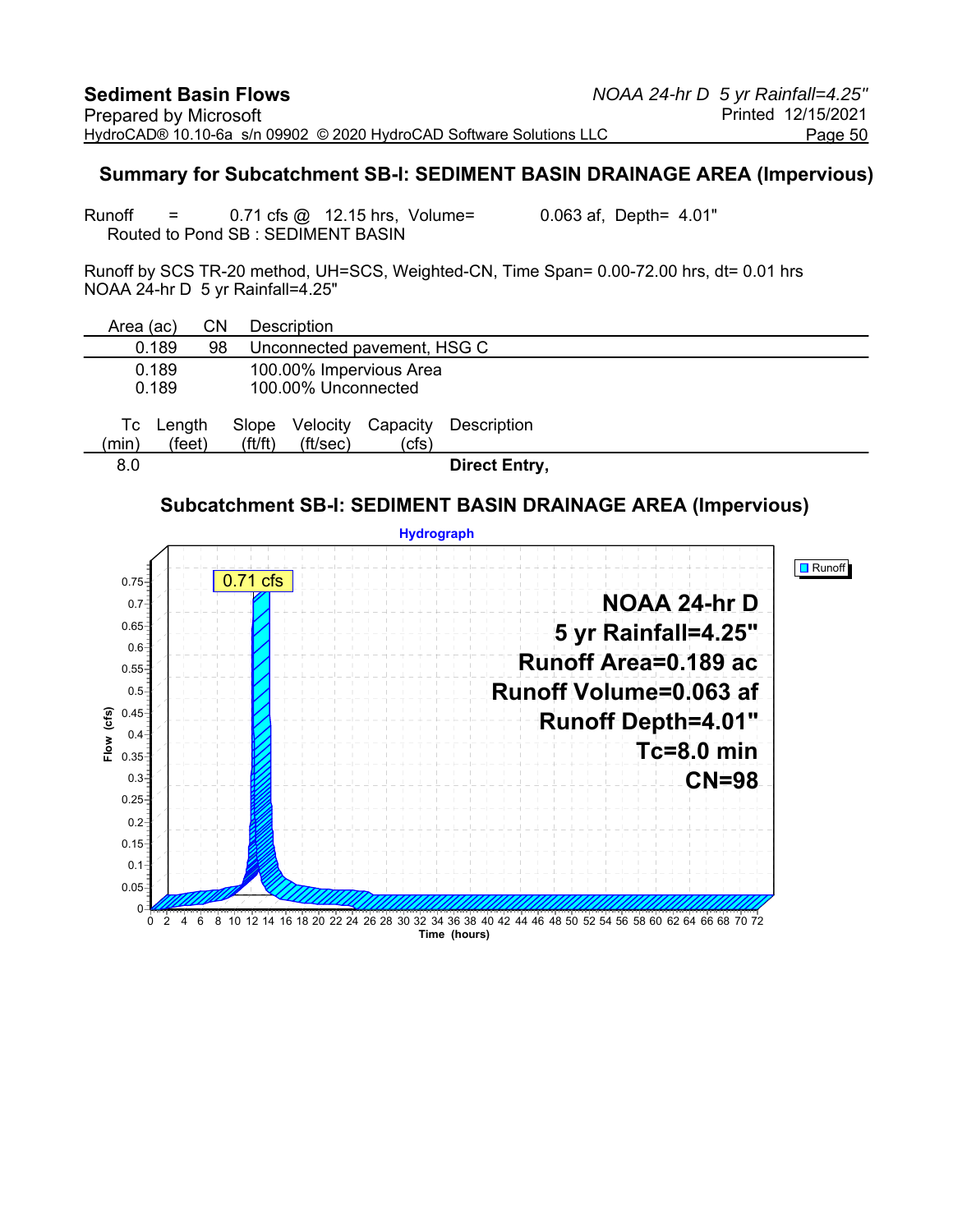## Summary for Subcatchment SB-I: SEDIMENT BASIN DRAINAGE AREA (Impervious)

Runoff = 0.71 cfs @ 12.15 hrs, Volume= 0.063 af, Depth= 4.01"
Routed to Pond SB : SEDIMENT BASIN

Runoff by SCS TR-20 method, UH=SCS, Weighted-CN, Time Span= 0.00-72.00 hrs, dt= 0.01 hrs
NOAA 24-hr D 5 yr Rainfall=4.25"

| Area (ac) | CN | Description |
|---|---|---|
| 0.189 | 98 | Unconnected pavement, HSG C |
| 0.189 | | 100.00% Impervious Area |
| 0.189 | | 100.00% Unconnected |

| Tc (min) | Length (feet) | Slope (ft/ft) | Velocity (ft/sec) | Capacity (cfs) | Description |
|---|---|---|---|---|---|
| 8.0 | | | | | **Direct Entry,** |

### Subcatchment SB-I: SEDIMENT BASIN DRAINAGE AREA (Impervious)

Hydrograph

- Peak: 0.71 cfs
- NOAA 24-hr D
- 5 yr Rainfall=4.25"
- Runoff Area=0.189 ac
- Runoff Volume=0.063 af
- Runoff Depth=4.01"
- Tc=8.0 min
- CN=98

Legend: Runoff

Axes: Flow (cfs), 0–0.75; Time (hours), 0–72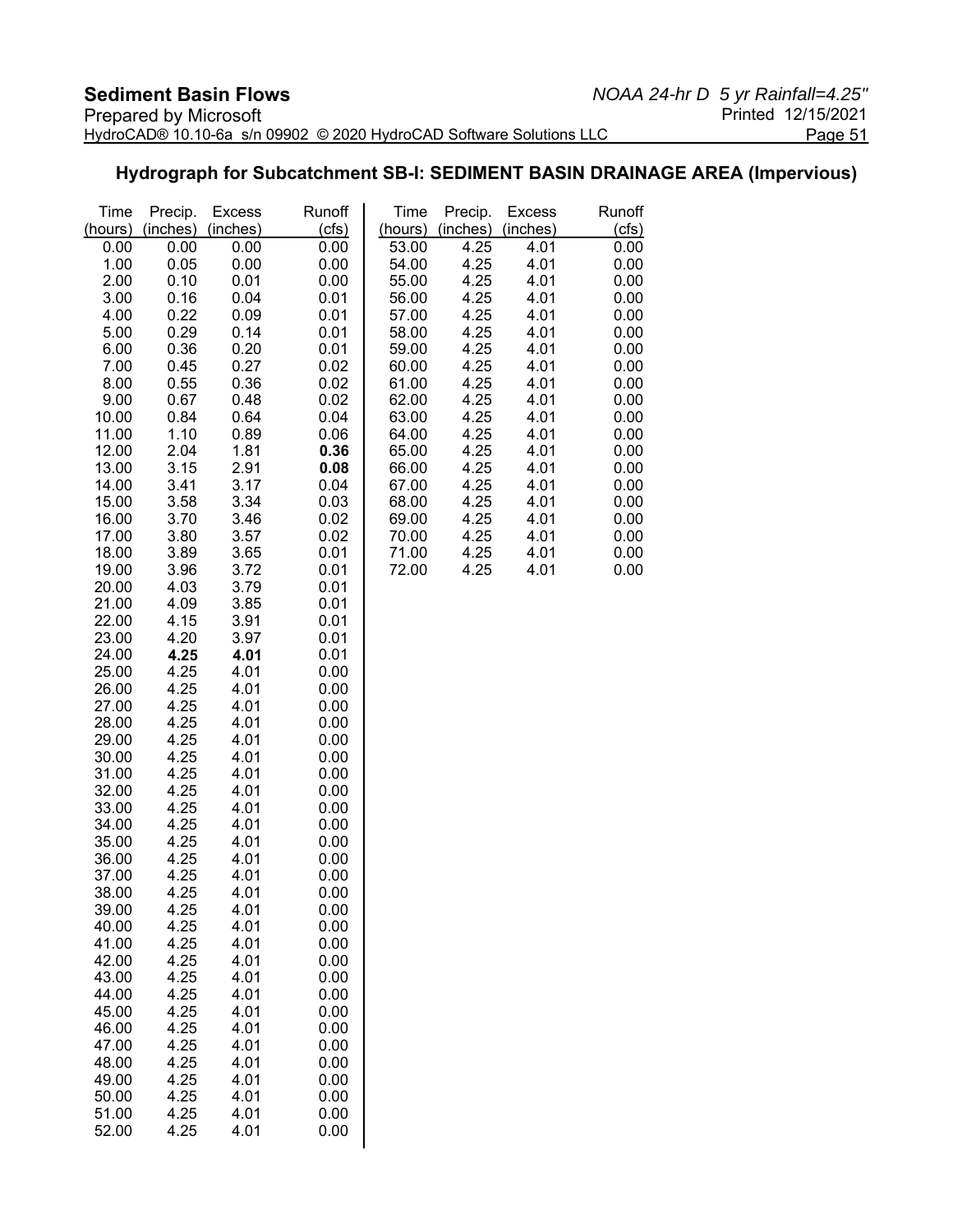## Hydrograph for Subcatchment SB-I: SEDIMENT BASIN DRAINAGE AREA (Impervious)

| Time (hours) | Precip. (inches) | Excess (inches) | Runoff (cfs) | Time (hours) | Precip. (inches) | Excess (inches) | Runoff (cfs) |
|---|---|---|---|---|---|---|---|
| 0.00 | 0.00 | 0.00 | 0.00 | 53.00 | 4.25 | 4.01 | 0.00 |
| 1.00 | 0.05 | 0.00 | 0.00 | 54.00 | 4.25 | 4.01 | 0.00 |
| 2.00 | 0.10 | 0.01 | 0.00 | 55.00 | 4.25 | 4.01 | 0.00 |
| 3.00 | 0.16 | 0.04 | 0.01 | 56.00 | 4.25 | 4.01 | 0.00 |
| 4.00 | 0.22 | 0.09 | 0.01 | 57.00 | 4.25 | 4.01 | 0.00 |
| 5.00 | 0.29 | 0.14 | 0.01 | 58.00 | 4.25 | 4.01 | 0.00 |
| 6.00 | 0.36 | 0.20 | 0.01 | 59.00 | 4.25 | 4.01 | 0.00 |
| 7.00 | 0.45 | 0.27 | 0.02 | 60.00 | 4.25 | 4.01 | 0.00 |
| 8.00 | 0.55 | 0.36 | 0.02 | 61.00 | 4.25 | 4.01 | 0.00 |
| 9.00 | 0.67 | 0.48 | 0.02 | 62.00 | 4.25 | 4.01 | 0.00 |
| 10.00 | 0.84 | 0.64 | 0.04 | 63.00 | 4.25 | 4.01 | 0.00 |
| 11.00 | 1.10 | 0.89 | 0.06 | 64.00 | 4.25 | 4.01 | 0.00 |
| 12.00 | 2.04 | 1.81 | **0.36** | 65.00 | 4.25 | 4.01 | 0.00 |
| 13.00 | 3.15 | 2.91 | **0.08** | 66.00 | 4.25 | 4.01 | 0.00 |
| 14.00 | 3.41 | 3.17 | 0.04 | 67.00 | 4.25 | 4.01 | 0.00 |
| 15.00 | 3.58 | 3.34 | 0.03 | 68.00 | 4.25 | 4.01 | 0.00 |
| 16.00 | 3.70 | 3.46 | 0.02 | 69.00 | 4.25 | 4.01 | 0.00 |
| 17.00 | 3.80 | 3.57 | 0.02 | 70.00 | 4.25 | 4.01 | 0.00 |
| 18.00 | 3.89 | 3.65 | 0.01 | 71.00 | 4.25 | 4.01 | 0.00 |
| 19.00 | 3.96 | 3.72 | 0.01 | 72.00 | 4.25 | 4.01 | 0.00 |
| 20.00 | 4.03 | 3.79 | 0.01 | | | | |
| 21.00 | 4.09 | 3.85 | 0.01 | | | | |
| 22.00 | 4.15 | 3.91 | 0.01 | | | | |
| 23.00 | 4.20 | 3.97 | 0.01 | | | | |
| 24.00 | **4.25** | **4.01** | 0.01 | | | | |
| 25.00 | 4.25 | 4.01 | 0.00 | | | | |
| 26.00 | 4.25 | 4.01 | 0.00 | | | | |
| 27.00 | 4.25 | 4.01 | 0.00 | | | | |
| 28.00 | 4.25 | 4.01 | 0.00 | | | | |
| 29.00 | 4.25 | 4.01 | 0.00 | | | | |
| 30.00 | 4.25 | 4.01 | 0.00 | | | | |
| 31.00 | 4.25 | 4.01 | 0.00 | | | | |
| 32.00 | 4.25 | 4.01 | 0.00 | | | | |
| 33.00 | 4.25 | 4.01 | 0.00 | | | | |
| 34.00 | 4.25 | 4.01 | 0.00 | | | | |
| 35.00 | 4.25 | 4.01 | 0.00 | | | | |
| 36.00 | 4.25 | 4.01 | 0.00 | | | | |
| 37.00 | 4.25 | 4.01 | 0.00 | | | | |
| 38.00 | 4.25 | 4.01 | 0.00 | | | | |
| 39.00 | 4.25 | 4.01 | 0.00 | | | | |
| 40.00 | 4.25 | 4.01 | 0.00 | | | | |
| 41.00 | 4.25 | 4.01 | 0.00 | | | | |
| 42.00 | 4.25 | 4.01 | 0.00 | | | | |
| 43.00 | 4.25 | 4.01 | 0.00 | | | | |
| 44.00 | 4.25 | 4.01 | 0.00 | | | | |
| 45.00 | 4.25 | 4.01 | 0.00 | | | | |
| 46.00 | 4.25 | 4.01 | 0.00 | | | | |
| 47.00 | 4.25 | 4.01 | 0.00 | | | | |
| 48.00 | 4.25 | 4.01 | 0.00 | | | | |
| 49.00 | 4.25 | 4.01 | 0.00 | | | | |
| 50.00 | 4.25 | 4.01 | 0.00 | | | | |
| 51.00 | 4.25 | 4.01 | 0.00 | | | | |
| 52.00 | 4.25 | 4.01 | 0.00 | | | | |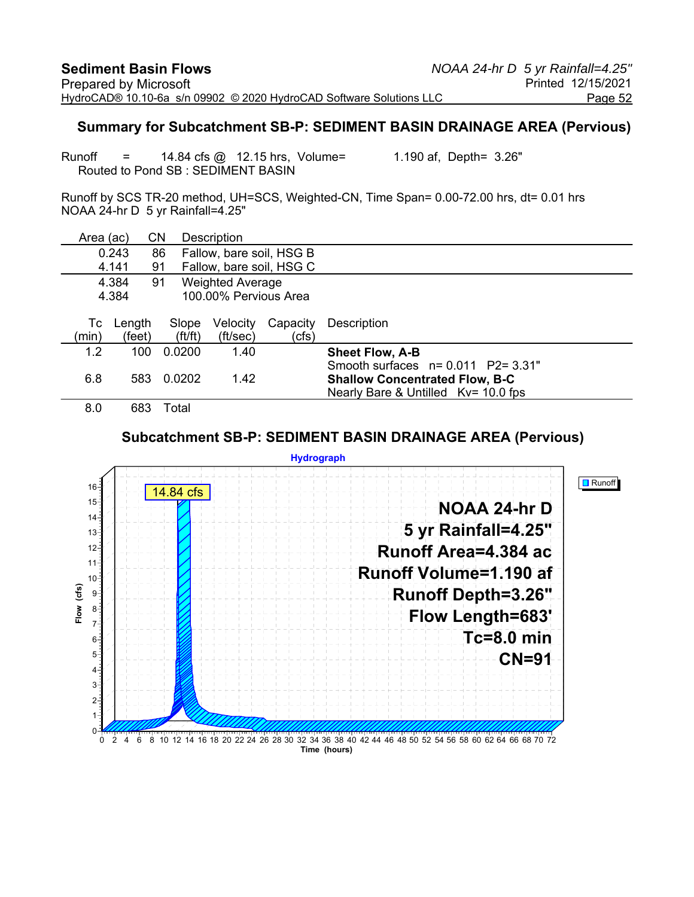## Summary for Subcatchment SB-P: SEDIMENT BASIN DRAINAGE AREA (Pervious)

Runoff = 14.84 cfs @ 12.15 hrs, Volume= 1.190 af, Depth= 3.26"
Routed to Pond SB : SEDIMENT BASIN

Runoff by SCS TR-20 method, UH=SCS, Weighted-CN, Time Span= 0.00-72.00 hrs, dt= 0.01 hrs
NOAA 24-hr D 5 yr Rainfall=4.25"

| Area (ac) | CN | Description |
|---|---|---|
| 0.243 | 86 | Fallow, bare soil, HSG B |
| 4.141 | 91 | Fallow, bare soil, HSG C |
| 4.384 | 91 | Weighted Average |
| 4.384 | | 100.00% Pervious Area |

| Tc (min) | Length (feet) | Slope (ft/ft) | Velocity (ft/sec) | Capacity (cfs) | Description |
|---|---|---|---|---|---|
| 1.2 | 100 | 0.0200 | 1.40 | | **Sheet Flow, A-B**<br>Smooth surfaces n= 0.011 P2= 3.31" |
| 6.8 | 583 | 0.0202 | 1.42 | | **Shallow Concentrated Flow, B-C**<br>Nearly Bare & Untilled Kv= 10.0 fps |
| 8.0 | 683 | Total | | | |

## Subcatchment SB-P: SEDIMENT BASIN DRAINAGE AREA (Pervious)

Hydrograph

NOAA 24-hr D
5 yr Rainfall=4.25"
Runoff Area=4.384 ac
Runoff Volume=1.190 af
Runoff Depth=3.26"
Flow Length=683'
Tc=8.0 min
CN=91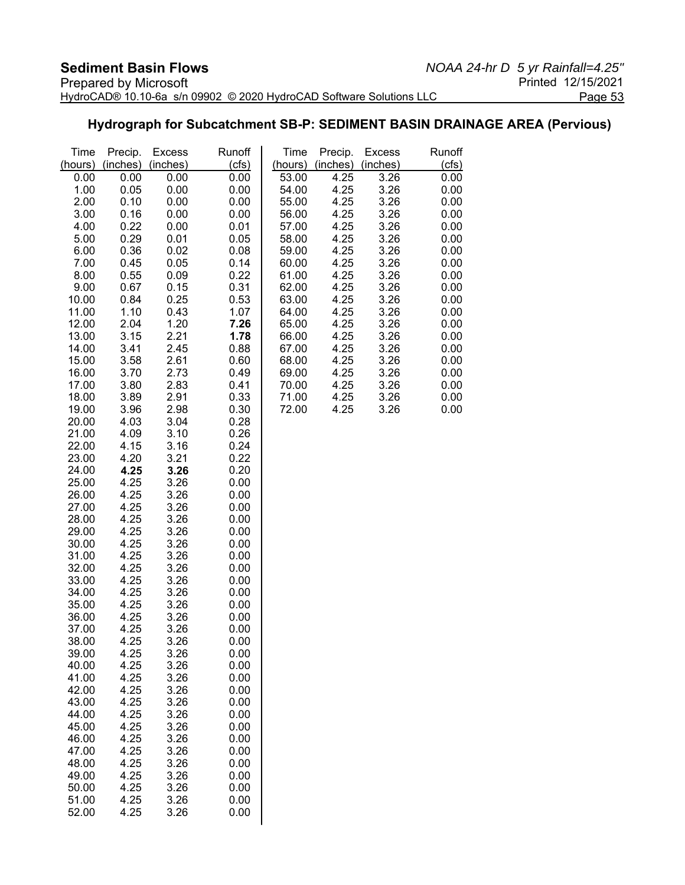## Hydrograph for Subcatchment SB-P: SEDIMENT BASIN DRAINAGE AREA (Pervious)

| Time (hours) | Precip. (inches) | Excess (inches) | Runoff (cfs) | Time (hours) | Precip. (inches) | Excess (inches) | Runoff (cfs) |
|---|---|---|---|---|---|---|---|
| 0.00 | 0.00 | 0.00 | 0.00 | 53.00 | 4.25 | 3.26 | 0.00 |
| 1.00 | 0.05 | 0.00 | 0.00 | 54.00 | 4.25 | 3.26 | 0.00 |
| 2.00 | 0.10 | 0.00 | 0.00 | 55.00 | 4.25 | 3.26 | 0.00 |
| 3.00 | 0.16 | 0.00 | 0.00 | 56.00 | 4.25 | 3.26 | 0.00 |
| 4.00 | 0.22 | 0.00 | 0.01 | 57.00 | 4.25 | 3.26 | 0.00 |
| 5.00 | 0.29 | 0.01 | 0.05 | 58.00 | 4.25 | 3.26 | 0.00 |
| 6.00 | 0.36 | 0.02 | 0.08 | 59.00 | 4.25 | 3.26 | 0.00 |
| 7.00 | 0.45 | 0.05 | 0.14 | 60.00 | 4.25 | 3.26 | 0.00 |
| 8.00 | 0.55 | 0.09 | 0.22 | 61.00 | 4.25 | 3.26 | 0.00 |
| 9.00 | 0.67 | 0.15 | 0.31 | 62.00 | 4.25 | 3.26 | 0.00 |
| 10.00 | 0.84 | 0.25 | 0.53 | 63.00 | 4.25 | 3.26 | 0.00 |
| 11.00 | 1.10 | 0.43 | 1.07 | 64.00 | 4.25 | 3.26 | 0.00 |
| 12.00 | 2.04 | 1.20 | **7.26** | 65.00 | 4.25 | 3.26 | 0.00 |
| 13.00 | 3.15 | 2.21 | **1.78** | 66.00 | 4.25 | 3.26 | 0.00 |
| 14.00 | 3.41 | 2.45 | 0.88 | 67.00 | 4.25 | 3.26 | 0.00 |
| 15.00 | 3.58 | 2.61 | 0.60 | 68.00 | 4.25 | 3.26 | 0.00 |
| 16.00 | 3.70 | 2.73 | 0.49 | 69.00 | 4.25 | 3.26 | 0.00 |
| 17.00 | 3.80 | 2.83 | 0.41 | 70.00 | 4.25 | 3.26 | 0.00 |
| 18.00 | 3.89 | 2.91 | 0.33 | 71.00 | 4.25 | 3.26 | 0.00 |
| 19.00 | 3.96 | 2.98 | 0.30 | 72.00 | 4.25 | 3.26 | 0.00 |
| 20.00 | 4.03 | 3.04 | 0.28 | | | | |
| 21.00 | 4.09 | 3.10 | 0.26 | | | | |
| 22.00 | 4.15 | 3.16 | 0.24 | | | | |
| 23.00 | 4.20 | 3.21 | 0.22 | | | | |
| 24.00 | **4.25** | **3.26** | 0.20 | | | | |
| 25.00 | 4.25 | 3.26 | 0.00 | | | | |
| 26.00 | 4.25 | 3.26 | 0.00 | | | | |
| 27.00 | 4.25 | 3.26 | 0.00 | | | | |
| 28.00 | 4.25 | 3.26 | 0.00 | | | | |
| 29.00 | 4.25 | 3.26 | 0.00 | | | | |
| 30.00 | 4.25 | 3.26 | 0.00 | | | | |
| 31.00 | 4.25 | 3.26 | 0.00 | | | | |
| 32.00 | 4.25 | 3.26 | 0.00 | | | | |
| 33.00 | 4.25 | 3.26 | 0.00 | | | | |
| 34.00 | 4.25 | 3.26 | 0.00 | | | | |
| 35.00 | 4.25 | 3.26 | 0.00 | | | | |
| 36.00 | 4.25 | 3.26 | 0.00 | | | | |
| 37.00 | 4.25 | 3.26 | 0.00 | | | | |
| 38.00 | 4.25 | 3.26 | 0.00 | | | | |
| 39.00 | 4.25 | 3.26 | 0.00 | | | | |
| 40.00 | 4.25 | 3.26 | 0.00 | | | | |
| 41.00 | 4.25 | 3.26 | 0.00 | | | | |
| 42.00 | 4.25 | 3.26 | 0.00 | | | | |
| 43.00 | 4.25 | 3.26 | 0.00 | | | | |
| 44.00 | 4.25 | 3.26 | 0.00 | | | | |
| 45.00 | 4.25 | 3.26 | 0.00 | | | | |
| 46.00 | 4.25 | 3.26 | 0.00 | | | | |
| 47.00 | 4.25 | 3.26 | 0.00 | | | | |
| 48.00 | 4.25 | 3.26 | 0.00 | | | | |
| 49.00 | 4.25 | 3.26 | 0.00 | | | | |
| 50.00 | 4.25 | 3.26 | 0.00 | | | | |
| 51.00 | 4.25 | 3.26 | 0.00 | | | | |
| 52.00 | 4.25 | 3.26 | 0.00 | | | | |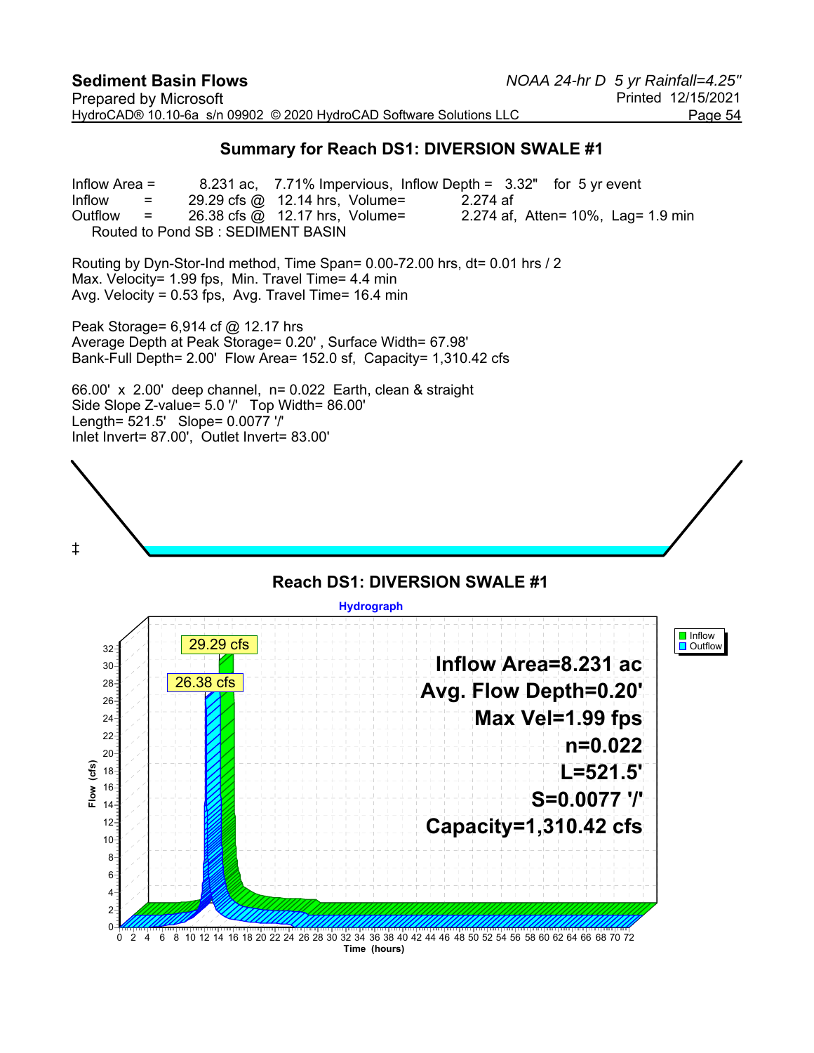## Summary for Reach DS1: DIVERSION SWALE #1

Inflow Area = 8.231 ac, 7.71% Impervious, Inflow Depth = 3.32" for 5 yr event
Inflow = 29.29 cfs @ 12.14 hrs, Volume= 2.274 af
Outflow = 26.38 cfs @ 12.17 hrs, Volume= 2.274 af, Atten= 10%, Lag= 1.9 min
Routed to Pond SB : SEDIMENT BASIN

Routing by Dyn-Stor-Ind method, Time Span= 0.00-72.00 hrs, dt= 0.01 hrs / 2
Max. Velocity= 1.99 fps, Min. Travel Time= 4.4 min
Avg. Velocity = 0.53 fps, Avg. Travel Time= 16.4 min

Peak Storage= 6,914 cf @ 12.17 hrs
Average Depth at Peak Storage= 0.20' , Surface Width= 67.98'
Bank-Full Depth= 2.00' Flow Area= 152.0 sf, Capacity= 1,310.42 cfs

66.00' x 2.00' deep channel, n= 0.022 Earth, clean & straight
Side Slope Z-value= 5.0 '/' Top Width= 86.00'
Length= 521.5' Slope= 0.0077 '/'
Inlet Invert= 87.00', Outlet Invert= 83.00'

‡

### Reach DS1: DIVERSION SWALE #1

Hydrograph

Inflow / Outflow

29.29 cfs
26.38 cfs

**Inflow Area=8.231 ac**
**Avg. Flow Depth=0.20'**
**Max Vel=1.99 fps**
**n=0.022**
**L=521.5'**
**S=0.0077 '/'**
**Capacity=1,310.42 cfs**

Flow (cfs)

Time (hours)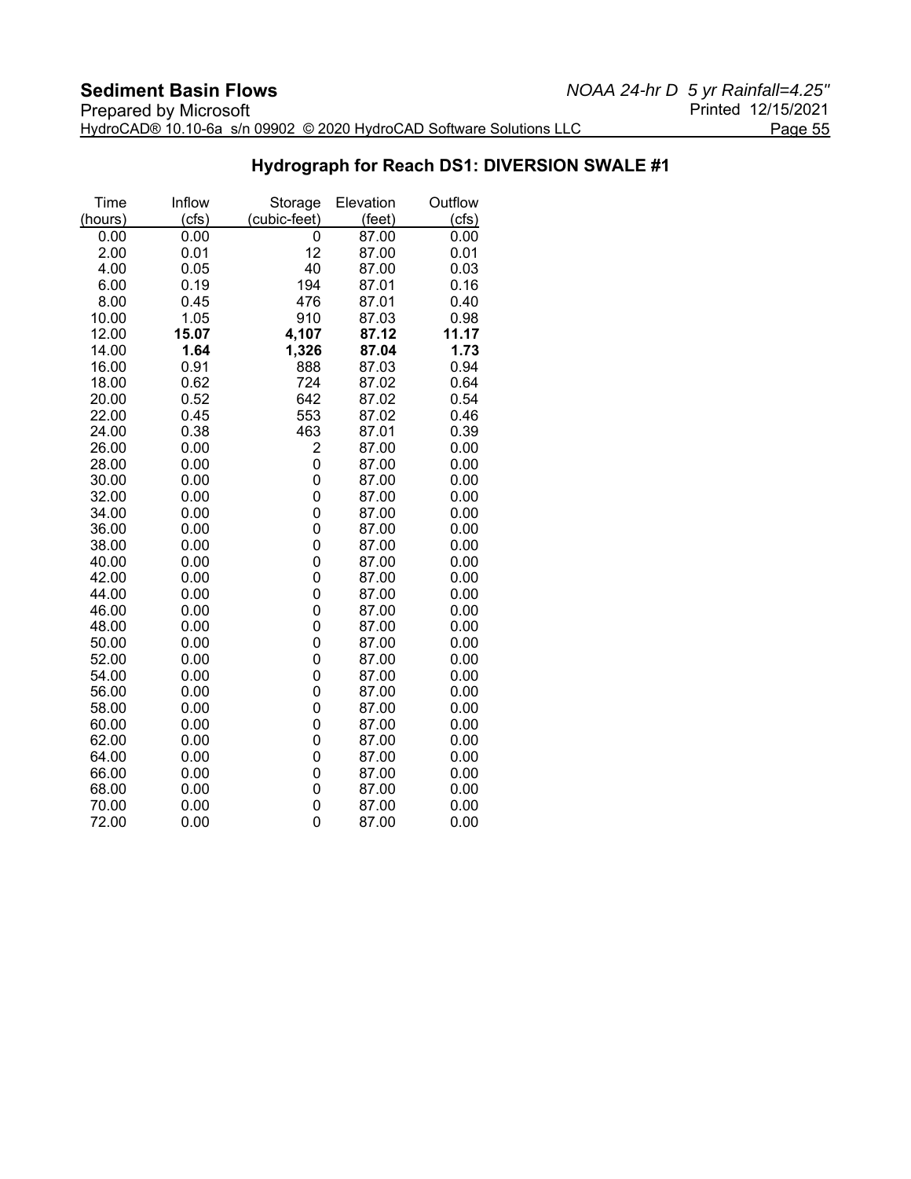## Hydrograph for Reach DS1: DIVERSION SWALE #1

| Time (hours) | Inflow (cfs) | Storage (cubic-feet) | Elevation (feet) | Outflow (cfs) |
|---|---|---|---|---|
| 0.00 | 0.00 | 0 | 87.00 | 0.00 |
| 2.00 | 0.01 | 12 | 87.00 | 0.01 |
| 4.00 | 0.05 | 40 | 87.00 | 0.03 |
| 6.00 | 0.19 | 194 | 87.01 | 0.16 |
| 8.00 | 0.45 | 476 | 87.01 | 0.40 |
| 10.00 | 1.05 | 910 | 87.03 | 0.98 |
| 12.00 | **15.07** | **4,107** | **87.12** | **11.17** |
| 14.00 | **1.64** | **1,326** | **87.04** | **1.73** |
| 16.00 | 0.91 | 888 | 87.03 | 0.94 |
| 18.00 | 0.62 | 724 | 87.02 | 0.64 |
| 20.00 | 0.52 | 642 | 87.02 | 0.54 |
| 22.00 | 0.45 | 553 | 87.02 | 0.46 |
| 24.00 | 0.38 | 463 | 87.01 | 0.39 |
| 26.00 | 0.00 | 2 | 87.00 | 0.00 |
| 28.00 | 0.00 | 0 | 87.00 | 0.00 |
| 30.00 | 0.00 | 0 | 87.00 | 0.00 |
| 32.00 | 0.00 | 0 | 87.00 | 0.00 |
| 34.00 | 0.00 | 0 | 87.00 | 0.00 |
| 36.00 | 0.00 | 0 | 87.00 | 0.00 |
| 38.00 | 0.00 | 0 | 87.00 | 0.00 |
| 40.00 | 0.00 | 0 | 87.00 | 0.00 |
| 42.00 | 0.00 | 0 | 87.00 | 0.00 |
| 44.00 | 0.00 | 0 | 87.00 | 0.00 |
| 46.00 | 0.00 | 0 | 87.00 | 0.00 |
| 48.00 | 0.00 | 0 | 87.00 | 0.00 |
| 50.00 | 0.00 | 0 | 87.00 | 0.00 |
| 52.00 | 0.00 | 0 | 87.00 | 0.00 |
| 54.00 | 0.00 | 0 | 87.00 | 0.00 |
| 56.00 | 0.00 | 0 | 87.00 | 0.00 |
| 58.00 | 0.00 | 0 | 87.00 | 0.00 |
| 60.00 | 0.00 | 0 | 87.00 | 0.00 |
| 62.00 | 0.00 | 0 | 87.00 | 0.00 |
| 64.00 | 0.00 | 0 | 87.00 | 0.00 |
| 66.00 | 0.00 | 0 | 87.00 | 0.00 |
| 68.00 | 0.00 | 0 | 87.00 | 0.00 |
| 70.00 | 0.00 | 0 | 87.00 | 0.00 |
| 72.00 | 0.00 | 0 | 87.00 | 0.00 |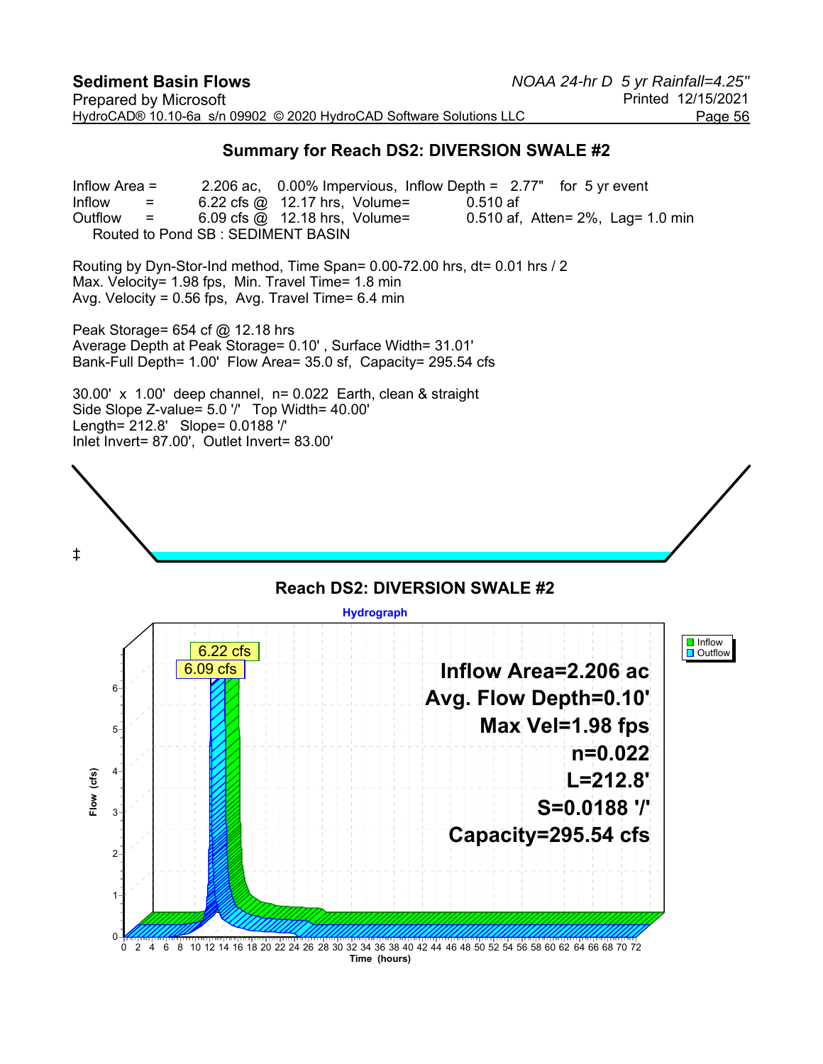## Summary for Reach DS2: DIVERSION SWALE #2

Inflow Area = 2.206 ac, 0.00% Impervious, Inflow Depth = 2.77" for 5 yr event
Inflow = 6.22 cfs @ 12.17 hrs, Volume= 0.510 af
Outflow = 6.09 cfs @ 12.18 hrs, Volume= 0.510 af, Atten= 2%, Lag= 1.0 min
Routed to Pond SB : SEDIMENT BASIN

Routing by Dyn-Stor-Ind method, Time Span= 0.00-72.00 hrs, dt= 0.01 hrs / 2
Max. Velocity= 1.98 fps, Min. Travel Time= 1.8 min
Avg. Velocity = 0.56 fps, Avg. Travel Time= 6.4 min

Peak Storage= 654 cf @ 12.18 hrs
Average Depth at Peak Storage= 0.10' , Surface Width= 31.01'
Bank-Full Depth= 1.00' Flow Area= 35.0 sf, Capacity= 295.54 cfs

30.00' x 1.00' deep channel, n= 0.022 Earth, clean & straight
Side Slope Z-value= 5.0 '/' Top Width= 40.00'
Length= 212.8' Slope= 0.0188 '/'
Inlet Invert= 87.00', Outlet Invert= 83.00'

‡

### Reach DS2: DIVERSION SWALE #2

Hydrograph

Inflow Area=2.206 ac
Avg. Flow Depth=0.10'
Max Vel=1.98 fps
n=0.022
L=212.8'
S=0.0188 '/'
Capacity=295.54 cfs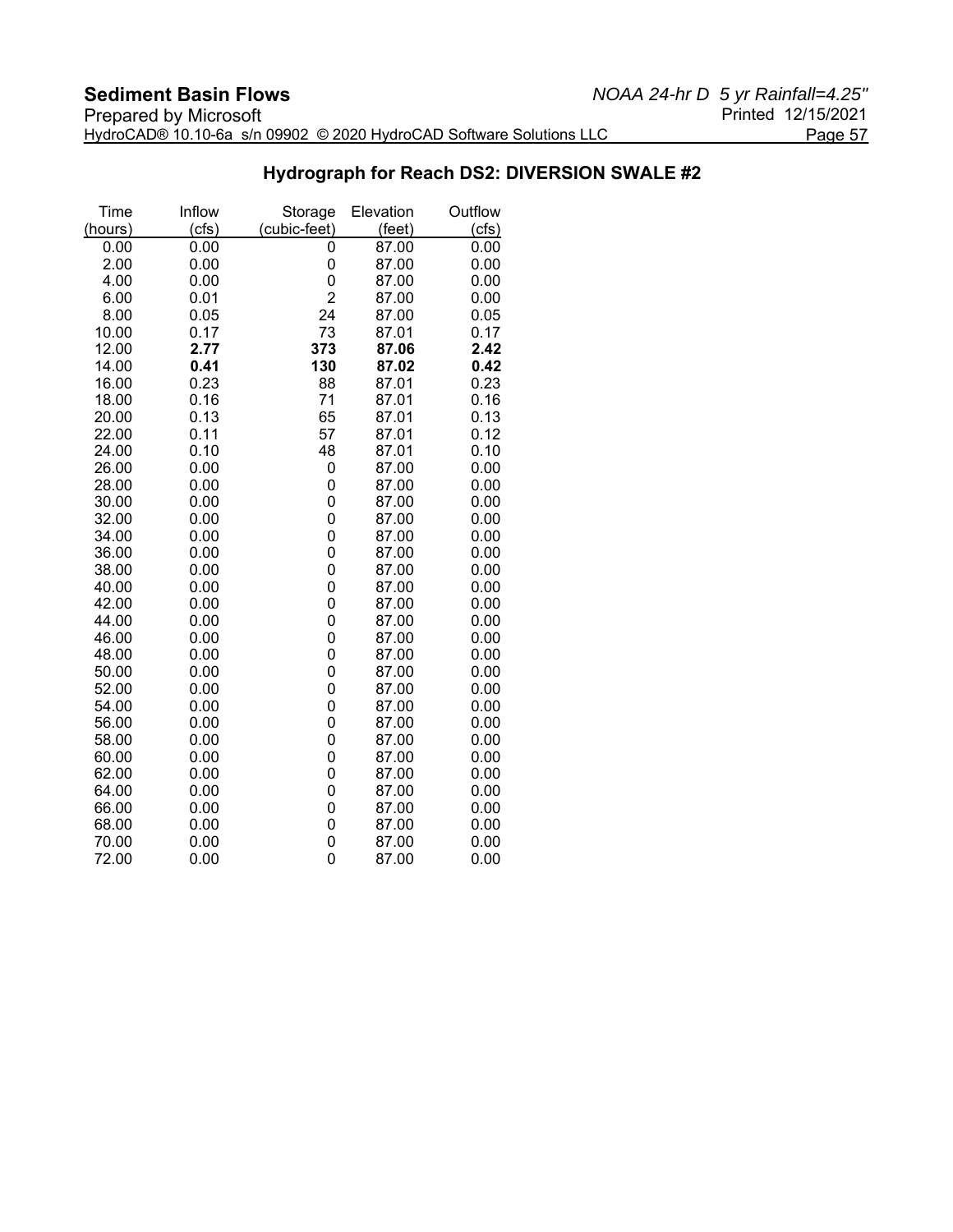## Hydrograph for Reach DS2: DIVERSION SWALE #2

| Time (hours) | Inflow (cfs) | Storage (cubic-feet) | Elevation (feet) | Outflow (cfs) |
|---|---|---|---|---|
| 0.00 | 0.00 | 0 | 87.00 | 0.00 |
| 2.00 | 0.00 | 0 | 87.00 | 0.00 |
| 4.00 | 0.00 | 0 | 87.00 | 0.00 |
| 6.00 | 0.01 | 2 | 87.00 | 0.00 |
| 8.00 | 0.05 | 24 | 87.00 | 0.05 |
| 10.00 | 0.17 | 73 | 87.01 | 0.17 |
| 12.00 | **2.77** | **373** | **87.06** | **2.42** |
| 14.00 | **0.41** | **130** | **87.02** | **0.42** |
| 16.00 | 0.23 | 88 | 87.01 | 0.23 |
| 18.00 | 0.16 | 71 | 87.01 | 0.16 |
| 20.00 | 0.13 | 65 | 87.01 | 0.13 |
| 22.00 | 0.11 | 57 | 87.01 | 0.12 |
| 24.00 | 0.10 | 48 | 87.01 | 0.10 |
| 26.00 | 0.00 | 0 | 87.00 | 0.00 |
| 28.00 | 0.00 | 0 | 87.00 | 0.00 |
| 30.00 | 0.00 | 0 | 87.00 | 0.00 |
| 32.00 | 0.00 | 0 | 87.00 | 0.00 |
| 34.00 | 0.00 | 0 | 87.00 | 0.00 |
| 36.00 | 0.00 | 0 | 87.00 | 0.00 |
| 38.00 | 0.00 | 0 | 87.00 | 0.00 |
| 40.00 | 0.00 | 0 | 87.00 | 0.00 |
| 42.00 | 0.00 | 0 | 87.00 | 0.00 |
| 44.00 | 0.00 | 0 | 87.00 | 0.00 |
| 46.00 | 0.00 | 0 | 87.00 | 0.00 |
| 48.00 | 0.00 | 0 | 87.00 | 0.00 |
| 50.00 | 0.00 | 0 | 87.00 | 0.00 |
| 52.00 | 0.00 | 0 | 87.00 | 0.00 |
| 54.00 | 0.00 | 0 | 87.00 | 0.00 |
| 56.00 | 0.00 | 0 | 87.00 | 0.00 |
| 58.00 | 0.00 | 0 | 87.00 | 0.00 |
| 60.00 | 0.00 | 0 | 87.00 | 0.00 |
| 62.00 | 0.00 | 0 | 87.00 | 0.00 |
| 64.00 | 0.00 | 0 | 87.00 | 0.00 |
| 66.00 | 0.00 | 0 | 87.00 | 0.00 |
| 68.00 | 0.00 | 0 | 87.00 | 0.00 |
| 70.00 | 0.00 | 0 | 87.00 | 0.00 |
| 72.00 | 0.00 | 0 | 87.00 | 0.00 |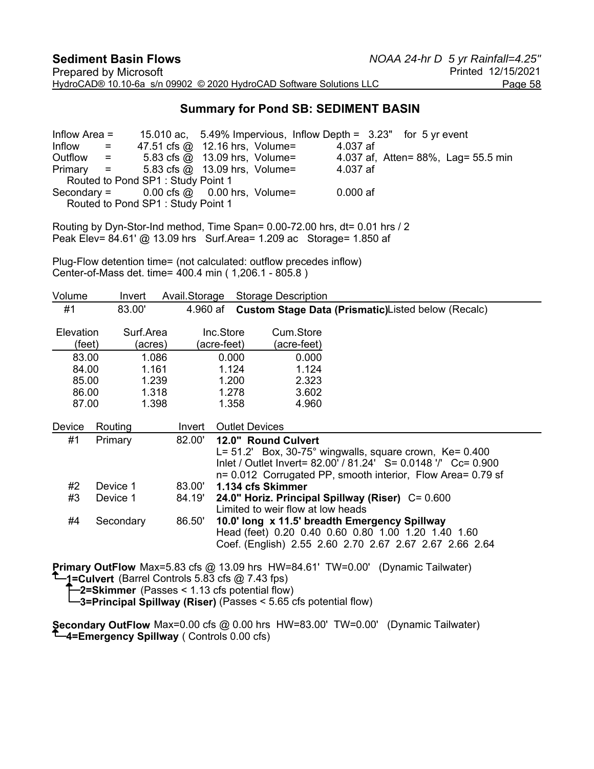## Summary for Pond SB: SEDIMENT BASIN

Inflow Area = 15.010 ac, 5.49% Impervious, Inflow Depth = 3.23" for 5 yr event
Inflow = 47.51 cfs @ 12.16 hrs, Volume= 4.037 af
Outflow = 5.83 cfs @ 13.09 hrs, Volume= 4.037 af, Atten= 88%, Lag= 55.5 min
Primary = 5.83 cfs @ 13.09 hrs, Volume= 4.037 af
Routed to Pond SP1 : Study Point 1
Secondary = 0.00 cfs @ 0.00 hrs, Volume= 0.000 af
Routed to Pond SP1 : Study Point 1

Routing by Dyn-Stor-Ind method, Time Span= 0.00-72.00 hrs, dt= 0.01 hrs / 2
Peak Elev= 84.61' @ 13.09 hrs Surf.Area= 1.209 ac Storage= 1.850 af

Plug-Flow detention time= (not calculated: outflow precedes inflow)
Center-of-Mass det. time= 400.4 min ( 1,206.1 - 805.8 )

| Volume | Invert | Avail.Storage | Storage Description |
|---|---|---|---|
| #1 | 83.00' | 4.960 af | **Custom Stage Data (Prismatic)** Listed below (Recalc) |

| Elevation (feet) | Surf.Area (acres) | Inc.Store (acre-feet) | Cum.Store (acre-feet) |
|---|---|---|---|
| 83.00 | 1.086 | 0.000 | 0.000 |
| 84.00 | 1.161 | 1.124 | 1.124 |
| 85.00 | 1.239 | 1.200 | 2.323 |
| 86.00 | 1.318 | 1.278 | 3.602 |
| 87.00 | 1.398 | 1.358 | 4.960 |

| Device | Routing | Invert | Outlet Devices |
|---|---|---|---|
| #1 | Primary | 82.00' | **12.0" Round Culvert** L= 51.2' Box, 30-75° wingwalls, square crown, Ke= 0.400 Inlet / Outlet Invert= 82.00' / 81.24' S= 0.0148 '/' Cc= 0.900 n= 0.012 Corrugated PP, smooth interior, Flow Area= 0.79 sf |
| #2 | Device 1 | 83.00' | **1.134 cfs Skimmer** |
| #3 | Device 1 | 84.19' | **24.0" Horiz. Principal Spillway (Riser)** C= 0.600 Limited to weir flow at low heads |
| #4 | Secondary | 86.50' | **10.0' long x 11.5' breadth Emergency Spillway** Head (feet) 0.20 0.40 0.60 0.80 1.00 1.20 1.40 1.60 Coef. (English) 2.55 2.60 2.70 2.67 2.67 2.67 2.66 2.64 |

**Primary OutFlow** Max=5.83 cfs @ 13.09 hrs HW=84.61' TW=0.00' (Dynamic Tailwater)
- **1=Culvert** (Barrel Controls 5.83 cfs @ 7.43 fps)
  - **2=Skimmer** (Passes < 1.13 cfs potential flow)
  - **3=Principal Spillway (Riser)** (Passes < 5.65 cfs potential flow)

**Secondary OutFlow** Max=0.00 cfs @ 0.00 hrs HW=83.00' TW=0.00' (Dynamic Tailwater)
- **4=Emergency Spillway** ( Controls 0.00 cfs)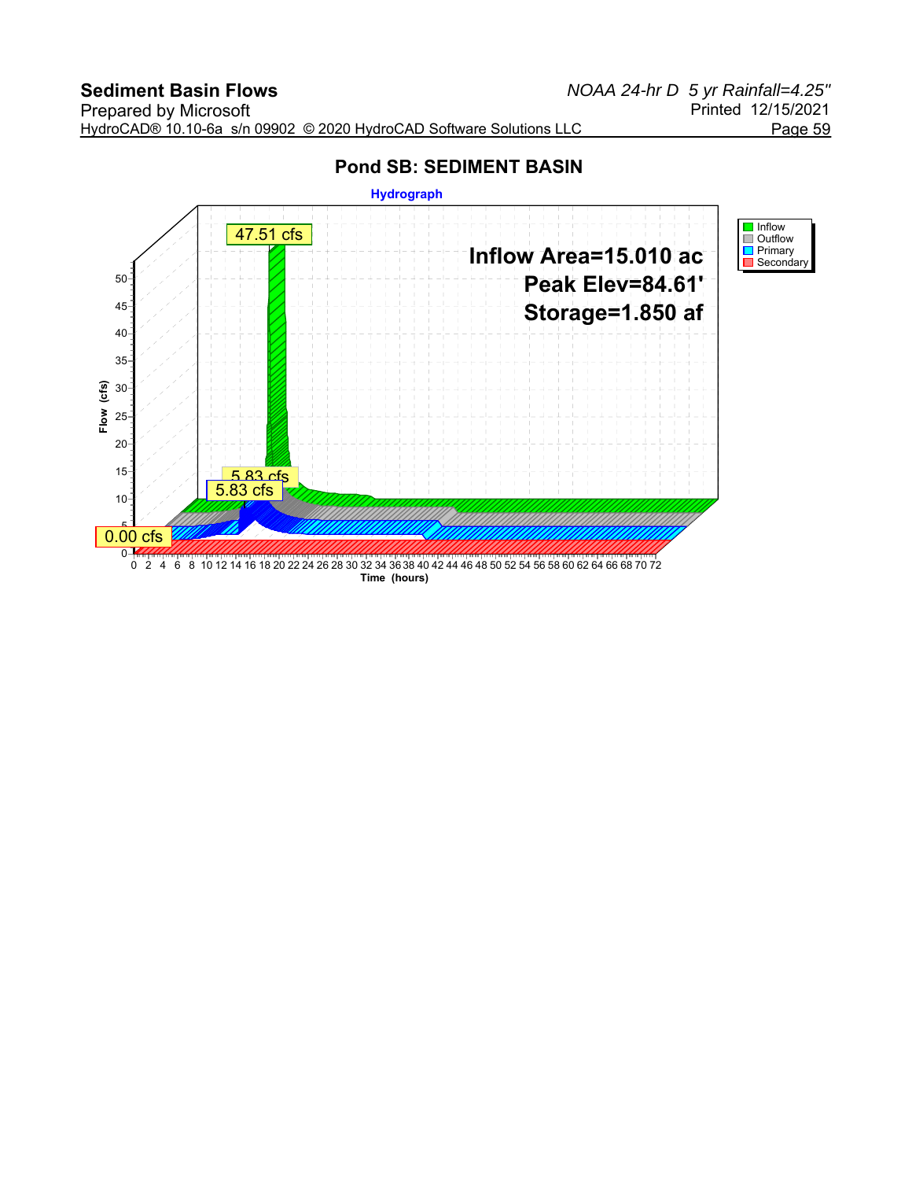## Pond SB: SEDIMENT BASIN

**Hydrograph**

- Inflow
- Outflow
- Primary
- Secondary

47.51 cfs

**Inflow Area=15.010 ac**

**Peak Elev=84.61'**

**Storage=1.850 af**

5.83 cfs

5.83 cfs

0.00 cfs

Flow (cfs): 0, 5, 10, 15, 20, 25, 30, 35, 40, 45, 50

Time (hours): 0 2 4 6 8 10 12 14 16 18 20 22 24 26 28 30 32 34 36 38 40 42 44 46 48 50 52 54 56 58 60 62 64 66 68 70 72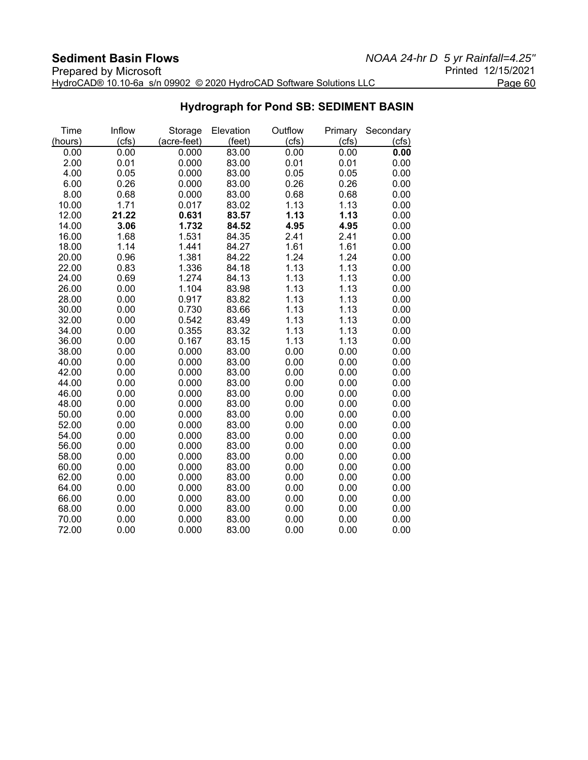## Hydrograph for Pond SB: SEDIMENT BASIN

| Time (hours) | Inflow (cfs) | Storage (acre-feet) | Elevation (feet) | Outflow (cfs) | Primary (cfs) | Secondary (cfs) |
|---|---|---|---|---|---|---|
| 0.00 | 0.00 | 0.000 | 83.00 | 0.00 | 0.00 | **0.00** |
| 2.00 | 0.01 | 0.000 | 83.00 | 0.01 | 0.01 | 0.00 |
| 4.00 | 0.05 | 0.000 | 83.00 | 0.05 | 0.05 | 0.00 |
| 6.00 | 0.26 | 0.000 | 83.00 | 0.26 | 0.26 | 0.00 |
| 8.00 | 0.68 | 0.000 | 83.00 | 0.68 | 0.68 | 0.00 |
| 10.00 | 1.71 | 0.017 | 83.02 | 1.13 | 1.13 | 0.00 |
| 12.00 | **21.22** | **0.631** | **83.57** | **1.13** | **1.13** | 0.00 |
| 14.00 | **3.06** | **1.732** | **84.52** | **4.95** | **4.95** | 0.00 |
| 16.00 | 1.68 | 1.531 | 84.35 | 2.41 | 2.41 | 0.00 |
| 18.00 | 1.14 | 1.441 | 84.27 | 1.61 | 1.61 | 0.00 |
| 20.00 | 0.96 | 1.381 | 84.22 | 1.24 | 1.24 | 0.00 |
| 22.00 | 0.83 | 1.336 | 84.18 | 1.13 | 1.13 | 0.00 |
| 24.00 | 0.69 | 1.274 | 84.13 | 1.13 | 1.13 | 0.00 |
| 26.00 | 0.00 | 1.104 | 83.98 | 1.13 | 1.13 | 0.00 |
| 28.00 | 0.00 | 0.917 | 83.82 | 1.13 | 1.13 | 0.00 |
| 30.00 | 0.00 | 0.730 | 83.66 | 1.13 | 1.13 | 0.00 |
| 32.00 | 0.00 | 0.542 | 83.49 | 1.13 | 1.13 | 0.00 |
| 34.00 | 0.00 | 0.355 | 83.32 | 1.13 | 1.13 | 0.00 |
| 36.00 | 0.00 | 0.167 | 83.15 | 1.13 | 1.13 | 0.00 |
| 38.00 | 0.00 | 0.000 | 83.00 | 0.00 | 0.00 | 0.00 |
| 40.00 | 0.00 | 0.000 | 83.00 | 0.00 | 0.00 | 0.00 |
| 42.00 | 0.00 | 0.000 | 83.00 | 0.00 | 0.00 | 0.00 |
| 44.00 | 0.00 | 0.000 | 83.00 | 0.00 | 0.00 | 0.00 |
| 46.00 | 0.00 | 0.000 | 83.00 | 0.00 | 0.00 | 0.00 |
| 48.00 | 0.00 | 0.000 | 83.00 | 0.00 | 0.00 | 0.00 |
| 50.00 | 0.00 | 0.000 | 83.00 | 0.00 | 0.00 | 0.00 |
| 52.00 | 0.00 | 0.000 | 83.00 | 0.00 | 0.00 | 0.00 |
| 54.00 | 0.00 | 0.000 | 83.00 | 0.00 | 0.00 | 0.00 |
| 56.00 | 0.00 | 0.000 | 83.00 | 0.00 | 0.00 | 0.00 |
| 58.00 | 0.00 | 0.000 | 83.00 | 0.00 | 0.00 | 0.00 |
| 60.00 | 0.00 | 0.000 | 83.00 | 0.00 | 0.00 | 0.00 |
| 62.00 | 0.00 | 0.000 | 83.00 | 0.00 | 0.00 | 0.00 |
| 64.00 | 0.00 | 0.000 | 83.00 | 0.00 | 0.00 | 0.00 |
| 66.00 | 0.00 | 0.000 | 83.00 | 0.00 | 0.00 | 0.00 |
| 68.00 | 0.00 | 0.000 | 83.00 | 0.00 | 0.00 | 0.00 |
| 70.00 | 0.00 | 0.000 | 83.00 | 0.00 | 0.00 | 0.00 |
| 72.00 | 0.00 | 0.000 | 83.00 | 0.00 | 0.00 | 0.00 |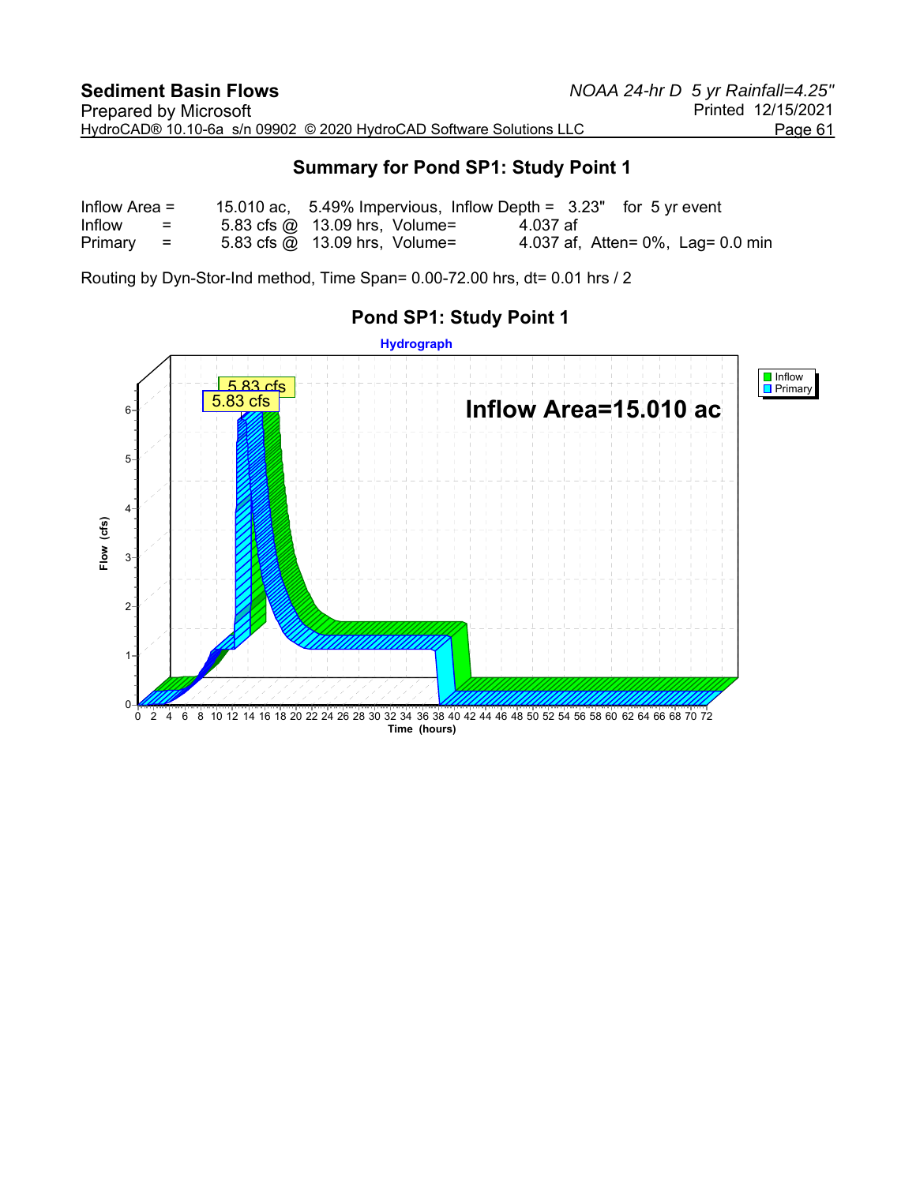## Summary for Pond SP1: Study Point 1

Inflow Area = 15.010 ac, 5.49% Impervious, Inflow Depth = 3.23" for 5 yr event
Inflow = 5.83 cfs @ 13.09 hrs, Volume= 4.037 af
Primary = 5.83 cfs @ 13.09 hrs, Volume= 4.037 af, Atten= 0%, Lag= 0.0 min

Routing by Dyn-Stor-Ind method, Time Span= 0.00-72.00 hrs, dt= 0.01 hrs / 2

### Pond SP1: Study Point 1

Hydrograph

Inflow Area=15.010 ac

5.83 cfs

5.83 cfs

Legend: Inflow, Primary

Flow (cfs): 0, 1, 2, 3, 4, 5, 6

Time (hours): 0 2 4 6 8 10 12 14 16 18 20 22 24 26 28 30 32 34 36 38 40 42 44 46 48 50 52 54 56 58 60 62 64 66 68 70 72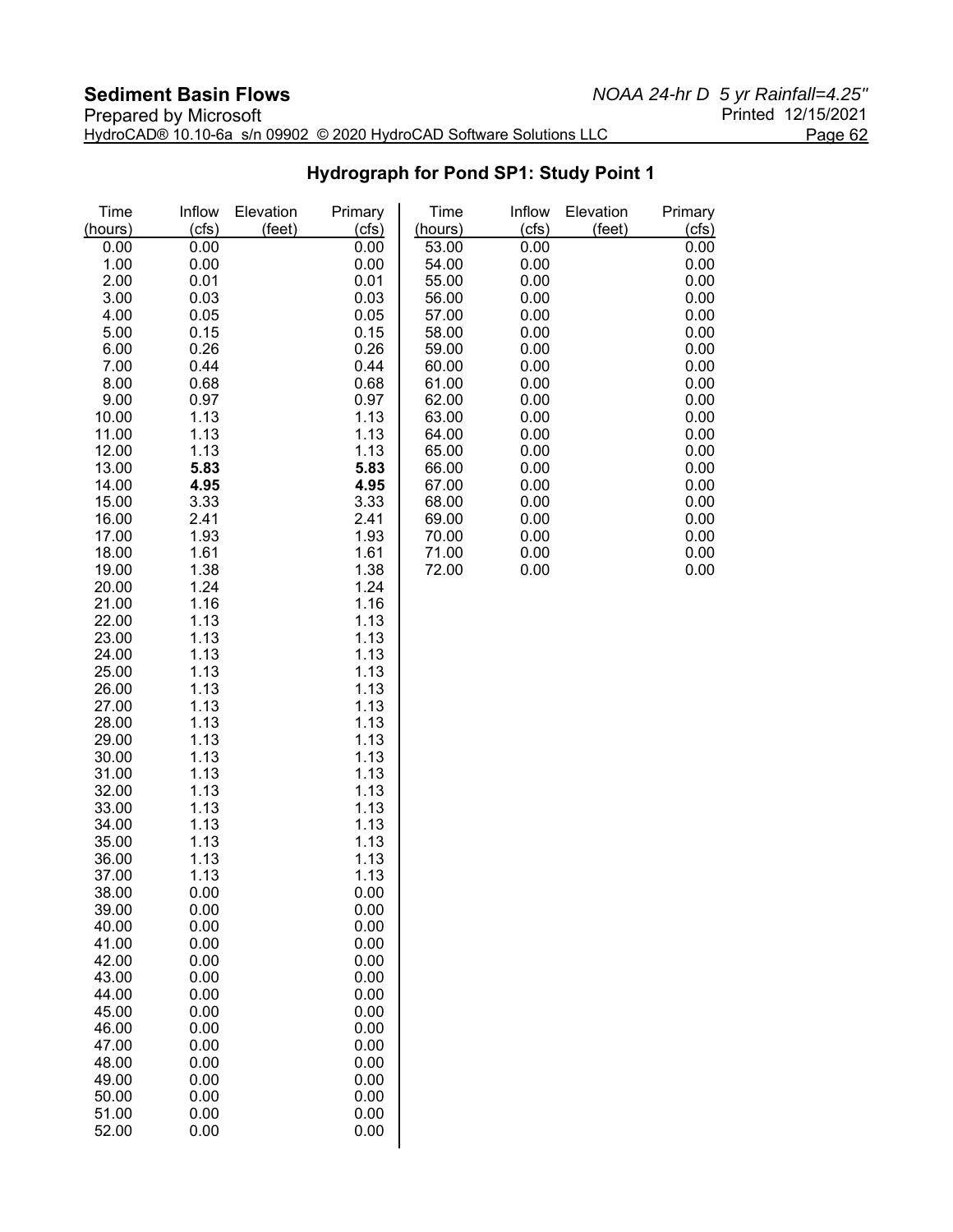## Hydrograph for Pond SP1: Study Point 1

| Time (hours) | Inflow (cfs) | Elevation (feet) | Primary (cfs) | Time (hours) | Inflow (cfs) | Elevation (feet) | Primary (cfs) |
|---|---|---|---|---|---|---|---|
| 0.00 | 0.00 | | 0.00 | 53.00 | 0.00 | | 0.00 |
| 1.00 | 0.00 | | 0.00 | 54.00 | 0.00 | | 0.00 |
| 2.00 | 0.01 | | 0.01 | 55.00 | 0.00 | | 0.00 |
| 3.00 | 0.03 | | 0.03 | 56.00 | 0.00 | | 0.00 |
| 4.00 | 0.05 | | 0.05 | 57.00 | 0.00 | | 0.00 |
| 5.00 | 0.15 | | 0.15 | 58.00 | 0.00 | | 0.00 |
| 6.00 | 0.26 | | 0.26 | 59.00 | 0.00 | | 0.00 |
| 7.00 | 0.44 | | 0.44 | 60.00 | 0.00 | | 0.00 |
| 8.00 | 0.68 | | 0.68 | 61.00 | 0.00 | | 0.00 |
| 9.00 | 0.97 | | 0.97 | 62.00 | 0.00 | | 0.00 |
| 10.00 | 1.13 | | 1.13 | 63.00 | 0.00 | | 0.00 |
| 11.00 | 1.13 | | 1.13 | 64.00 | 0.00 | | 0.00 |
| 12.00 | 1.13 | | 1.13 | 65.00 | 0.00 | | 0.00 |
| 13.00 | **5.83** | | **5.83** | 66.00 | 0.00 | | 0.00 |
| 14.00 | **4.95** | | **4.95** | 67.00 | 0.00 | | 0.00 |
| 15.00 | 3.33 | | 3.33 | 68.00 | 0.00 | | 0.00 |
| 16.00 | 2.41 | | 2.41 | 69.00 | 0.00 | | 0.00 |
| 17.00 | 1.93 | | 1.93 | 70.00 | 0.00 | | 0.00 |
| 18.00 | 1.61 | | 1.61 | 71.00 | 0.00 | | 0.00 |
| 19.00 | 1.38 | | 1.38 | 72.00 | 0.00 | | 0.00 |
| 20.00 | 1.24 | | 1.24 | | | | |
| 21.00 | 1.16 | | 1.16 | | | | |
| 22.00 | 1.13 | | 1.13 | | | | |
| 23.00 | 1.13 | | 1.13 | | | | |
| 24.00 | 1.13 | | 1.13 | | | | |
| 25.00 | 1.13 | | 1.13 | | | | |
| 26.00 | 1.13 | | 1.13 | | | | |
| 27.00 | 1.13 | | 1.13 | | | | |
| 28.00 | 1.13 | | 1.13 | | | | |
| 29.00 | 1.13 | | 1.13 | | | | |
| 30.00 | 1.13 | | 1.13 | | | | |
| 31.00 | 1.13 | | 1.13 | | | | |
| 32.00 | 1.13 | | 1.13 | | | | |
| 33.00 | 1.13 | | 1.13 | | | | |
| 34.00 | 1.13 | | 1.13 | | | | |
| 35.00 | 1.13 | | 1.13 | | | | |
| 36.00 | 1.13 | | 1.13 | | | | |
| 37.00 | 1.13 | | 1.13 | | | | |
| 38.00 | 0.00 | | 0.00 | | | | |
| 39.00 | 0.00 | | 0.00 | | | | |
| 40.00 | 0.00 | | 0.00 | | | | |
| 41.00 | 0.00 | | 0.00 | | | | |
| 42.00 | 0.00 | | 0.00 | | | | |
| 43.00 | 0.00 | | 0.00 | | | | |
| 44.00 | 0.00 | | 0.00 | | | | |
| 45.00 | 0.00 | | 0.00 | | | | |
| 46.00 | 0.00 | | 0.00 | | | | |
| 47.00 | 0.00 | | 0.00 | | | | |
| 48.00 | 0.00 | | 0.00 | | | | |
| 49.00 | 0.00 | | 0.00 | | | | |
| 50.00 | 0.00 | | 0.00 | | | | |
| 51.00 | 0.00 | | 0.00 | | | | |
| 52.00 | 0.00 | | 0.00 | | | | |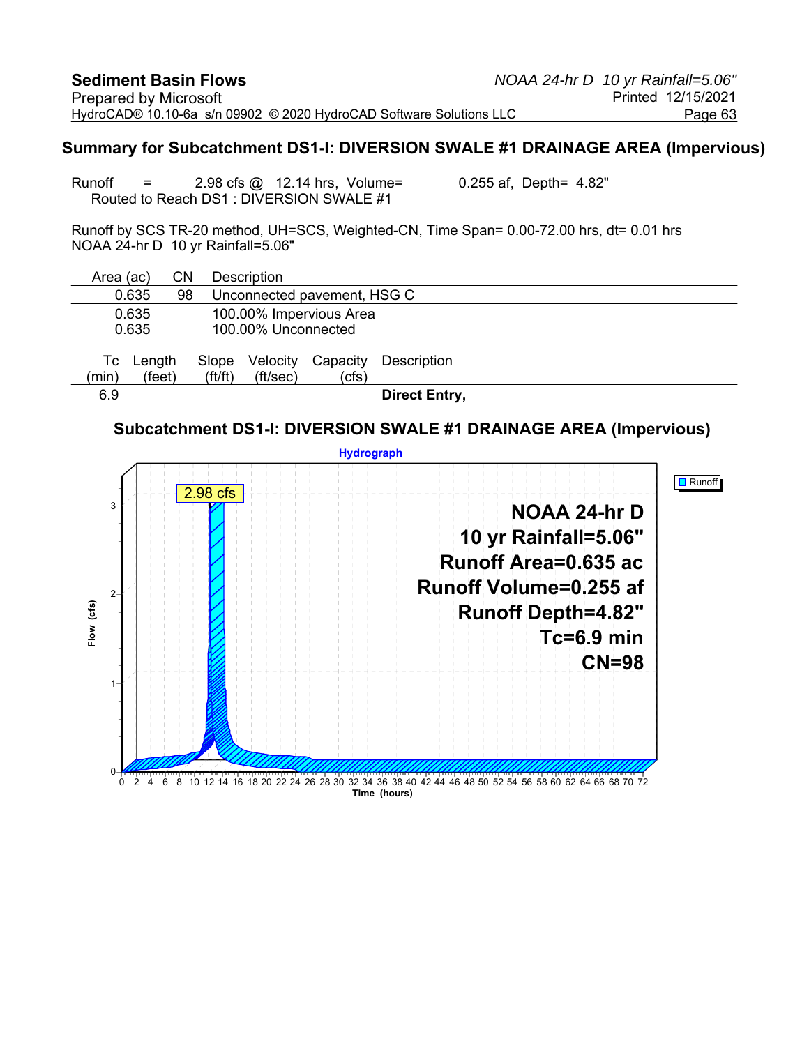## Summary for Subcatchment DS1-I: DIVERSION SWALE #1 DRAINAGE AREA (Impervious)

Runoff = 2.98 cfs @ 12.14 hrs, Volume= 0.255 af, Depth= 4.82"
Routed to Reach DS1 : DIVERSION SWALE #1

Runoff by SCS TR-20 method, UH=SCS, Weighted-CN, Time Span= 0.00-72.00 hrs, dt= 0.01 hrs
NOAA 24-hr D 10 yr Rainfall=5.06"

| Area (ac) | CN | Description |
|---|---|---|
| 0.635 | 98 | Unconnected pavement, HSG C |
| 0.635 | | 100.00% Impervious Area |
| 0.635 | | 100.00% Unconnected |

| Tc (min) | Length (feet) | Slope (ft/ft) | Velocity (ft/sec) | Capacity (cfs) | Description |
|---|---|---|---|---|---|
| 6.9 | | | | | **Direct Entry,** |

### Subcatchment DS1-I: DIVERSION SWALE #1 DRAINAGE AREA (Impervious)

Hydrograph

- Runoff
- 2.98 cfs
- NOAA 24-hr D
- 10 yr Rainfall=5.06"
- Runoff Area=0.635 ac
- Runoff Volume=0.255 af
- Runoff Depth=4.82"
- Tc=6.9 min
- CN=98

Flow (cfs) vs. Time (hours), 0–72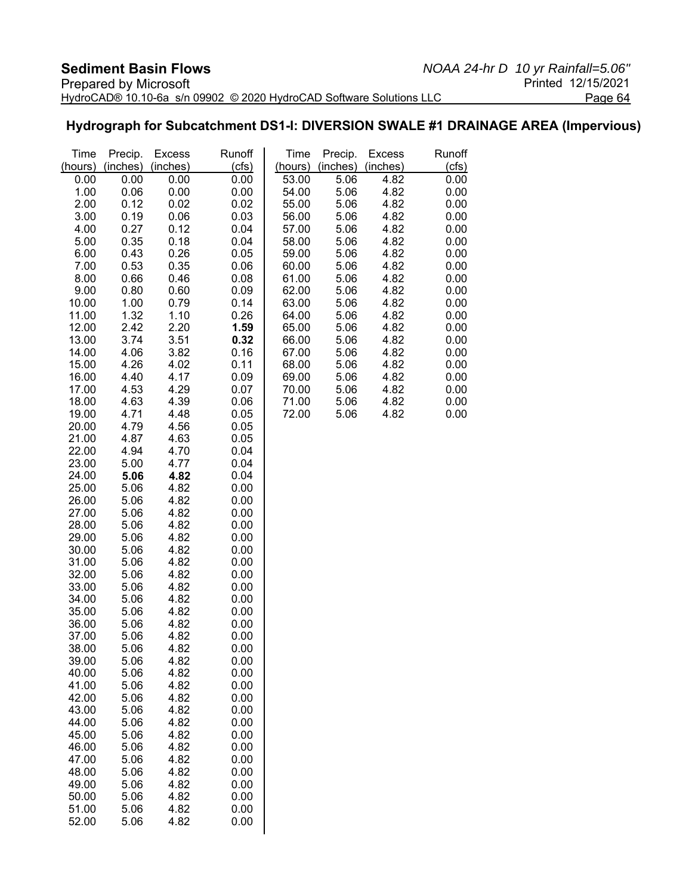## Hydrograph for Subcatchment DS1-I: DIVERSION SWALE #1 DRAINAGE AREA (Impervious)

| Time (hours) | Precip. (inches) | Excess (inches) | Runoff (cfs) | Time (hours) | Precip. (inches) | Excess (inches) | Runoff (cfs) |
|---|---|---|---|---|---|---|---|
| 0.00 | 0.00 | 0.00 | 0.00 | 53.00 | 5.06 | 4.82 | 0.00 |
| 1.00 | 0.06 | 0.00 | 0.00 | 54.00 | 5.06 | 4.82 | 0.00 |
| 2.00 | 0.12 | 0.02 | 0.02 | 55.00 | 5.06 | 4.82 | 0.00 |
| 3.00 | 0.19 | 0.06 | 0.03 | 56.00 | 5.06 | 4.82 | 0.00 |
| 4.00 | 0.27 | 0.12 | 0.04 | 57.00 | 5.06 | 4.82 | 0.00 |
| 5.00 | 0.35 | 0.18 | 0.04 | 58.00 | 5.06 | 4.82 | 0.00 |
| 6.00 | 0.43 | 0.26 | 0.05 | 59.00 | 5.06 | 4.82 | 0.00 |
| 7.00 | 0.53 | 0.35 | 0.06 | 60.00 | 5.06 | 4.82 | 0.00 |
| 8.00 | 0.66 | 0.46 | 0.08 | 61.00 | 5.06 | 4.82 | 0.00 |
| 9.00 | 0.80 | 0.60 | 0.09 | 62.00 | 5.06 | 4.82 | 0.00 |
| 10.00 | 1.00 | 0.79 | 0.14 | 63.00 | 5.06 | 4.82 | 0.00 |
| 11.00 | 1.32 | 1.10 | 0.26 | 64.00 | 5.06 | 4.82 | 0.00 |
| 12.00 | 2.42 | 2.20 | **1.59** | 65.00 | 5.06 | 4.82 | 0.00 |
| 13.00 | 3.74 | 3.51 | **0.32** | 66.00 | 5.06 | 4.82 | 0.00 |
| 14.00 | 4.06 | 3.82 | 0.16 | 67.00 | 5.06 | 4.82 | 0.00 |
| 15.00 | 4.26 | 4.02 | 0.11 | 68.00 | 5.06 | 4.82 | 0.00 |
| 16.00 | 4.40 | 4.17 | 0.09 | 69.00 | 5.06 | 4.82 | 0.00 |
| 17.00 | 4.53 | 4.29 | 0.07 | 70.00 | 5.06 | 4.82 | 0.00 |
| 18.00 | 4.63 | 4.39 | 0.06 | 71.00 | 5.06 | 4.82 | 0.00 |
| 19.00 | 4.71 | 4.48 | 0.05 | 72.00 | 5.06 | 4.82 | 0.00 |
| 20.00 | 4.79 | 4.56 | 0.05 | | | | |
| 21.00 | 4.87 | 4.63 | 0.05 | | | | |
| 22.00 | 4.94 | 4.70 | 0.04 | | | | |
| 23.00 | 5.00 | 4.77 | 0.04 | | | | |
| 24.00 | **5.06** | **4.82** | 0.04 | | | | |
| 25.00 | 5.06 | 4.82 | 0.00 | | | | |
| 26.00 | 5.06 | 4.82 | 0.00 | | | | |
| 27.00 | 5.06 | 4.82 | 0.00 | | | | |
| 28.00 | 5.06 | 4.82 | 0.00 | | | | |
| 29.00 | 5.06 | 4.82 | 0.00 | | | | |
| 30.00 | 5.06 | 4.82 | 0.00 | | | | |
| 31.00 | 5.06 | 4.82 | 0.00 | | | | |
| 32.00 | 5.06 | 4.82 | 0.00 | | | | |
| 33.00 | 5.06 | 4.82 | 0.00 | | | | |
| 34.00 | 5.06 | 4.82 | 0.00 | | | | |
| 35.00 | 5.06 | 4.82 | 0.00 | | | | |
| 36.00 | 5.06 | 4.82 | 0.00 | | | | |
| 37.00 | 5.06 | 4.82 | 0.00 | | | | |
| 38.00 | 5.06 | 4.82 | 0.00 | | | | |
| 39.00 | 5.06 | 4.82 | 0.00 | | | | |
| 40.00 | 5.06 | 4.82 | 0.00 | | | | |
| 41.00 | 5.06 | 4.82 | 0.00 | | | | |
| 42.00 | 5.06 | 4.82 | 0.00 | | | | |
| 43.00 | 5.06 | 4.82 | 0.00 | | | | |
| 44.00 | 5.06 | 4.82 | 0.00 | | | | |
| 45.00 | 5.06 | 4.82 | 0.00 | | | | |
| 46.00 | 5.06 | 4.82 | 0.00 | | | | |
| 47.00 | 5.06 | 4.82 | 0.00 | | | | |
| 48.00 | 5.06 | 4.82 | 0.00 | | | | |
| 49.00 | 5.06 | 4.82 | 0.00 | | | | |
| 50.00 | 5.06 | 4.82 | 0.00 | | | | |
| 51.00 | 5.06 | 4.82 | 0.00 | | | | |
| 52.00 | 5.06 | 4.82 | 0.00 | | | | |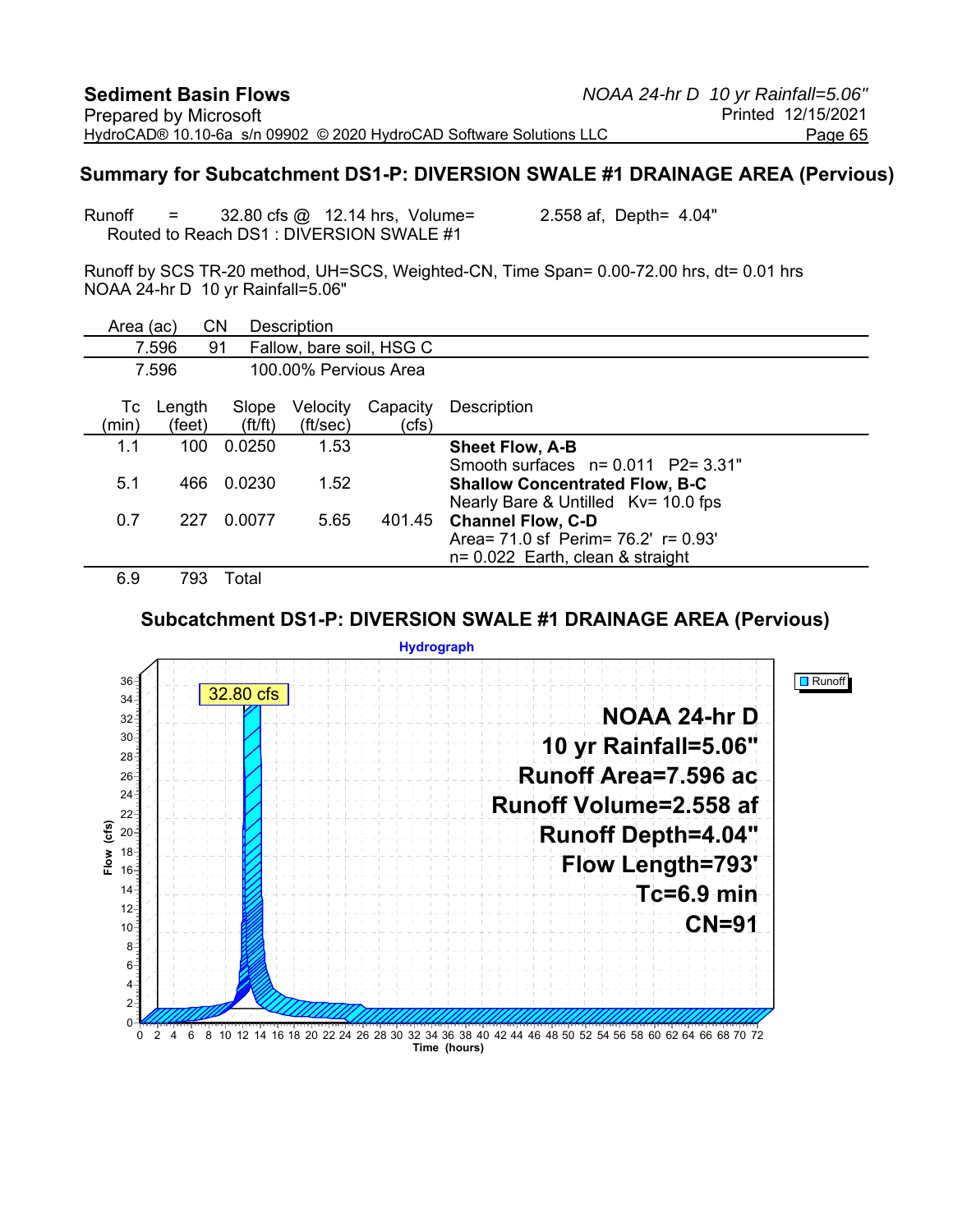## Summary for Subcatchment DS1-P: DIVERSION SWALE #1 DRAINAGE AREA (Pervious)

Runoff = 32.80 cfs @ 12.14 hrs, Volume= 2.558 af, Depth= 4.04"
Routed to Reach DS1 : DIVERSION SWALE #1

Runoff by SCS TR-20 method, UH=SCS, Weighted-CN, Time Span= 0.00-72.00 hrs, dt= 0.01 hrs
NOAA 24-hr D 10 yr Rainfall=5.06"

| Area (ac) | CN | Description |
|---|---|---|
| 7.596 | 91 | Fallow, bare soil, HSG C |
| 7.596 | | 100.00% Pervious Area |

| Tc (min) | Length (feet) | Slope (ft/ft) | Velocity (ft/sec) | Capacity (cfs) | Description |
|---|---|---|---|---|---|
| 1.1 | 100 | 0.0250 | 1.53 | | **Sheet Flow, A-B** Smooth surfaces n= 0.011 P2= 3.31" |
| 5.1 | 466 | 0.0230 | 1.52 | | **Shallow Concentrated Flow, B-C** Nearly Bare & Untilled Kv= 10.0 fps |
| 0.7 | 227 | 0.0077 | 5.65 | 401.45 | **Channel Flow, C-D** Area= 71.0 sf Perim= 76.2' r= 0.93' n= 0.022 Earth, clean & straight |
| 6.9 | 793 | Total | | | |

### Subcatchment DS1-P: DIVERSION SWALE #1 DRAINAGE AREA (Pervious)

Hydrograph

32.80 cfs

NOAA 24-hr D
10 yr Rainfall=5.06"
Runoff Area=7.596 ac
Runoff Volume=2.558 af
Runoff Depth=4.04"
Flow Length=793'
Tc=6.9 min
CN=91

Runoff

Flow (cfs) vs. Time (hours)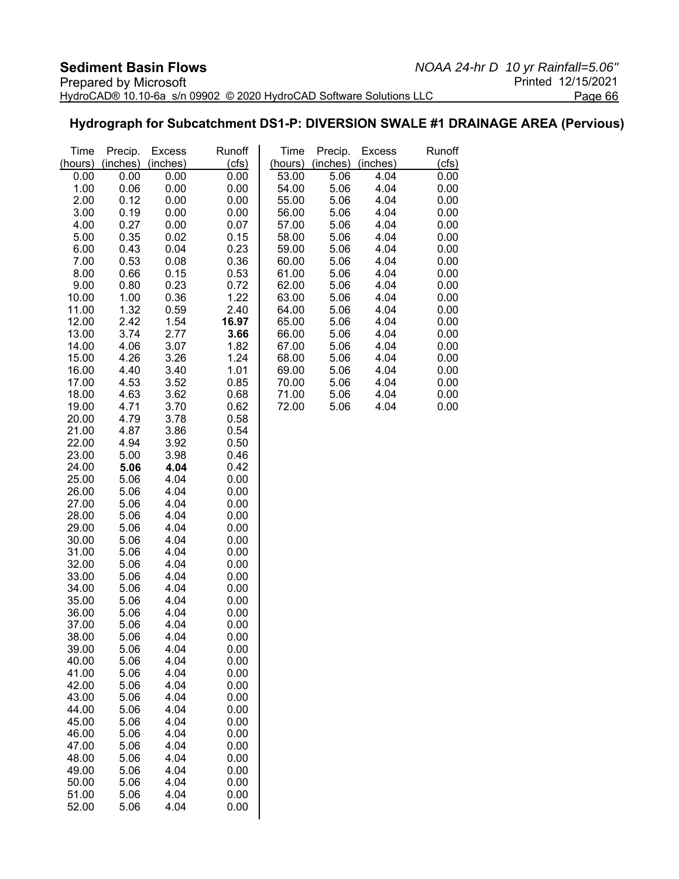## Hydrograph for Subcatchment DS1-P: DIVERSION SWALE #1 DRAINAGE AREA (Pervious)

| Time (hours) | Precip. (inches) | Excess (inches) | Runoff (cfs) | Time (hours) | Precip. (inches) | Excess (inches) | Runoff (cfs) |
|---|---|---|---|---|---|---|---|
| 0.00 | 0.00 | 0.00 | 0.00 | 53.00 | 5.06 | 4.04 | 0.00 |
| 1.00 | 0.06 | 0.00 | 0.00 | 54.00 | 5.06 | 4.04 | 0.00 |
| 2.00 | 0.12 | 0.00 | 0.00 | 55.00 | 5.06 | 4.04 | 0.00 |
| 3.00 | 0.19 | 0.00 | 0.00 | 56.00 | 5.06 | 4.04 | 0.00 |
| 4.00 | 0.27 | 0.00 | 0.07 | 57.00 | 5.06 | 4.04 | 0.00 |
| 5.00 | 0.35 | 0.02 | 0.15 | 58.00 | 5.06 | 4.04 | 0.00 |
| 6.00 | 0.43 | 0.04 | 0.23 | 59.00 | 5.06 | 4.04 | 0.00 |
| 7.00 | 0.53 | 0.08 | 0.36 | 60.00 | 5.06 | 4.04 | 0.00 |
| 8.00 | 0.66 | 0.15 | 0.53 | 61.00 | 5.06 | 4.04 | 0.00 |
| 9.00 | 0.80 | 0.23 | 0.72 | 62.00 | 5.06 | 4.04 | 0.00 |
| 10.00 | 1.00 | 0.36 | 1.22 | 63.00 | 5.06 | 4.04 | 0.00 |
| 11.00 | 1.32 | 0.59 | 2.40 | 64.00 | 5.06 | 4.04 | 0.00 |
| 12.00 | 2.42 | 1.54 | **16.97** | 65.00 | 5.06 | 4.04 | 0.00 |
| 13.00 | 3.74 | 2.77 | **3.66** | 66.00 | 5.06 | 4.04 | 0.00 |
| 14.00 | 4.06 | 3.07 | 1.82 | 67.00 | 5.06 | 4.04 | 0.00 |
| 15.00 | 4.26 | 3.26 | 1.24 | 68.00 | 5.06 | 4.04 | 0.00 |
| 16.00 | 4.40 | 3.40 | 1.01 | 69.00 | 5.06 | 4.04 | 0.00 |
| 17.00 | 4.53 | 3.52 | 0.85 | 70.00 | 5.06 | 4.04 | 0.00 |
| 18.00 | 4.63 | 3.62 | 0.68 | 71.00 | 5.06 | 4.04 | 0.00 |
| 19.00 | 4.71 | 3.70 | 0.62 | 72.00 | 5.06 | 4.04 | 0.00 |
| 20.00 | 4.79 | 3.78 | 0.58 | | | | |
| 21.00 | 4.87 | 3.86 | 0.54 | | | | |
| 22.00 | 4.94 | 3.92 | 0.50 | | | | |
| 23.00 | 5.00 | 3.98 | 0.46 | | | | |
| 24.00 | **5.06** | **4.04** | 0.42 | | | | |
| 25.00 | 5.06 | 4.04 | 0.00 | | | | |
| 26.00 | 5.06 | 4.04 | 0.00 | | | | |
| 27.00 | 5.06 | 4.04 | 0.00 | | | | |
| 28.00 | 5.06 | 4.04 | 0.00 | | | | |
| 29.00 | 5.06 | 4.04 | 0.00 | | | | |
| 30.00 | 5.06 | 4.04 | 0.00 | | | | |
| 31.00 | 5.06 | 4.04 | 0.00 | | | | |
| 32.00 | 5.06 | 4.04 | 0.00 | | | | |
| 33.00 | 5.06 | 4.04 | 0.00 | | | | |
| 34.00 | 5.06 | 4.04 | 0.00 | | | | |
| 35.00 | 5.06 | 4.04 | 0.00 | | | | |
| 36.00 | 5.06 | 4.04 | 0.00 | | | | |
| 37.00 | 5.06 | 4.04 | 0.00 | | | | |
| 38.00 | 5.06 | 4.04 | 0.00 | | | | |
| 39.00 | 5.06 | 4.04 | 0.00 | | | | |
| 40.00 | 5.06 | 4.04 | 0.00 | | | | |
| 41.00 | 5.06 | 4.04 | 0.00 | | | | |
| 42.00 | 5.06 | 4.04 | 0.00 | | | | |
| 43.00 | 5.06 | 4.04 | 0.00 | | | | |
| 44.00 | 5.06 | 4.04 | 0.00 | | | | |
| 45.00 | 5.06 | 4.04 | 0.00 | | | | |
| 46.00 | 5.06 | 4.04 | 0.00 | | | | |
| 47.00 | 5.06 | 4.04 | 0.00 | | | | |
| 48.00 | 5.06 | 4.04 | 0.00 | | | | |
| 49.00 | 5.06 | 4.04 | 0.00 | | | | |
| 50.00 | 5.06 | 4.04 | 0.00 | | | | |
| 51.00 | 5.06 | 4.04 | 0.00 | | | | |
| 52.00 | 5.06 | 4.04 | 0.00 | | | | |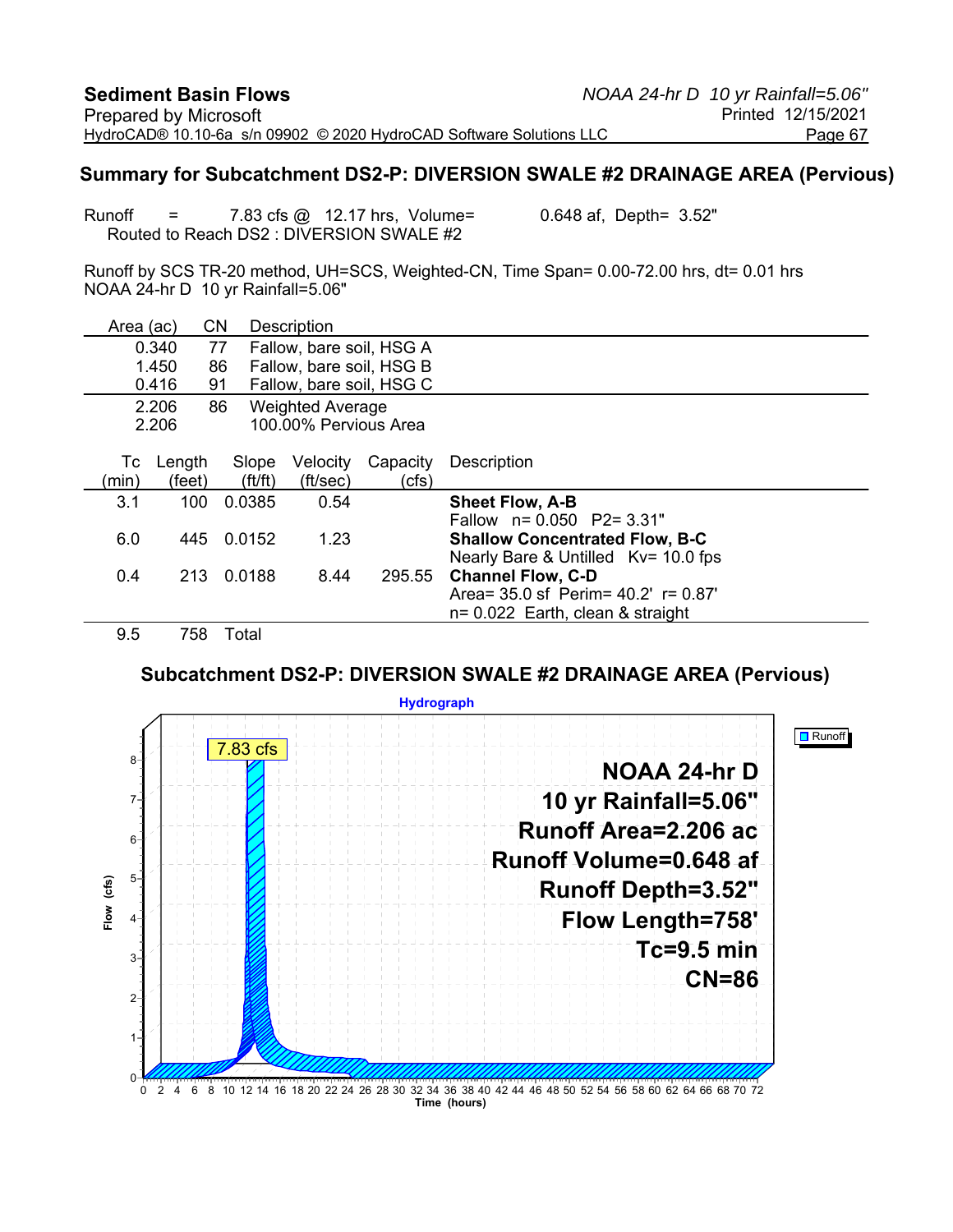## Summary for Subcatchment DS2-P: DIVERSION SWALE #2 DRAINAGE AREA (Pervious)

Runoff = 7.83 cfs @ 12.17 hrs, Volume= 0.648 af, Depth= 3.52"
Routed to Reach DS2 : DIVERSION SWALE #2

Runoff by SCS TR-20 method, UH=SCS, Weighted-CN, Time Span= 0.00-72.00 hrs, dt= 0.01 hrs
NOAA 24-hr D 10 yr Rainfall=5.06"

| Area (ac) | CN | Description |
|---|---|---|
| 0.340 | 77 | Fallow, bare soil, HSG A |
| 1.450 | 86 | Fallow, bare soil, HSG B |
| 0.416 | 91 | Fallow, bare soil, HSG C |
| 2.206 | 86 | Weighted Average |
| 2.206 | | 100.00% Pervious Area |

| Tc (min) | Length (feet) | Slope (ft/ft) | Velocity (ft/sec) | Capacity (cfs) | Description |
|---|---|---|---|---|---|
| 3.1 | 100 | 0.0385 | 0.54 | | **Sheet Flow, A-B** Fallow n= 0.050 P2= 3.31" |
| 6.0 | 445 | 0.0152 | 1.23 | | **Shallow Concentrated Flow, B-C** Nearly Bare & Untilled Kv= 10.0 fps |
| 0.4 | 213 | 0.0188 | 8.44 | 295.55 | **Channel Flow, C-D** Area= 35.0 sf Perim= 40.2' r= 0.87' n= 0.022 Earth, clean & straight |
| 9.5 | 758 | Total | | | |

### Subcatchment DS2-P: DIVERSION SWALE #2 DRAINAGE AREA (Pervious)

Hydrograph

Runoff

7.83 cfs

NOAA 24-hr D
10 yr Rainfall=5.06"
Runoff Area=2.206 ac
Runoff Volume=0.648 af
Runoff Depth=3.52"
Flow Length=758'
Tc=9.5 min
CN=86

Flow (cfs)

Time (hours)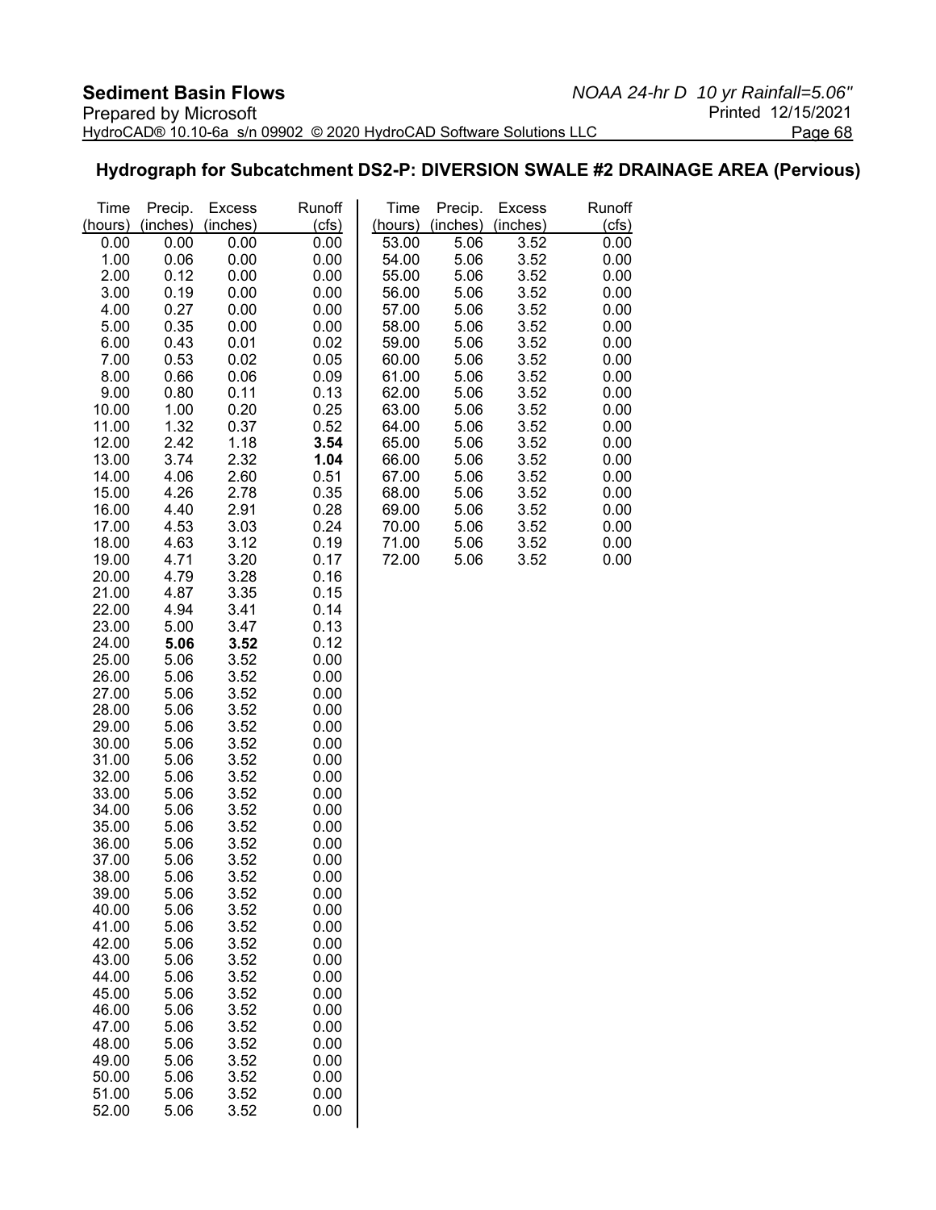## Hydrograph for Subcatchment DS2-P: DIVERSION SWALE #2 DRAINAGE AREA (Pervious)

| Time (hours) | Precip. (inches) | Excess (inches) | Runoff (cfs) | Time (hours) | Precip. (inches) | Excess (inches) | Runoff (cfs) |
|---|---|---|---|---|---|---|---|
| 0.00 | 0.00 | 0.00 | 0.00 | 53.00 | 5.06 | 3.52 | 0.00 |
| 1.00 | 0.06 | 0.00 | 0.00 | 54.00 | 5.06 | 3.52 | 0.00 |
| 2.00 | 0.12 | 0.00 | 0.00 | 55.00 | 5.06 | 3.52 | 0.00 |
| 3.00 | 0.19 | 0.00 | 0.00 | 56.00 | 5.06 | 3.52 | 0.00 |
| 4.00 | 0.27 | 0.00 | 0.00 | 57.00 | 5.06 | 3.52 | 0.00 |
| 5.00 | 0.35 | 0.00 | 0.00 | 58.00 | 5.06 | 3.52 | 0.00 |
| 6.00 | 0.43 | 0.01 | 0.02 | 59.00 | 5.06 | 3.52 | 0.00 |
| 7.00 | 0.53 | 0.02 | 0.05 | 60.00 | 5.06 | 3.52 | 0.00 |
| 8.00 | 0.66 | 0.06 | 0.09 | 61.00 | 5.06 | 3.52 | 0.00 |
| 9.00 | 0.80 | 0.11 | 0.13 | 62.00 | 5.06 | 3.52 | 0.00 |
| 10.00 | 1.00 | 0.20 | 0.25 | 63.00 | 5.06 | 3.52 | 0.00 |
| 11.00 | 1.32 | 0.37 | 0.52 | 64.00 | 5.06 | 3.52 | 0.00 |
| 12.00 | 2.42 | 1.18 | **3.54** | 65.00 | 5.06 | 3.52 | 0.00 |
| 13.00 | 3.74 | 2.32 | **1.04** | 66.00 | 5.06 | 3.52 | 0.00 |
| 14.00 | 4.06 | 2.60 | 0.51 | 67.00 | 5.06 | 3.52 | 0.00 |
| 15.00 | 4.26 | 2.78 | 0.35 | 68.00 | 5.06 | 3.52 | 0.00 |
| 16.00 | 4.40 | 2.91 | 0.28 | 69.00 | 5.06 | 3.52 | 0.00 |
| 17.00 | 4.53 | 3.03 | 0.24 | 70.00 | 5.06 | 3.52 | 0.00 |
| 18.00 | 4.63 | 3.12 | 0.19 | 71.00 | 5.06 | 3.52 | 0.00 |
| 19.00 | 4.71 | 3.20 | 0.17 | 72.00 | 5.06 | 3.52 | 0.00 |
| 20.00 | 4.79 | 3.28 | 0.16 | | | | |
| 21.00 | 4.87 | 3.35 | 0.15 | | | | |
| 22.00 | 4.94 | 3.41 | 0.14 | | | | |
| 23.00 | 5.00 | 3.47 | 0.13 | | | | |
| 24.00 | **5.06** | **3.52** | 0.12 | | | | |
| 25.00 | 5.06 | 3.52 | 0.00 | | | | |
| 26.00 | 5.06 | 3.52 | 0.00 | | | | |
| 27.00 | 5.06 | 3.52 | 0.00 | | | | |
| 28.00 | 5.06 | 3.52 | 0.00 | | | | |
| 29.00 | 5.06 | 3.52 | 0.00 | | | | |
| 30.00 | 5.06 | 3.52 | 0.00 | | | | |
| 31.00 | 5.06 | 3.52 | 0.00 | | | | |
| 32.00 | 5.06 | 3.52 | 0.00 | | | | |
| 33.00 | 5.06 | 3.52 | 0.00 | | | | |
| 34.00 | 5.06 | 3.52 | 0.00 | | | | |
| 35.00 | 5.06 | 3.52 | 0.00 | | | | |
| 36.00 | 5.06 | 3.52 | 0.00 | | | | |
| 37.00 | 5.06 | 3.52 | 0.00 | | | | |
| 38.00 | 5.06 | 3.52 | 0.00 | | | | |
| 39.00 | 5.06 | 3.52 | 0.00 | | | | |
| 40.00 | 5.06 | 3.52 | 0.00 | | | | |
| 41.00 | 5.06 | 3.52 | 0.00 | | | | |
| 42.00 | 5.06 | 3.52 | 0.00 | | | | |
| 43.00 | 5.06 | 3.52 | 0.00 | | | | |
| 44.00 | 5.06 | 3.52 | 0.00 | | | | |
| 45.00 | 5.06 | 3.52 | 0.00 | | | | |
| 46.00 | 5.06 | 3.52 | 0.00 | | | | |
| 47.00 | 5.06 | 3.52 | 0.00 | | | | |
| 48.00 | 5.06 | 3.52 | 0.00 | | | | |
| 49.00 | 5.06 | 3.52 | 0.00 | | | | |
| 50.00 | 5.06 | 3.52 | 0.00 | | | | |
| 51.00 | 5.06 | 3.52 | 0.00 | | | | |
| 52.00 | 5.06 | 3.52 | 0.00 | | | | |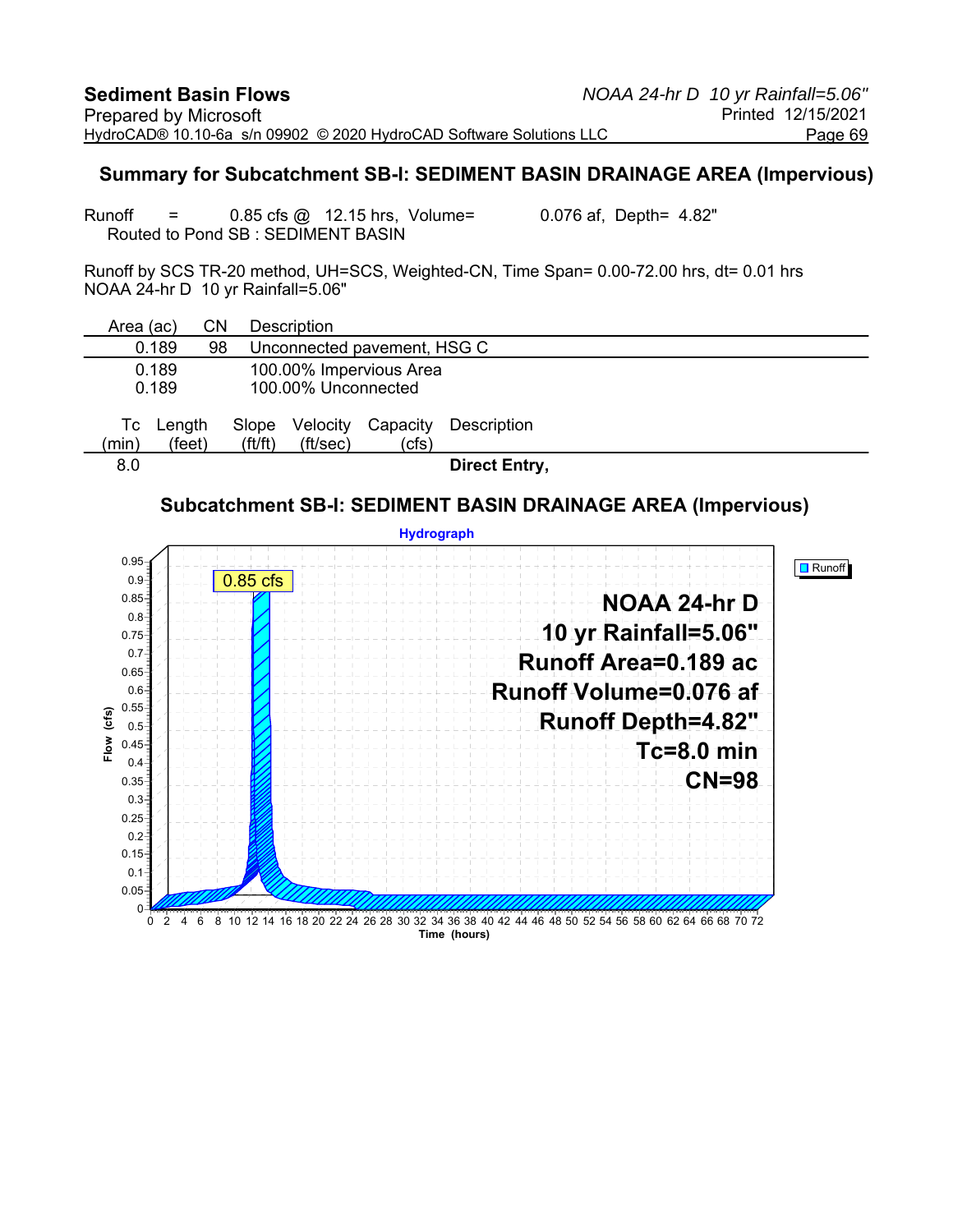## Summary for Subcatchment SB-I: SEDIMENT BASIN DRAINAGE AREA (Impervious)

Runoff = 0.85 cfs @ 12.15 hrs, Volume= 0.076 af, Depth= 4.82"
Routed to Pond SB : SEDIMENT BASIN

Runoff by SCS TR-20 method, UH=SCS, Weighted-CN, Time Span= 0.00-72.00 hrs, dt= 0.01 hrs
NOAA 24-hr D 10 yr Rainfall=5.06"

| Area (ac) | CN | Description |
|---|---|---|
| 0.189 | 98 | Unconnected pavement, HSG C |
| 0.189 | | 100.00% Impervious Area |
| 0.189 | | 100.00% Unconnected |

| Tc (min) | Length (feet) | Slope (ft/ft) | Velocity (ft/sec) | Capacity (cfs) | Description |
|---|---|---|---|---|---|
| 8.0 | | | | | **Direct Entry,** |

### Subcatchment SB-I: SEDIMENT BASIN DRAINAGE AREA (Impervious)

**Hydrograph**

0.85 cfs

Runoff

**NOAA 24-hr D**
**10 yr Rainfall=5.06"**
**Runoff Area=0.189 ac**
**Runoff Volume=0.076 af**
**Runoff Depth=4.82"**
**Tc=8.0 min**
**CN=98**

Flow (cfs): 0, 0.05, 0.1, 0.15, 0.2, 0.25, 0.3, 0.35, 0.4, 0.45, 0.5, 0.55, 0.6, 0.65, 0.7, 0.75, 0.8, 0.85, 0.9, 0.95

Time (hours): 0, 2, 4, 6, 8, 10, 12, 14, 16, 18, 20, 22, 24, 26, 28, 30, 32, 34, 36, 38, 40, 42, 44, 46, 48, 50, 52, 54, 56, 58, 60, 62, 64, 66, 68, 70, 72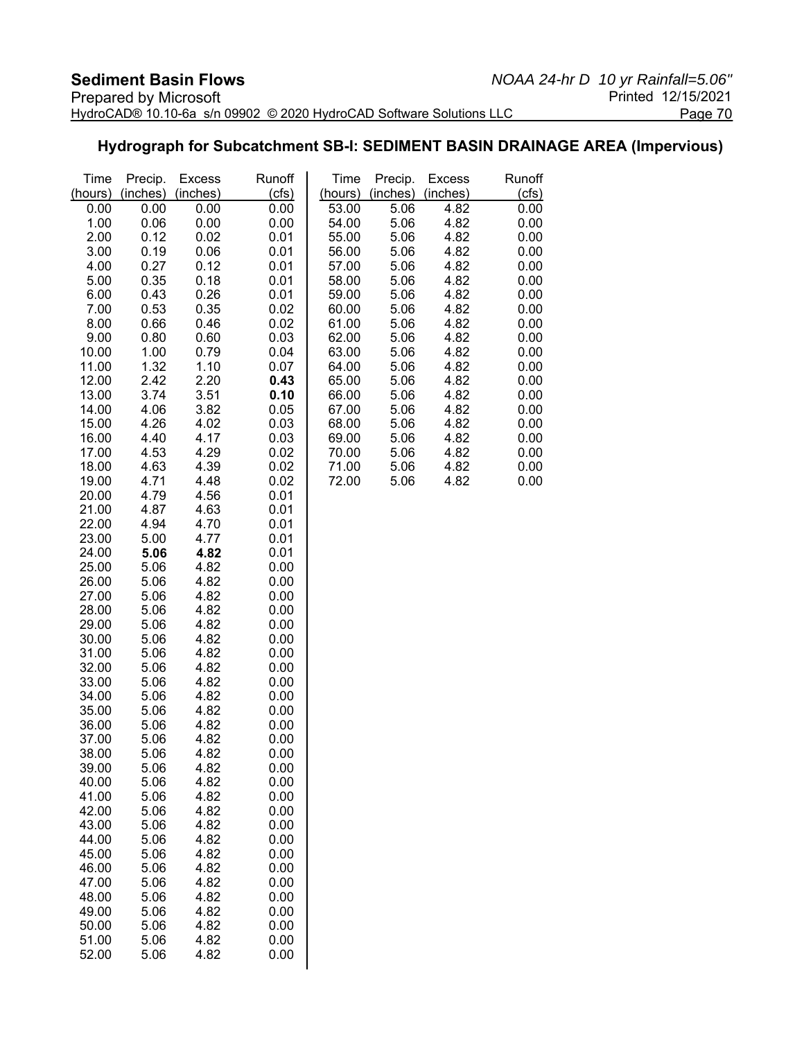## Hydrograph for Subcatchment SB-I: SEDIMENT BASIN DRAINAGE AREA (Impervious)

| Time (hours) | Precip. (inches) | Excess (inches) | Runoff (cfs) | Time (hours) | Precip. (inches) | Excess (inches) | Runoff (cfs) |
|---|---|---|---|---|---|---|---|
| 0.00 | 0.00 | 0.00 | 0.00 | 53.00 | 5.06 | 4.82 | 0.00 |
| 1.00 | 0.06 | 0.00 | 0.00 | 54.00 | 5.06 | 4.82 | 0.00 |
| 2.00 | 0.12 | 0.02 | 0.01 | 55.00 | 5.06 | 4.82 | 0.00 |
| 3.00 | 0.19 | 0.06 | 0.01 | 56.00 | 5.06 | 4.82 | 0.00 |
| 4.00 | 0.27 | 0.12 | 0.01 | 57.00 | 5.06 | 4.82 | 0.00 |
| 5.00 | 0.35 | 0.18 | 0.01 | 58.00 | 5.06 | 4.82 | 0.00 |
| 6.00 | 0.43 | 0.26 | 0.01 | 59.00 | 5.06 | 4.82 | 0.00 |
| 7.00 | 0.53 | 0.35 | 0.02 | 60.00 | 5.06 | 4.82 | 0.00 |
| 8.00 | 0.66 | 0.46 | 0.02 | 61.00 | 5.06 | 4.82 | 0.00 |
| 9.00 | 0.80 | 0.60 | 0.03 | 62.00 | 5.06 | 4.82 | 0.00 |
| 10.00 | 1.00 | 0.79 | 0.04 | 63.00 | 5.06 | 4.82 | 0.00 |
| 11.00 | 1.32 | 1.10 | 0.07 | 64.00 | 5.06 | 4.82 | 0.00 |
| 12.00 | 2.42 | 2.20 | **0.43** | 65.00 | 5.06 | 4.82 | 0.00 |
| 13.00 | 3.74 | 3.51 | **0.10** | 66.00 | 5.06 | 4.82 | 0.00 |
| 14.00 | 4.06 | 3.82 | 0.05 | 67.00 | 5.06 | 4.82 | 0.00 |
| 15.00 | 4.26 | 4.02 | 0.03 | 68.00 | 5.06 | 4.82 | 0.00 |
| 16.00 | 4.40 | 4.17 | 0.03 | 69.00 | 5.06 | 4.82 | 0.00 |
| 17.00 | 4.53 | 4.29 | 0.02 | 70.00 | 5.06 | 4.82 | 0.00 |
| 18.00 | 4.63 | 4.39 | 0.02 | 71.00 | 5.06 | 4.82 | 0.00 |
| 19.00 | 4.71 | 4.48 | 0.02 | 72.00 | 5.06 | 4.82 | 0.00 |
| 20.00 | 4.79 | 4.56 | 0.01 | | | | |
| 21.00 | 4.87 | 4.63 | 0.01 | | | | |
| 22.00 | 4.94 | 4.70 | 0.01 | | | | |
| 23.00 | 5.00 | 4.77 | 0.01 | | | | |
| 24.00 | **5.06** | **4.82** | 0.01 | | | | |
| 25.00 | 5.06 | 4.82 | 0.00 | | | | |
| 26.00 | 5.06 | 4.82 | 0.00 | | | | |
| 27.00 | 5.06 | 4.82 | 0.00 | | | | |
| 28.00 | 5.06 | 4.82 | 0.00 | | | | |
| 29.00 | 5.06 | 4.82 | 0.00 | | | | |
| 30.00 | 5.06 | 4.82 | 0.00 | | | | |
| 31.00 | 5.06 | 4.82 | 0.00 | | | | |
| 32.00 | 5.06 | 4.82 | 0.00 | | | | |
| 33.00 | 5.06 | 4.82 | 0.00 | | | | |
| 34.00 | 5.06 | 4.82 | 0.00 | | | | |
| 35.00 | 5.06 | 4.82 | 0.00 | | | | |
| 36.00 | 5.06 | 4.82 | 0.00 | | | | |
| 37.00 | 5.06 | 4.82 | 0.00 | | | | |
| 38.00 | 5.06 | 4.82 | 0.00 | | | | |
| 39.00 | 5.06 | 4.82 | 0.00 | | | | |
| 40.00 | 5.06 | 4.82 | 0.00 | | | | |
| 41.00 | 5.06 | 4.82 | 0.00 | | | | |
| 42.00 | 5.06 | 4.82 | 0.00 | | | | |
| 43.00 | 5.06 | 4.82 | 0.00 | | | | |
| 44.00 | 5.06 | 4.82 | 0.00 | | | | |
| 45.00 | 5.06 | 4.82 | 0.00 | | | | |
| 46.00 | 5.06 | 4.82 | 0.00 | | | | |
| 47.00 | 5.06 | 4.82 | 0.00 | | | | |
| 48.00 | 5.06 | 4.82 | 0.00 | | | | |
| 49.00 | 5.06 | 4.82 | 0.00 | | | | |
| 50.00 | 5.06 | 4.82 | 0.00 | | | | |
| 51.00 | 5.06 | 4.82 | 0.00 | | | | |
| 52.00 | 5.06 | 4.82 | 0.00 | | | | |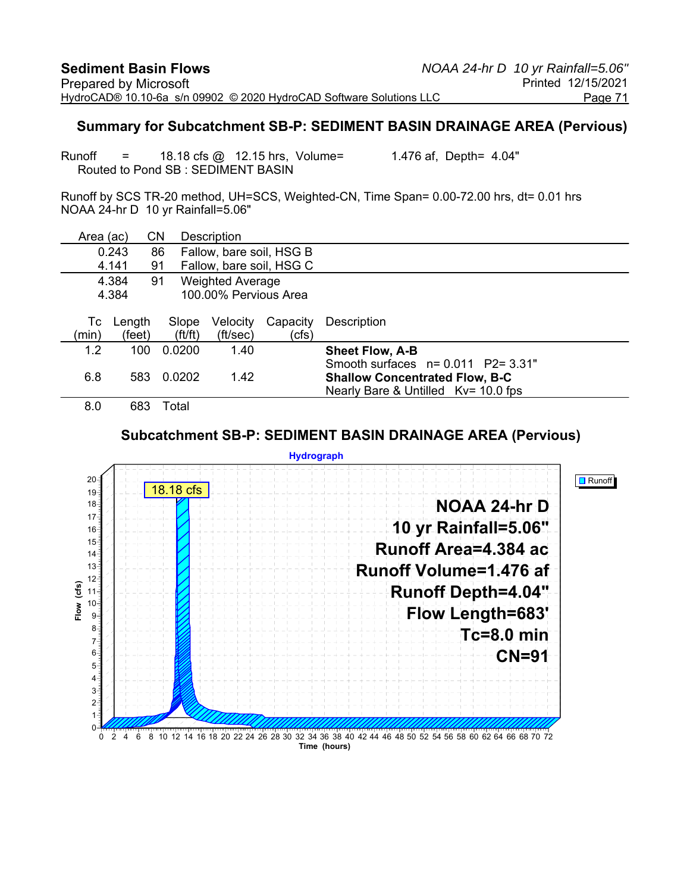## Summary for Subcatchment SB-P: SEDIMENT BASIN DRAINAGE AREA (Pervious)

Runoff = 18.18 cfs @ 12.15 hrs, Volume= 1.476 af, Depth= 4.04"
Routed to Pond SB : SEDIMENT BASIN

Runoff by SCS TR-20 method, UH=SCS, Weighted-CN, Time Span= 0.00-72.00 hrs, dt= 0.01 hrs
NOAA 24-hr D 10 yr Rainfall=5.06"

| Area (ac) | CN | Description |
|---|---|---|
| 0.243 | 86 | Fallow, bare soil, HSG B |
| 4.141 | 91 | Fallow, bare soil, HSG C |
| 4.384 | 91 | Weighted Average |
| 4.384 | | 100.00% Pervious Area |

| Tc (min) | Length (feet) | Slope (ft/ft) | Velocity (ft/sec) | Capacity (cfs) | Description |
|---|---|---|---|---|---|
| 1.2 | 100 | 0.0200 | 1.40 | | **Sheet Flow, A-B** Smooth surfaces n= 0.011 P2= 3.31" |
| 6.8 | 583 | 0.0202 | 1.42 | | **Shallow Concentrated Flow, B-C** Nearly Bare & Untilled Kv= 10.0 fps |
| 8.0 | 683 | Total | | | |

## Subcatchment SB-P: SEDIMENT BASIN DRAINAGE AREA (Pervious)

Hydrograph

Runoff

18.18 cfs

NOAA 24-hr D
10 yr Rainfall=5.06"
Runoff Area=4.384 ac
Runoff Volume=1.476 af
Runoff Depth=4.04"
Flow Length=683'
Tc=8.0 min
CN=91

Flow (cfs)

Time (hours)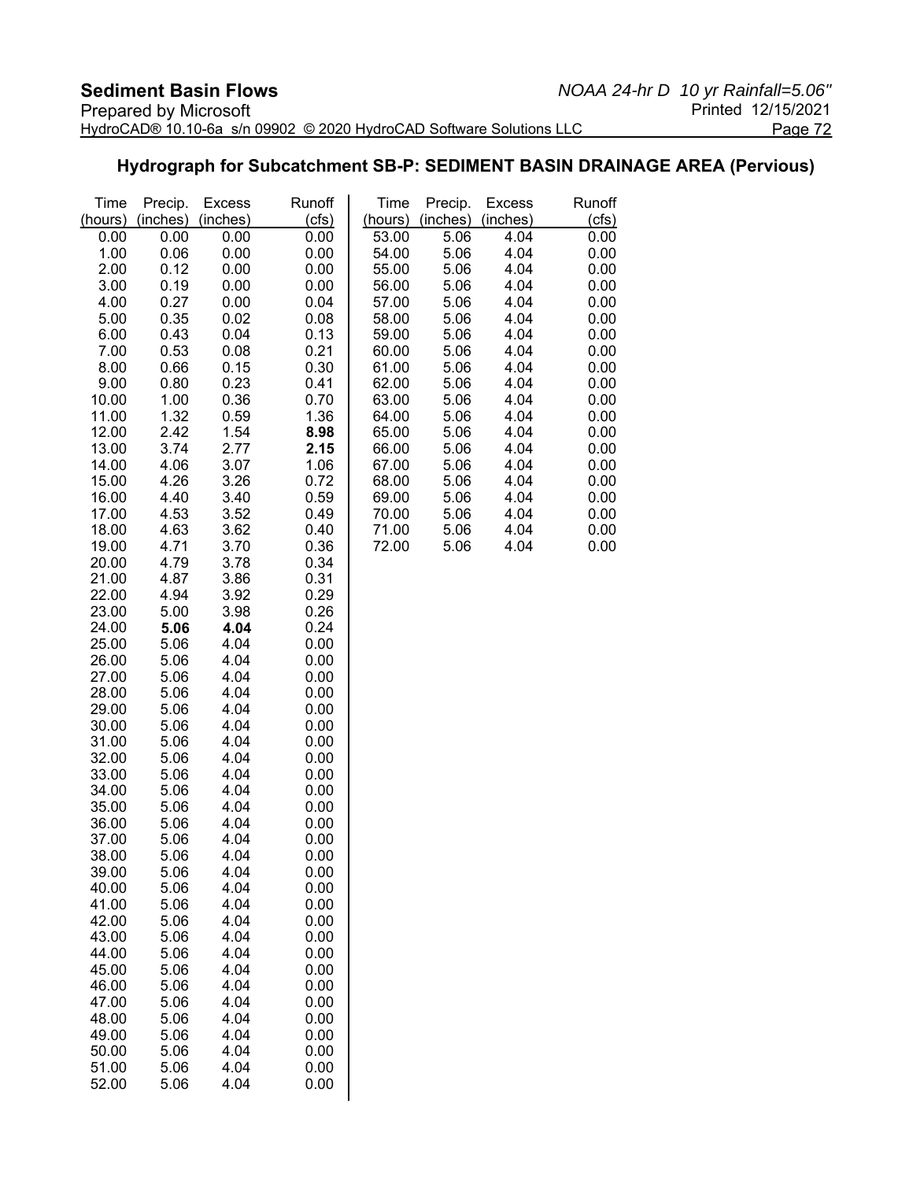## Hydrograph for Subcatchment SB-P: SEDIMENT BASIN DRAINAGE AREA (Pervious)

| Time (hours) | Precip. (inches) | Excess (inches) | Runoff (cfs) | Time (hours) | Precip. (inches) | Excess (inches) | Runoff (cfs) |
|---|---|---|---|---|---|---|---|
| 0.00 | 0.00 | 0.00 | 0.00 | 53.00 | 5.06 | 4.04 | 0.00 |
| 1.00 | 0.06 | 0.00 | 0.00 | 54.00 | 5.06 | 4.04 | 0.00 |
| 2.00 | 0.12 | 0.00 | 0.00 | 55.00 | 5.06 | 4.04 | 0.00 |
| 3.00 | 0.19 | 0.00 | 0.00 | 56.00 | 5.06 | 4.04 | 0.00 |
| 4.00 | 0.27 | 0.00 | 0.04 | 57.00 | 5.06 | 4.04 | 0.00 |
| 5.00 | 0.35 | 0.02 | 0.08 | 58.00 | 5.06 | 4.04 | 0.00 |
| 6.00 | 0.43 | 0.04 | 0.13 | 59.00 | 5.06 | 4.04 | 0.00 |
| 7.00 | 0.53 | 0.08 | 0.21 | 60.00 | 5.06 | 4.04 | 0.00 |
| 8.00 | 0.66 | 0.15 | 0.30 | 61.00 | 5.06 | 4.04 | 0.00 |
| 9.00 | 0.80 | 0.23 | 0.41 | 62.00 | 5.06 | 4.04 | 0.00 |
| 10.00 | 1.00 | 0.36 | 0.70 | 63.00 | 5.06 | 4.04 | 0.00 |
| 11.00 | 1.32 | 0.59 | 1.36 | 64.00 | 5.06 | 4.04 | 0.00 |
| 12.00 | 2.42 | 1.54 | **8.98** | 65.00 | 5.06 | 4.04 | 0.00 |
| 13.00 | 3.74 | 2.77 | **2.15** | 66.00 | 5.06 | 4.04 | 0.00 |
| 14.00 | 4.06 | 3.07 | 1.06 | 67.00 | 5.06 | 4.04 | 0.00 |
| 15.00 | 4.26 | 3.26 | 0.72 | 68.00 | 5.06 | 4.04 | 0.00 |
| 16.00 | 4.40 | 3.40 | 0.59 | 69.00 | 5.06 | 4.04 | 0.00 |
| 17.00 | 4.53 | 3.52 | 0.49 | 70.00 | 5.06 | 4.04 | 0.00 |
| 18.00 | 4.63 | 3.62 | 0.40 | 71.00 | 5.06 | 4.04 | 0.00 |
| 19.00 | 4.71 | 3.70 | 0.36 | 72.00 | 5.06 | 4.04 | 0.00 |
| 20.00 | 4.79 | 3.78 | 0.34 | | | | |
| 21.00 | 4.87 | 3.86 | 0.31 | | | | |
| 22.00 | 4.94 | 3.92 | 0.29 | | | | |
| 23.00 | 5.00 | 3.98 | 0.26 | | | | |
| 24.00 | **5.06** | **4.04** | 0.24 | | | | |
| 25.00 | 5.06 | 4.04 | 0.00 | | | | |
| 26.00 | 5.06 | 4.04 | 0.00 | | | | |
| 27.00 | 5.06 | 4.04 | 0.00 | | | | |
| 28.00 | 5.06 | 4.04 | 0.00 | | | | |
| 29.00 | 5.06 | 4.04 | 0.00 | | | | |
| 30.00 | 5.06 | 4.04 | 0.00 | | | | |
| 31.00 | 5.06 | 4.04 | 0.00 | | | | |
| 32.00 | 5.06 | 4.04 | 0.00 | | | | |
| 33.00 | 5.06 | 4.04 | 0.00 | | | | |
| 34.00 | 5.06 | 4.04 | 0.00 | | | | |
| 35.00 | 5.06 | 4.04 | 0.00 | | | | |
| 36.00 | 5.06 | 4.04 | 0.00 | | | | |
| 37.00 | 5.06 | 4.04 | 0.00 | | | | |
| 38.00 | 5.06 | 4.04 | 0.00 | | | | |
| 39.00 | 5.06 | 4.04 | 0.00 | | | | |
| 40.00 | 5.06 | 4.04 | 0.00 | | | | |
| 41.00 | 5.06 | 4.04 | 0.00 | | | | |
| 42.00 | 5.06 | 4.04 | 0.00 | | | | |
| 43.00 | 5.06 | 4.04 | 0.00 | | | | |
| 44.00 | 5.06 | 4.04 | 0.00 | | | | |
| 45.00 | 5.06 | 4.04 | 0.00 | | | | |
| 46.00 | 5.06 | 4.04 | 0.00 | | | | |
| 47.00 | 5.06 | 4.04 | 0.00 | | | | |
| 48.00 | 5.06 | 4.04 | 0.00 | | | | |
| 49.00 | 5.06 | 4.04 | 0.00 | | | | |
| 50.00 | 5.06 | 4.04 | 0.00 | | | | |
| 51.00 | 5.06 | 4.04 | 0.00 | | | | |
| 52.00 | 5.06 | 4.04 | 0.00 | | | | |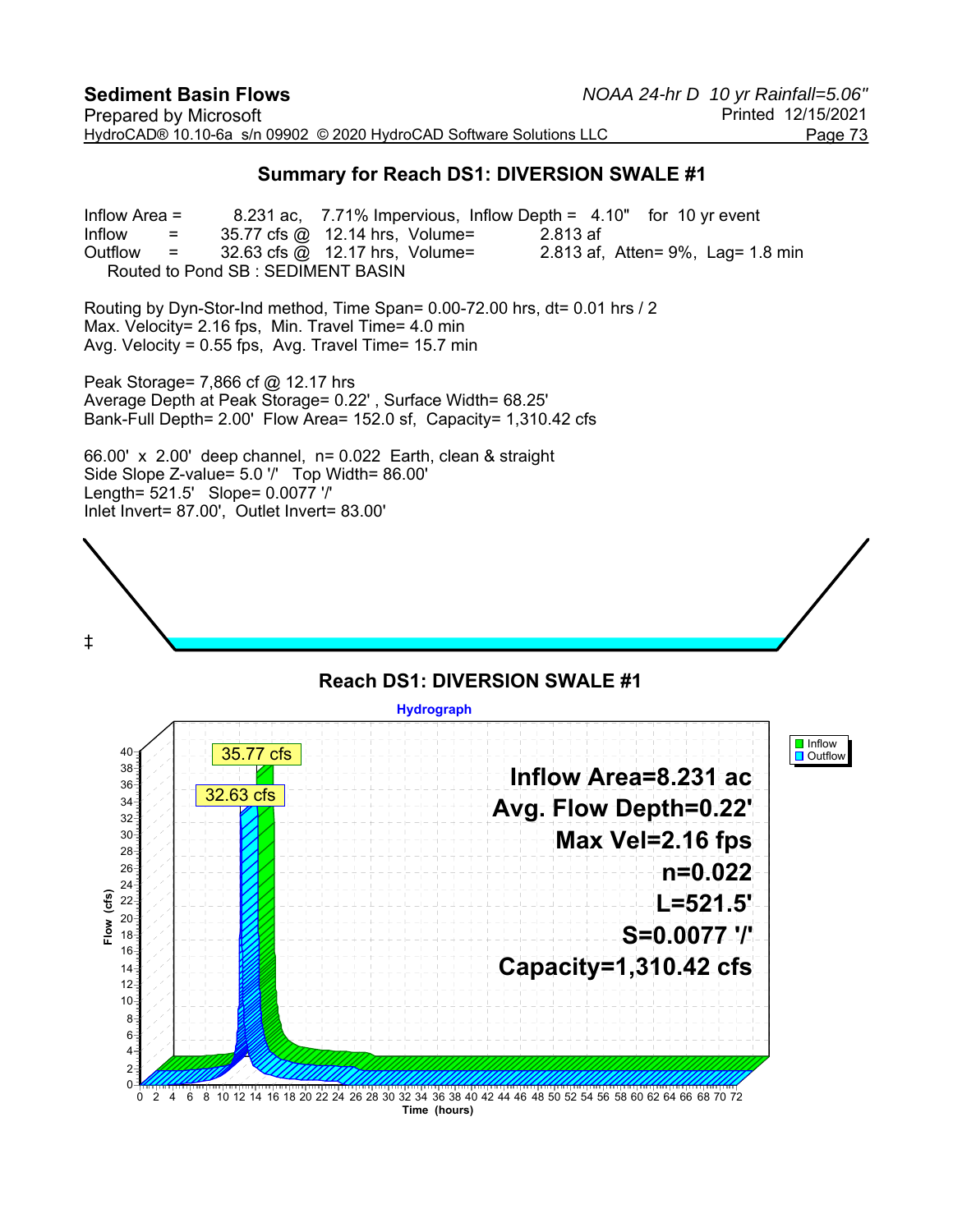## Summary for Reach DS1: DIVERSION SWALE #1

Inflow Area = 8.231 ac, 7.71% Impervious, Inflow Depth = 4.10" for 10 yr event
Inflow = 35.77 cfs @ 12.14 hrs, Volume= 2.813 af
Outflow = 32.63 cfs @ 12.17 hrs, Volume= 2.813 af, Atten= 9%, Lag= 1.8 min
Routed to Pond SB : SEDIMENT BASIN

Routing by Dyn-Stor-Ind method, Time Span= 0.00-72.00 hrs, dt= 0.01 hrs / 2
Max. Velocity= 2.16 fps, Min. Travel Time= 4.0 min
Avg. Velocity = 0.55 fps, Avg. Travel Time= 15.7 min

Peak Storage= 7,866 cf @ 12.17 hrs
Average Depth at Peak Storage= 0.22' , Surface Width= 68.25'
Bank-Full Depth= 2.00' Flow Area= 152.0 sf, Capacity= 1,310.42 cfs

66.00' x 2.00' deep channel, n= 0.022 Earth, clean & straight
Side Slope Z-value= 5.0 '/' Top Width= 86.00'
Length= 521.5' Slope= 0.0077 '/'
Inlet Invert= 87.00', Outlet Invert= 83.00'

‡

### Reach DS1: DIVERSION SWALE #1

Hydrograph

Inflow Area=8.231 ac
Avg. Flow Depth=0.22'
Max Vel=2.16 fps
n=0.022
L=521.5'
S=0.0077 '/'
Capacity=1,310.42 cfs

Peaks: Inflow 35.77 cfs; Outflow 32.63 cfs

Flow (cfs) vs. Time (hours)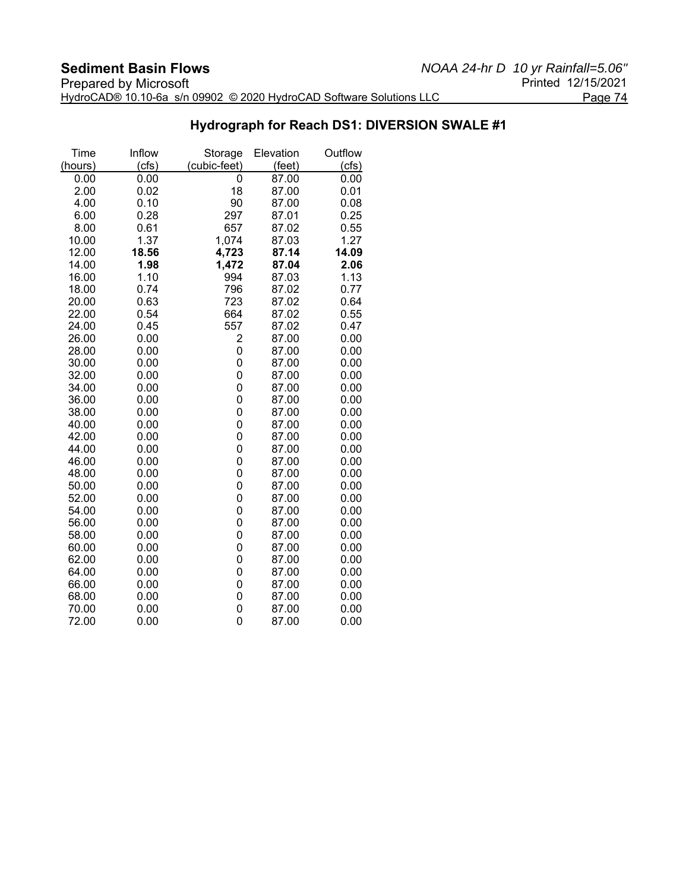## Hydrograph for Reach DS1: DIVERSION SWALE #1

| Time (hours) | Inflow (cfs) | Storage (cubic-feet) | Elevation (feet) | Outflow (cfs) |
|---|---|---|---|---|
| 0.00 | 0.00 | 0 | 87.00 | 0.00 |
| 2.00 | 0.02 | 18 | 87.00 | 0.01 |
| 4.00 | 0.10 | 90 | 87.00 | 0.08 |
| 6.00 | 0.28 | 297 | 87.01 | 0.25 |
| 8.00 | 0.61 | 657 | 87.02 | 0.55 |
| 10.00 | 1.37 | 1,074 | 87.03 | 1.27 |
| 12.00 | **18.56** | **4,723** | **87.14** | **14.09** |
| 14.00 | **1.98** | **1,472** | **87.04** | **2.06** |
| 16.00 | 1.10 | 994 | 87.03 | 1.13 |
| 18.00 | 0.74 | 796 | 87.02 | 0.77 |
| 20.00 | 0.63 | 723 | 87.02 | 0.64 |
| 22.00 | 0.54 | 664 | 87.02 | 0.55 |
| 24.00 | 0.45 | 557 | 87.02 | 0.47 |
| 26.00 | 0.00 | 2 | 87.00 | 0.00 |
| 28.00 | 0.00 | 0 | 87.00 | 0.00 |
| 30.00 | 0.00 | 0 | 87.00 | 0.00 |
| 32.00 | 0.00 | 0 | 87.00 | 0.00 |
| 34.00 | 0.00 | 0 | 87.00 | 0.00 |
| 36.00 | 0.00 | 0 | 87.00 | 0.00 |
| 38.00 | 0.00 | 0 | 87.00 | 0.00 |
| 40.00 | 0.00 | 0 | 87.00 | 0.00 |
| 42.00 | 0.00 | 0 | 87.00 | 0.00 |
| 44.00 | 0.00 | 0 | 87.00 | 0.00 |
| 46.00 | 0.00 | 0 | 87.00 | 0.00 |
| 48.00 | 0.00 | 0 | 87.00 | 0.00 |
| 50.00 | 0.00 | 0 | 87.00 | 0.00 |
| 52.00 | 0.00 | 0 | 87.00 | 0.00 |
| 54.00 | 0.00 | 0 | 87.00 | 0.00 |
| 56.00 | 0.00 | 0 | 87.00 | 0.00 |
| 58.00 | 0.00 | 0 | 87.00 | 0.00 |
| 60.00 | 0.00 | 0 | 87.00 | 0.00 |
| 62.00 | 0.00 | 0 | 87.00 | 0.00 |
| 64.00 | 0.00 | 0 | 87.00 | 0.00 |
| 66.00 | 0.00 | 0 | 87.00 | 0.00 |
| 68.00 | 0.00 | 0 | 87.00 | 0.00 |
| 70.00 | 0.00 | 0 | 87.00 | 0.00 |
| 72.00 | 0.00 | 0 | 87.00 | 0.00 |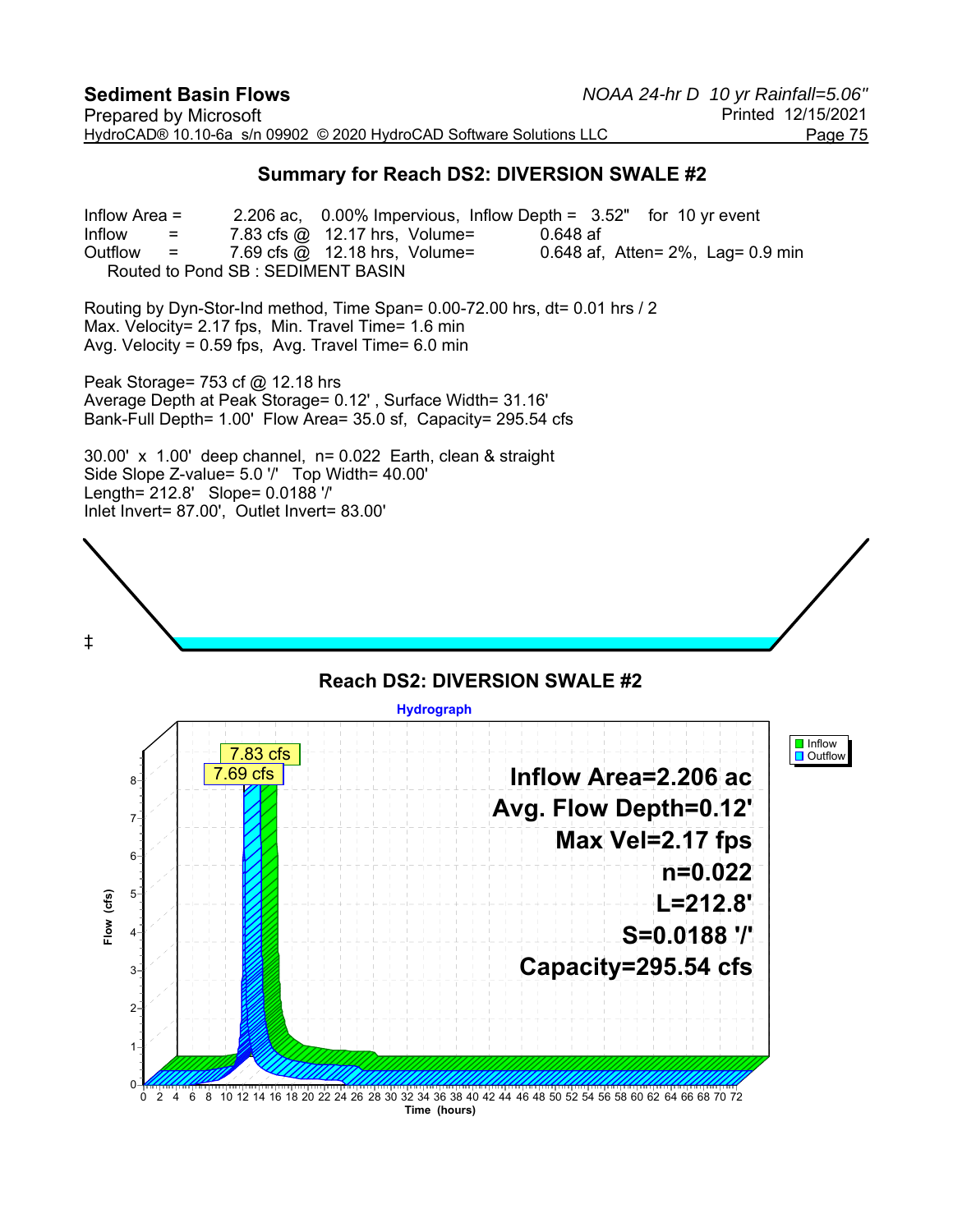## Summary for Reach DS2: DIVERSION SWALE #2

Inflow Area = 2.206 ac, 0.00% Impervious, Inflow Depth = 3.52" for 10 yr event
Inflow = 7.83 cfs @ 12.17 hrs, Volume= 0.648 af
Outflow = 7.69 cfs @ 12.18 hrs, Volume= 0.648 af, Atten= 2%, Lag= 0.9 min
Routed to Pond SB : SEDIMENT BASIN

Routing by Dyn-Stor-Ind method, Time Span= 0.00-72.00 hrs, dt= 0.01 hrs / 2
Max. Velocity= 2.17 fps, Min. Travel Time= 1.6 min
Avg. Velocity = 0.59 fps, Avg. Travel Time= 6.0 min

Peak Storage= 753 cf @ 12.18 hrs
Average Depth at Peak Storage= 0.12' , Surface Width= 31.16'
Bank-Full Depth= 1.00' Flow Area= 35.0 sf, Capacity= 295.54 cfs

30.00' x 1.00' deep channel, n= 0.022 Earth, clean & straight
Side Slope Z-value= 5.0 '/' Top Width= 40.00'
Length= 212.8' Slope= 0.0188 '/'
Inlet Invert= 87.00', Outlet Invert= 83.00'

‡

### Reach DS2: DIVERSION SWALE #2

Hydrograph

- Inflow: 7.83 cfs
- Outflow: 7.69 cfs

**Inflow Area=2.206 ac**
**Avg. Flow Depth=0.12'**
**Max Vel=2.17 fps**
**n=0.022**
**L=212.8'**
**S=0.0188 '/'**
**Capacity=295.54 cfs**

Flow (cfs) vs. Time (hours)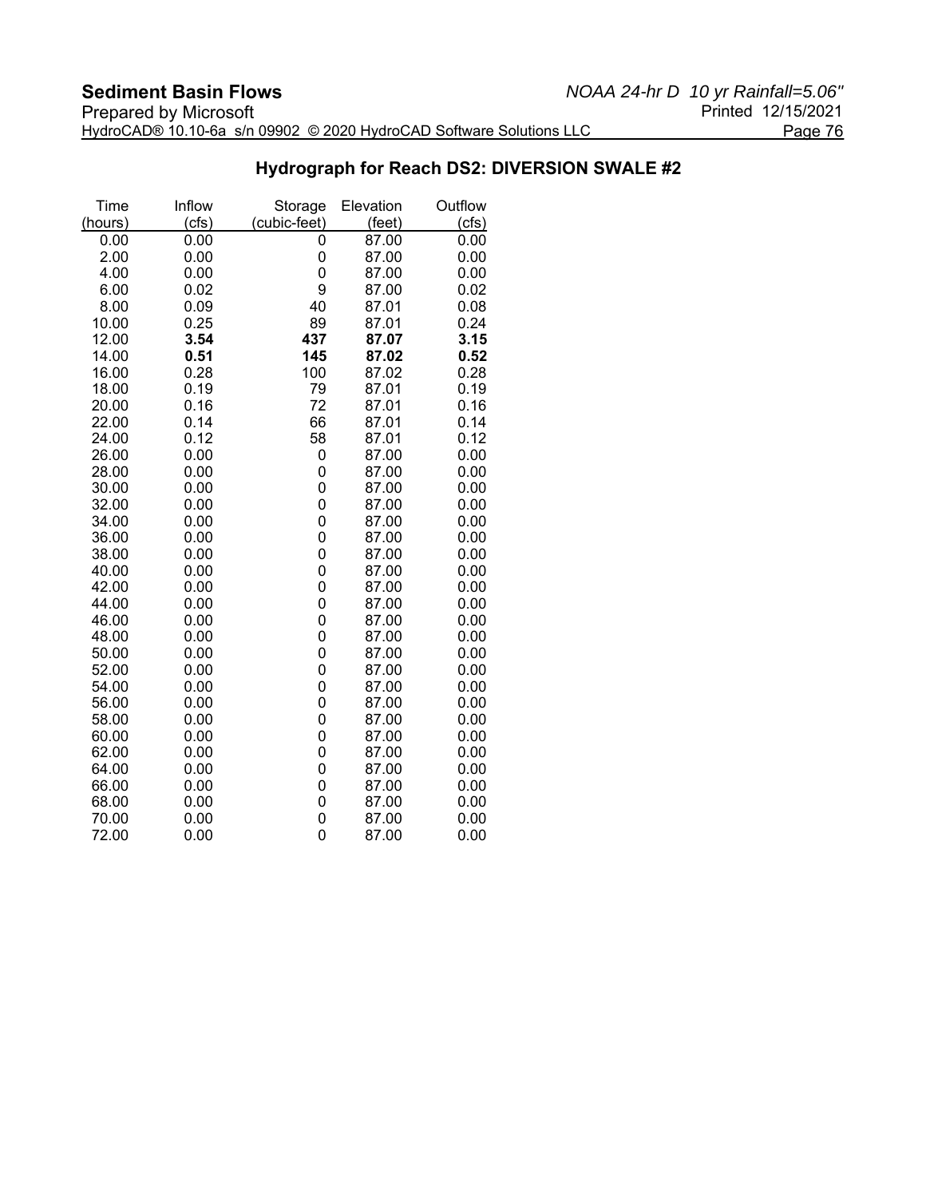## Hydrograph for Reach DS2: DIVERSION SWALE #2

| Time (hours) | Inflow (cfs) | Storage (cubic-feet) | Elevation (feet) | Outflow (cfs) |
|---|---|---|---|---|
| 0.00 | 0.00 | 0 | 87.00 | 0.00 |
| 2.00 | 0.00 | 0 | 87.00 | 0.00 |
| 4.00 | 0.00 | 0 | 87.00 | 0.00 |
| 6.00 | 0.02 | 9 | 87.00 | 0.02 |
| 8.00 | 0.09 | 40 | 87.01 | 0.08 |
| 10.00 | 0.25 | 89 | 87.01 | 0.24 |
| 12.00 | **3.54** | **437** | **87.07** | **3.15** |
| 14.00 | **0.51** | **145** | **87.02** | **0.52** |
| 16.00 | 0.28 | 100 | 87.02 | 0.28 |
| 18.00 | 0.19 | 79 | 87.01 | 0.19 |
| 20.00 | 0.16 | 72 | 87.01 | 0.16 |
| 22.00 | 0.14 | 66 | 87.01 | 0.14 |
| 24.00 | 0.12 | 58 | 87.01 | 0.12 |
| 26.00 | 0.00 | 0 | 87.00 | 0.00 |
| 28.00 | 0.00 | 0 | 87.00 | 0.00 |
| 30.00 | 0.00 | 0 | 87.00 | 0.00 |
| 32.00 | 0.00 | 0 | 87.00 | 0.00 |
| 34.00 | 0.00 | 0 | 87.00 | 0.00 |
| 36.00 | 0.00 | 0 | 87.00 | 0.00 |
| 38.00 | 0.00 | 0 | 87.00 | 0.00 |
| 40.00 | 0.00 | 0 | 87.00 | 0.00 |
| 42.00 | 0.00 | 0 | 87.00 | 0.00 |
| 44.00 | 0.00 | 0 | 87.00 | 0.00 |
| 46.00 | 0.00 | 0 | 87.00 | 0.00 |
| 48.00 | 0.00 | 0 | 87.00 | 0.00 |
| 50.00 | 0.00 | 0 | 87.00 | 0.00 |
| 52.00 | 0.00 | 0 | 87.00 | 0.00 |
| 54.00 | 0.00 | 0 | 87.00 | 0.00 |
| 56.00 | 0.00 | 0 | 87.00 | 0.00 |
| 58.00 | 0.00 | 0 | 87.00 | 0.00 |
| 60.00 | 0.00 | 0 | 87.00 | 0.00 |
| 62.00 | 0.00 | 0 | 87.00 | 0.00 |
| 64.00 | 0.00 | 0 | 87.00 | 0.00 |
| 66.00 | 0.00 | 0 | 87.00 | 0.00 |
| 68.00 | 0.00 | 0 | 87.00 | 0.00 |
| 70.00 | 0.00 | 0 | 87.00 | 0.00 |
| 72.00 | 0.00 | 0 | 87.00 | 0.00 |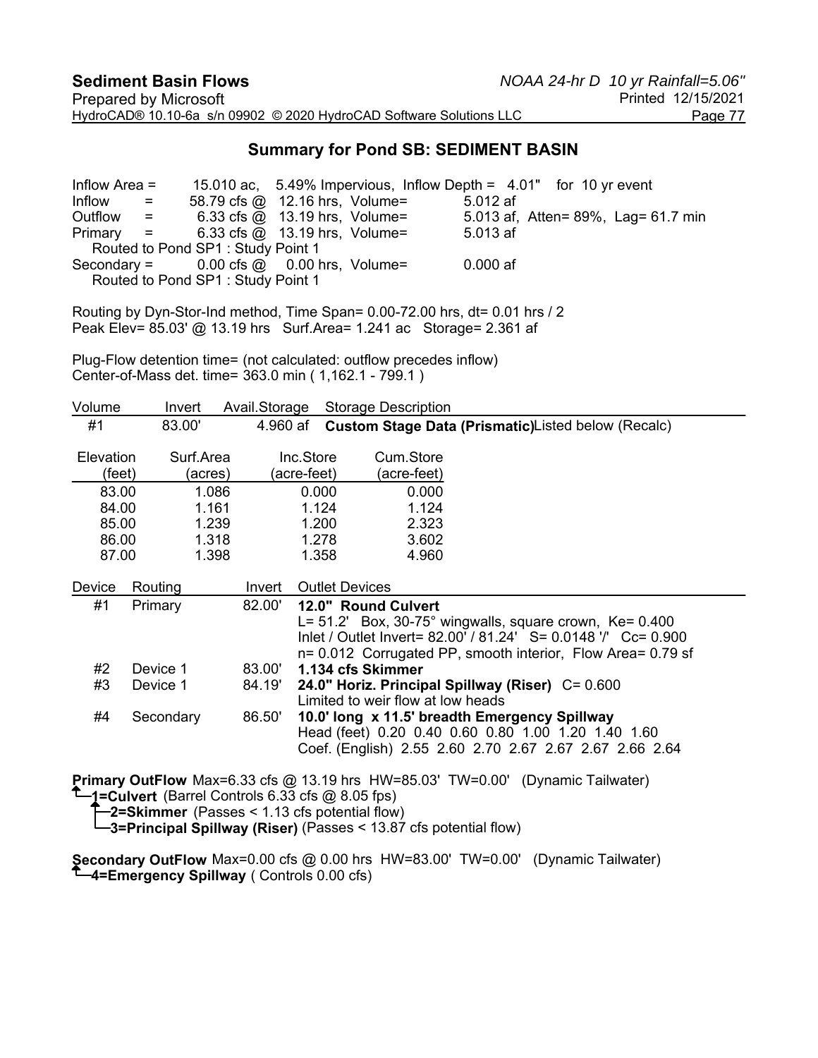## Summary for Pond SB: SEDIMENT BASIN

```
Inflow Area =      15.010 ac,  5.49% Impervious,  Inflow Depth =  4.01"   for 10 yr event
Inflow     =      58.79 cfs @  12.16 hrs,  Volume=          5.012 af
Outflow    =       6.33 cfs @  13.19 hrs,  Volume=          5.013 af,  Atten= 89%,  Lag= 61.7 min
Primary    =       6.33 cfs @  13.19 hrs,  Volume=          5.013 af
   Routed to Pond SP1 : Study Point 1
Secondary =        0.00 cfs @   0.00 hrs,  Volume=          0.000 af
   Routed to Pond SP1 : Study Point 1
```

Routing by Dyn-Stor-Ind method, Time Span= 0.00-72.00 hrs, dt= 0.01 hrs / 2
Peak Elev= 85.03' @ 13.19 hrs   Surf.Area= 1.241 ac   Storage= 2.361 af

Plug-Flow detention time= (not calculated: outflow precedes inflow)
Center-of-Mass det. time= 363.0 min ( 1,162.1 - 799.1 )

| Volume | Invert | Avail.Storage | Storage Description |
|---|---|---|---|
| #1 | 83.00' | 4.960 af | **Custom Stage Data (Prismatic)** Listed below (Recalc) |

| Elevation (feet) | Surf.Area (acres) | Inc.Store (acre-feet) | Cum.Store (acre-feet) |
|---|---|---|---|
| 83.00 | 1.086 | 0.000 | 0.000 |
| 84.00 | 1.161 | 1.124 | 1.124 |
| 85.00 | 1.239 | 1.200 | 2.323 |
| 86.00 | 1.318 | 1.278 | 3.602 |
| 87.00 | 1.398 | 1.358 | 4.960 |

| Device | Routing | Invert | Outlet Devices |
|---|---|---|---|
| #1 | Primary | 82.00' | **12.0" Round Culvert**<br>L= 51.2'  Box, 30-75° wingwalls, square crown,  Ke= 0.400<br>Inlet / Outlet Invert= 82.00' / 81.24'  S= 0.0148 '/'  Cc= 0.900<br>n= 0.012  Corrugated PP, smooth interior,  Flow Area= 0.79 sf |
| #2 | Device 1 | 83.00' | **1.134 cfs Skimmer** |
| #3 | Device 1 | 84.19' | **24.0" Horiz. Principal Spillway (Riser)**  C= 0.600<br>Limited to weir flow at low heads |
| #4 | Secondary | 86.50' | **10.0' long  x 11.5' breadth Emergency Spillway**<br>Head (feet)  0.20  0.40  0.60  0.80  1.00  1.20  1.40  1.60<br>Coef. (English)  2.55  2.60  2.70  2.67  2.67  2.67  2.66  2.64 |

**Primary OutFlow** Max=6.33 cfs @ 13.19 hrs  HW=85.03'  TW=0.00'   (Dynamic Tailwater)
- **1=Culvert** (Barrel Controls 6.33 cfs @ 8.05 fps)
  - **2=Skimmer** (Passes < 1.13 cfs potential flow)
  - **3=Principal Spillway (Riser)** (Passes < 13.87 cfs potential flow)

**Secondary OutFlow** Max=0.00 cfs @ 0.00 hrs  HW=83.00'  TW=0.00'   (Dynamic Tailwater)
- **4=Emergency Spillway** ( Controls 0.00 cfs)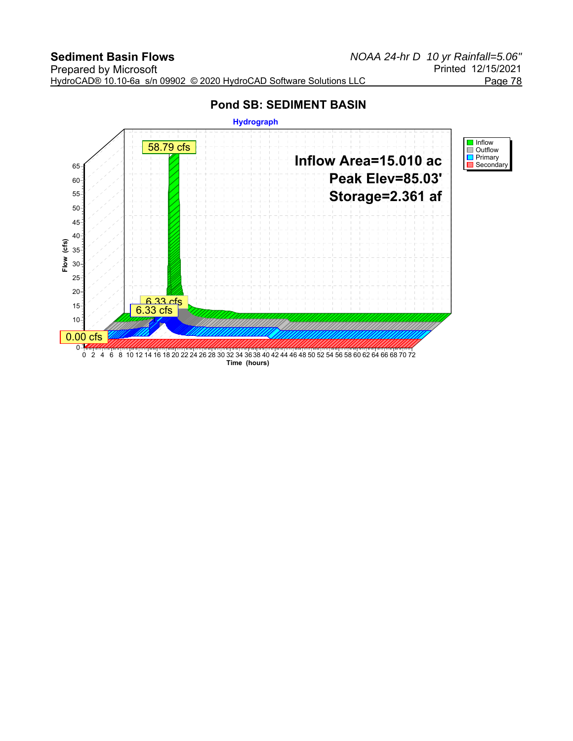## Pond SB: SEDIMENT BASIN

**Hydrograph**

- Inflow
- Outflow
- Primary
- Secondary

58.79 cfs

**Inflow Area=15.010 ac**

**Peak Elev=85.03'**

**Storage=2.361 af**

6.33 cfs

6.33 cfs

0.00 cfs

Flow (cfs): 0, 5, 10, 15, 20, 25, 30, 35, 40, 45, 50, 55, 60, 65

Time (hours): 0 2 4 6 8 10 12 14 16 18 20 22 24 26 28 30 32 34 36 38 40 42 44 46 48 50 52 54 56 58 60 62 64 66 68 70 72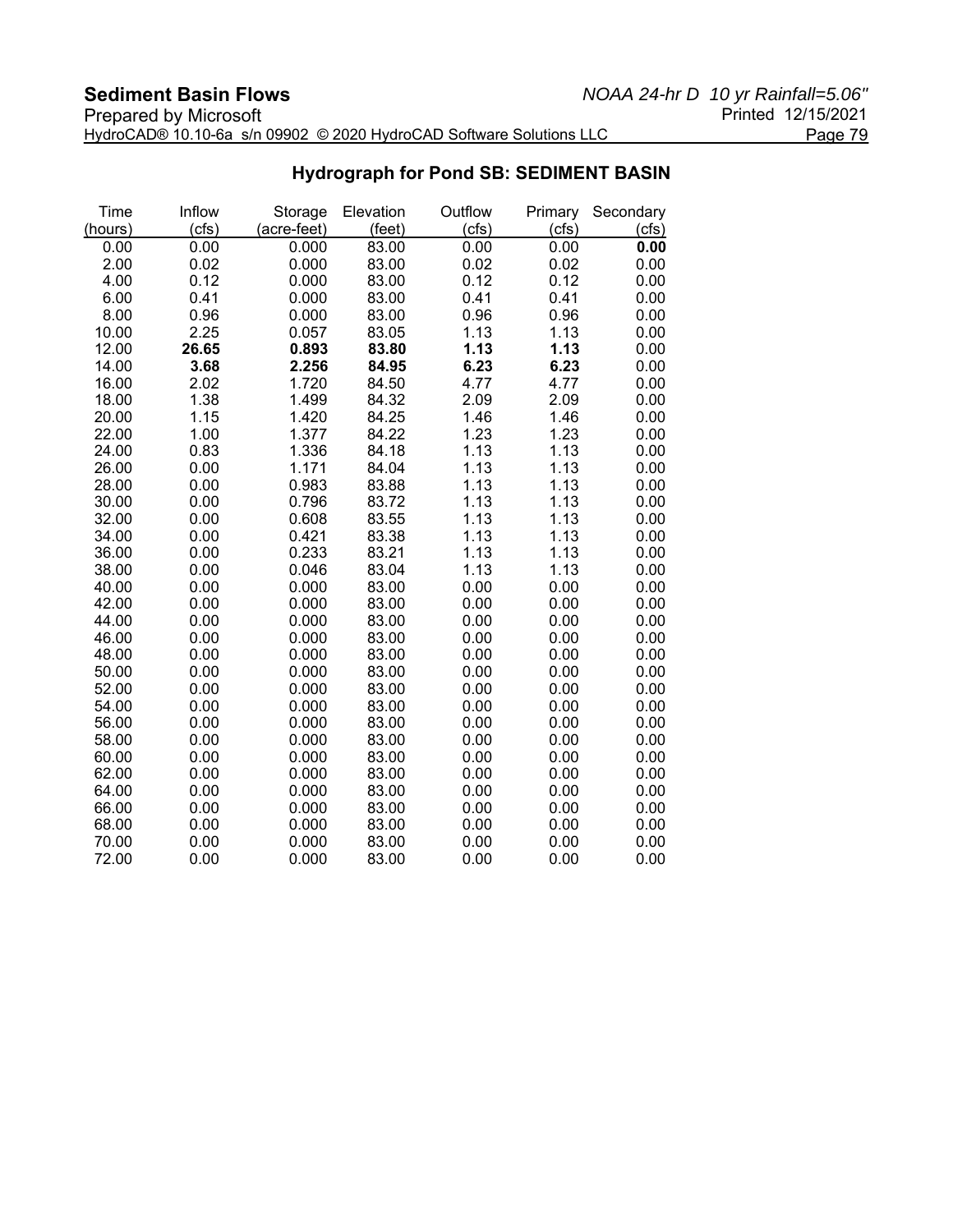## Hydrograph for Pond SB: SEDIMENT BASIN

| Time (hours) | Inflow (cfs) | Storage (acre-feet) | Elevation (feet) | Outflow (cfs) | Primary (cfs) | Secondary (cfs) |
|---|---|---|---|---|---|---|
| 0.00 | 0.00 | 0.000 | 83.00 | 0.00 | 0.00 | **0.00** |
| 2.00 | 0.02 | 0.000 | 83.00 | 0.02 | 0.02 | 0.00 |
| 4.00 | 0.12 | 0.000 | 83.00 | 0.12 | 0.12 | 0.00 |
| 6.00 | 0.41 | 0.000 | 83.00 | 0.41 | 0.41 | 0.00 |
| 8.00 | 0.96 | 0.000 | 83.00 | 0.96 | 0.96 | 0.00 |
| 10.00 | 2.25 | 0.057 | 83.05 | 1.13 | 1.13 | 0.00 |
| 12.00 | **26.65** | **0.893** | **83.80** | **1.13** | **1.13** | 0.00 |
| 14.00 | **3.68** | **2.256** | **84.95** | **6.23** | **6.23** | 0.00 |
| 16.00 | 2.02 | 1.720 | 84.50 | 4.77 | 4.77 | 0.00 |
| 18.00 | 1.38 | 1.499 | 84.32 | 2.09 | 2.09 | 0.00 |
| 20.00 | 1.15 | 1.420 | 84.25 | 1.46 | 1.46 | 0.00 |
| 22.00 | 1.00 | 1.377 | 84.22 | 1.23 | 1.23 | 0.00 |
| 24.00 | 0.83 | 1.336 | 84.18 | 1.13 | 1.13 | 0.00 |
| 26.00 | 0.00 | 1.171 | 84.04 | 1.13 | 1.13 | 0.00 |
| 28.00 | 0.00 | 0.983 | 83.88 | 1.13 | 1.13 | 0.00 |
| 30.00 | 0.00 | 0.796 | 83.72 | 1.13 | 1.13 | 0.00 |
| 32.00 | 0.00 | 0.608 | 83.55 | 1.13 | 1.13 | 0.00 |
| 34.00 | 0.00 | 0.421 | 83.38 | 1.13 | 1.13 | 0.00 |
| 36.00 | 0.00 | 0.233 | 83.21 | 1.13 | 1.13 | 0.00 |
| 38.00 | 0.00 | 0.046 | 83.04 | 1.13 | 1.13 | 0.00 |
| 40.00 | 0.00 | 0.000 | 83.00 | 0.00 | 0.00 | 0.00 |
| 42.00 | 0.00 | 0.000 | 83.00 | 0.00 | 0.00 | 0.00 |
| 44.00 | 0.00 | 0.000 | 83.00 | 0.00 | 0.00 | 0.00 |
| 46.00 | 0.00 | 0.000 | 83.00 | 0.00 | 0.00 | 0.00 |
| 48.00 | 0.00 | 0.000 | 83.00 | 0.00 | 0.00 | 0.00 |
| 50.00 | 0.00 | 0.000 | 83.00 | 0.00 | 0.00 | 0.00 |
| 52.00 | 0.00 | 0.000 | 83.00 | 0.00 | 0.00 | 0.00 |
| 54.00 | 0.00 | 0.000 | 83.00 | 0.00 | 0.00 | 0.00 |
| 56.00 | 0.00 | 0.000 | 83.00 | 0.00 | 0.00 | 0.00 |
| 58.00 | 0.00 | 0.000 | 83.00 | 0.00 | 0.00 | 0.00 |
| 60.00 | 0.00 | 0.000 | 83.00 | 0.00 | 0.00 | 0.00 |
| 62.00 | 0.00 | 0.000 | 83.00 | 0.00 | 0.00 | 0.00 |
| 64.00 | 0.00 | 0.000 | 83.00 | 0.00 | 0.00 | 0.00 |
| 66.00 | 0.00 | 0.000 | 83.00 | 0.00 | 0.00 | 0.00 |
| 68.00 | 0.00 | 0.000 | 83.00 | 0.00 | 0.00 | 0.00 |
| 70.00 | 0.00 | 0.000 | 83.00 | 0.00 | 0.00 | 0.00 |
| 72.00 | 0.00 | 0.000 | 83.00 | 0.00 | 0.00 | 0.00 |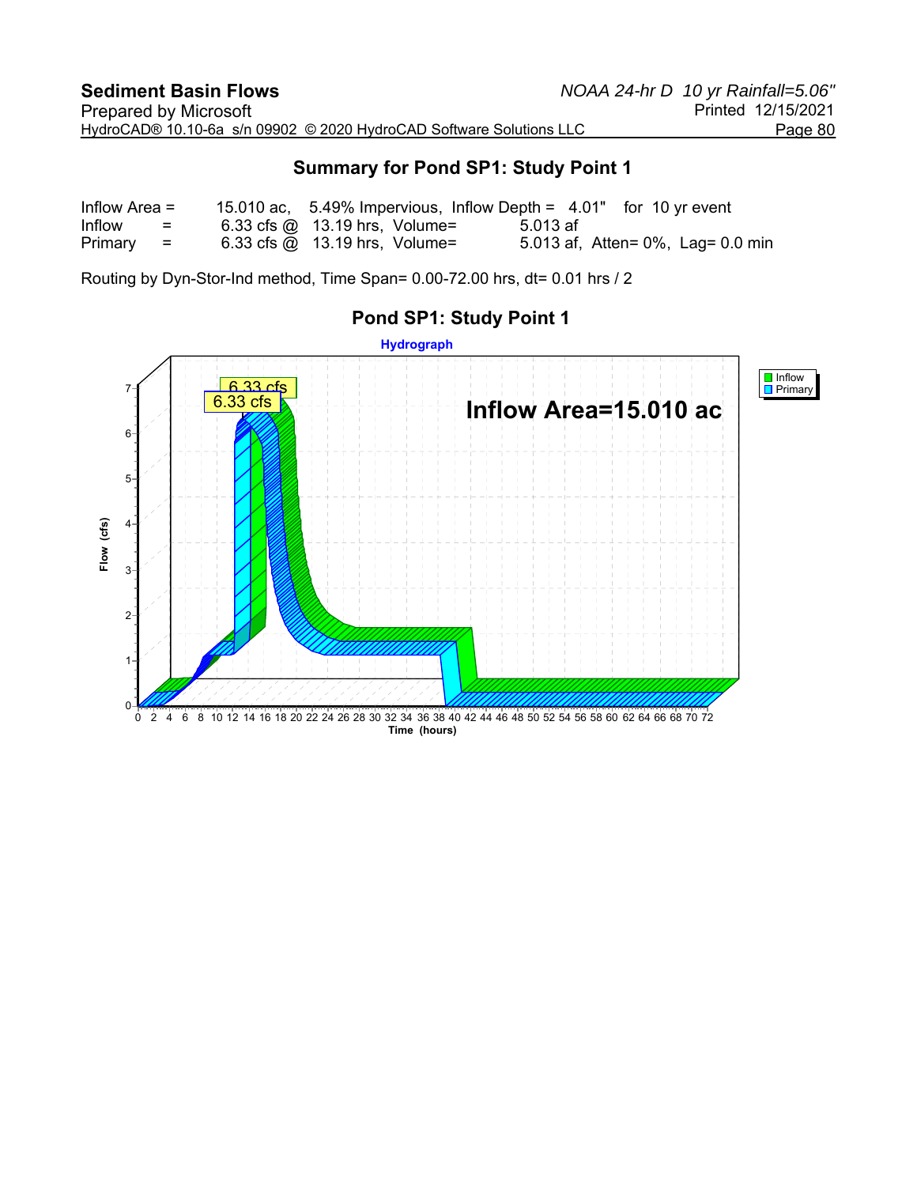## Summary for Pond SP1: Study Point 1

Inflow Area = 15.010 ac, 5.49% Impervious, Inflow Depth = 4.01" for 10 yr event
Inflow = 6.33 cfs @ 13.19 hrs, Volume= 5.013 af
Primary = 6.33 cfs @ 13.19 hrs, Volume= 5.013 af, Atten= 0%, Lag= 0.0 min

Routing by Dyn-Stor-Ind method, Time Span= 0.00-72.00 hrs, dt= 0.01 hrs / 2

### Pond SP1: Study Point 1

Hydrograph

Inflow Area=15.010 ac

6.33 cfs
6.33 cfs

Legend: Inflow, Primary

Flow (cfs): 0, 1, 2, 3, 4, 5, 6, 7

Time (hours): 0 2 4 6 8 10 12 14 16 18 20 22 24 26 28 30 32 34 36 38 40 42 44 46 48 50 52 54 56 58 60 62 64 66 68 70 72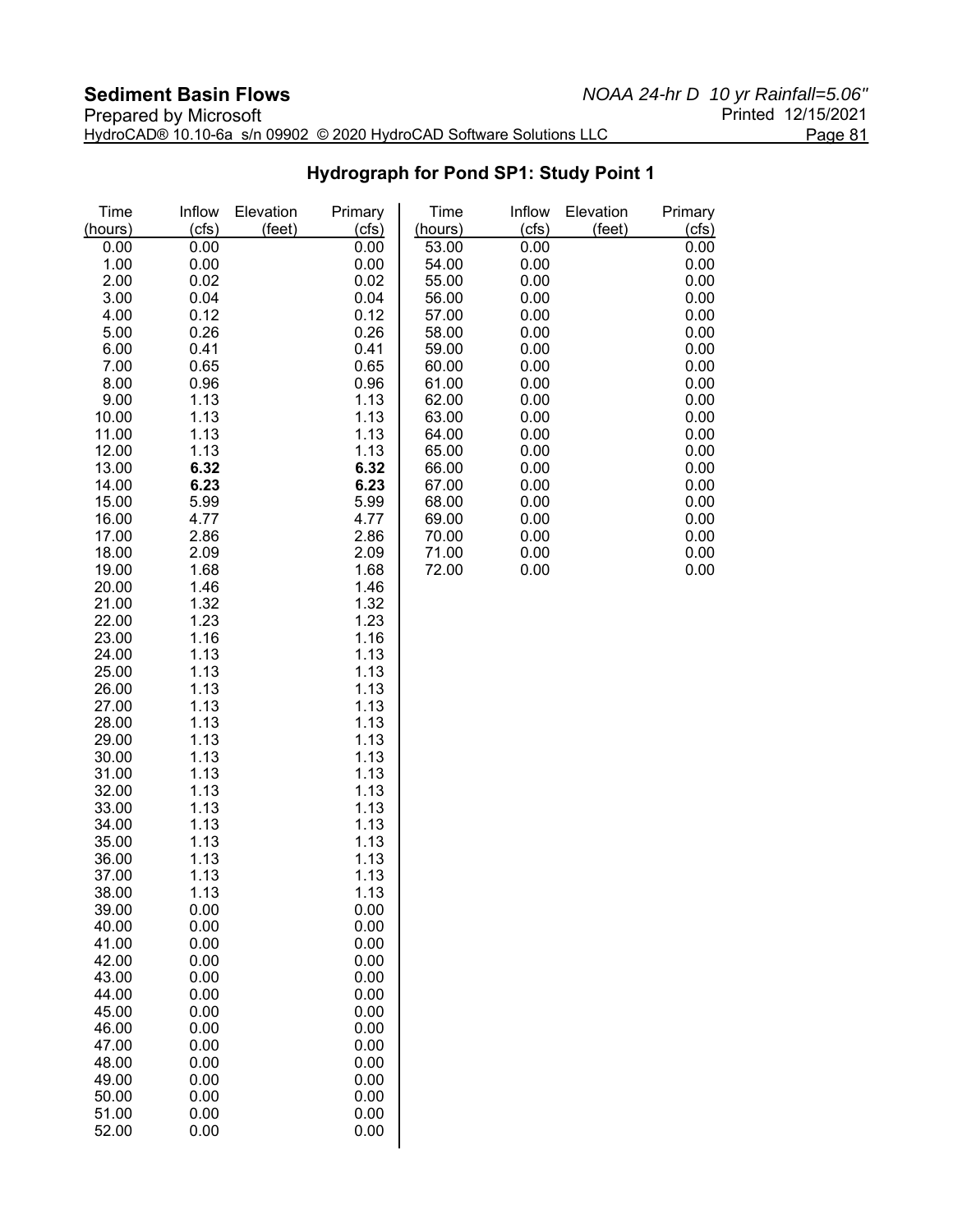## Hydrograph for Pond SP1: Study Point 1

| Time (hours) | Inflow (cfs) | Elevation (feet) | Primary (cfs) | Time (hours) | Inflow (cfs) | Elevation (feet) | Primary (cfs) |
|---|---|---|---|---|---|---|---|
| 0.00 | 0.00 | | 0.00 | 53.00 | 0.00 | | 0.00 |
| 1.00 | 0.00 | | 0.00 | 54.00 | 0.00 | | 0.00 |
| 2.00 | 0.02 | | 0.02 | 55.00 | 0.00 | | 0.00 |
| 3.00 | 0.04 | | 0.04 | 56.00 | 0.00 | | 0.00 |
| 4.00 | 0.12 | | 0.12 | 57.00 | 0.00 | | 0.00 |
| 5.00 | 0.26 | | 0.26 | 58.00 | 0.00 | | 0.00 |
| 6.00 | 0.41 | | 0.41 | 59.00 | 0.00 | | 0.00 |
| 7.00 | 0.65 | | 0.65 | 60.00 | 0.00 | | 0.00 |
| 8.00 | 0.96 | | 0.96 | 61.00 | 0.00 | | 0.00 |
| 9.00 | 1.13 | | 1.13 | 62.00 | 0.00 | | 0.00 |
| 10.00 | 1.13 | | 1.13 | 63.00 | 0.00 | | 0.00 |
| 11.00 | 1.13 | | 1.13 | 64.00 | 0.00 | | 0.00 |
| 12.00 | 1.13 | | 1.13 | 65.00 | 0.00 | | 0.00 |
| 13.00 | **6.32** | | **6.32** | 66.00 | 0.00 | | 0.00 |
| 14.00 | **6.23** | | **6.23** | 67.00 | 0.00 | | 0.00 |
| 15.00 | 5.99 | | 5.99 | 68.00 | 0.00 | | 0.00 |
| 16.00 | 4.77 | | 4.77 | 69.00 | 0.00 | | 0.00 |
| 17.00 | 2.86 | | 2.86 | 70.00 | 0.00 | | 0.00 |
| 18.00 | 2.09 | | 2.09 | 71.00 | 0.00 | | 0.00 |
| 19.00 | 1.68 | | 1.68 | 72.00 | 0.00 | | 0.00 |
| 20.00 | 1.46 | | 1.46 | | | | |
| 21.00 | 1.32 | | 1.32 | | | | |
| 22.00 | 1.23 | | 1.23 | | | | |
| 23.00 | 1.16 | | 1.16 | | | | |
| 24.00 | 1.13 | | 1.13 | | | | |
| 25.00 | 1.13 | | 1.13 | | | | |
| 26.00 | 1.13 | | 1.13 | | | | |
| 27.00 | 1.13 | | 1.13 | | | | |
| 28.00 | 1.13 | | 1.13 | | | | |
| 29.00 | 1.13 | | 1.13 | | | | |
| 30.00 | 1.13 | | 1.13 | | | | |
| 31.00 | 1.13 | | 1.13 | | | | |
| 32.00 | 1.13 | | 1.13 | | | | |
| 33.00 | 1.13 | | 1.13 | | | | |
| 34.00 | 1.13 | | 1.13 | | | | |
| 35.00 | 1.13 | | 1.13 | | | | |
| 36.00 | 1.13 | | 1.13 | | | | |
| 37.00 | 1.13 | | 1.13 | | | | |
| 38.00 | 1.13 | | 1.13 | | | | |
| 39.00 | 0.00 | | 0.00 | | | | |
| 40.00 | 0.00 | | 0.00 | | | | |
| 41.00 | 0.00 | | 0.00 | | | | |
| 42.00 | 0.00 | | 0.00 | | | | |
| 43.00 | 0.00 | | 0.00 | | | | |
| 44.00 | 0.00 | | 0.00 | | | | |
| 45.00 | 0.00 | | 0.00 | | | | |
| 46.00 | 0.00 | | 0.00 | | | | |
| 47.00 | 0.00 | | 0.00 | | | | |
| 48.00 | 0.00 | | 0.00 | | | | |
| 49.00 | 0.00 | | 0.00 | | | | |
| 50.00 | 0.00 | | 0.00 | | | | |
| 51.00 | 0.00 | | 0.00 | | | | |
| 52.00 | 0.00 | | 0.00 | | | | |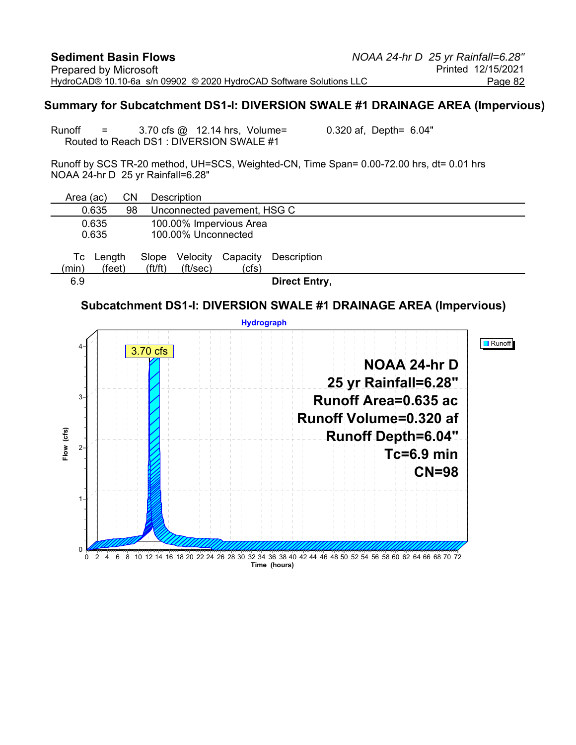## Summary for Subcatchment DS1-I: DIVERSION SWALE #1 DRAINAGE AREA (Impervious)

Runoff = 3.70 cfs @ 12.14 hrs, Volume= 0.320 af, Depth= 6.04"
Routed to Reach DS1 : DIVERSION SWALE #1

Runoff by SCS TR-20 method, UH=SCS, Weighted-CN, Time Span= 0.00-72.00 hrs, dt= 0.01 hrs
NOAA 24-hr D 25 yr Rainfall=6.28"

| Area (ac) | CN | Description |
|---|---|---|
| 0.635 | 98 | Unconnected pavement, HSG C |
| 0.635 | | 100.00% Impervious Area |
| 0.635 | | 100.00% Unconnected |

| Tc (min) | Length (feet) | Slope (ft/ft) | Velocity (ft/sec) | Capacity (cfs) | Description |
|---|---|---|---|---|---|
| 6.9 | | | | | **Direct Entry,** |

### Subcatchment DS1-I: DIVERSION SWALE #1 DRAINAGE AREA (Impervious)

Hydrograph

Runoff

3.70 cfs

NOAA 24-hr D
25 yr Rainfall=6.28"
Runoff Area=0.635 ac
Runoff Volume=0.320 af
Runoff Depth=6.04"
Tc=6.9 min
CN=98

Flow (cfs)

Time (hours)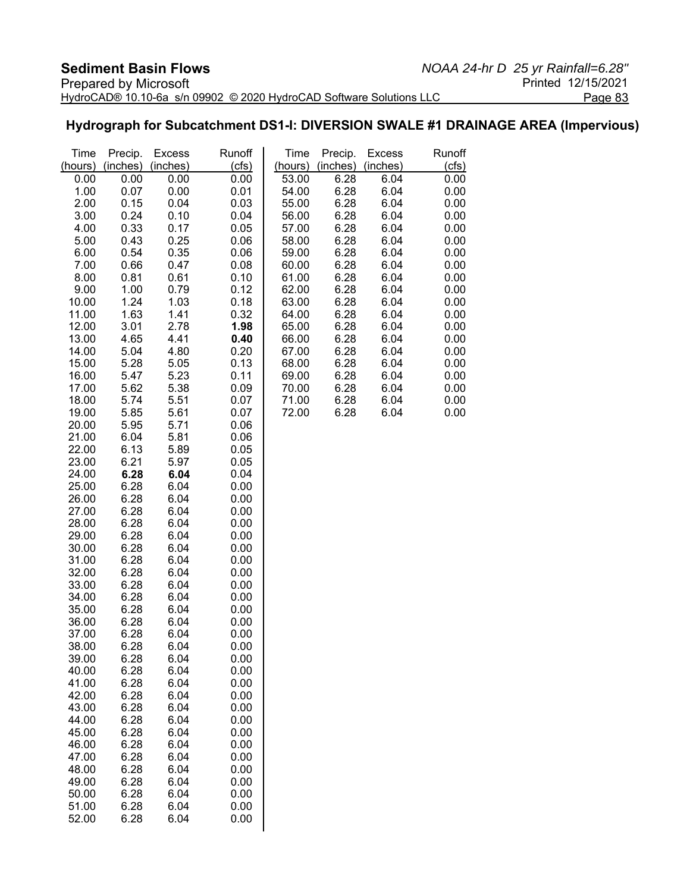## Hydrograph for Subcatchment DS1-I: DIVERSION SWALE #1 DRAINAGE AREA (Impervious)

| Time (hours) | Precip. (inches) | Excess (inches) | Runoff (cfs) | Time (hours) | Precip. (inches) | Excess (inches) | Runoff (cfs) |
|---|---|---|---|---|---|---|---|
| 0.00 | 0.00 | 0.00 | 0.00 | 53.00 | 6.28 | 6.04 | 0.00 |
| 1.00 | 0.07 | 0.00 | 0.01 | 54.00 | 6.28 | 6.04 | 0.00 |
| 2.00 | 0.15 | 0.04 | 0.03 | 55.00 | 6.28 | 6.04 | 0.00 |
| 3.00 | 0.24 | 0.10 | 0.04 | 56.00 | 6.28 | 6.04 | 0.00 |
| 4.00 | 0.33 | 0.17 | 0.05 | 57.00 | 6.28 | 6.04 | 0.00 |
| 5.00 | 0.43 | 0.25 | 0.06 | 58.00 | 6.28 | 6.04 | 0.00 |
| 6.00 | 0.54 | 0.35 | 0.06 | 59.00 | 6.28 | 6.04 | 0.00 |
| 7.00 | 0.66 | 0.47 | 0.08 | 60.00 | 6.28 | 6.04 | 0.00 |
| 8.00 | 0.81 | 0.61 | 0.10 | 61.00 | 6.28 | 6.04 | 0.00 |
| 9.00 | 1.00 | 0.79 | 0.12 | 62.00 | 6.28 | 6.04 | 0.00 |
| 10.00 | 1.24 | 1.03 | 0.18 | 63.00 | 6.28 | 6.04 | 0.00 |
| 11.00 | 1.63 | 1.41 | 0.32 | 64.00 | 6.28 | 6.04 | 0.00 |
| 12.00 | 3.01 | 2.78 | **1.98** | 65.00 | 6.28 | 6.04 | 0.00 |
| 13.00 | 4.65 | 4.41 | **0.40** | 66.00 | 6.28 | 6.04 | 0.00 |
| 14.00 | 5.04 | 4.80 | 0.20 | 67.00 | 6.28 | 6.04 | 0.00 |
| 15.00 | 5.28 | 5.05 | 0.13 | 68.00 | 6.28 | 6.04 | 0.00 |
| 16.00 | 5.47 | 5.23 | 0.11 | 69.00 | 6.28 | 6.04 | 0.00 |
| 17.00 | 5.62 | 5.38 | 0.09 | 70.00 | 6.28 | 6.04 | 0.00 |
| 18.00 | 5.74 | 5.51 | 0.07 | 71.00 | 6.28 | 6.04 | 0.00 |
| 19.00 | 5.85 | 5.61 | 0.07 | 72.00 | 6.28 | 6.04 | 0.00 |
| 20.00 | 5.95 | 5.71 | 0.06 | | | | |
| 21.00 | 6.04 | 5.81 | 0.06 | | | | |
| 22.00 | 6.13 | 5.89 | 0.05 | | | | |
| 23.00 | 6.21 | 5.97 | 0.05 | | | | |
| 24.00 | **6.28** | **6.04** | 0.04 | | | | |
| 25.00 | 6.28 | 6.04 | 0.00 | | | | |
| 26.00 | 6.28 | 6.04 | 0.00 | | | | |
| 27.00 | 6.28 | 6.04 | 0.00 | | | | |
| 28.00 | 6.28 | 6.04 | 0.00 | | | | |
| 29.00 | 6.28 | 6.04 | 0.00 | | | | |
| 30.00 | 6.28 | 6.04 | 0.00 | | | | |
| 31.00 | 6.28 | 6.04 | 0.00 | | | | |
| 32.00 | 6.28 | 6.04 | 0.00 | | | | |
| 33.00 | 6.28 | 6.04 | 0.00 | | | | |
| 34.00 | 6.28 | 6.04 | 0.00 | | | | |
| 35.00 | 6.28 | 6.04 | 0.00 | | | | |
| 36.00 | 6.28 | 6.04 | 0.00 | | | | |
| 37.00 | 6.28 | 6.04 | 0.00 | | | | |
| 38.00 | 6.28 | 6.04 | 0.00 | | | | |
| 39.00 | 6.28 | 6.04 | 0.00 | | | | |
| 40.00 | 6.28 | 6.04 | 0.00 | | | | |
| 41.00 | 6.28 | 6.04 | 0.00 | | | | |
| 42.00 | 6.28 | 6.04 | 0.00 | | | | |
| 43.00 | 6.28 | 6.04 | 0.00 | | | | |
| 44.00 | 6.28 | 6.04 | 0.00 | | | | |
| 45.00 | 6.28 | 6.04 | 0.00 | | | | |
| 46.00 | 6.28 | 6.04 | 0.00 | | | | |
| 47.00 | 6.28 | 6.04 | 0.00 | | | | |
| 48.00 | 6.28 | 6.04 | 0.00 | | | | |
| 49.00 | 6.28 | 6.04 | 0.00 | | | | |
| 50.00 | 6.28 | 6.04 | 0.00 | | | | |
| 51.00 | 6.28 | 6.04 | 0.00 | | | | |
| 52.00 | 6.28 | 6.04 | 0.00 | | | | |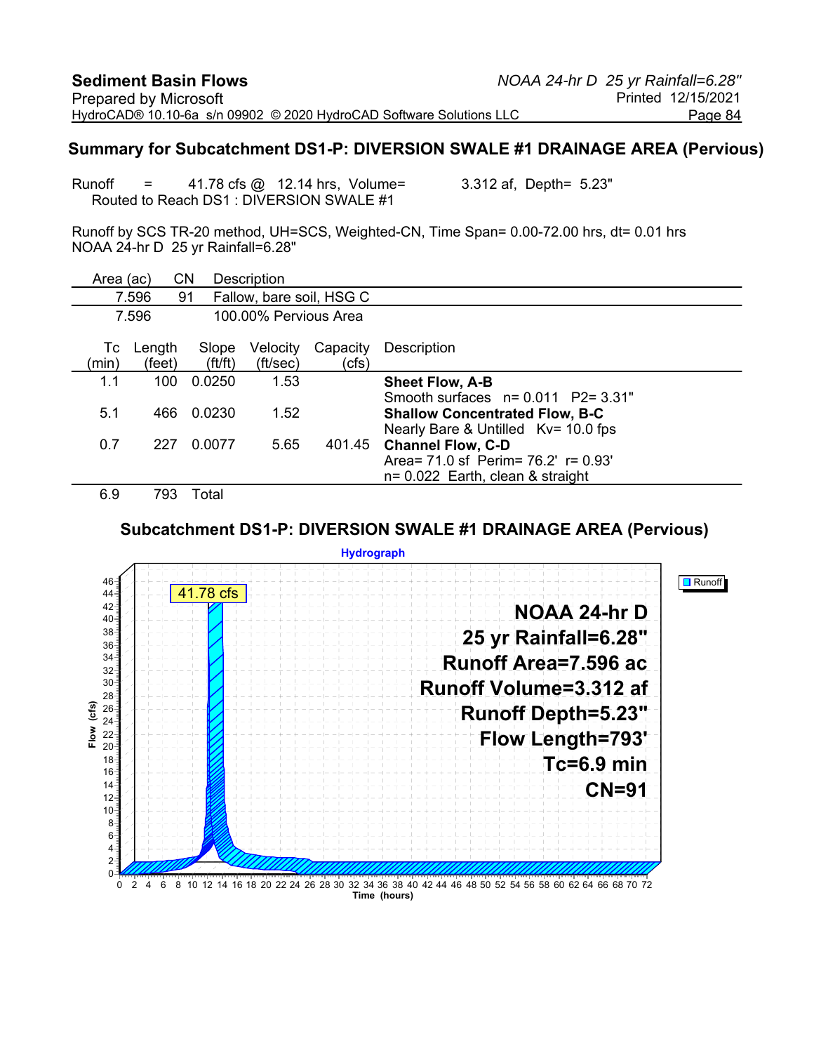## Summary for Subcatchment DS1-P: DIVERSION SWALE #1 DRAINAGE AREA (Pervious)

Runoff = 41.78 cfs @ 12.14 hrs, Volume= 3.312 af, Depth= 5.23"
Routed to Reach DS1 : DIVERSION SWALE #1

Runoff by SCS TR-20 method, UH=SCS, Weighted-CN, Time Span= 0.00-72.00 hrs, dt= 0.01 hrs
NOAA 24-hr D 25 yr Rainfall=6.28"

| Area (ac) | CN | Description |
|---|---|---|
| 7.596 | 91 | Fallow, bare soil, HSG C |
| 7.596 | | 100.00% Pervious Area |

| Tc (min) | Length (feet) | Slope (ft/ft) | Velocity (ft/sec) | Capacity (cfs) | Description |
|---|---|---|---|---|---|
| 1.1 | 100 | 0.0250 | 1.53 | | **Sheet Flow, A-B** Smooth surfaces n= 0.011 P2= 3.31" |
| 5.1 | 466 | 0.0230 | 1.52 | | **Shallow Concentrated Flow, B-C** Nearly Bare & Untilled Kv= 10.0 fps |
| 0.7 | 227 | 0.0077 | 5.65 | 401.45 | **Channel Flow, C-D** Area= 71.0 sf Perim= 76.2' r= 0.93' n= 0.022 Earth, clean & straight |
| 6.9 | 793 | Total | | | |

### Subcatchment DS1-P: DIVERSION SWALE #1 DRAINAGE AREA (Pervious)

Hydrograph

41.78 cfs

NOAA 24-hr D
25 yr Rainfall=6.28"
Runoff Area=7.596 ac
Runoff Volume=3.312 af
Runoff Depth=5.23"
Flow Length=793'
Tc=6.9 min
CN=91

Runoff

Flow (cfs) vs. Time (hours)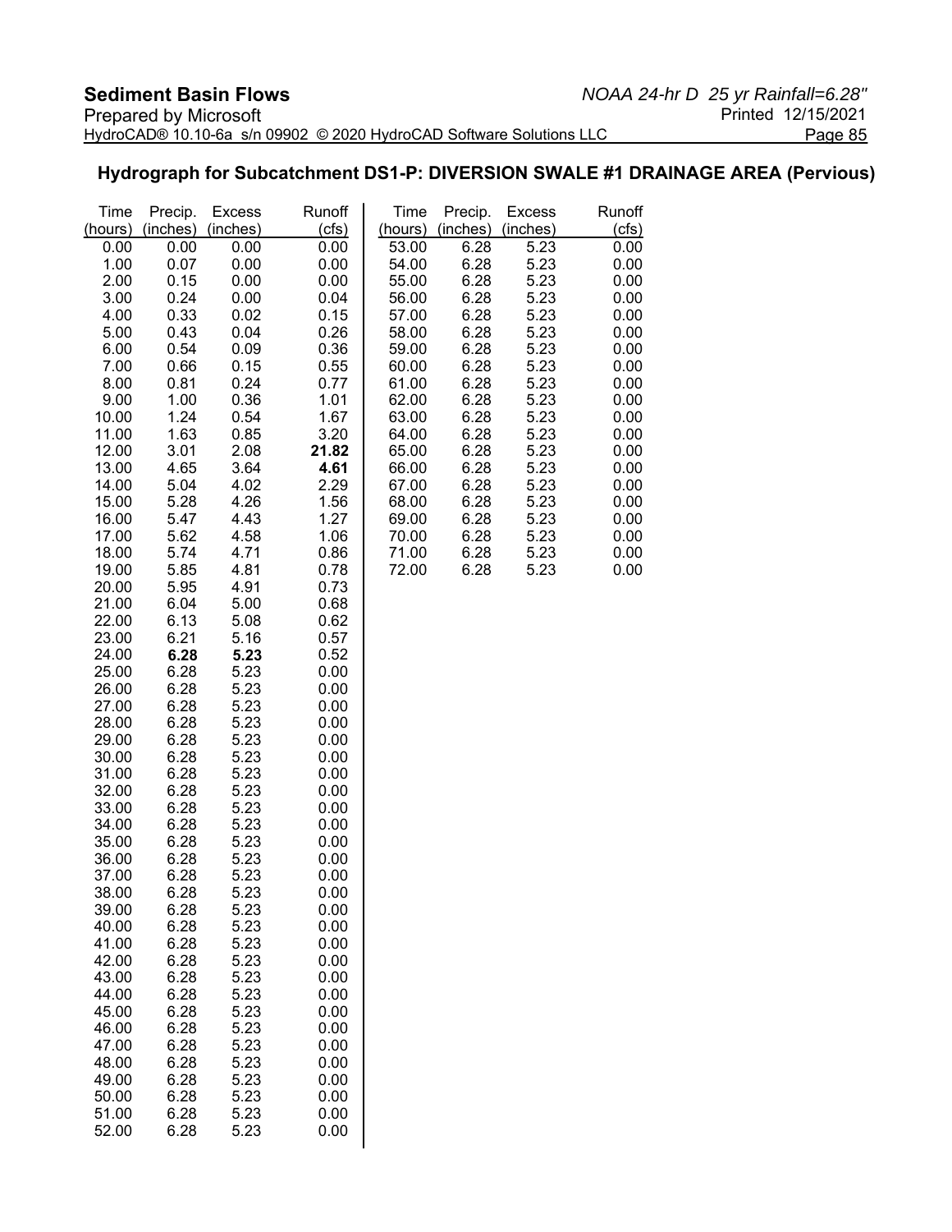## Hydrograph for Subcatchment DS1-P: DIVERSION SWALE #1 DRAINAGE AREA (Pervious)

| Time (hours) | Precip. (inches) | Excess (inches) | Runoff (cfs) | Time (hours) | Precip. (inches) | Excess (inches) | Runoff (cfs) |
|---|---|---|---|---|---|---|---|
| 0.00 | 0.00 | 0.00 | 0.00 | 53.00 | 6.28 | 5.23 | 0.00 |
| 1.00 | 0.07 | 0.00 | 0.00 | 54.00 | 6.28 | 5.23 | 0.00 |
| 2.00 | 0.15 | 0.00 | 0.00 | 55.00 | 6.28 | 5.23 | 0.00 |
| 3.00 | 0.24 | 0.00 | 0.04 | 56.00 | 6.28 | 5.23 | 0.00 |
| 4.00 | 0.33 | 0.02 | 0.15 | 57.00 | 6.28 | 5.23 | 0.00 |
| 5.00 | 0.43 | 0.04 | 0.26 | 58.00 | 6.28 | 5.23 | 0.00 |
| 6.00 | 0.54 | 0.09 | 0.36 | 59.00 | 6.28 | 5.23 | 0.00 |
| 7.00 | 0.66 | 0.15 | 0.55 | 60.00 | 6.28 | 5.23 | 0.00 |
| 8.00 | 0.81 | 0.24 | 0.77 | 61.00 | 6.28 | 5.23 | 0.00 |
| 9.00 | 1.00 | 0.36 | 1.01 | 62.00 | 6.28 | 5.23 | 0.00 |
| 10.00 | 1.24 | 0.54 | 1.67 | 63.00 | 6.28 | 5.23 | 0.00 |
| 11.00 | 1.63 | 0.85 | 3.20 | 64.00 | 6.28 | 5.23 | 0.00 |
| 12.00 | 3.01 | 2.08 | **21.82** | 65.00 | 6.28 | 5.23 | 0.00 |
| 13.00 | 4.65 | 3.64 | **4.61** | 66.00 | 6.28 | 5.23 | 0.00 |
| 14.00 | 5.04 | 4.02 | 2.29 | 67.00 | 6.28 | 5.23 | 0.00 |
| 15.00 | 5.28 | 4.26 | 1.56 | 68.00 | 6.28 | 5.23 | 0.00 |
| 16.00 | 5.47 | 4.43 | 1.27 | 69.00 | 6.28 | 5.23 | 0.00 |
| 17.00 | 5.62 | 4.58 | 1.06 | 70.00 | 6.28 | 5.23 | 0.00 |
| 18.00 | 5.74 | 4.71 | 0.86 | 71.00 | 6.28 | 5.23 | 0.00 |
| 19.00 | 5.85 | 4.81 | 0.78 | 72.00 | 6.28 | 5.23 | 0.00 |
| 20.00 | 5.95 | 4.91 | 0.73 | | | | |
| 21.00 | 6.04 | 5.00 | 0.68 | | | | |
| 22.00 | 6.13 | 5.08 | 0.62 | | | | |
| 23.00 | 6.21 | 5.16 | 0.57 | | | | |
| 24.00 | **6.28** | **5.23** | 0.52 | | | | |
| 25.00 | 6.28 | 5.23 | 0.00 | | | | |
| 26.00 | 6.28 | 5.23 | 0.00 | | | | |
| 27.00 | 6.28 | 5.23 | 0.00 | | | | |
| 28.00 | 6.28 | 5.23 | 0.00 | | | | |
| 29.00 | 6.28 | 5.23 | 0.00 | | | | |
| 30.00 | 6.28 | 5.23 | 0.00 | | | | |
| 31.00 | 6.28 | 5.23 | 0.00 | | | | |
| 32.00 | 6.28 | 5.23 | 0.00 | | | | |
| 33.00 | 6.28 | 5.23 | 0.00 | | | | |
| 34.00 | 6.28 | 5.23 | 0.00 | | | | |
| 35.00 | 6.28 | 5.23 | 0.00 | | | | |
| 36.00 | 6.28 | 5.23 | 0.00 | | | | |
| 37.00 | 6.28 | 5.23 | 0.00 | | | | |
| 38.00 | 6.28 | 5.23 | 0.00 | | | | |
| 39.00 | 6.28 | 5.23 | 0.00 | | | | |
| 40.00 | 6.28 | 5.23 | 0.00 | | | | |
| 41.00 | 6.28 | 5.23 | 0.00 | | | | |
| 42.00 | 6.28 | 5.23 | 0.00 | | | | |
| 43.00 | 6.28 | 5.23 | 0.00 | | | | |
| 44.00 | 6.28 | 5.23 | 0.00 | | | | |
| 45.00 | 6.28 | 5.23 | 0.00 | | | | |
| 46.00 | 6.28 | 5.23 | 0.00 | | | | |
| 47.00 | 6.28 | 5.23 | 0.00 | | | | |
| 48.00 | 6.28 | 5.23 | 0.00 | | | | |
| 49.00 | 6.28 | 5.23 | 0.00 | | | | |
| 50.00 | 6.28 | 5.23 | 0.00 | | | | |
| 51.00 | 6.28 | 5.23 | 0.00 | | | | |
| 52.00 | 6.28 | 5.23 | 0.00 | | | | |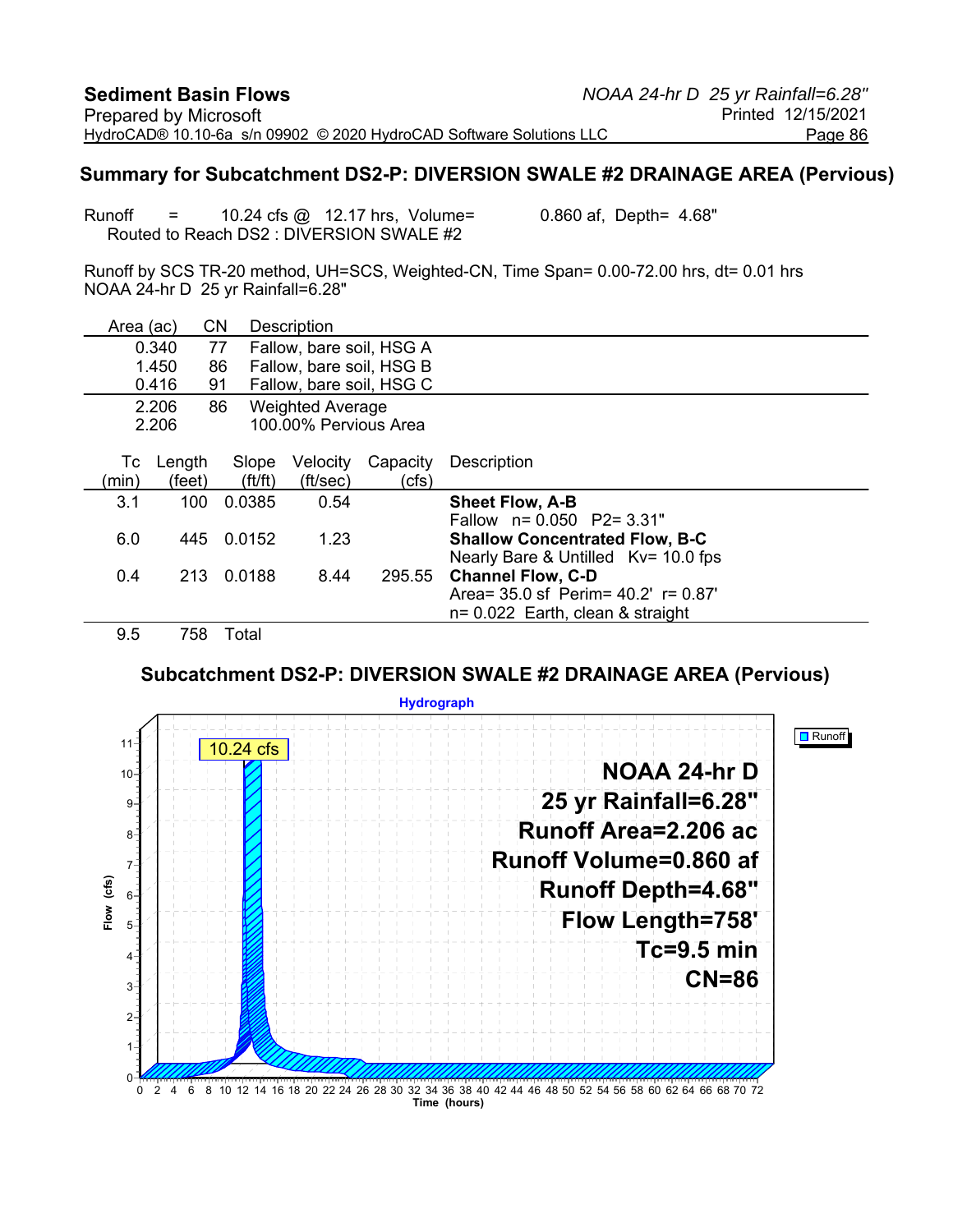## Summary for Subcatchment DS2-P: DIVERSION SWALE #2 DRAINAGE AREA (Pervious)

Runoff = 10.24 cfs @ 12.17 hrs, Volume= 0.860 af, Depth= 4.68"
Routed to Reach DS2 : DIVERSION SWALE #2

Runoff by SCS TR-20 method, UH=SCS, Weighted-CN, Time Span= 0.00-72.00 hrs, dt= 0.01 hrs
NOAA 24-hr D 25 yr Rainfall=6.28"

| Area (ac) | CN | Description |
|---|---|---|
| 0.340 | 77 | Fallow, bare soil, HSG A |
| 1.450 | 86 | Fallow, bare soil, HSG B |
| 0.416 | 91 | Fallow, bare soil, HSG C |
| 2.206 | 86 | Weighted Average |
| 2.206 | | 100.00% Pervious Area |

| Tc (min) | Length (feet) | Slope (ft/ft) | Velocity (ft/sec) | Capacity (cfs) | Description |
|---|---|---|---|---|---|
| 3.1 | 100 | 0.0385 | 0.54 | | **Sheet Flow, A-B** Fallow n= 0.050 P2= 3.31" |
| 6.0 | 445 | 0.0152 | 1.23 | | **Shallow Concentrated Flow, B-C** Nearly Bare & Untilled Kv= 10.0 fps |
| 0.4 | 213 | 0.0188 | 8.44 | 295.55 | **Channel Flow, C-D** Area= 35.0 sf Perim= 40.2' r= 0.87' n= 0.022 Earth, clean & straight |
| 9.5 | 758 | Total | | | |

### Subcatchment DS2-P: DIVERSION SWALE #2 DRAINAGE AREA (Pervious)

Hydrograph

Runoff

10.24 cfs

NOAA 24-hr D
25 yr Rainfall=6.28"
Runoff Area=2.206 ac
Runoff Volume=0.860 af
Runoff Depth=4.68"
Flow Length=758'
Tc=9.5 min
CN=86

Flow (cfs): 0 1 2 3 4 5 6 7 8 9 10 11

Time (hours): 0 2 4 6 8 10 12 14 16 18 20 22 24 26 28 30 32 34 36 38 40 42 44 46 48 50 52 54 56 58 60 62 64 66 68 70 72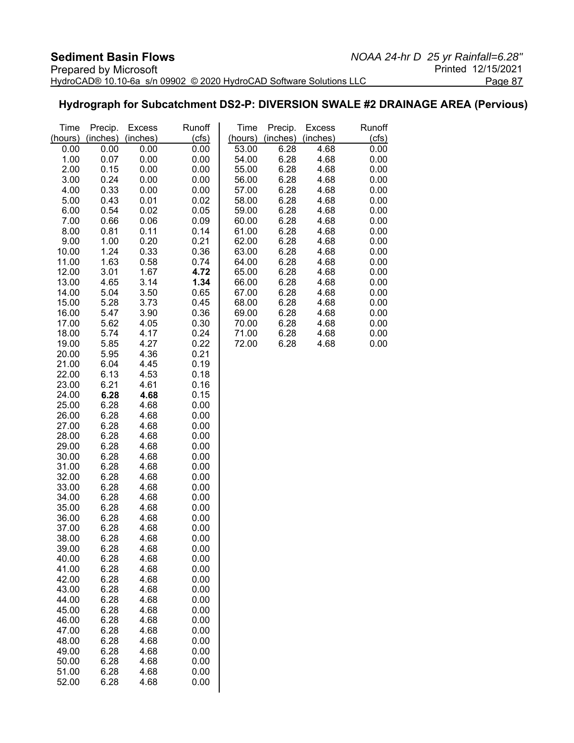## Hydrograph for Subcatchment DS2-P: DIVERSION SWALE #2 DRAINAGE AREA (Pervious)

| Time (hours) | Precip. (inches) | Excess (inches) | Runoff (cfs) |
|---|---|---|---|
| 0.00 | 0.00 | 0.00 | 0.00 |
| 1.00 | 0.07 | 0.00 | 0.00 |
| 2.00 | 0.15 | 0.00 | 0.00 |
| 3.00 | 0.24 | 0.00 | 0.00 |
| 4.00 | 0.33 | 0.00 | 0.00 |
| 5.00 | 0.43 | 0.01 | 0.02 |
| 6.00 | 0.54 | 0.02 | 0.05 |
| 7.00 | 0.66 | 0.06 | 0.09 |
| 8.00 | 0.81 | 0.11 | 0.14 |
| 9.00 | 1.00 | 0.20 | 0.21 |
| 10.00 | 1.24 | 0.33 | 0.36 |
| 11.00 | 1.63 | 0.58 | 0.74 |
| 12.00 | 3.01 | 1.67 | **4.72** |
| 13.00 | 4.65 | 3.14 | **1.34** |
| 14.00 | 5.04 | 3.50 | 0.65 |
| 15.00 | 5.28 | 3.73 | 0.45 |
| 16.00 | 5.47 | 3.90 | 0.36 |
| 17.00 | 5.62 | 4.05 | 0.30 |
| 18.00 | 5.74 | 4.17 | 0.24 |
| 19.00 | 5.85 | 4.27 | 0.22 |
| 20.00 | 5.95 | 4.36 | 0.21 |
| 21.00 | 6.04 | 4.45 | 0.19 |
| 22.00 | 6.13 | 4.53 | 0.18 |
| 23.00 | 6.21 | 4.61 | 0.16 |
| 24.00 | **6.28** | **4.68** | 0.15 |
| 25.00 | 6.28 | 4.68 | 0.00 |
| 26.00 | 6.28 | 4.68 | 0.00 |
| 27.00 | 6.28 | 4.68 | 0.00 |
| 28.00 | 6.28 | 4.68 | 0.00 |
| 29.00 | 6.28 | 4.68 | 0.00 |
| 30.00 | 6.28 | 4.68 | 0.00 |
| 31.00 | 6.28 | 4.68 | 0.00 |
| 32.00 | 6.28 | 4.68 | 0.00 |
| 33.00 | 6.28 | 4.68 | 0.00 |
| 34.00 | 6.28 | 4.68 | 0.00 |
| 35.00 | 6.28 | 4.68 | 0.00 |
| 36.00 | 6.28 | 4.68 | 0.00 |
| 37.00 | 6.28 | 4.68 | 0.00 |
| 38.00 | 6.28 | 4.68 | 0.00 |
| 39.00 | 6.28 | 4.68 | 0.00 |
| 40.00 | 6.28 | 4.68 | 0.00 |
| 41.00 | 6.28 | 4.68 | 0.00 |
| 42.00 | 6.28 | 4.68 | 0.00 |
| 43.00 | 6.28 | 4.68 | 0.00 |
| 44.00 | 6.28 | 4.68 | 0.00 |
| 45.00 | 6.28 | 4.68 | 0.00 |
| 46.00 | 6.28 | 4.68 | 0.00 |
| 47.00 | 6.28 | 4.68 | 0.00 |
| 48.00 | 6.28 | 4.68 | 0.00 |
| 49.00 | 6.28 | 4.68 | 0.00 |
| 50.00 | 6.28 | 4.68 | 0.00 |
| 51.00 | 6.28 | 4.68 | 0.00 |
| 52.00 | 6.28 | 4.68 | 0.00 |
| 53.00 | 6.28 | 4.68 | 0.00 |
| 54.00 | 6.28 | 4.68 | 0.00 |
| 55.00 | 6.28 | 4.68 | 0.00 |
| 56.00 | 6.28 | 4.68 | 0.00 |
| 57.00 | 6.28 | 4.68 | 0.00 |
| 58.00 | 6.28 | 4.68 | 0.00 |
| 59.00 | 6.28 | 4.68 | 0.00 |
| 60.00 | 6.28 | 4.68 | 0.00 |
| 61.00 | 6.28 | 4.68 | 0.00 |
| 62.00 | 6.28 | 4.68 | 0.00 |
| 63.00 | 6.28 | 4.68 | 0.00 |
| 64.00 | 6.28 | 4.68 | 0.00 |
| 65.00 | 6.28 | 4.68 | 0.00 |
| 66.00 | 6.28 | 4.68 | 0.00 |
| 67.00 | 6.28 | 4.68 | 0.00 |
| 68.00 | 6.28 | 4.68 | 0.00 |
| 69.00 | 6.28 | 4.68 | 0.00 |
| 70.00 | 6.28 | 4.68 | 0.00 |
| 71.00 | 6.28 | 4.68 | 0.00 |
| 72.00 | 6.28 | 4.68 | 0.00 |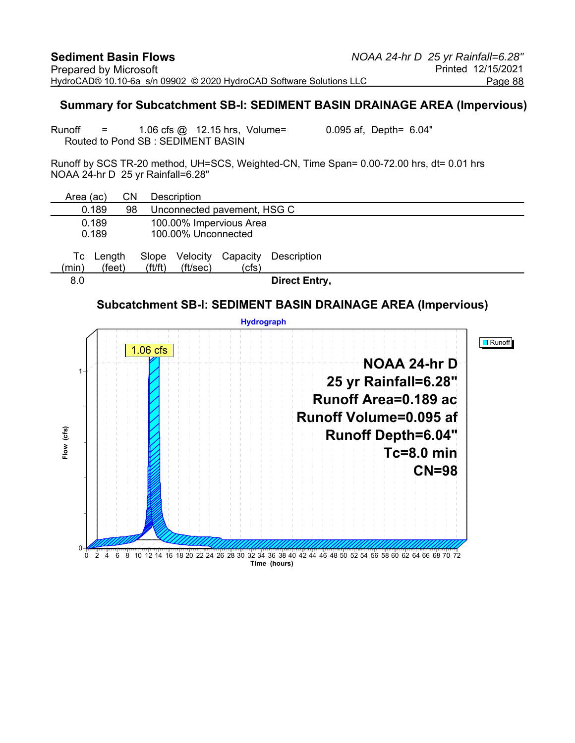## Summary for Subcatchment SB-I: SEDIMENT BASIN DRAINAGE AREA (Impervious)

Runoff = 1.06 cfs @ 12.15 hrs, Volume= 0.095 af, Depth= 6.04"
Routed to Pond SB : SEDIMENT BASIN

Runoff by SCS TR-20 method, UH=SCS, Weighted-CN, Time Span= 0.00-72.00 hrs, dt= 0.01 hrs
NOAA 24-hr D 25 yr Rainfall=6.28"

| Area (ac) | CN | Description |
|---|---|---|
| 0.189 | 98 | Unconnected pavement, HSG C |
| 0.189 | | 100.00% Impervious Area |
| 0.189 | | 100.00% Unconnected |

| Tc (min) | Length (feet) | Slope (ft/ft) | Velocity (ft/sec) | Capacity (cfs) | Description |
|---|---|---|---|---|---|
| 8.0 | | | | | **Direct Entry,** |

### Subcatchment SB-I: SEDIMENT BASIN DRAINAGE AREA (Impervious)

Hydrograph

Runoff

1.06 cfs

NOAA 24-hr D
25 yr Rainfall=6.28"
Runoff Area=0.189 ac
Runoff Volume=0.095 af
Runoff Depth=6.04"
Tc=8.0 min
CN=98

Flow (cfs)

Time (hours)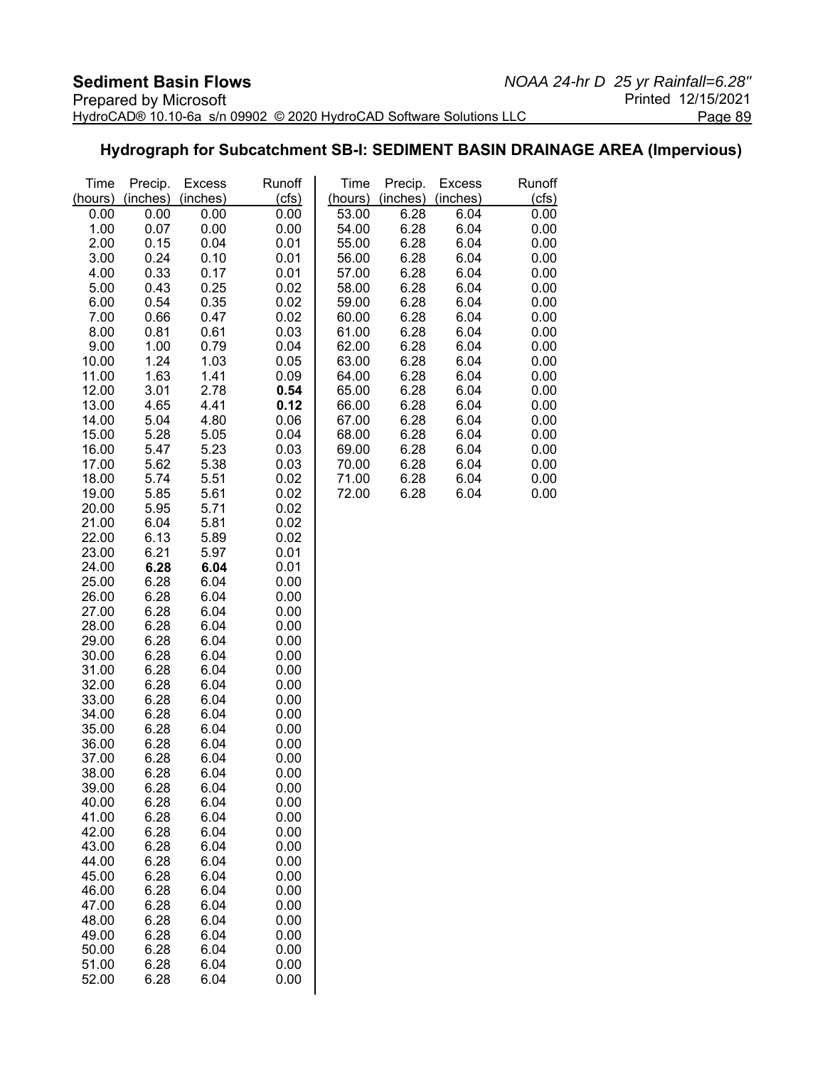## Hydrograph for Subcatchment SB-I: SEDIMENT BASIN DRAINAGE AREA (Impervious)

| Time (hours) | Precip. (inches) | Excess (inches) | Runoff (cfs) | Time (hours) | Precip. (inches) | Excess (inches) | Runoff (cfs) |
|---|---|---|---|---|---|---|---|
| 0.00 | 0.00 | 0.00 | 0.00 | 53.00 | 6.28 | 6.04 | 0.00 |
| 1.00 | 0.07 | 0.00 | 0.00 | 54.00 | 6.28 | 6.04 | 0.00 |
| 2.00 | 0.15 | 0.04 | 0.01 | 55.00 | 6.28 | 6.04 | 0.00 |
| 3.00 | 0.24 | 0.10 | 0.01 | 56.00 | 6.28 | 6.04 | 0.00 |
| 4.00 | 0.33 | 0.17 | 0.01 | 57.00 | 6.28 | 6.04 | 0.00 |
| 5.00 | 0.43 | 0.25 | 0.02 | 58.00 | 6.28 | 6.04 | 0.00 |
| 6.00 | 0.54 | 0.35 | 0.02 | 59.00 | 6.28 | 6.04 | 0.00 |
| 7.00 | 0.66 | 0.47 | 0.02 | 60.00 | 6.28 | 6.04 | 0.00 |
| 8.00 | 0.81 | 0.61 | 0.03 | 61.00 | 6.28 | 6.04 | 0.00 |
| 9.00 | 1.00 | 0.79 | 0.04 | 62.00 | 6.28 | 6.04 | 0.00 |
| 10.00 | 1.24 | 1.03 | 0.05 | 63.00 | 6.28 | 6.04 | 0.00 |
| 11.00 | 1.63 | 1.41 | 0.09 | 64.00 | 6.28 | 6.04 | 0.00 |
| 12.00 | 3.01 | 2.78 | **0.54** | 65.00 | 6.28 | 6.04 | 0.00 |
| 13.00 | 4.65 | 4.41 | **0.12** | 66.00 | 6.28 | 6.04 | 0.00 |
| 14.00 | 5.04 | 4.80 | 0.06 | 67.00 | 6.28 | 6.04 | 0.00 |
| 15.00 | 5.28 | 5.05 | 0.04 | 68.00 | 6.28 | 6.04 | 0.00 |
| 16.00 | 5.47 | 5.23 | 0.03 | 69.00 | 6.28 | 6.04 | 0.00 |
| 17.00 | 5.62 | 5.38 | 0.03 | 70.00 | 6.28 | 6.04 | 0.00 |
| 18.00 | 5.74 | 5.51 | 0.02 | 71.00 | 6.28 | 6.04 | 0.00 |
| 19.00 | 5.85 | 5.61 | 0.02 | 72.00 | 6.28 | 6.04 | 0.00 |
| 20.00 | 5.95 | 5.71 | 0.02 | | | | |
| 21.00 | 6.04 | 5.81 | 0.02 | | | | |
| 22.00 | 6.13 | 5.89 | 0.02 | | | | |
| 23.00 | 6.21 | 5.97 | 0.01 | | | | |
| 24.00 | **6.28** | **6.04** | 0.01 | | | | |
| 25.00 | 6.28 | 6.04 | 0.00 | | | | |
| 26.00 | 6.28 | 6.04 | 0.00 | | | | |
| 27.00 | 6.28 | 6.04 | 0.00 | | | | |
| 28.00 | 6.28 | 6.04 | 0.00 | | | | |
| 29.00 | 6.28 | 6.04 | 0.00 | | | | |
| 30.00 | 6.28 | 6.04 | 0.00 | | | | |
| 31.00 | 6.28 | 6.04 | 0.00 | | | | |
| 32.00 | 6.28 | 6.04 | 0.00 | | | | |
| 33.00 | 6.28 | 6.04 | 0.00 | | | | |
| 34.00 | 6.28 | 6.04 | 0.00 | | | | |
| 35.00 | 6.28 | 6.04 | 0.00 | | | | |
| 36.00 | 6.28 | 6.04 | 0.00 | | | | |
| 37.00 | 6.28 | 6.04 | 0.00 | | | | |
| 38.00 | 6.28 | 6.04 | 0.00 | | | | |
| 39.00 | 6.28 | 6.04 | 0.00 | | | | |
| 40.00 | 6.28 | 6.04 | 0.00 | | | | |
| 41.00 | 6.28 | 6.04 | 0.00 | | | | |
| 42.00 | 6.28 | 6.04 | 0.00 | | | | |
| 43.00 | 6.28 | 6.04 | 0.00 | | | | |
| 44.00 | 6.28 | 6.04 | 0.00 | | | | |
| 45.00 | 6.28 | 6.04 | 0.00 | | | | |
| 46.00 | 6.28 | 6.04 | 0.00 | | | | |
| 47.00 | 6.28 | 6.04 | 0.00 | | | | |
| 48.00 | 6.28 | 6.04 | 0.00 | | | | |
| 49.00 | 6.28 | 6.04 | 0.00 | | | | |
| 50.00 | 6.28 | 6.04 | 0.00 | | | | |
| 51.00 | 6.28 | 6.04 | 0.00 | | | | |
| 52.00 | 6.28 | 6.04 | 0.00 | | | | |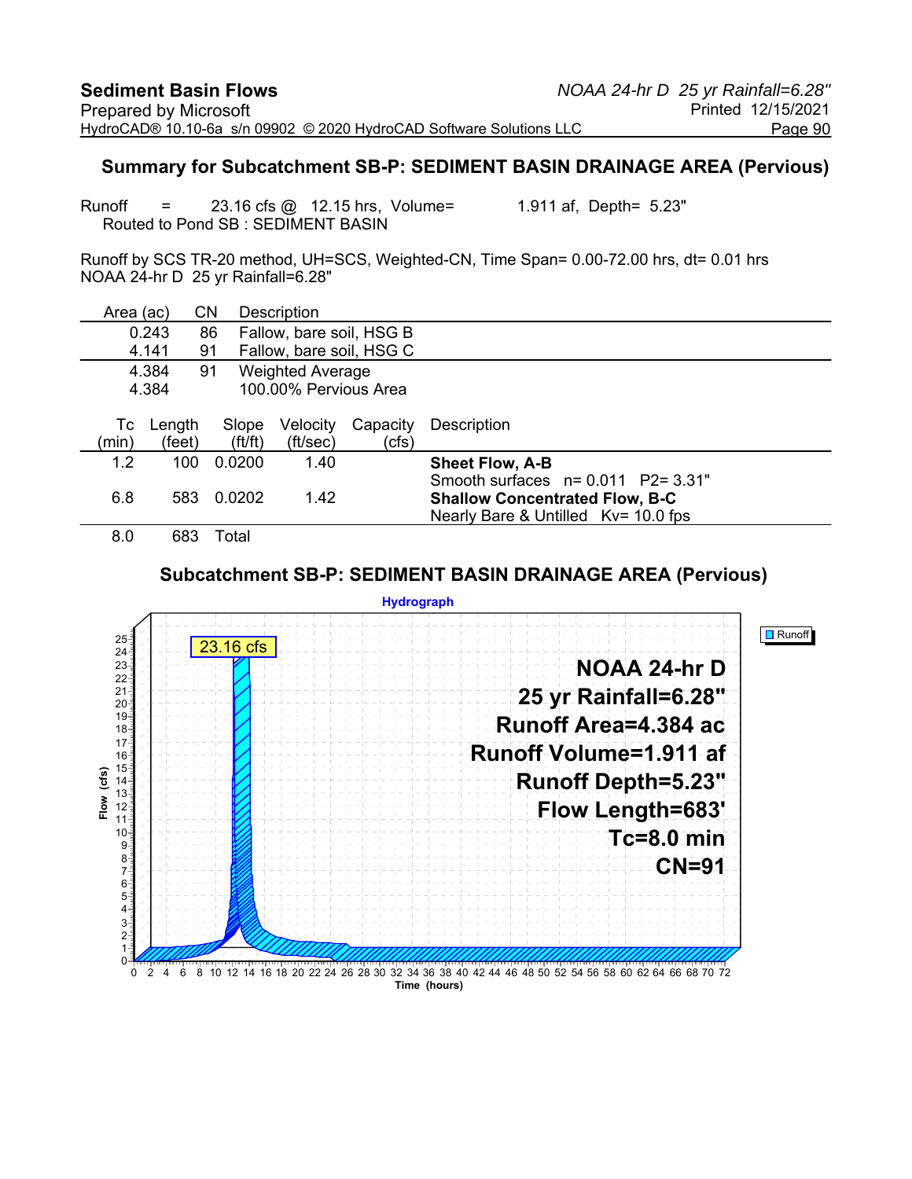## Summary for Subcatchment SB-P: SEDIMENT BASIN DRAINAGE AREA (Pervious)

Runoff = 23.16 cfs @ 12.15 hrs, Volume= 1.911 af, Depth= 5.23"
Routed to Pond SB : SEDIMENT BASIN

Runoff by SCS TR-20 method, UH=SCS, Weighted-CN, Time Span= 0.00-72.00 hrs, dt= 0.01 hrs
NOAA 24-hr D 25 yr Rainfall=6.28"

| Area (ac) | CN | Description |
|---|---|---|
| 0.243 | 86 | Fallow, bare soil, HSG B |
| 4.141 | 91 | Fallow, bare soil, HSG C |
| 4.384 | 91 | Weighted Average |
| 4.384 | | 100.00% Pervious Area |

| Tc (min) | Length (feet) | Slope (ft/ft) | Velocity (ft/sec) | Capacity (cfs) | Description |
|---|---|---|---|---|---|
| 1.2 | 100 | 0.0200 | 1.40 | | **Sheet Flow, A-B**<br>Smooth surfaces n= 0.011 P2= 3.31" |
| 6.8 | 583 | 0.0202 | 1.42 | | **Shallow Concentrated Flow, B-C**<br>Nearly Bare & Untilled Kv= 10.0 fps |
| 8.0 | 683 | Total | | | |

## Subcatchment SB-P: SEDIMENT BASIN DRAINAGE AREA (Pervious)

Hydrograph

23.16 cfs

NOAA 24-hr D
25 yr Rainfall=6.28"
Runoff Area=4.384 ac
Runoff Volume=1.911 af
Runoff Depth=5.23"
Flow Length=683'
Tc=8.0 min
CN=91

Runoff

Flow (cfs) vs. Time (hours)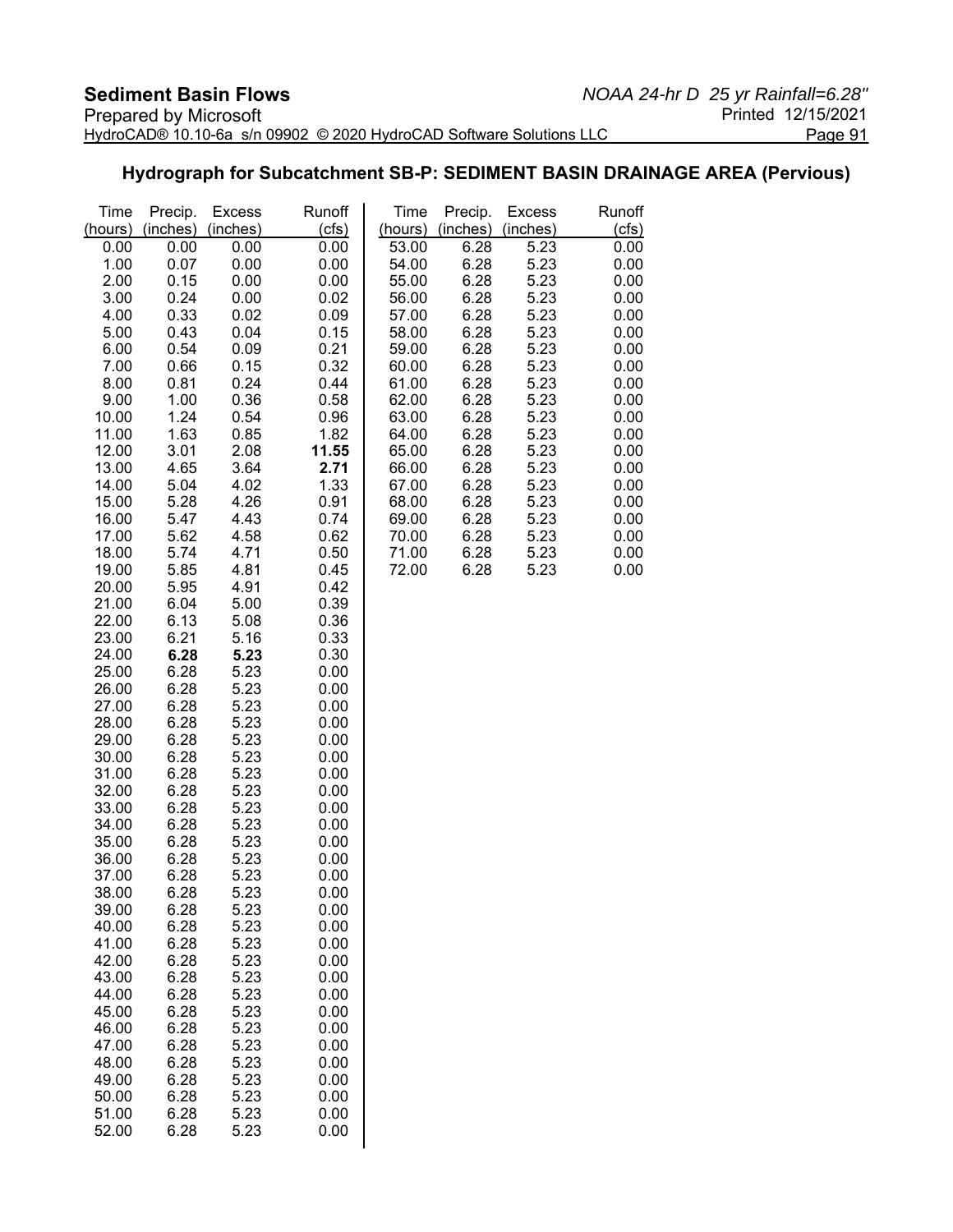## Hydrograph for Subcatchment SB-P: SEDIMENT BASIN DRAINAGE AREA (Pervious)

| Time (hours) | Precip. (inches) | Excess (inches) | Runoff (cfs) | Time (hours) | Precip. (inches) | Excess (inches) | Runoff (cfs) |
|---|---|---|---|---|---|---|---|
| 0.00 | 0.00 | 0.00 | 0.00 | 53.00 | 6.28 | 5.23 | 0.00 |
| 1.00 | 0.07 | 0.00 | 0.00 | 54.00 | 6.28 | 5.23 | 0.00 |
| 2.00 | 0.15 | 0.00 | 0.00 | 55.00 | 6.28 | 5.23 | 0.00 |
| 3.00 | 0.24 | 0.00 | 0.02 | 56.00 | 6.28 | 5.23 | 0.00 |
| 4.00 | 0.33 | 0.02 | 0.09 | 57.00 | 6.28 | 5.23 | 0.00 |
| 5.00 | 0.43 | 0.04 | 0.15 | 58.00 | 6.28 | 5.23 | 0.00 |
| 6.00 | 0.54 | 0.09 | 0.21 | 59.00 | 6.28 | 5.23 | 0.00 |
| 7.00 | 0.66 | 0.15 | 0.32 | 60.00 | 6.28 | 5.23 | 0.00 |
| 8.00 | 0.81 | 0.24 | 0.44 | 61.00 | 6.28 | 5.23 | 0.00 |
| 9.00 | 1.00 | 0.36 | 0.58 | 62.00 | 6.28 | 5.23 | 0.00 |
| 10.00 | 1.24 | 0.54 | 0.96 | 63.00 | 6.28 | 5.23 | 0.00 |
| 11.00 | 1.63 | 0.85 | 1.82 | 64.00 | 6.28 | 5.23 | 0.00 |
| 12.00 | 3.01 | 2.08 | **11.55** | 65.00 | 6.28 | 5.23 | 0.00 |
| 13.00 | 4.65 | 3.64 | **2.71** | 66.00 | 6.28 | 5.23 | 0.00 |
| 14.00 | 5.04 | 4.02 | 1.33 | 67.00 | 6.28 | 5.23 | 0.00 |
| 15.00 | 5.28 | 4.26 | 0.91 | 68.00 | 6.28 | 5.23 | 0.00 |
| 16.00 | 5.47 | 4.43 | 0.74 | 69.00 | 6.28 | 5.23 | 0.00 |
| 17.00 | 5.62 | 4.58 | 0.62 | 70.00 | 6.28 | 5.23 | 0.00 |
| 18.00 | 5.74 | 4.71 | 0.50 | 71.00 | 6.28 | 5.23 | 0.00 |
| 19.00 | 5.85 | 4.81 | 0.45 | 72.00 | 6.28 | 5.23 | 0.00 |
| 20.00 | 5.95 | 4.91 | 0.42 | | | | |
| 21.00 | 6.04 | 5.00 | 0.39 | | | | |
| 22.00 | 6.13 | 5.08 | 0.36 | | | | |
| 23.00 | 6.21 | 5.16 | 0.33 | | | | |
| 24.00 | **6.28** | **5.23** | 0.30 | | | | |
| 25.00 | 6.28 | 5.23 | 0.00 | | | | |
| 26.00 | 6.28 | 5.23 | 0.00 | | | | |
| 27.00 | 6.28 | 5.23 | 0.00 | | | | |
| 28.00 | 6.28 | 5.23 | 0.00 | | | | |
| 29.00 | 6.28 | 5.23 | 0.00 | | | | |
| 30.00 | 6.28 | 5.23 | 0.00 | | | | |
| 31.00 | 6.28 | 5.23 | 0.00 | | | | |
| 32.00 | 6.28 | 5.23 | 0.00 | | | | |
| 33.00 | 6.28 | 5.23 | 0.00 | | | | |
| 34.00 | 6.28 | 5.23 | 0.00 | | | | |
| 35.00 | 6.28 | 5.23 | 0.00 | | | | |
| 36.00 | 6.28 | 5.23 | 0.00 | | | | |
| 37.00 | 6.28 | 5.23 | 0.00 | | | | |
| 38.00 | 6.28 | 5.23 | 0.00 | | | | |
| 39.00 | 6.28 | 5.23 | 0.00 | | | | |
| 40.00 | 6.28 | 5.23 | 0.00 | | | | |
| 41.00 | 6.28 | 5.23 | 0.00 | | | | |
| 42.00 | 6.28 | 5.23 | 0.00 | | | | |
| 43.00 | 6.28 | 5.23 | 0.00 | | | | |
| 44.00 | 6.28 | 5.23 | 0.00 | | | | |
| 45.00 | 6.28 | 5.23 | 0.00 | | | | |
| 46.00 | 6.28 | 5.23 | 0.00 | | | | |
| 47.00 | 6.28 | 5.23 | 0.00 | | | | |
| 48.00 | 6.28 | 5.23 | 0.00 | | | | |
| 49.00 | 6.28 | 5.23 | 0.00 | | | | |
| 50.00 | 6.28 | 5.23 | 0.00 | | | | |
| 51.00 | 6.28 | 5.23 | 0.00 | | | | |
| 52.00 | 6.28 | 5.23 | 0.00 | | | | |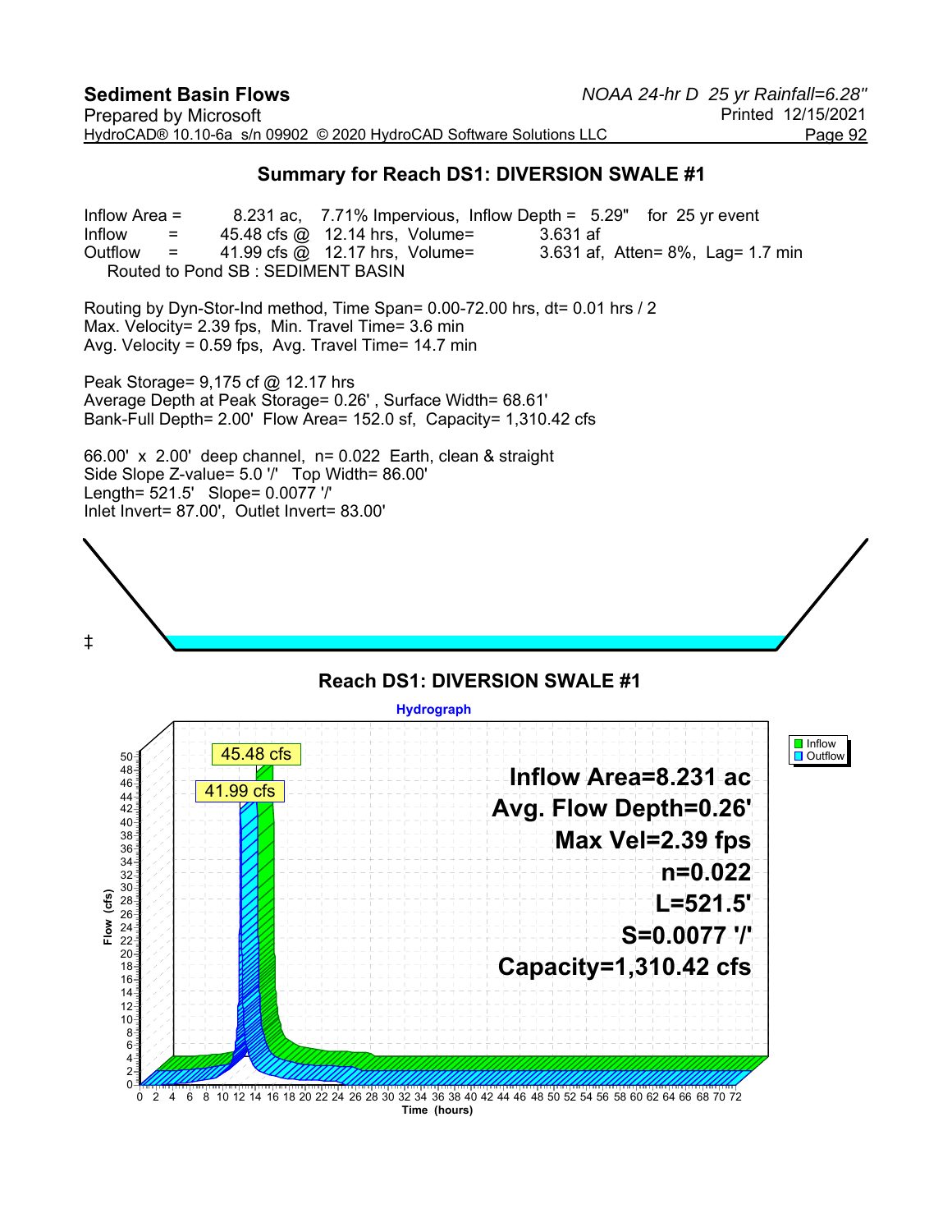## Summary for Reach DS1: DIVERSION SWALE #1

Inflow Area = 8.231 ac, 7.71% Impervious, Inflow Depth = 5.29" for 25 yr event
Inflow = 45.48 cfs @ 12.14 hrs, Volume= 3.631 af
Outflow = 41.99 cfs @ 12.17 hrs, Volume= 3.631 af, Atten= 8%, Lag= 1.7 min
Routed to Pond SB : SEDIMENT BASIN

Routing by Dyn-Stor-Ind method, Time Span= 0.00-72.00 hrs, dt= 0.01 hrs / 2
Max. Velocity= 2.39 fps, Min. Travel Time= 3.6 min
Avg. Velocity = 0.59 fps, Avg. Travel Time= 14.7 min

Peak Storage= 9,175 cf @ 12.17 hrs
Average Depth at Peak Storage= 0.26' , Surface Width= 68.61'
Bank-Full Depth= 2.00' Flow Area= 152.0 sf, Capacity= 1,310.42 cfs

66.00' x 2.00' deep channel, n= 0.022 Earth, clean & straight
Side Slope Z-value= 5.0 '/' Top Width= 86.00'
Length= 521.5' Slope= 0.0077 '/'
Inlet Invert= 87.00', Outlet Invert= 83.00'

‡

### Reach DS1: DIVERSION SWALE #1

Hydrograph

Inflow Area=8.231 ac
Avg. Flow Depth=0.26'
Max Vel=2.39 fps
n=0.022
L=521.5'
S=0.0077 '/'
Capacity=1,310.42 cfs

Peak labels: 45.48 cfs (Inflow), 41.99 cfs (Outflow)

Legend: Inflow, Outflow

Flow (cfs) vs. Time (hours)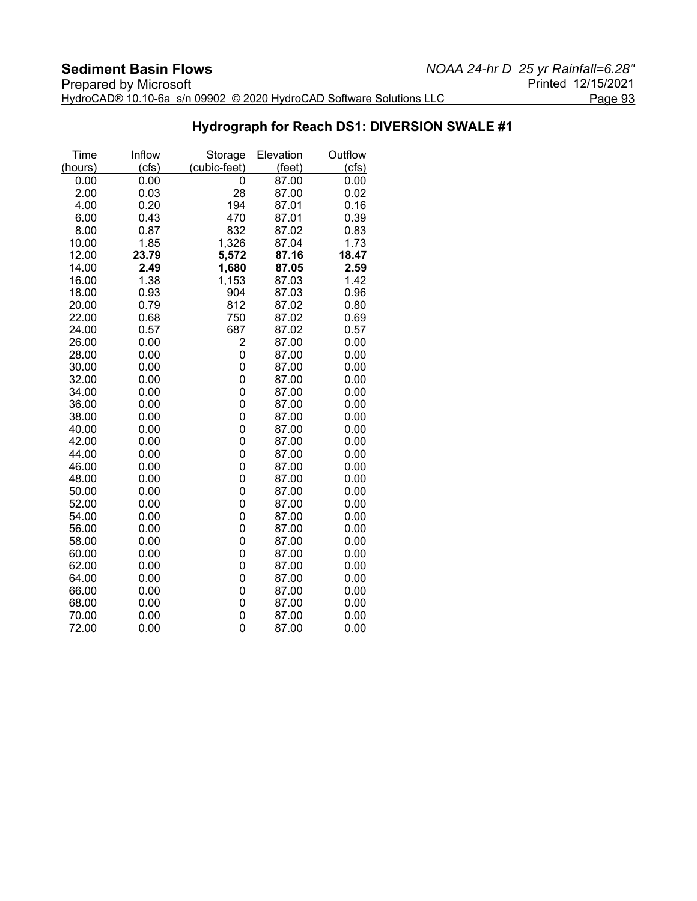## Hydrograph for Reach DS1: DIVERSION SWALE #1

| Time (hours) | Inflow (cfs) | Storage (cubic-feet) | Elevation (feet) | Outflow (cfs) |
|---|---|---|---|---|
| 0.00 | 0.00 | 0 | 87.00 | 0.00 |
| 2.00 | 0.03 | 28 | 87.00 | 0.02 |
| 4.00 | 0.20 | 194 | 87.01 | 0.16 |
| 6.00 | 0.43 | 470 | 87.01 | 0.39 |
| 8.00 | 0.87 | 832 | 87.02 | 0.83 |
| 10.00 | 1.85 | 1,326 | 87.04 | 1.73 |
| 12.00 | **23.79** | **5,572** | **87.16** | **18.47** |
| 14.00 | **2.49** | **1,680** | **87.05** | **2.59** |
| 16.00 | 1.38 | 1,153 | 87.03 | 1.42 |
| 18.00 | 0.93 | 904 | 87.03 | 0.96 |
| 20.00 | 0.79 | 812 | 87.02 | 0.80 |
| 22.00 | 0.68 | 750 | 87.02 | 0.69 |
| 24.00 | 0.57 | 687 | 87.02 | 0.57 |
| 26.00 | 0.00 | 2 | 87.00 | 0.00 |
| 28.00 | 0.00 | 0 | 87.00 | 0.00 |
| 30.00 | 0.00 | 0 | 87.00 | 0.00 |
| 32.00 | 0.00 | 0 | 87.00 | 0.00 |
| 34.00 | 0.00 | 0 | 87.00 | 0.00 |
| 36.00 | 0.00 | 0 | 87.00 | 0.00 |
| 38.00 | 0.00 | 0 | 87.00 | 0.00 |
| 40.00 | 0.00 | 0 | 87.00 | 0.00 |
| 42.00 | 0.00 | 0 | 87.00 | 0.00 |
| 44.00 | 0.00 | 0 | 87.00 | 0.00 |
| 46.00 | 0.00 | 0 | 87.00 | 0.00 |
| 48.00 | 0.00 | 0 | 87.00 | 0.00 |
| 50.00 | 0.00 | 0 | 87.00 | 0.00 |
| 52.00 | 0.00 | 0 | 87.00 | 0.00 |
| 54.00 | 0.00 | 0 | 87.00 | 0.00 |
| 56.00 | 0.00 | 0 | 87.00 | 0.00 |
| 58.00 | 0.00 | 0 | 87.00 | 0.00 |
| 60.00 | 0.00 | 0 | 87.00 | 0.00 |
| 62.00 | 0.00 | 0 | 87.00 | 0.00 |
| 64.00 | 0.00 | 0 | 87.00 | 0.00 |
| 66.00 | 0.00 | 0 | 87.00 | 0.00 |
| 68.00 | 0.00 | 0 | 87.00 | 0.00 |
| 70.00 | 0.00 | 0 | 87.00 | 0.00 |
| 72.00 | 0.00 | 0 | 87.00 | 0.00 |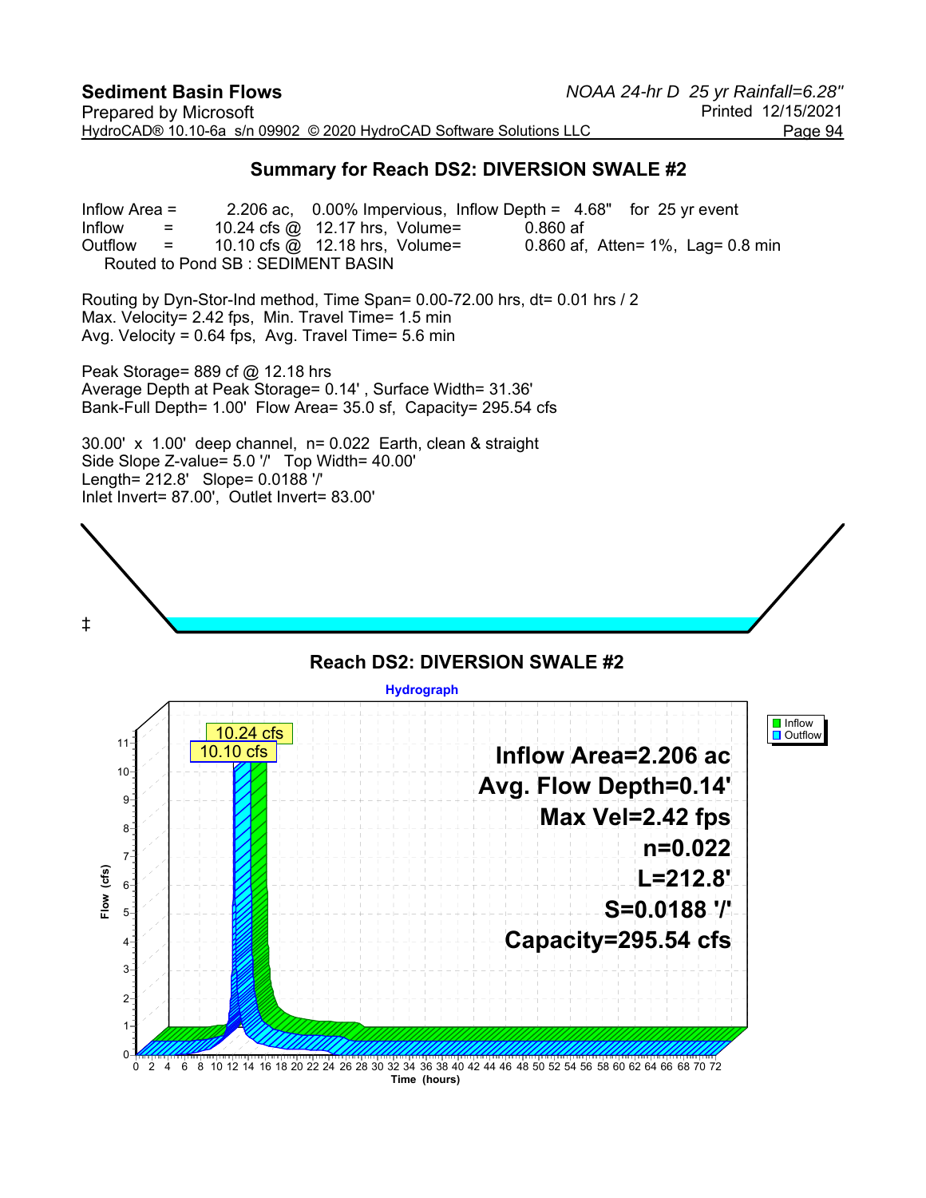## Summary for Reach DS2: DIVERSION SWALE #2

Inflow Area = 2.206 ac, 0.00% Impervious, Inflow Depth = 4.68" for 25 yr event
Inflow = 10.24 cfs @ 12.17 hrs, Volume= 0.860 af
Outflow = 10.10 cfs @ 12.18 hrs, Volume= 0.860 af, Atten= 1%, Lag= 0.8 min
Routed to Pond SB : SEDIMENT BASIN

Routing by Dyn-Stor-Ind method, Time Span= 0.00-72.00 hrs, dt= 0.01 hrs / 2
Max. Velocity= 2.42 fps, Min. Travel Time= 1.5 min
Avg. Velocity = 0.64 fps, Avg. Travel Time= 5.6 min

Peak Storage= 889 cf @ 12.18 hrs
Average Depth at Peak Storage= 0.14' , Surface Width= 31.36'
Bank-Full Depth= 1.00' Flow Area= 35.0 sf, Capacity= 295.54 cfs

30.00' x 1.00' deep channel, n= 0.022 Earth, clean & straight
Side Slope Z-value= 5.0 '/' Top Width= 40.00'
Length= 212.8' Slope= 0.0188 '/'
Inlet Invert= 87.00', Outlet Invert= 83.00'

‡

### Reach DS2: DIVERSION SWALE #2

Hydrograph

Inflow: 10.24 cfs
Outflow: 10.10 cfs

Inflow Area=2.206 ac
Avg. Flow Depth=0.14'
Max Vel=2.42 fps
n=0.022
L=212.8'
S=0.0188 '/'
Capacity=295.54 cfs

Flow (cfs) vs. Time (hours)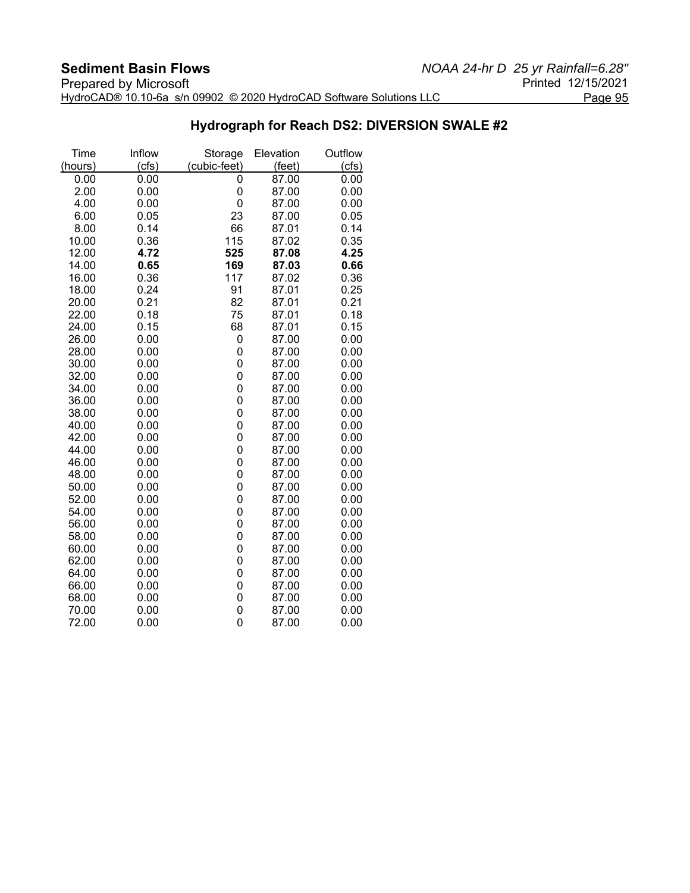## Hydrograph for Reach DS2: DIVERSION SWALE #2

| Time (hours) | Inflow (cfs) | Storage (cubic-feet) | Elevation (feet) | Outflow (cfs) |
|---|---|---|---|---|
| 0.00 | 0.00 | 0 | 87.00 | 0.00 |
| 2.00 | 0.00 | 0 | 87.00 | 0.00 |
| 4.00 | 0.00 | 0 | 87.00 | 0.00 |
| 6.00 | 0.05 | 23 | 87.00 | 0.05 |
| 8.00 | 0.14 | 66 | 87.01 | 0.14 |
| 10.00 | 0.36 | 115 | 87.02 | 0.35 |
| 12.00 | **4.72** | **525** | **87.08** | **4.25** |
| 14.00 | **0.65** | **169** | **87.03** | **0.66** |
| 16.00 | 0.36 | 117 | 87.02 | 0.36 |
| 18.00 | 0.24 | 91 | 87.01 | 0.25 |
| 20.00 | 0.21 | 82 | 87.01 | 0.21 |
| 22.00 | 0.18 | 75 | 87.01 | 0.18 |
| 24.00 | 0.15 | 68 | 87.01 | 0.15 |
| 26.00 | 0.00 | 0 | 87.00 | 0.00 |
| 28.00 | 0.00 | 0 | 87.00 | 0.00 |
| 30.00 | 0.00 | 0 | 87.00 | 0.00 |
| 32.00 | 0.00 | 0 | 87.00 | 0.00 |
| 34.00 | 0.00 | 0 | 87.00 | 0.00 |
| 36.00 | 0.00 | 0 | 87.00 | 0.00 |
| 38.00 | 0.00 | 0 | 87.00 | 0.00 |
| 40.00 | 0.00 | 0 | 87.00 | 0.00 |
| 42.00 | 0.00 | 0 | 87.00 | 0.00 |
| 44.00 | 0.00 | 0 | 87.00 | 0.00 |
| 46.00 | 0.00 | 0 | 87.00 | 0.00 |
| 48.00 | 0.00 | 0 | 87.00 | 0.00 |
| 50.00 | 0.00 | 0 | 87.00 | 0.00 |
| 52.00 | 0.00 | 0 | 87.00 | 0.00 |
| 54.00 | 0.00 | 0 | 87.00 | 0.00 |
| 56.00 | 0.00 | 0 | 87.00 | 0.00 |
| 58.00 | 0.00 | 0 | 87.00 | 0.00 |
| 60.00 | 0.00 | 0 | 87.00 | 0.00 |
| 62.00 | 0.00 | 0 | 87.00 | 0.00 |
| 64.00 | 0.00 | 0 | 87.00 | 0.00 |
| 66.00 | 0.00 | 0 | 87.00 | 0.00 |
| 68.00 | 0.00 | 0 | 87.00 | 0.00 |
| 70.00 | 0.00 | 0 | 87.00 | 0.00 |
| 72.00 | 0.00 | 0 | 87.00 | 0.00 |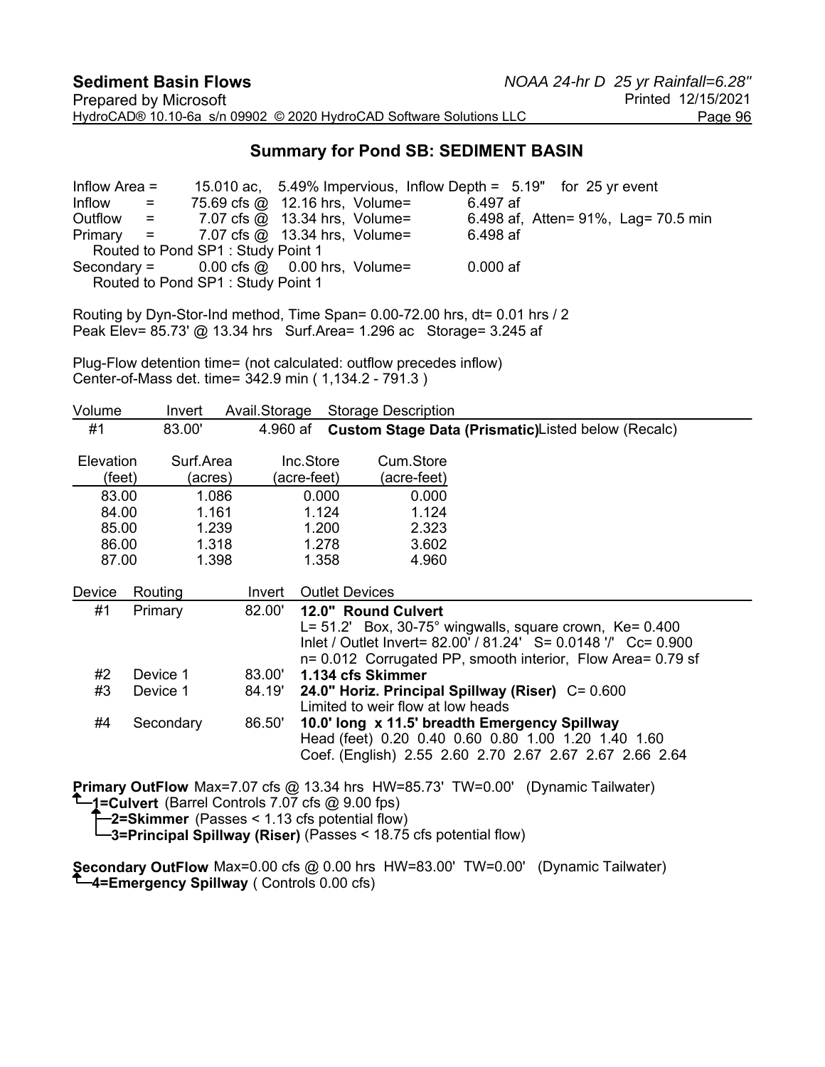## Summary for Pond SB: SEDIMENT BASIN

```
Inflow Area =      15.010 ac,  5.49% Impervious,  Inflow Depth =  5.19"   for  25 yr event
Inflow      =      75.69 cfs @  12.16 hrs,  Volume=         6.497 af
Outflow     =       7.07 cfs @  13.34 hrs,  Volume=         6.498 af,  Atten= 91%,  Lag= 70.5 min
Primary     =       7.07 cfs @  13.34 hrs,  Volume=         6.498 af
   Routed to Pond SP1 : Study Point 1
Secondary =         0.00 cfs @   0.00 hrs,  Volume=         0.000 af
   Routed to Pond SP1 : Study Point 1
```

Routing by Dyn-Stor-Ind method, Time Span= 0.00-72.00 hrs, dt= 0.01 hrs / 2
Peak Elev= 85.73' @ 13.34 hrs   Surf.Area= 1.296 ac   Storage= 3.245 af

Plug-Flow detention time= (not calculated: outflow precedes inflow)
Center-of-Mass det. time= 342.9 min ( 1,134.2 - 791.3 )

| Volume | Invert | Avail.Storage | Storage Description |
|---|---|---|---|
| #1 | 83.00' | 4.960 af | **Custom Stage Data (Prismatic)** Listed below (Recalc) |

| Elevation (feet) | Surf.Area (acres) | Inc.Store (acre-feet) | Cum.Store (acre-feet) |
|---|---|---|---|
| 83.00 | 1.086 | 0.000 | 0.000 |
| 84.00 | 1.161 | 1.124 | 1.124 |
| 85.00 | 1.239 | 1.200 | 2.323 |
| 86.00 | 1.318 | 1.278 | 3.602 |
| 87.00 | 1.398 | 1.358 | 4.960 |

| Device | Routing | Invert | Outlet Devices |
|---|---|---|---|
| #1 | Primary | 82.00' | **12.0" Round Culvert** L= 51.2' Box, 30-75° wingwalls, square crown, Ke= 0.400 Inlet / Outlet Invert= 82.00' / 81.24' S= 0.0148 '/' Cc= 0.900 n= 0.012 Corrugated PP, smooth interior, Flow Area= 0.79 sf |
| #2 | Device 1 | 83.00' | **1.134 cfs Skimmer** |
| #3 | Device 1 | 84.19' | **24.0" Horiz. Principal Spillway (Riser)** C= 0.600 Limited to weir flow at low heads |
| #4 | Secondary | 86.50' | **10.0' long x 11.5' breadth Emergency Spillway** Head (feet) 0.20 0.40 0.60 0.80 1.00 1.20 1.40 1.60 Coef. (English) 2.55 2.60 2.70 2.67 2.67 2.67 2.66 2.64 |

**Primary OutFlow** Max=7.07 cfs @ 13.34 hrs HW=85.73' TW=0.00' (Dynamic Tailwater)
- **1=Culvert** (Barrel Controls 7.07 cfs @ 9.00 fps)
  - **2=Skimmer** (Passes < 1.13 cfs potential flow)
  - **3=Principal Spillway (Riser)** (Passes < 18.75 cfs potential flow)

**Secondary OutFlow** Max=0.00 cfs @ 0.00 hrs HW=83.00' TW=0.00' (Dynamic Tailwater)
- **4=Emergency Spillway** ( Controls 0.00 cfs)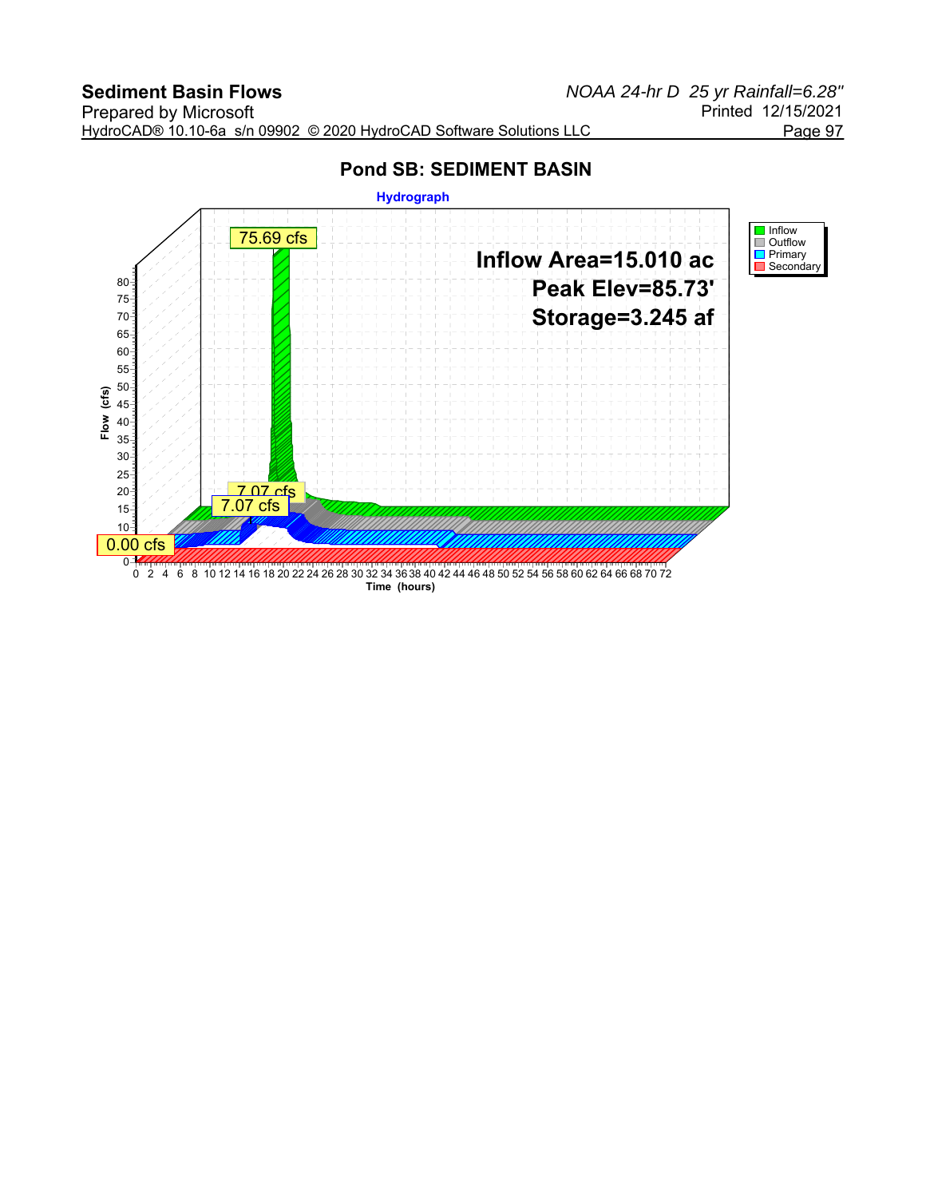# Pond SB: SEDIMENT BASIN

**Hydrograph**

Inflow Area=15.010 ac
Peak Elev=85.73'
Storage=3.245 af

- Inflow: 75.69 cfs
- Outflow: 7.07 cfs
- Primary: 7.07 cfs
- Secondary: 0.00 cfs

Flow (cfs) vs. Time (hours)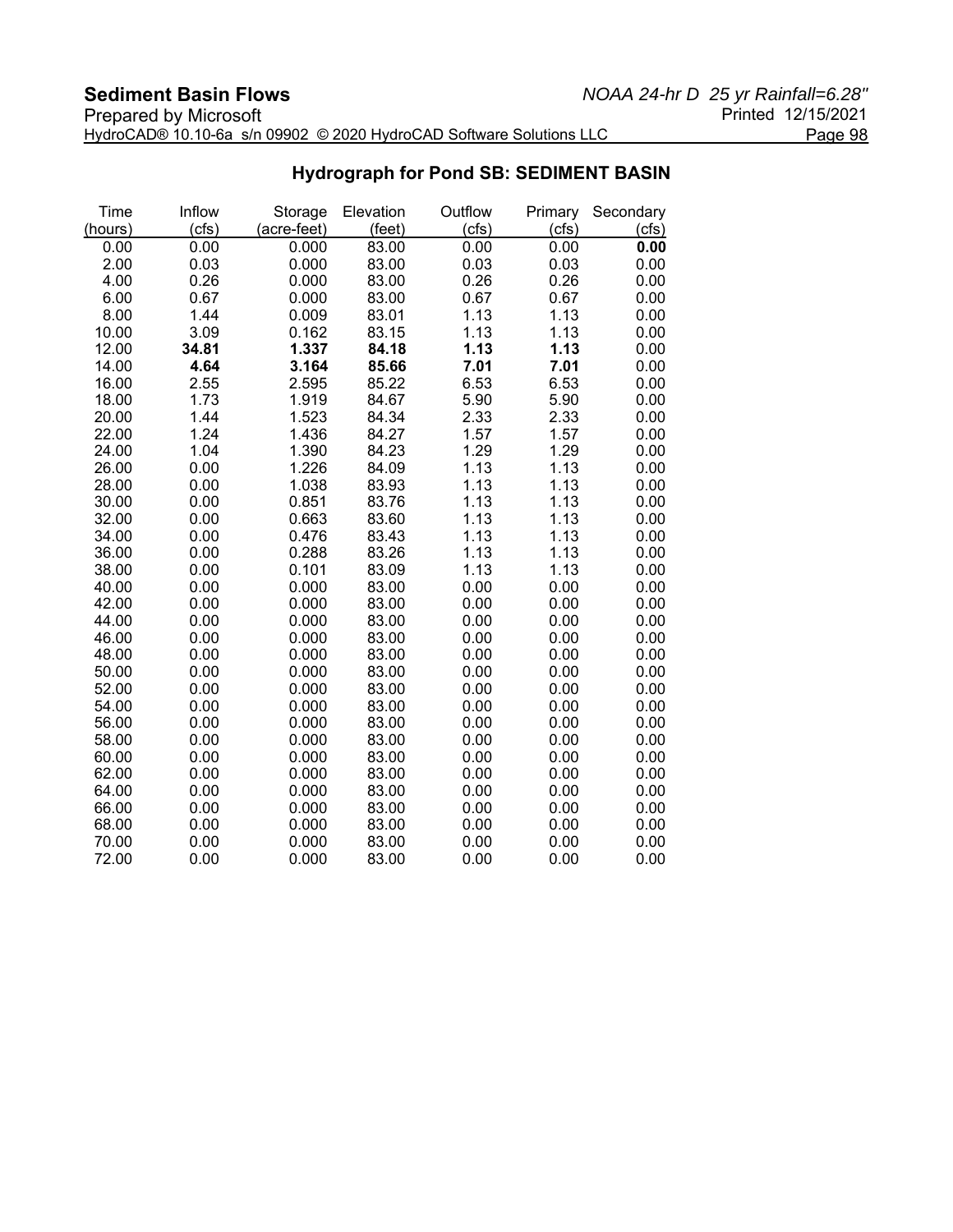## Hydrograph for Pond SB: SEDIMENT BASIN

| Time (hours) | Inflow (cfs) | Storage (acre-feet) | Elevation (feet) | Outflow (cfs) | Primary (cfs) | Secondary (cfs) |
|---|---|---|---|---|---|---|
| 0.00 | 0.00 | 0.000 | 83.00 | 0.00 | 0.00 | **0.00** |
| 2.00 | 0.03 | 0.000 | 83.00 | 0.03 | 0.03 | 0.00 |
| 4.00 | 0.26 | 0.000 | 83.00 | 0.26 | 0.26 | 0.00 |
| 6.00 | 0.67 | 0.000 | 83.00 | 0.67 | 0.67 | 0.00 |
| 8.00 | 1.44 | 0.009 | 83.01 | 1.13 | 1.13 | 0.00 |
| 10.00 | 3.09 | 0.162 | 83.15 | 1.13 | 1.13 | 0.00 |
| 12.00 | **34.81** | **1.337** | **84.18** | **1.13** | **1.13** | 0.00 |
| 14.00 | **4.64** | **3.164** | **85.66** | **7.01** | **7.01** | 0.00 |
| 16.00 | 2.55 | 2.595 | 85.22 | 6.53 | 6.53 | 0.00 |
| 18.00 | 1.73 | 1.919 | 84.67 | 5.90 | 5.90 | 0.00 |
| 20.00 | 1.44 | 1.523 | 84.34 | 2.33 | 2.33 | 0.00 |
| 22.00 | 1.24 | 1.436 | 84.27 | 1.57 | 1.57 | 0.00 |
| 24.00 | 1.04 | 1.390 | 84.23 | 1.29 | 1.29 | 0.00 |
| 26.00 | 0.00 | 1.226 | 84.09 | 1.13 | 1.13 | 0.00 |
| 28.00 | 0.00 | 1.038 | 83.93 | 1.13 | 1.13 | 0.00 |
| 30.00 | 0.00 | 0.851 | 83.76 | 1.13 | 1.13 | 0.00 |
| 32.00 | 0.00 | 0.663 | 83.60 | 1.13 | 1.13 | 0.00 |
| 34.00 | 0.00 | 0.476 | 83.43 | 1.13 | 1.13 | 0.00 |
| 36.00 | 0.00 | 0.288 | 83.26 | 1.13 | 1.13 | 0.00 |
| 38.00 | 0.00 | 0.101 | 83.09 | 1.13 | 1.13 | 0.00 |
| 40.00 | 0.00 | 0.000 | 83.00 | 0.00 | 0.00 | 0.00 |
| 42.00 | 0.00 | 0.000 | 83.00 | 0.00 | 0.00 | 0.00 |
| 44.00 | 0.00 | 0.000 | 83.00 | 0.00 | 0.00 | 0.00 |
| 46.00 | 0.00 | 0.000 | 83.00 | 0.00 | 0.00 | 0.00 |
| 48.00 | 0.00 | 0.000 | 83.00 | 0.00 | 0.00 | 0.00 |
| 50.00 | 0.00 | 0.000 | 83.00 | 0.00 | 0.00 | 0.00 |
| 52.00 | 0.00 | 0.000 | 83.00 | 0.00 | 0.00 | 0.00 |
| 54.00 | 0.00 | 0.000 | 83.00 | 0.00 | 0.00 | 0.00 |
| 56.00 | 0.00 | 0.000 | 83.00 | 0.00 | 0.00 | 0.00 |
| 58.00 | 0.00 | 0.000 | 83.00 | 0.00 | 0.00 | 0.00 |
| 60.00 | 0.00 | 0.000 | 83.00 | 0.00 | 0.00 | 0.00 |
| 62.00 | 0.00 | 0.000 | 83.00 | 0.00 | 0.00 | 0.00 |
| 64.00 | 0.00 | 0.000 | 83.00 | 0.00 | 0.00 | 0.00 |
| 66.00 | 0.00 | 0.000 | 83.00 | 0.00 | 0.00 | 0.00 |
| 68.00 | 0.00 | 0.000 | 83.00 | 0.00 | 0.00 | 0.00 |
| 70.00 | 0.00 | 0.000 | 83.00 | 0.00 | 0.00 | 0.00 |
| 72.00 | 0.00 | 0.000 | 83.00 | 0.00 | 0.00 | 0.00 |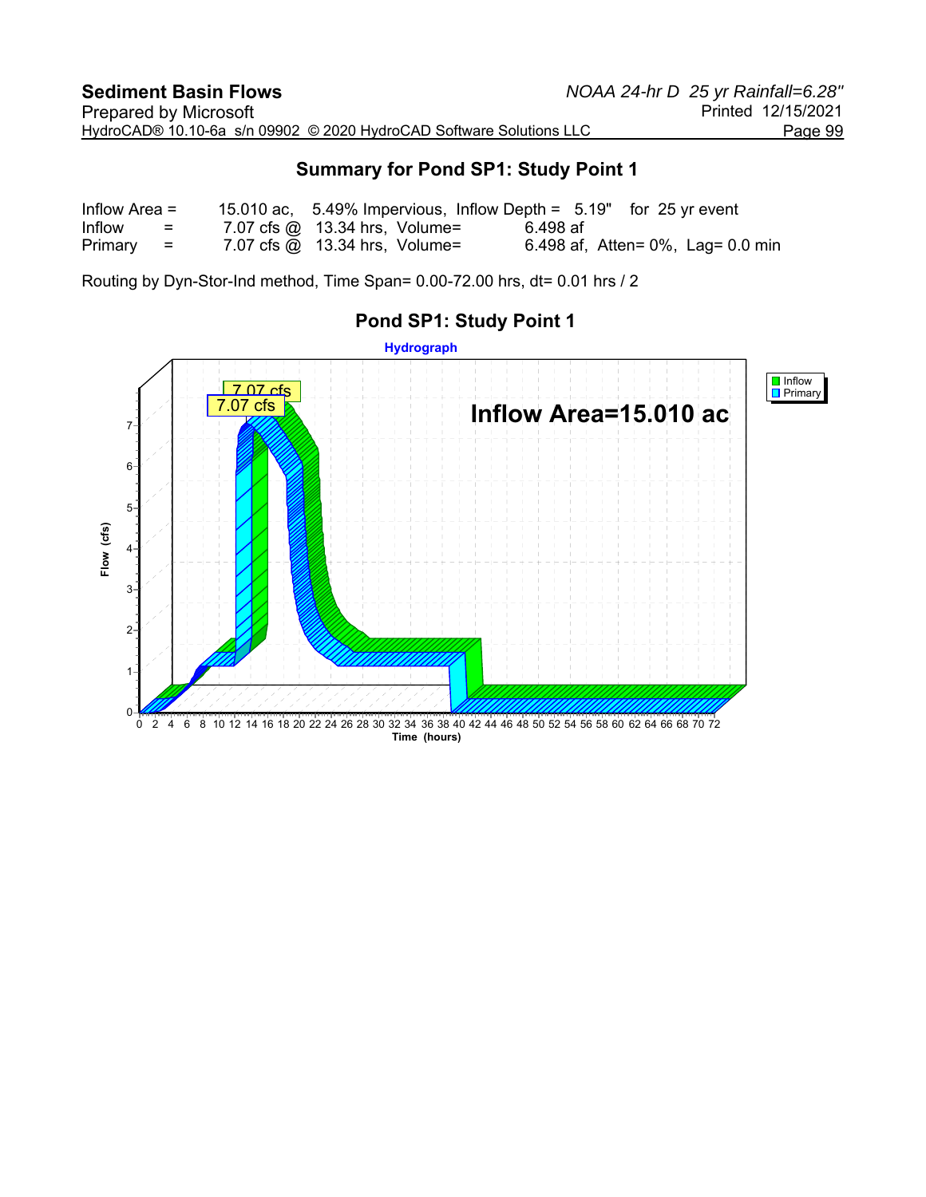## Summary for Pond SP1: Study Point 1

```
Inflow Area =     15.010 ac,  5.49% Impervious,  Inflow Depth =  5.19"   for  25 yr event
Inflow      =      7.07 cfs @  13.34 hrs,  Volume=        6.498 af
Primary     =      7.07 cfs @  13.34 hrs,  Volume=        6.498 af,  Atten= 0%,  Lag= 0.0 min
```

Routing by Dyn-Stor-Ind method, Time Span= 0.00-72.00 hrs, dt= 0.01 hrs / 2

### Pond SP1: Study Point 1

Hydrograph

Inflow Area=15.010 ac

Legend: Inflow, Primary

7.07 cfs

7.07 cfs

Flow (cfs): 0, 1, 2, 3, 4, 5, 6, 7

Time (hours): 0 2 4 6 8 10 12 14 16 18 20 22 24 26 28 30 32 34 36 38 40 42 44 46 48 50 52 54 56 58 60 62 64 66 68 70 72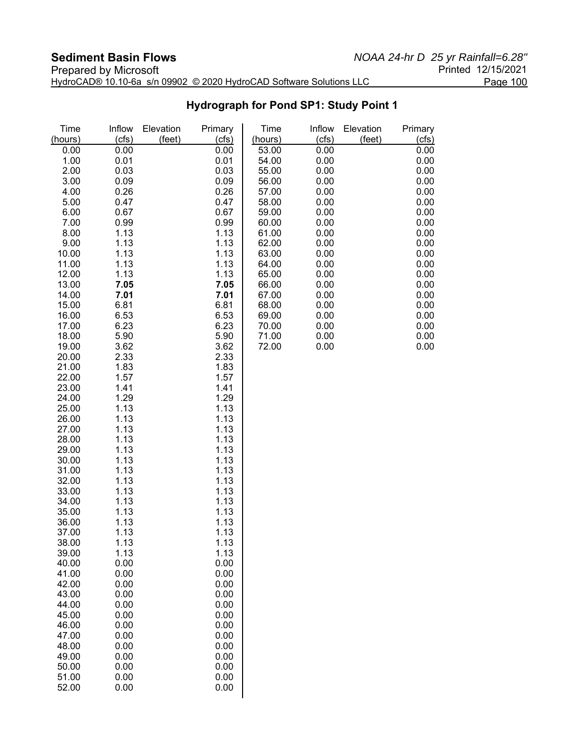## Hydrograph for Pond SP1: Study Point 1

| Time (hours) | Inflow (cfs) | Elevation (feet) | Primary (cfs) | Time (hours) | Inflow (cfs) | Elevation (feet) | Primary (cfs) |
|---|---|---|---|---|---|---|---|
| 0.00 | 0.00 | | 0.00 | 53.00 | 0.00 | | 0.00 |
| 1.00 | 0.01 | | 0.01 | 54.00 | 0.00 | | 0.00 |
| 2.00 | 0.03 | | 0.03 | 55.00 | 0.00 | | 0.00 |
| 3.00 | 0.09 | | 0.09 | 56.00 | 0.00 | | 0.00 |
| 4.00 | 0.26 | | 0.26 | 57.00 | 0.00 | | 0.00 |
| 5.00 | 0.47 | | 0.47 | 58.00 | 0.00 | | 0.00 |
| 6.00 | 0.67 | | 0.67 | 59.00 | 0.00 | | 0.00 |
| 7.00 | 0.99 | | 0.99 | 60.00 | 0.00 | | 0.00 |
| 8.00 | 1.13 | | 1.13 | 61.00 | 0.00 | | 0.00 |
| 9.00 | 1.13 | | 1.13 | 62.00 | 0.00 | | 0.00 |
| 10.00 | 1.13 | | 1.13 | 63.00 | 0.00 | | 0.00 |
| 11.00 | 1.13 | | 1.13 | 64.00 | 0.00 | | 0.00 |
| 12.00 | 1.13 | | 1.13 | 65.00 | 0.00 | | 0.00 |
| 13.00 | **7.05** | | **7.05** | 66.00 | 0.00 | | 0.00 |
| 14.00 | **7.01** | | **7.01** | 67.00 | 0.00 | | 0.00 |
| 15.00 | 6.81 | | 6.81 | 68.00 | 0.00 | | 0.00 |
| 16.00 | 6.53 | | 6.53 | 69.00 | 0.00 | | 0.00 |
| 17.00 | 6.23 | | 6.23 | 70.00 | 0.00 | | 0.00 |
| 18.00 | 5.90 | | 5.90 | 71.00 | 0.00 | | 0.00 |
| 19.00 | 3.62 | | 3.62 | 72.00 | 0.00 | | 0.00 |
| 20.00 | 2.33 | | 2.33 | | | | |
| 21.00 | 1.83 | | 1.83 | | | | |
| 22.00 | 1.57 | | 1.57 | | | | |
| 23.00 | 1.41 | | 1.41 | | | | |
| 24.00 | 1.29 | | 1.29 | | | | |
| 25.00 | 1.13 | | 1.13 | | | | |
| 26.00 | 1.13 | | 1.13 | | | | |
| 27.00 | 1.13 | | 1.13 | | | | |
| 28.00 | 1.13 | | 1.13 | | | | |
| 29.00 | 1.13 | | 1.13 | | | | |
| 30.00 | 1.13 | | 1.13 | | | | |
| 31.00 | 1.13 | | 1.13 | | | | |
| 32.00 | 1.13 | | 1.13 | | | | |
| 33.00 | 1.13 | | 1.13 | | | | |
| 34.00 | 1.13 | | 1.13 | | | | |
| 35.00 | 1.13 | | 1.13 | | | | |
| 36.00 | 1.13 | | 1.13 | | | | |
| 37.00 | 1.13 | | 1.13 | | | | |
| 38.00 | 1.13 | | 1.13 | | | | |
| 39.00 | 1.13 | | 1.13 | | | | |
| 40.00 | 0.00 | | 0.00 | | | | |
| 41.00 | 0.00 | | 0.00 | | | | |
| 42.00 | 0.00 | | 0.00 | | | | |
| 43.00 | 0.00 | | 0.00 | | | | |
| 44.00 | 0.00 | | 0.00 | | | | |
| 45.00 | 0.00 | | 0.00 | | | | |
| 46.00 | 0.00 | | 0.00 | | | | |
| 47.00 | 0.00 | | 0.00 | | | | |
| 48.00 | 0.00 | | 0.00 | | | | |
| 49.00 | 0.00 | | 0.00 | | | | |
| 50.00 | 0.00 | | 0.00 | | | | |
| 51.00 | 0.00 | | 0.00 | | | | |
| 52.00 | 0.00 | | 0.00 | | | | |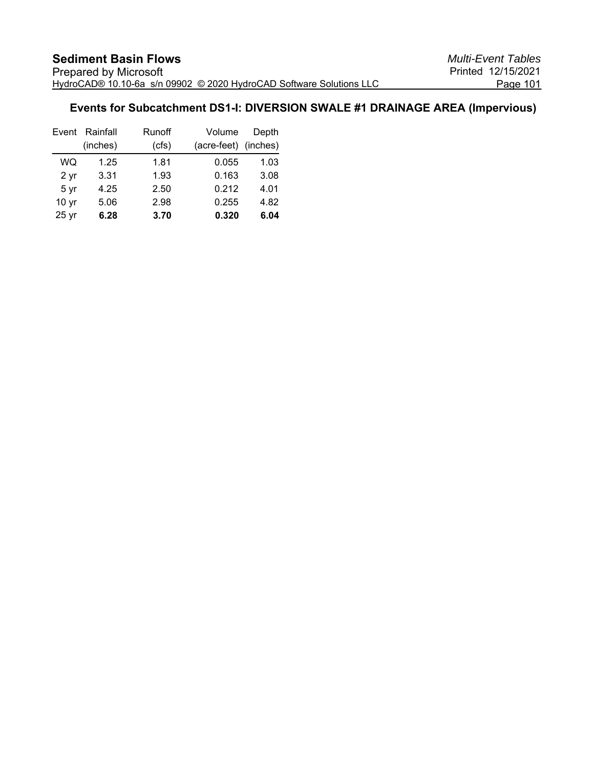## Events for Subcatchment DS1-I: DIVERSION SWALE #1 DRAINAGE AREA (Impervious)

| Event | Rainfall (inches) | Runoff (cfs) | Volume (acre-feet) | Depth (inches) |
|---|---|---|---|---|
| WQ | 1.25 | 1.81 | 0.055 | 1.03 |
| 2 yr | 3.31 | 1.93 | 0.163 | 3.08 |
| 5 yr | 4.25 | 2.50 | 0.212 | 4.01 |
| 10 yr | 5.06 | 2.98 | 0.255 | 4.82 |
| 25 yr | **6.28** | **3.70** | **0.320** | **6.04** |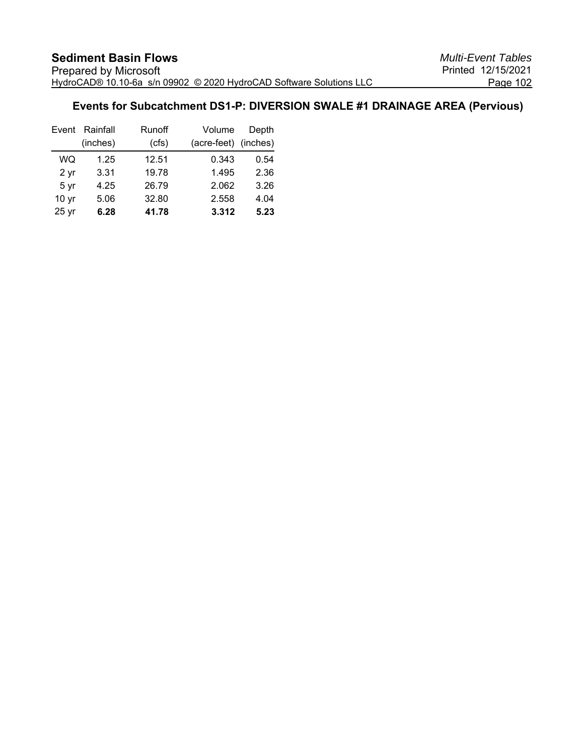## Events for Subcatchment DS1-P: DIVERSION SWALE #1 DRAINAGE AREA (Pervious)

| Event | Rainfall (inches) | Runoff (cfs) | Volume (acre-feet) | Depth (inches) |
|---|---|---|---|---|
| WQ | 1.25 | 12.51 | 0.343 | 0.54 |
| 2 yr | 3.31 | 19.78 | 1.495 | 2.36 |
| 5 yr | 4.25 | 26.79 | 2.062 | 3.26 |
| 10 yr | 5.06 | 32.80 | 2.558 | 4.04 |
| 25 yr | **6.28** | **41.78** | **3.312** | **5.23** |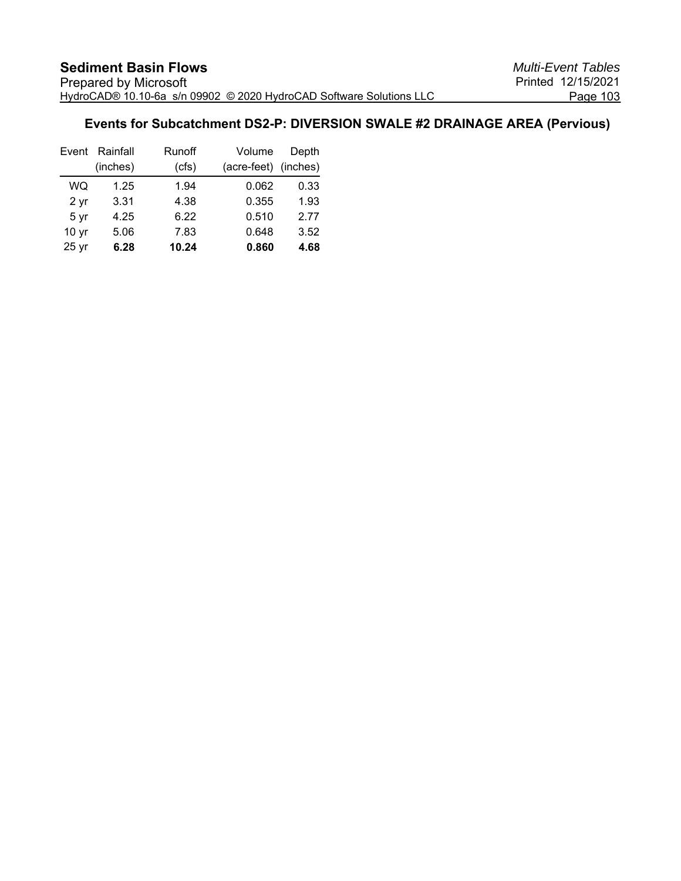## Events for Subcatchment DS2-P: DIVERSION SWALE #2 DRAINAGE AREA (Pervious)

| Event | Rainfall (inches) | Runoff (cfs) | Volume (acre-feet) | Depth (inches) |
|---|---|---|---|---|
| WQ | 1.25 | 1.94 | 0.062 | 0.33 |
| 2 yr | 3.31 | 4.38 | 0.355 | 1.93 |
| 5 yr | 4.25 | 6.22 | 0.510 | 2.77 |
| 10 yr | 5.06 | 7.83 | 0.648 | 3.52 |
| 25 yr | **6.28** | **10.24** | **0.860** | **4.68** |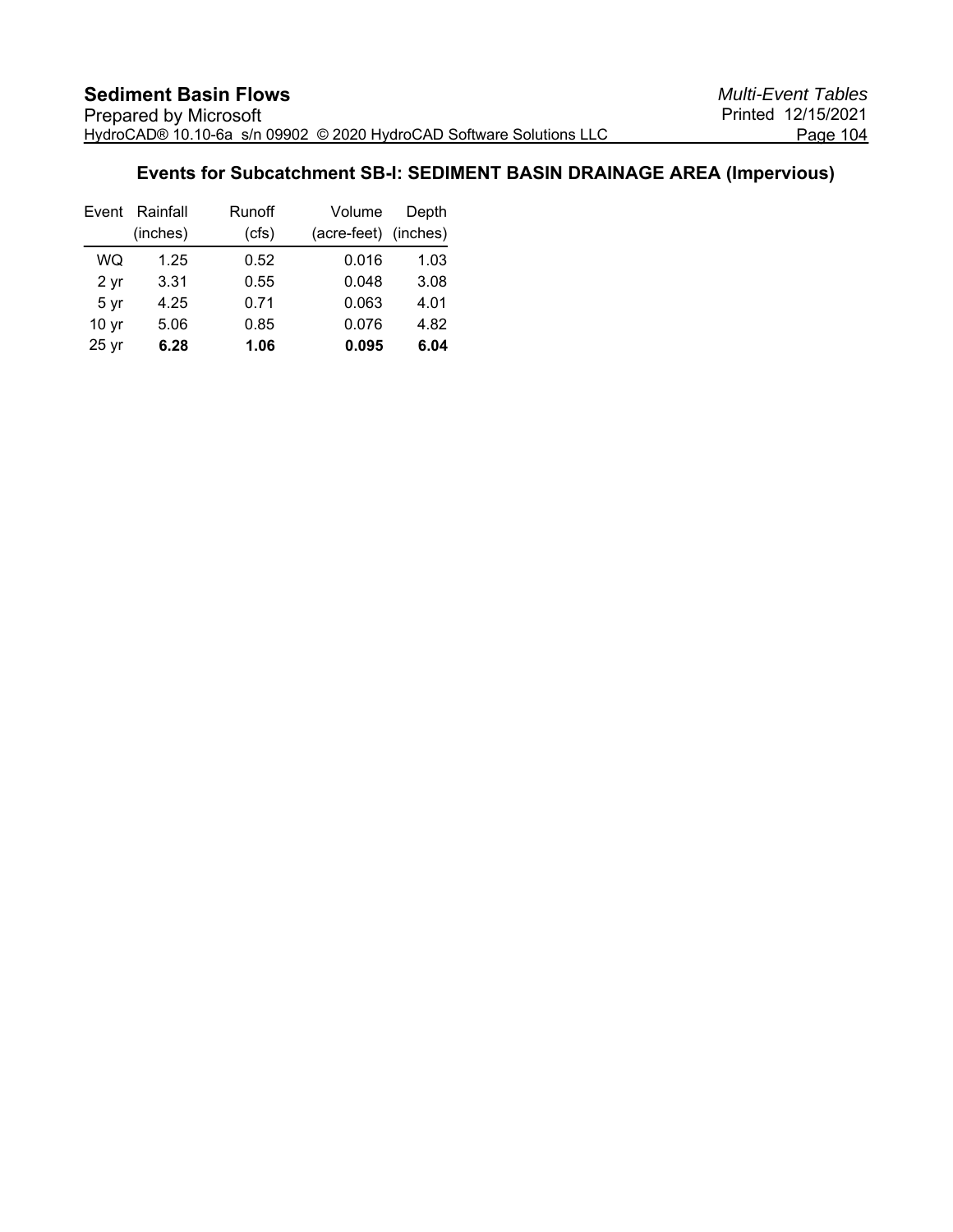## Events for Subcatchment SB-I: SEDIMENT BASIN DRAINAGE AREA (Impervious)

| Event | Rainfall (inches) | Runoff (cfs) | Volume (acre-feet) | Depth (inches) |
|---|---|---|---|---|
| WQ | 1.25 | 0.52 | 0.016 | 1.03 |
| 2 yr | 3.31 | 0.55 | 0.048 | 3.08 |
| 5 yr | 4.25 | 0.71 | 0.063 | 4.01 |
| 10 yr | 5.06 | 0.85 | 0.076 | 4.82 |
| 25 yr | **6.28** | **1.06** | **0.095** | **6.04** |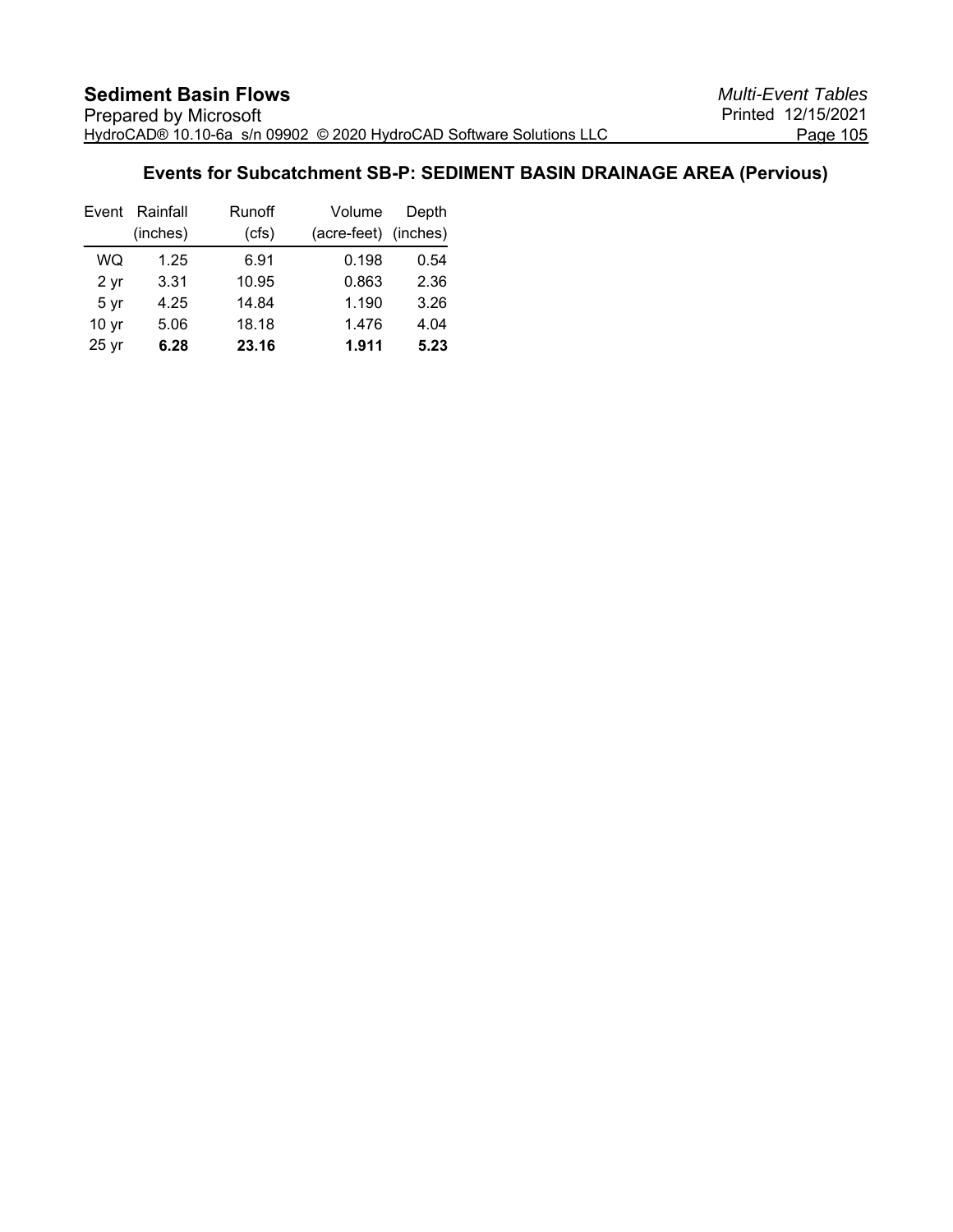## Events for Subcatchment SB-P: SEDIMENT BASIN DRAINAGE AREA (Pervious)

| Event | Rainfall (inches) | Runoff (cfs) | Volume (acre-feet) | Depth (inches) |
|---|---|---|---|---|
| WQ | 1.25 | 6.91 | 0.198 | 0.54 |
| 2 yr | 3.31 | 10.95 | 0.863 | 2.36 |
| 5 yr | 4.25 | 14.84 | 1.190 | 3.26 |
| 10 yr | 5.06 | 18.18 | 1.476 | 4.04 |
| 25 yr | **6.28** | **23.16** | **1.911** | **5.23** |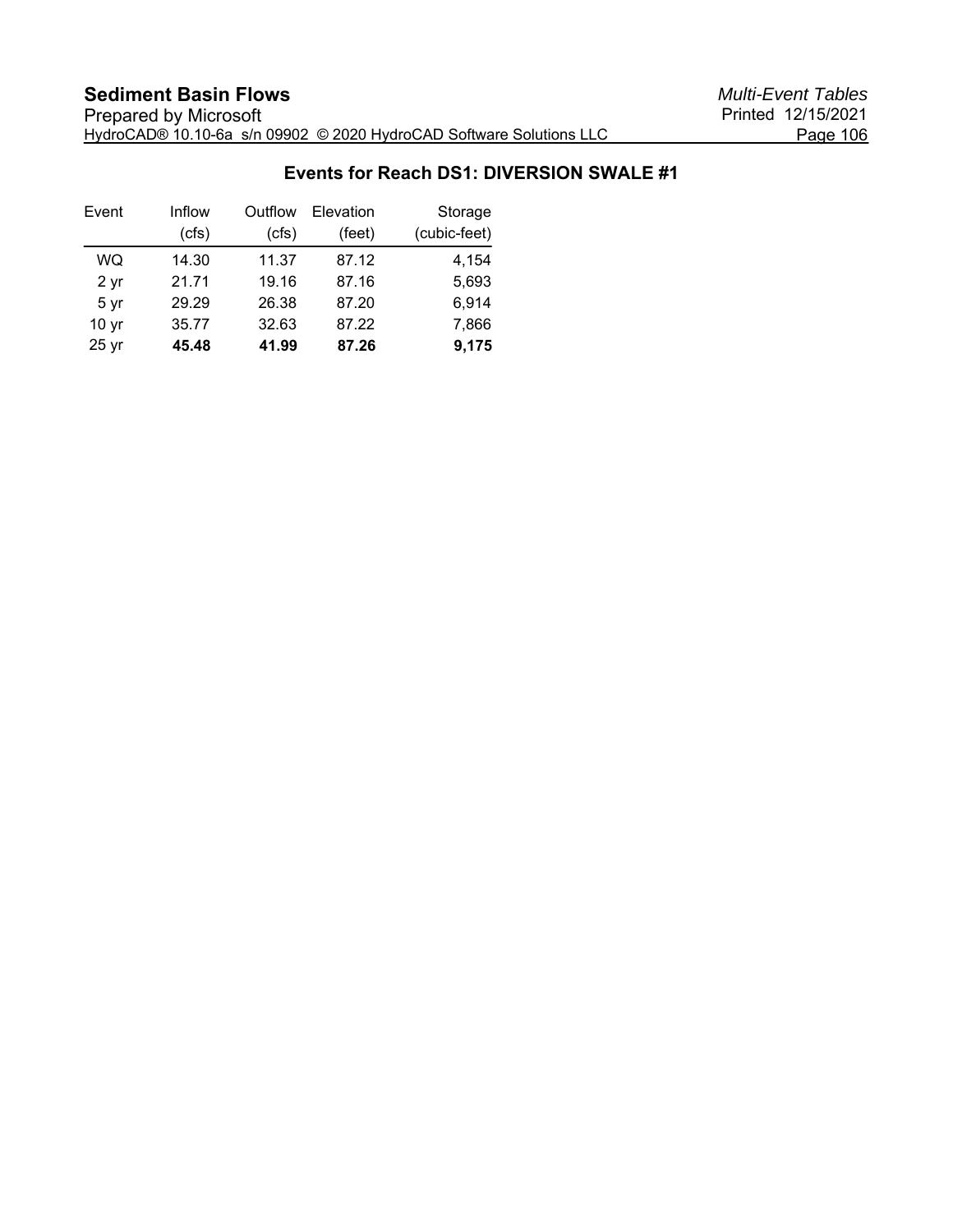## Events for Reach DS1: DIVERSION SWALE #1

| Event | Inflow (cfs) | Outflow (cfs) | Elevation (feet) | Storage (cubic-feet) |
|---|---|---|---|---|
| WQ | 14.30 | 11.37 | 87.12 | 4,154 |
| 2 yr | 21.71 | 19.16 | 87.16 | 5,693 |
| 5 yr | 29.29 | 26.38 | 87.20 | 6,914 |
| 10 yr | 35.77 | 32.63 | 87.22 | 7,866 |
| 25 yr | **45.48** | **41.99** | **87.26** | **9,175** |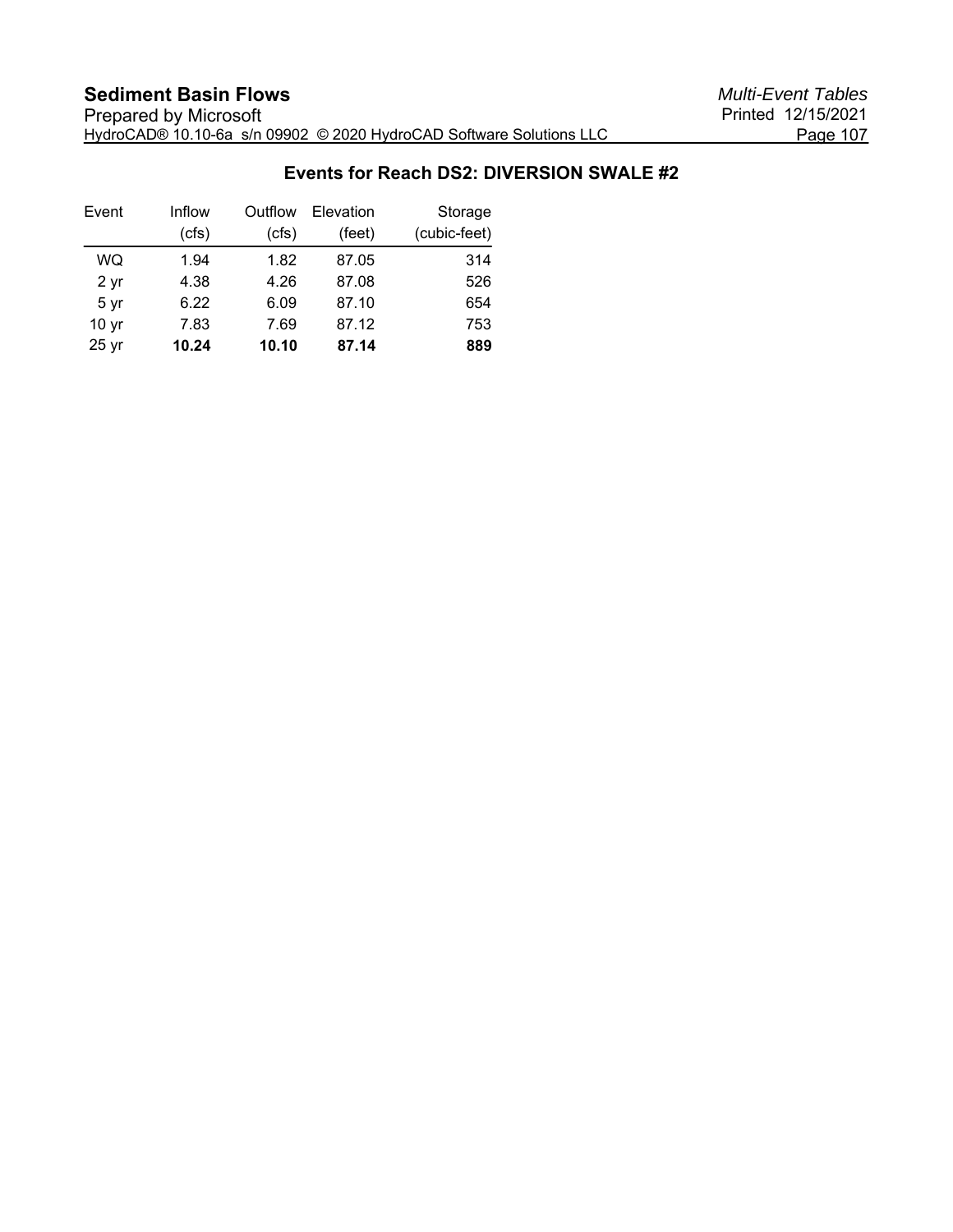## Events for Reach DS2: DIVERSION SWALE #2

| Event | Inflow (cfs) | Outflow (cfs) | Elevation (feet) | Storage (cubic-feet) |
|---|---|---|---|---|
| WQ | 1.94 | 1.82 | 87.05 | 314 |
| 2 yr | 4.38 | 4.26 | 87.08 | 526 |
| 5 yr | 6.22 | 6.09 | 87.10 | 654 |
| 10 yr | 7.83 | 7.69 | 87.12 | 753 |
| 25 yr | **10.24** | **10.10** | **87.14** | **889** |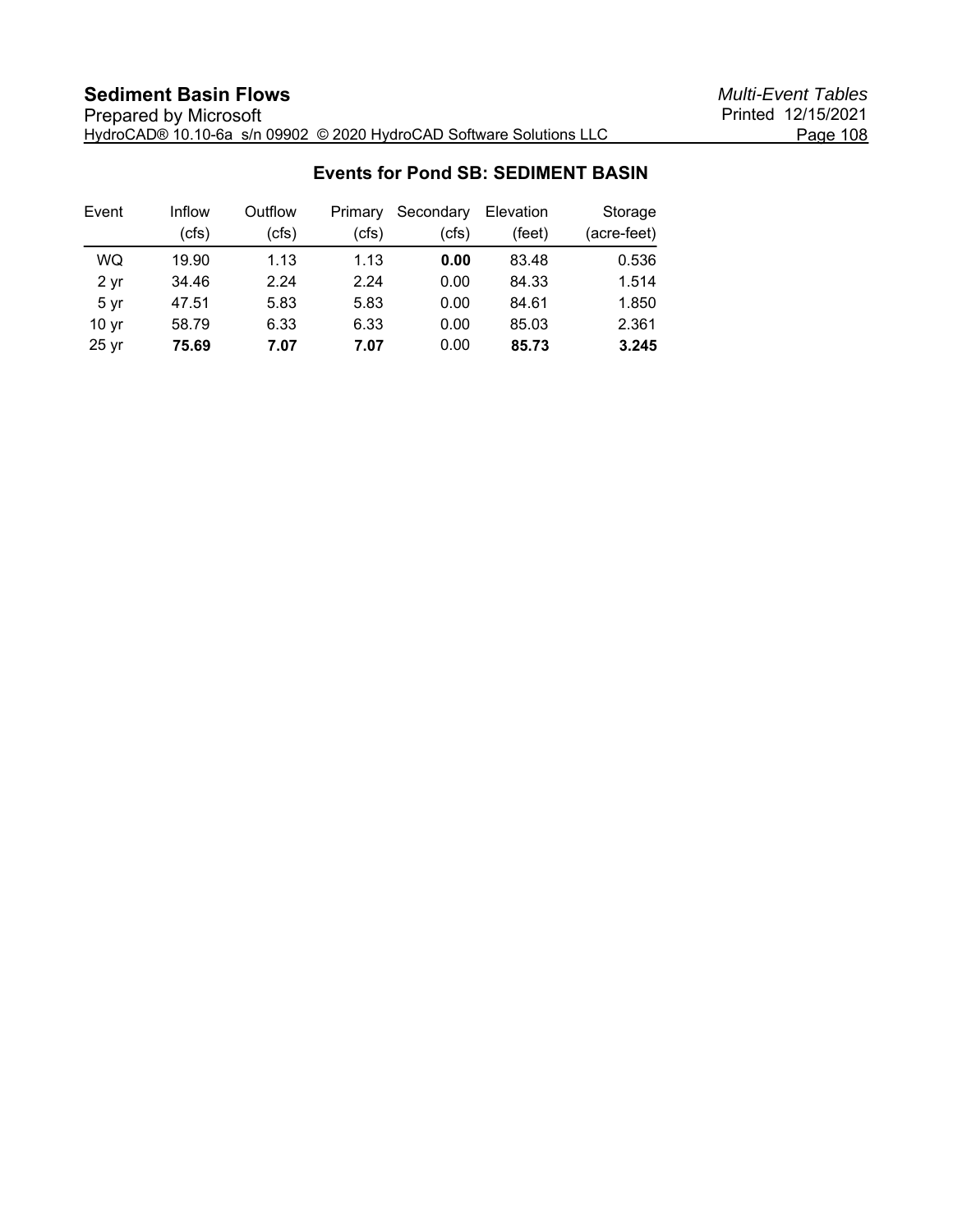### Events for Pond SB: SEDIMENT BASIN

| Event | Inflow (cfs) | Outflow (cfs) | Primary (cfs) | Secondary (cfs) | Elevation (feet) | Storage (acre-feet) |
|---|---|---|---|---|---|---|
| WQ | 19.90 | 1.13 | 1.13 | **0.00** | 83.48 | 0.536 |
| 2 yr | 34.46 | 2.24 | 2.24 | 0.00 | 84.33 | 1.514 |
| 5 yr | 47.51 | 5.83 | 5.83 | 0.00 | 84.61 | 1.850 |
| 10 yr | 58.79 | 6.33 | 6.33 | 0.00 | 85.03 | 2.361 |
| 25 yr | **75.69** | **7.07** | **7.07** | 0.00 | **85.73** | **3.245** |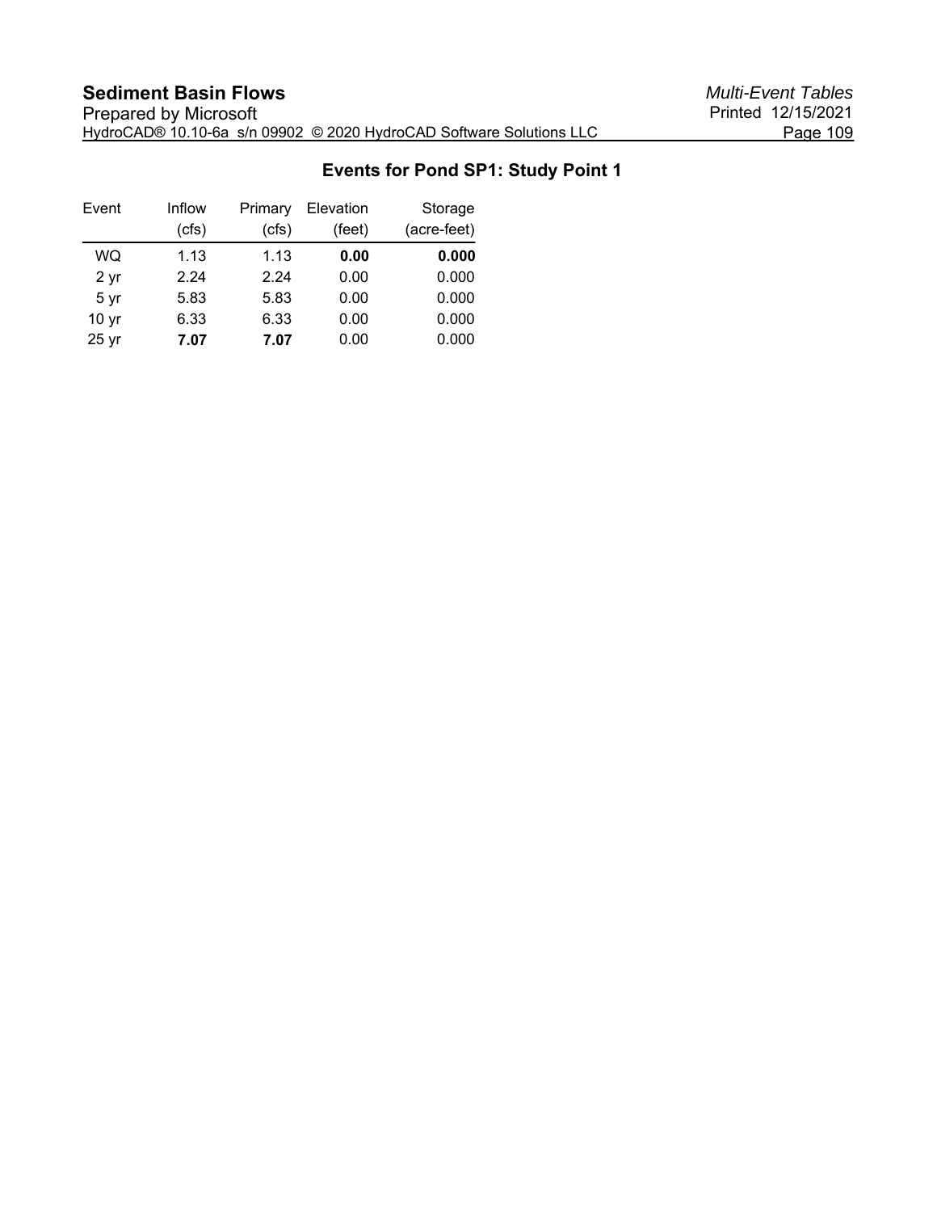## Events for Pond SP1: Study Point 1

| Event | Inflow (cfs) | Primary (cfs) | Elevation (feet) | Storage (acre-feet) |
|---|---|---|---|---|
| WQ | 1.13 | 1.13 | **0.00** | **0.000** |
| 2 yr | 2.24 | 2.24 | 0.00 | 0.000 |
| 5 yr | 5.83 | 5.83 | 0.00 | 0.000 |
| 10 yr | 6.33 | 6.33 | 0.00 | 0.000 |
| 25 yr | **7.07** | **7.07** | 0.00 | 0.000 |